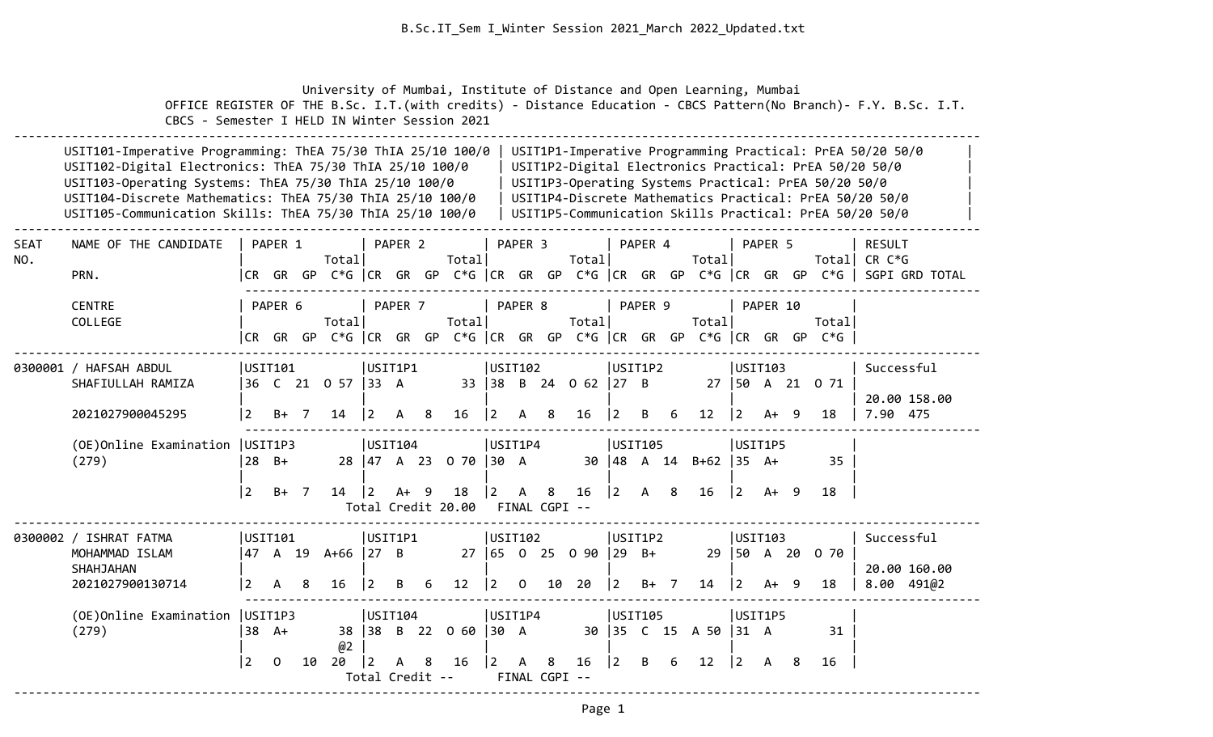University of Mumbai, Institute of Distance and Open Learning, Mumbai

OFFICE REGISTER OF THE B.Sc. I.T.(with credits) - Distance Education - CBCS Pattern(No Branch)- F.Y. B.Sc. I.T. CBCS - Semester I HELD IN Winter Session 2021

| Theory | Practical |
|---|---|
| USIT101-Imperative Programming: ThEA 75/30 ThIA 25/10 100/0 | USIT1P1-Imperative Programming Practical: PrEA 50/20 50/0 |
| USIT102-Digital Electronics: ThEA 75/30 ThIA 25/10 100/0 | USIT1P2-Digital Electronics Practical: PrEA 50/20 50/0 |
| USIT103-Operating Systems: ThEA 75/30 ThIA 25/10 100/0 | USIT1P3-Operating Systems Practical: PrEA 50/20 50/0 |
| USIT104-Discrete Mathematics: ThEA 75/30 ThIA 25/10 100/0 | USIT1P4-Discrete Mathematics Practical: PrEA 50/20 50/0 |
| USIT105-Communication Skills: ThEA 75/30 ThIA 25/10 100/0 | USIT1P5-Communication Skills Practical: PrEA 50/20 50/0 |

| SEAT NO. | NAME OF THE CANDIDATE / PRN. / CENTRE / COLLEGE | PAPER 1 / PAPER 6 | PAPER 2 / PAPER 7 | PAPER 3 / PAPER 8 | PAPER 4 / PAPER 9 | PAPER 5 / PAPER 10 | RESULT / CR C*G / SGPI GRD TOTAL |
|---|---|---|---|---|---|---|---|
| | | CR GR GP Total C*G | CR GR GP Total C*G | CR GR GP Total C*G | CR GR GP Total C*G | CR GR GP Total C*G | |
| 0300001 | HAFSAH ABDUL SHAFIULLAH RAMIZA | USIT101<br>36 C 21 O 57<br>2 B+ 7 14 | USIT1P1<br>33 A 33<br>2 A 8 16 | USIT102<br>38 B 24 O 62<br>2 A 8 16 | USIT1P2<br>27 B 27<br>2 B 6 12 | USIT103<br>50 A 21 O 71<br>2 A+ 9 18 | Successful<br>20.00 158.00<br>7.90 475 |
| | 2021027900045295<br>(OE)Online Examination<br>(279) | USIT1P3<br>28 B+ 28<br>2 B+ 7 14 | USIT104<br>47 A 23 O 70<br>2 A+ 9 18 | USIT1P4<br>30 A 30<br>2 A 8 16 | USIT105<br>48 A 14 B+62<br>2 A 8 16 | USIT1P5<br>35 A+ 35<br>2 A+ 9 18 | |
| | | Total Credit 20.00 | FINAL CGPI -- | | | | |
| 0300002 | ISHRAT FATMA MOHAMMAD ISLAM SHAHJAHAN | USIT101<br>47 A 19 A+66<br>2 A 8 16 | USIT1P1<br>27 B 27<br>2 B 6 12 | USIT102<br>65 O 25 O 90<br>2 O 10 20 | USIT1P2<br>29 B+ 29<br>2 B+ 7 14 | USIT103<br>50 A 20 O 70<br>2 A+ 9 18 | Successful<br>20.00 160.00<br>8.00 491@2 |
| | 2021027900130714<br>(OE)Online Examination<br>(279) | USIT1P3<br>38 A+ 38 @2<br>2 O 10 20 | USIT104<br>38 B 22 O 60<br>2 A 8 16 | USIT1P4<br>30 A 30<br>2 A 8 16 | USIT105<br>35 C 15 A 50<br>2 B 6 12 | USIT1P5<br>31 A 31<br>2 A 8 16 | |
| | | Total Credit -- | FINAL CGPI -- | | | | |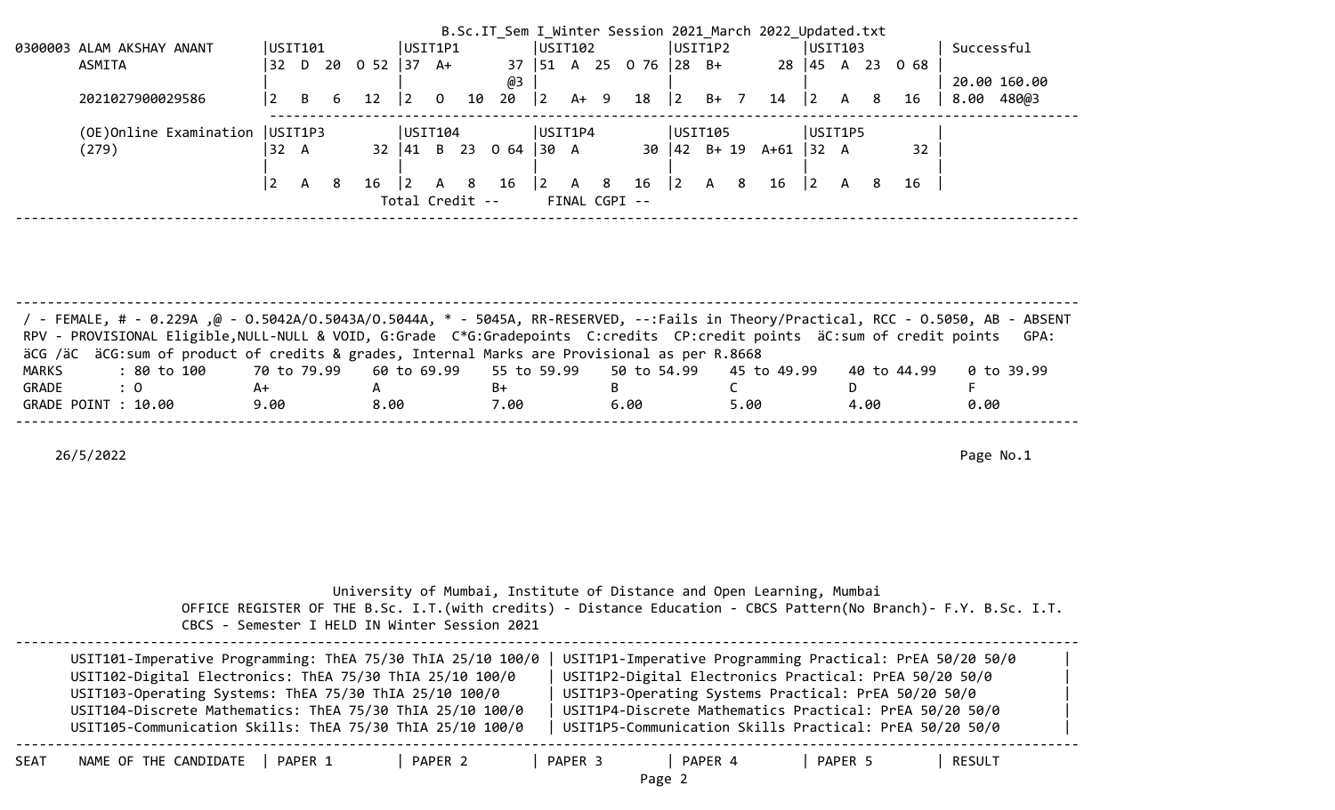| SEAT | NAME OF THE CANDIDATE | PAPER 1 | PAPER 2 | PAPER 3 | PAPER 4 | PAPER 5 | RESULT |
|---|---|---|---|---|---|---|---|
| 0300003 | ALAM AKSHAY ANANT ASMITA 2021027900029586 | USIT101<br>32 D 20 O 52<br><br>2 B 6 12 | USIT1P1<br>37 A+ 37 @3<br><br>2 O 10 20 | USIT102<br>51 A 25 O 76<br><br>2 A+ 9 18 | USIT1P2<br>28 B+ 28<br><br>2 B+ 7 14 | USIT103<br>45 A 23 O 68<br><br>2 A 8 16 | Successful<br>20.00 160.00<br>8.00 480@3 |
| | (OE)Online Examination (279) | USIT1P3<br>32 A 32<br><br>2 A 8 16 | USIT104<br>41 B 23 O 64<br><br>2 A 8 16 | USIT1P4<br>30 A 30<br><br>2 A 8 16 | USIT105<br>42 B+ 19 A+61<br><br>2 A 8 16 | USIT1P5<br>32 A 32<br><br>2 A 8 16 | |
| | | | Total Credit -- | FINAL CGPI -- | | | |

/ - FEMALE, # - 0.229A ,@ - O.5042A/O.5043A/O.5044A, * - 5045A, RR-RESERVED, --:Fails in Theory/Practical, RCC - O.5050, AB - ABSENT
RPV - PROVISIONAL Eligible,NULL-NULL & VOID, G:Grade C*G:Gradepoints C:credits CP:credit points äC:sum of credit points GPA:
äCG /äC äCG:sum of product of credits & grades, Internal Marks are Provisional as per R.8668

| MARKS | : 80 to 100 | 70 to 79.99 | 60 to 69.99 | 55 to 59.99 | 50 to 54.99 | 45 to 49.99 | 40 to 44.99 | 0 to 39.99 |
|---|---|---|---|---|---|---|---|---|
| GRADE | : O | A+ | A | B+ | B | C | D | F |
| GRADE POINT | : 10.00 | 9.00 | 8.00 | 7.00 | 6.00 | 5.00 | 4.00 | 0.00 |

26/5/2022

University of Mumbai, Institute of Distance and Open Learning, Mumbai
OFFICE REGISTER OF THE B.Sc. I.T.(with credits) - Distance Education - CBCS Pattern(No Branch)- F.Y. B.Sc. I.T.
CBCS - Semester I HELD IN Winter Session 2021

| Theory | Practical |
|---|---|
| USIT101-Imperative Programming: ThEA 75/30 ThIA 25/10 100/0 | USIT1P1-Imperative Programming Practical: PrEA 50/20 50/0 |
| USIT102-Digital Electronics: ThEA 75/30 ThIA 25/10 100/0 | USIT1P2-Digital Electronics Practical: PrEA 50/20 50/0 |
| USIT103-Operating Systems: ThEA 75/30 ThIA 25/10 100/0 | USIT1P3-Operating Systems Practical: PrEA 50/20 50/0 |
| USIT104-Discrete Mathematics: ThEA 75/30 ThIA 25/10 100/0 | USIT1P4-Discrete Mathematics Practical: PrEA 50/20 50/0 |
| USIT105-Communication Skills: ThEA 75/30 ThIA 25/10 100/0 | USIT1P5-Communication Skills Practical: PrEA 50/20 50/0 |

| SEAT | NAME OF THE CANDIDATE | PAPER 1 | PAPER 2 | PAPER 3 | PAPER 4 | PAPER 5 | RESULT |
|---|---|---|---|---|---|---|---|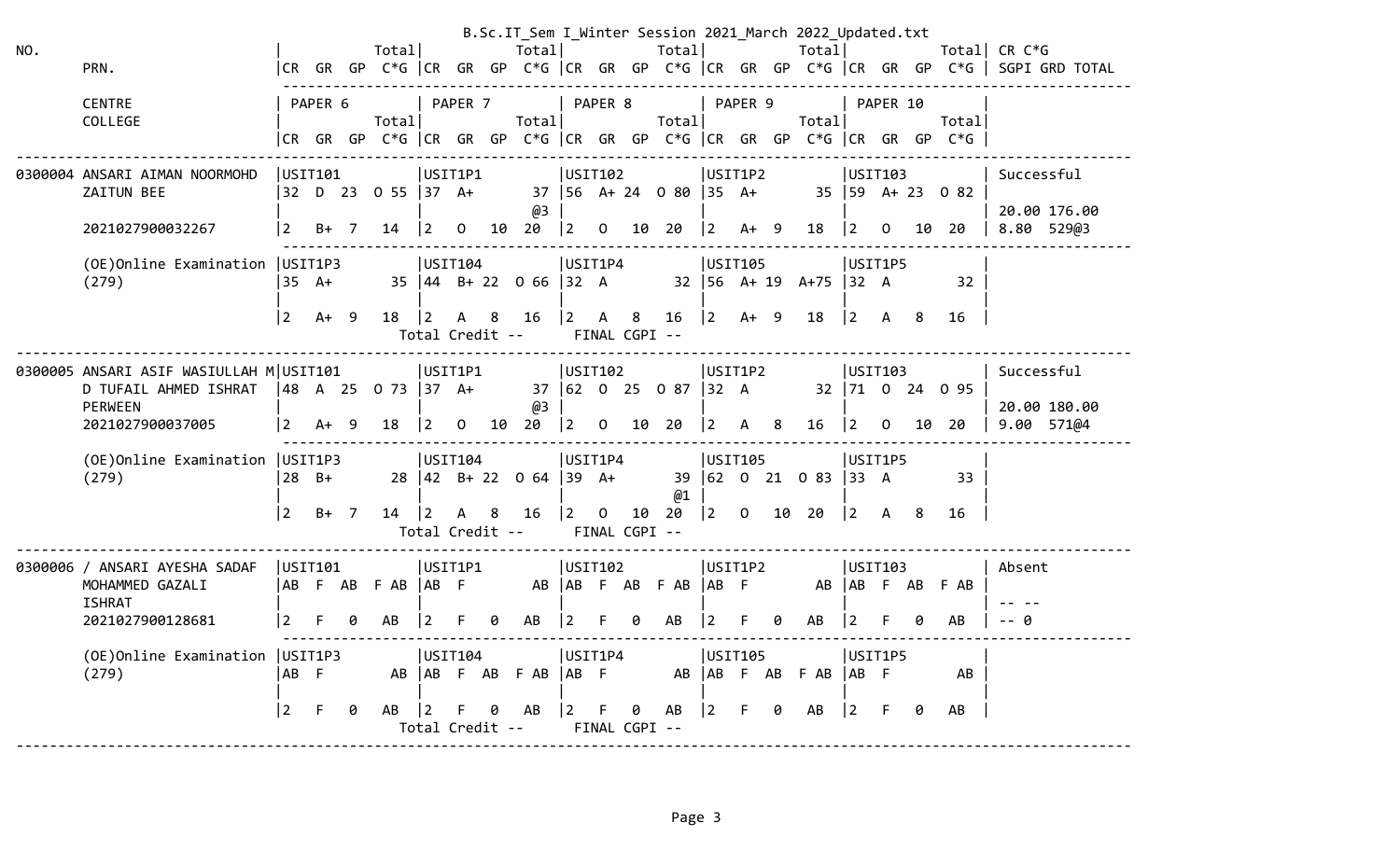B.Sc.IT_Sem I_Winter Session 2021_March 2022_Updated.txt

```
NO.                                 |             Total|             Total|             Total|             Total|             Total| CR C*G
        PRN.                        |CR  GR  GP  C*G |CR  GR  GP  C*G |CR  GR  GP  C*G |CR  GR  GP  C*G |CR  GR  GP  C*G | SGPI GRD TOTAL
                                    ---------------------------------------------------------------------------------------------------------
        CENTRE                      | PAPER 6         | PAPER 7         | PAPER 8         | PAPER 9         | PAPER 10        |
        COLLEGE                     |             Total|             Total|             Total|             Total|             Total|
                                    |CR  GR  GP  C*G |CR  GR  GP  C*G |CR  GR  GP  C*G |CR  GR  GP  C*G |CR  GR  GP  C*G |
-----------------------------------------------------------------------------------------------------------------------------------------

0300004 ANSARI AIMAN NOORMOHD   |USIT101          |USIT1P1          |USIT102          |USIT1P2          |USIT103          | Successful
        ZAITUN BEE              |32  D  23  O 55  |37  A+         37 |56  A+ 24  O 80  |35  A+         35 |59  A+ 23  O 82  |
                                |                 |               @3 |                 |                 |                 | 20.00 176.00
        2021027900032267        |2   B+  7   14   |2   O   10   20  |2   O   10   20  |2   A+  9   18   |2   O   10   20   | 8.80  529@3
                                -----------------------------------------------------------------------------------------
        (OE)Online Examination  |USIT1P3          |USIT104          |USIT1P4          |USIT105          |USIT1P5          |
        (279)                   |35  A+        35 |44  B+ 22  O 66  |32  A          32 |56  A+ 19  A+75  |32  A          32 |
                                |                 |                 |                 |                 |                 |
                                |2   A+  9   18   |2   A   8    16  |2   A   8    16  |2   A+  9    18  |2   A   8    16   |
                                          Total Credit --       FINAL CGPI --
-----------------------------------------------------------------------------------------------------------------------------------------

0300005 ANSARI ASIF WASIULLAH M|USIT101          |USIT1P1          |USIT102          |USIT1P2          |USIT103          | Successful
        D TUFAIL AHMED ISHRAT   |48  A  25  O 73  |37  A+         37 |62  O  25  O 87  |32  A          32 |71  O  24  O 95  |
        PERWEEN                 |                 |               @3 |                 |                 |                 | 20.00 180.00
        2021027900037005        |2   A+  9   18   |2   O   10   20  |2   O   10   20  |2   A   8    16  |2   O   10   20   | 9.00  571@4
                                -----------------------------------------------------------------------------------------
        (OE)Online Examination  |USIT1P3          |USIT104          |USIT1P4          |USIT105          |USIT1P5          |
        (279)                   |28  B+        28 |42  B+ 22  O 64  |39  A+         39 |62  O  21  O 83  |33  A          33 |
                                |                 |                 |               @1 |                 |                 |
                                |2   B+  7   14   |2   A   8    16  |2   O   10   20  |2   O   10   20  |2   A   8    16   |
                                          Total Credit --       FINAL CGPI --
-----------------------------------------------------------------------------------------------------------------------------------------

0300006 / ANSARI AYESHA SADAF   |USIT101          |USIT1P1          |USIT102          |USIT1P2          |USIT103          | Absent
        MOHAMMED GAZALI         |AB  F  AB  F AB  |AB  F          AB |AB  F  AB  F AB  |AB  F          AB |AB  F  AB  F AB  |
        ISHRAT                  |                 |                 |                 |                 |                 | -- --
        2021027900128681        |2   F   0    AB  |2   F   0    AB  |2   F   0    AB  |2   F   0    AB  |2   F   0    AB   | -- 0
                                -----------------------------------------------------------------------------------------
        (OE)Online Examination  |USIT1P3          |USIT104          |USIT1P4          |USIT105          |USIT1P5          |
        (279)                   |AB  F         AB |AB  F  AB  F AB  |AB  F          AB |AB  F  AB  F AB  |AB  F          AB |
                                |                 |                 |                 |                 |                 |
                                |2   F   0    AB  |2   F   0    AB  |2   F   0    AB  |2   F   0    AB  |2   F   0    AB   |
                                          Total Credit --       FINAL CGPI --
-----------------------------------------------------------------------------------------------------------------------------------------
```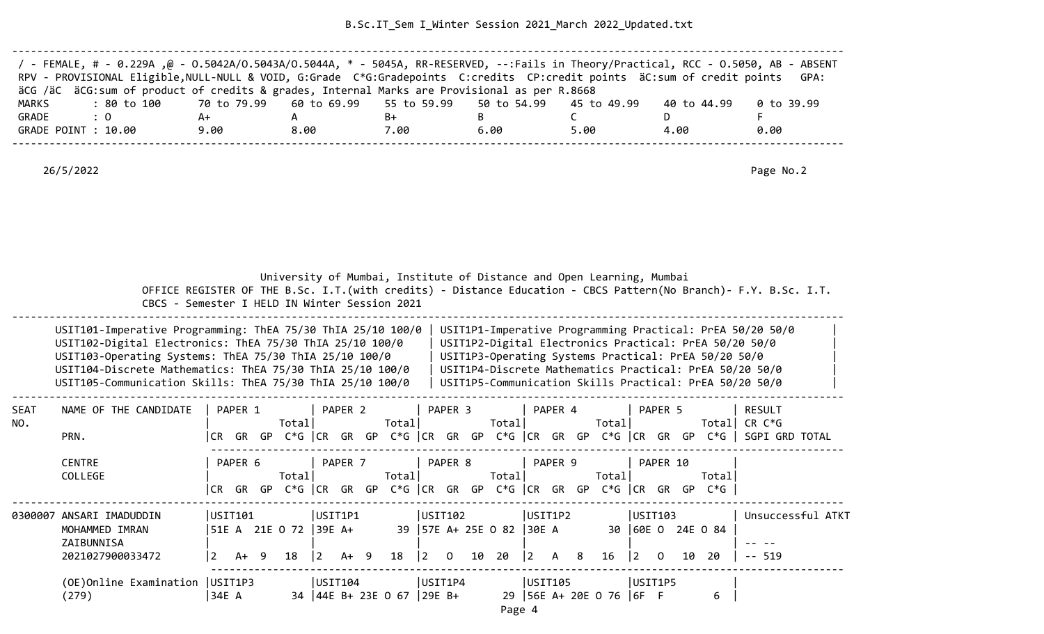/ - FEMALE, # - 0.229A ,@ - O.5042A/O.5043A/O.5044A, * - 5045A, RR-RESERVED, --:Fails in Theory/Practical, RCC - O.5050, AB - ABSENT
RPV - PROVISIONAL Eligible,NULL-NULL & VOID, G:Grade C*G:Gradepoints C:credits CP:credit points äC:sum of credit points GPA:
äCG /äC äCG:sum of product of credits & grades, Internal Marks are Provisional as per R.8668

| MARKS | : 80 to 100 | 70 to 79.99 | 60 to 69.99 | 55 to 59.99 | 50 to 54.99 | 45 to 49.99 | 40 to 44.99 | 0 to 39.99 |
|---|---|---|---|---|---|---|---|---|
| GRADE | : O | A+ | A | B+ | B | C | D | F |
| GRADE POINT | : 10.00 | 9.00 | 8.00 | 7.00 | 6.00 | 5.00 | 4.00 | 0.00 |

26/5/2022

Page No.2

University of Mumbai, Institute of Distance and Open Learning, Mumbai
OFFICE REGISTER OF THE B.Sc. I.T.(with credits) - Distance Education - CBCS Pattern(No Branch)- F.Y. B.Sc. I.T.
CBCS - Semester I HELD IN Winter Session 2021

| | |
|---|---|
| USIT101-Imperative Programming: ThEA 75/30 ThIA 25/10 100/0 | USIT1P1-Imperative Programming Practical: PrEA 50/20 50/0 |
| USIT102-Digital Electronics: ThEA 75/30 ThIA 25/10 100/0 | USIT1P2-Digital Electronics Practical: PrEA 50/20 50/0 |
| USIT103-Operating Systems: ThEA 75/30 ThIA 25/10 100/0 | USIT1P3-Operating Systems Practical: PrEA 50/20 50/0 |
| USIT104-Discrete Mathematics: ThEA 75/30 ThIA 25/10 100/0 | USIT1P4-Discrete Mathematics Practical: PrEA 50/20 50/0 |
| USIT105-Communication Skills: ThEA 75/30 ThIA 25/10 100/0 | USIT1P5-Communication Skills Practical: PrEA 50/20 50/0 |

| SEAT NO. | NAME OF THE CANDIDATE / PRN. | PAPER 1 Total / CR GR GP C*G | PAPER 2 Total / CR GR GP C*G | PAPER 3 Total / CR GR GP C*G | PAPER 4 Total / CR GR GP C*G | PAPER 5 Total / CR GR GP C*G | RESULT / CR C*G / SGPI GRD TOTAL |
|---|---|---|---|---|---|---|---|
| | CENTRE / COLLEGE | PAPER 6 Total / CR GR GP C*G | PAPER 7 Total / CR GR GP C*G | PAPER 8 Total / CR GR GP C*G | PAPER 9 Total / CR GR GP C*G | PAPER 10 Total / CR GR GP C*G | |
| 0300007 | ANSARI IMADUDDIN MOHAMMED IMRAN ZAIBUNNISA | USIT101 51E A 21E O 72 | USIT1P1 39E A+ 39 | USIT102 57E A+ 25E O 82 | USIT1P2 30E A 30 | USIT103 60E O 24E O 84 | Unsuccessful ATKT -- -- |
| | 2021027900033472 | 2 A+ 9 18 | 2 A+ 9 18 | 2 O 10 20 | 2 A 8 16 | 2 O 10 20 | -- 519 |
| | (OE)Online Examination (279) | USIT1P3 34E A 34 | USIT104 44E B+ 23E O 67 | USIT1P4 29E B+ 29 | USIT105 56E A+ 20E O 76 | USIT1P5 6F F 6 | |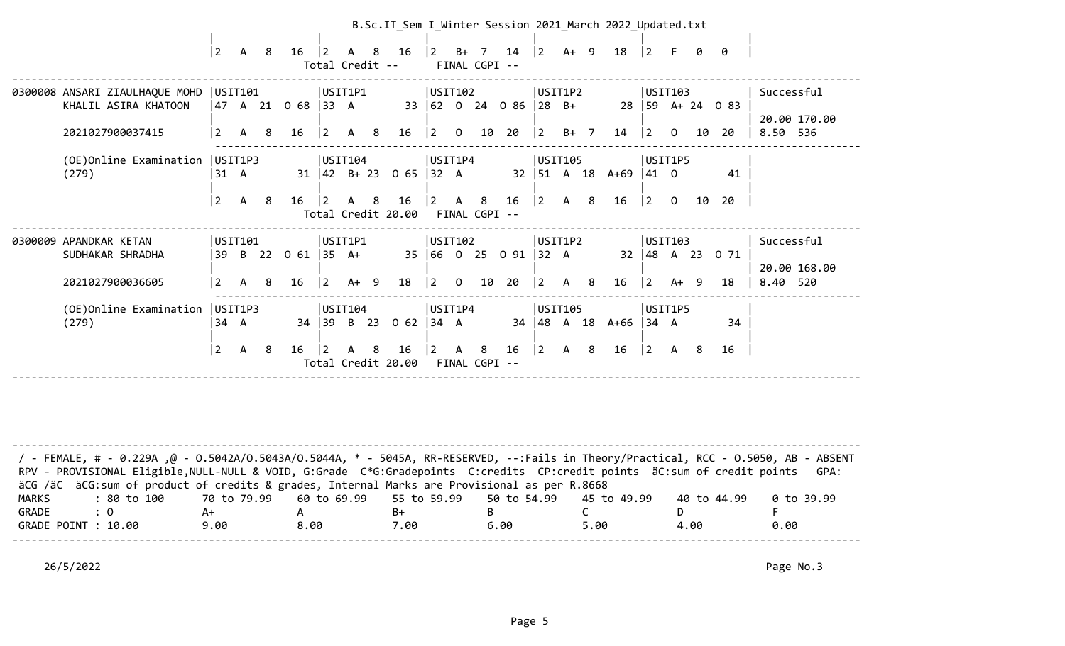```
                                 |                 |                  |                 |                 |                 |
                                 |2   A   8   16   |2   A   8   16    |2   B+  7   14   |2   A+  9   18   |2   F   0   0    |
                                          Total Credit --     FINAL CGPI --
----------------------------------------------------------------------------------------------------------------------------
0300008 ANSARI ZIAULHAQUE MOHD  |USIT101          |USIT1P1          |USIT102          |USIT1P2          |USIT103          | Successful
        KHALIL ASIRA KHATOON    |47  A  21  O 68  |33  A         33 |62  O  24  O 86  |28  B+        28 |59  A+ 24  O 83  |
                                |                 |                 |                 |                 |                 | 20.00 170.00
        2021027900037415        |2   A   8   16   |2   A   8   16   |2   O   10  20   |2   B+  7   14   |2   O   10  20   | 8.50  536
                                 ------------------------------------------------------------------------------------------------
        (OE)Online Examination  |USIT1P3          |USIT104          |USIT1P4          |USIT105          |USIT1P5          |
        (279)                   |31  A         31 |42  B+ 23  O 65  |32  A         32 |51  A  18  A+69  |41  O         41 |
                                |                 |                 |                 |                 |                 |
                                |2   A   8   16   |2   A   8   16   |2   A   8   16   |2   A   8   16   |2   O   10  20   |
                                          Total Credit 20.00  FINAL CGPI --
----------------------------------------------------------------------------------------------------------------------------
0300009 APANDKAR KETAN          |USIT101          |USIT1P1          |USIT102          |USIT1P2          |USIT103          | Successful
        SUDHAKAR SHRADHA        |39  B  22  O 61  |35  A+        35 |66  O  25  O 91  |32  A         32 |48  A  23  O 71  |
                                |                 |                 |                 |                 |                 | 20.00 168.00
        2021027900036605        |2   A   8   16   |2   A+  9   18   |2   O   10  20   |2   A   8   16   |2   A+  9   18   | 8.40  520
                                 ------------------------------------------------------------------------------------------------
        (OE)Online Examination  |USIT1P3          |USIT104          |USIT1P4          |USIT105          |USIT1P5          |
        (279)                   |34  A         34 |39  B  23  O 62  |34  A         34 |48  A  18  A+66  |34  A         34 |
                                |                 |                 |                 |                 |                 |
                                |2   A   8   16   |2   A   8   16   |2   A   8   16   |2   A   8   16   |2   A   8   16   |
                                          Total Credit 20.00  FINAL CGPI --
----------------------------------------------------------------------------------------------------------------------------
```

/ - FEMALE, # - 0.229A ,@ - O.5042A/O.5043A/O.5044A, * - 5045A, RR-RESERVED, --:Fails in Theory/Practical, RCC - O.5050, AB - ABSENT
RPV - PROVISIONAL Eligible,NULL-NULL & VOID, G:Grade C*G:Gradepoints C:credits CP:credit points äC:sum of credit points GPA: äCG /äC äCG:sum of product of credits & grades, Internal Marks are Provisional as per R.8668

| MARKS | : 80 to 100 | 70 to 79.99 | 60 to 69.99 | 55 to 59.99 | 50 to 54.99 | 45 to 49.99 | 40 to 44.99 | 0 to 39.99 |
|---|---|---|---|---|---|---|---|---|
| GRADE | : O | A+ | A | B+ | B | C | D | F |
| GRADE POINT | : 10.00 | 9.00 | 8.00 | 7.00 | 6.00 | 5.00 | 4.00 | 0.00 |

26/5/2022 Page No.3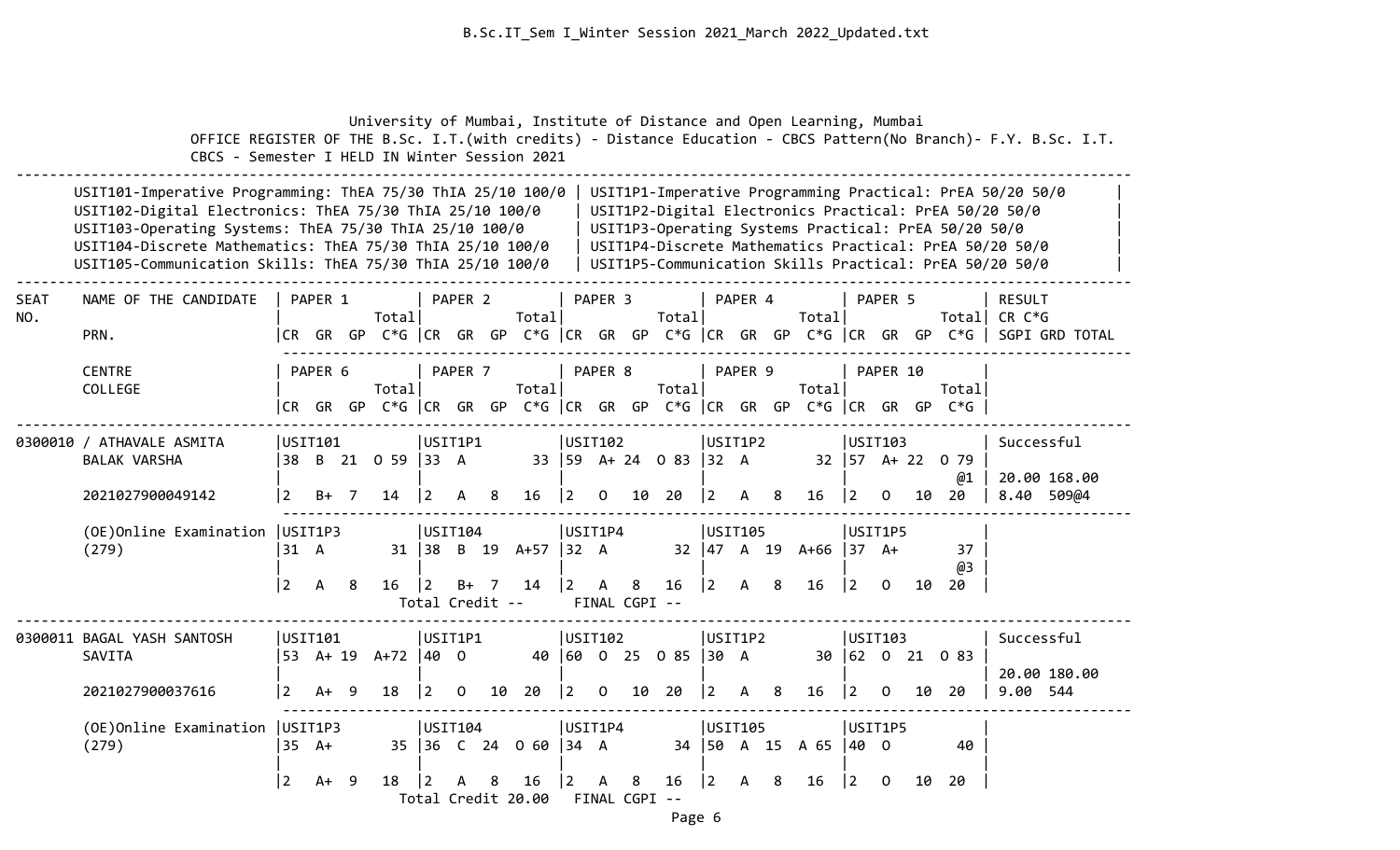University of Mumbai, Institute of Distance and Open Learning, Mumbai

OFFICE REGISTER OF THE B.Sc. I.T.(with credits) - Distance Education - CBCS Pattern(No Branch)- F.Y. B.Sc. I.T.

CBCS - Semester I HELD IN Winter Session 2021

| Theory | Practical |
|---|---|
| USIT101-Imperative Programming: ThEA 75/30 ThIA 25/10 100/0 | USIT1P1-Imperative Programming Practical: PrEA 50/20 50/0 |
| USIT102-Digital Electronics: ThEA 75/30 ThIA 25/10 100/0 | USIT1P2-Digital Electronics Practical: PrEA 50/20 50/0 |
| USIT103-Operating Systems: ThEA 75/30 ThIA 25/10 100/0 | USIT1P3-Operating Systems Practical: PrEA 50/20 50/0 |
| USIT104-Discrete Mathematics: ThEA 75/30 ThIA 25/10 100/0 | USIT1P4-Discrete Mathematics Practical: PrEA 50/20 50/0 |
| USIT105-Communication Skills: ThEA 75/30 ThIA 25/10 100/0 | USIT1P5-Communication Skills Practical: PrEA 50/20 50/0 |

| SEAT NO. / NAME OF THE CANDIDATE / PRN. / CENTRE / COLLEGE | PAPER 1 / PAPER 6 (Total / CR GR GP C*G) | PAPER 2 / PAPER 7 (Total / CR GR GP C*G) | PAPER 3 / PAPER 8 (Total / CR GR GP C*G) | PAPER 4 / PAPER 9 (Total / CR GR GP C*G) | PAPER 5 / PAPER 10 (Total / CR GR GP C*G) | RESULT CR C*G SGPI GRD TOTAL |
|---|---|---|---|---|---|---|
| 0300010 / ATHAVALE ASMITA BALAK VARSHA | USIT101 38 B 21 O 59 | USIT1P1 33 A 33 | USIT102 59 A+ 24 O 83 | USIT1P2 32 A 32 | USIT103 57 A+ 22 O 79 @1 | Successful |
| 2021027900049142 | 2 B+ 7 14 | 2 A 8 16 | 2 O 10 20 | 2 A 8 16 | 2 O 10 20 | 20.00 168.00 8.40 509@4 |
| (OE)Online Examination (279) | USIT1P3 31 A 31 | USIT104 38 B 19 A+57 | USIT1P4 32 A 32 | USIT105 47 A 19 A+66 | USIT1P5 37 A+ 37 @3 | |
| | 2 A 8 16 | 2 B+ 7 14 | 2 A 8 16 | 2 A 8 16 | 2 O 10 20 | |
| | | Total Credit -- | FINAL CGPI -- | | | |
| 0300011 BAGAL YASH SANTOSH SAVITA | USIT101 53 A+ 19 A+72 | USIT1P1 40 O 40 | USIT102 60 O 25 O 85 | USIT1P2 30 A 30 | USIT103 62 O 21 O 83 | Successful |
| 2021027900037616 | 2 A+ 9 18 | 2 O 10 20 | 2 O 10 20 | 2 A 8 16 | 2 O 10 20 | 20.00 180.00 9.00 544 |
| (OE)Online Examination (279) | USIT1P3 35 A+ 35 | USIT104 36 C 24 O 60 | USIT1P4 34 A 34 | USIT105 50 A 15 A 65 | USIT1P5 40 O 40 | |
| | 2 A+ 9 18 | 2 A 8 16 | 2 A 8 16 | 2 A 8 16 | 2 O 10 20 | |
| | | Total Credit 20.00 | FINAL CGPI -- | | | |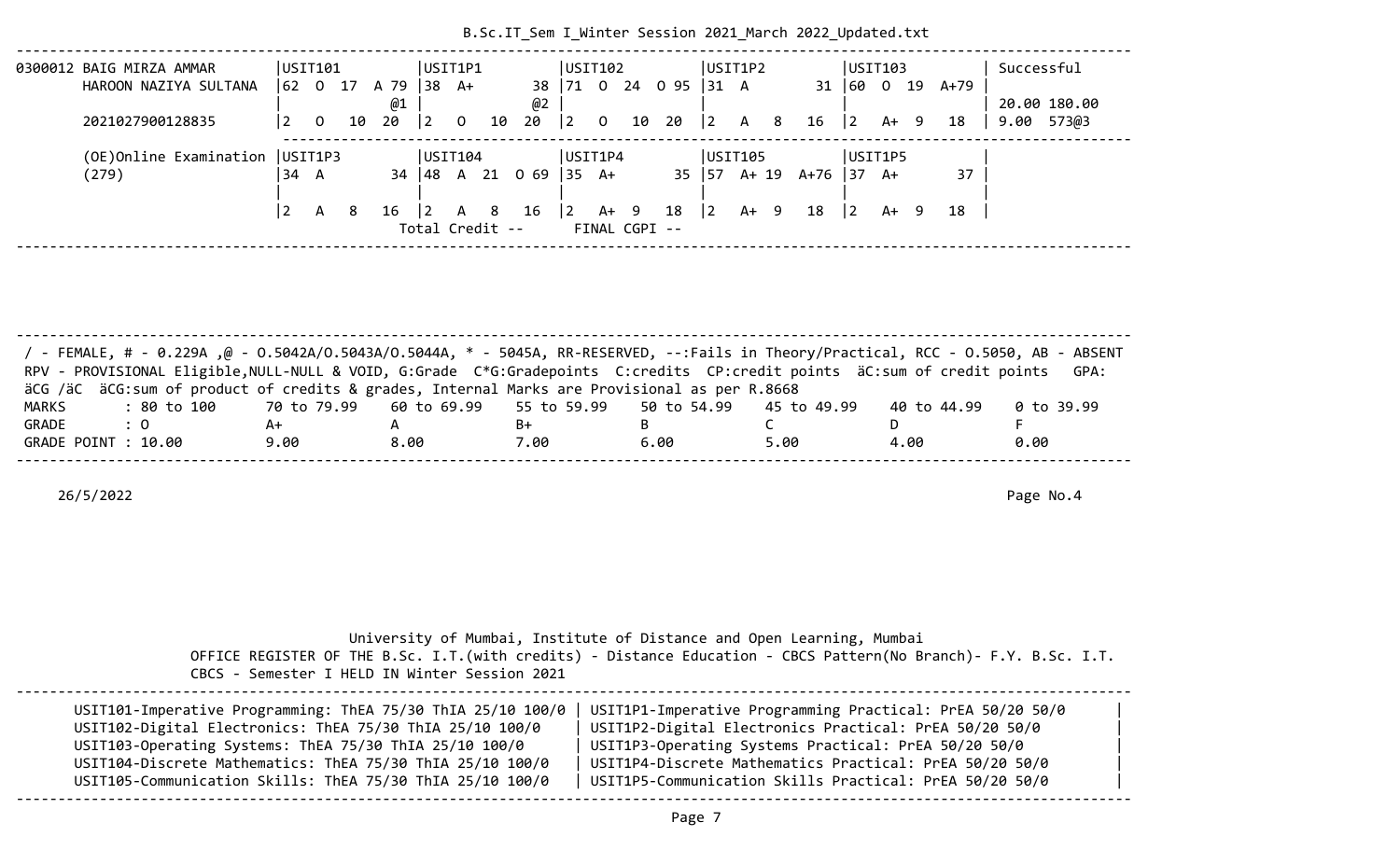| | USIT101 | USIT1P1 | USIT102 | USIT1P2 | USIT103 | |
|---|---|---|---|---|---|---|
| 0300012 BAIG MIRZA AMMAR HAROON NAZIYA SULTANA | 62 O 17 A 79 @1 | 38 A+ 38 @2 | 71 O 24 O 95 | 31 A 31 | 60 O 19 A+79 | Successful |
| | | | | | | 20.00 180.00 |
| 2021027900128835 | 2 O 10 20 | 2 O 10 20 | 2 O 10 20 | 2 A 8 16 | 2 A+ 9 18 | 9.00 573@3 |

| | USIT1P3 | USIT104 | USIT1P4 | USIT105 | USIT1P5 |
|---|---|---|---|---|---|
| (OE)Online Examination (279) | 34 A 34 | 48 A 21 O 69 | 35 A+ 35 | 57 A+ 19 A+76 | 37 A+ 37 |
| | 2 A 8 16 | 2 A 8 16 | 2 A+ 9 18 | 2 A+ 9 18 | 2 A+ 9 18 |

Total Credit -- FINAL CGPI --

/ - FEMALE, # - 0.229A ,@ - O.5042A/O.5043A/O.5044A, * - 5045A, RR-RESERVED, --:Fails in Theory/Practical, RCC - O.5050, AB - ABSENT
RPV - PROVISIONAL Eligible,NULL-NULL & VOID, G:Grade C*G:Gradepoints C:credits CP:credit points äC:sum of credit points GPA: äCG /äC äCG:sum of product of credits & grades, Internal Marks are Provisional as per R.8668

| MARKS | : 80 to 100 | 70 to 79.99 | 60 to 69.99 | 55 to 59.99 | 50 to 54.99 | 45 to 49.99 | 40 to 44.99 | 0 to 39.99 |
|---|---|---|---|---|---|---|---|---|
| GRADE | : O | A+ | A | B+ | B | C | D | F |
| GRADE POINT | : 10.00 | 9.00 | 8.00 | 7.00 | 6.00 | 5.00 | 4.00 | 0.00 |

26/5/2022

Page No.4

University of Mumbai, Institute of Distance and Open Learning, Mumbai
OFFICE REGISTER OF THE B.Sc. I.T.(with credits) - Distance Education - CBCS Pattern(No Branch)- F.Y. B.Sc. I.T.
CBCS - Semester I HELD IN Winter Session 2021

| | |
|---|---|
| USIT101-Imperative Programming: ThEA 75/30 ThIA 25/10 100/0 | USIT1P1-Imperative Programming Practical: PrEA 50/20 50/0 |
| USIT102-Digital Electronics: ThEA 75/30 ThIA 25/10 100/0 | USIT1P2-Digital Electronics Practical: PrEA 50/20 50/0 |
| USIT103-Operating Systems: ThEA 75/30 ThIA 25/10 100/0 | USIT1P3-Operating Systems Practical: PrEA 50/20 50/0 |
| USIT104-Discrete Mathematics: ThEA 75/30 ThIA 25/10 100/0 | USIT1P4-Discrete Mathematics Practical: PrEA 50/20 50/0 |
| USIT105-Communication Skills: ThEA 75/30 ThIA 25/10 100/0 | USIT1P5-Communication Skills Practical: PrEA 50/20 50/0 |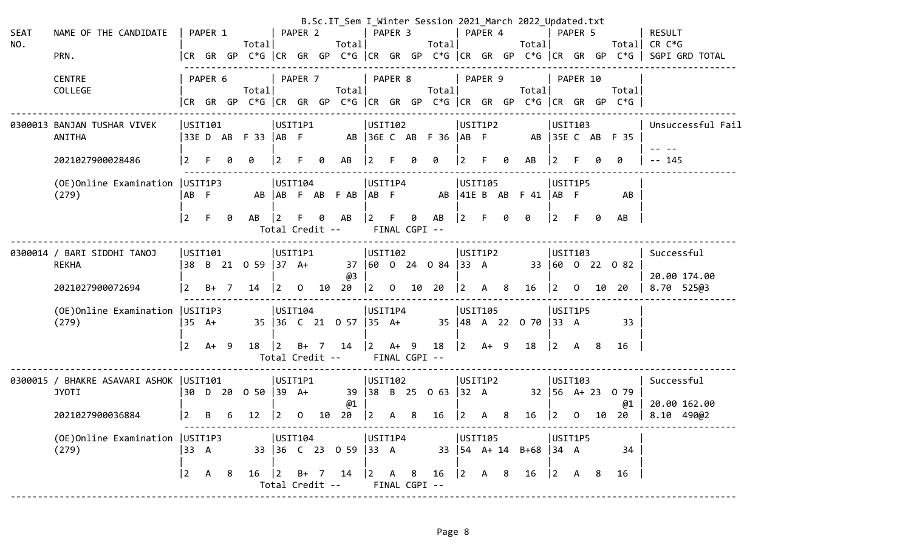```
SEAT    NAME OF THE CANDIDATE   | PAPER 1          | PAPER 2          | PAPER 3          | PAPER 4          | PAPER 5          | RESULT
NO.                             |            Total|            Total|            Total|            Total|            Total| CR C*G
        PRN.                    |CR  GR  GP  C*G |CR  GR  GP  C*G |CR  GR  GP  C*G |CR  GR  GP  C*G |CR  GR  GP  C*G | SGPI GRD TOTAL
                                 ----------------------------------------------------------------------------------------------------
        CENTRE                  | PAPER 6          | PAPER 7          | PAPER 8          | PAPER 9          | PAPER 10         |
        COLLEGE                 |            Total|            Total|            Total|            Total|            Total|
                                |CR  GR  GP  C*G |CR  GR  GP  C*G |CR  GR  GP  C*G |CR  GR  GP  C*G |CR  GR  GP  C*G |
----------------------------------------------------------------------------------------------------------------------------------------
0300013 BANJAN TUSHAR VIVEK     |USIT101          |USIT1P1          |USIT102          |USIT1P2          |USIT103          | Unsuccessful Fail
        ANITHA                  |33E D  AB  F 33  |AB  F          AB |36E C  AB  F 36  |AB  F          AB |35E C  AB  F 35  |
                                |                 |                 |                 |                 |                 | -- --
        2021027900028486        |2   F   0   0    |2   F   0    AB  |2   F   0   0    |2   F   0    AB  |2   F   0   0    | -- 145
                                 ----------------------------------------------------------------------------------------------------
        (OE)Online Examination  |USIT1P3          |USIT104          |USIT1P4          |USIT105          |USIT1P5          |
        (279)                   |AB  F         AB |AB  F  AB  F AB  |AB  F         AB |41E B  AB  F 41  |AB  F         AB |
                                |                 |                 |                 |                 |                 |
                                |2   F   0   AB   |2   F   0   AB   |2   F   0   AB   |2   F   0   0    |2   F   0   AB   |
                                         Total Credit --      FINAL CGPI --
----------------------------------------------------------------------------------------------------------------------------------------
0300014 / BARI SIDDHI TANOJ     |USIT101          |USIT1P1          |USIT102          |USIT1P2          |USIT103          | Successful
        REKHA                   |38  B  21  O 59  |37  A+         37 |60  O  24  O 84  |33  A          33 |60  O  22  O 82  |
                                |                 |               @3 |                 |                 |                 | 20.00 174.00
        2021027900072694        |2   B+  7   14   |2   O   10  20   |2   O   10  20   |2   A   8   16   |2   O   10  20   | 8.70  525@3
                                 ----------------------------------------------------------------------------------------------------
        (OE)Online Examination  |USIT1P3          |USIT104          |USIT1P4          |USIT105          |USIT1P5          |
        (279)                   |35  A+         35 |36  C  21  O 57  |35  A+         35 |48  A  22  O 70  |33  A          33 |
                                |                 |                 |                 |                 |                 |
                                |2   A+  9   18   |2   B+  7   14   |2   A+  9   18   |2   A+  9   18   |2   A   8   16   |
                                         Total Credit --      FINAL CGPI --
----------------------------------------------------------------------------------------------------------------------------------------
0300015 / BHAKRE ASAVARI ASHOK  |USIT101          |USIT1P1          |USIT102          |USIT1P2          |USIT103          | Successful
        JYOTI                   |30  D  20  O 50  |39  A+         39 |38  B  25  O 63  |32  A          32 |56  A+ 23  O 79  |
                                |                 |               @1 |                 |                 |              @1 | 20.00 162.00
        2021027900036884        |2   B   6   12   |2   O   10  20   |2   A   8   16   |2   A   8   16   |2   O   10  20   | 8.10  490@2
                                 ----------------------------------------------------------------------------------------------------
        (OE)Online Examination  |USIT1P3          |USIT104          |USIT1P4          |USIT105          |USIT1P5          |
        (279)                   |33  A          33 |36  C  23  O 59  |33  A          33 |54  A+ 14  B+68  |34  A          34 |
                                |                 |                 |                 |                 |                 |
                                |2   A   8   16   |2   B+  7   14   |2   A   8   16   |2   A   8   16   |2   A   8   16   |
                                         Total Credit --      FINAL CGPI --
----------------------------------------------------------------------------------------------------------------------------------------
```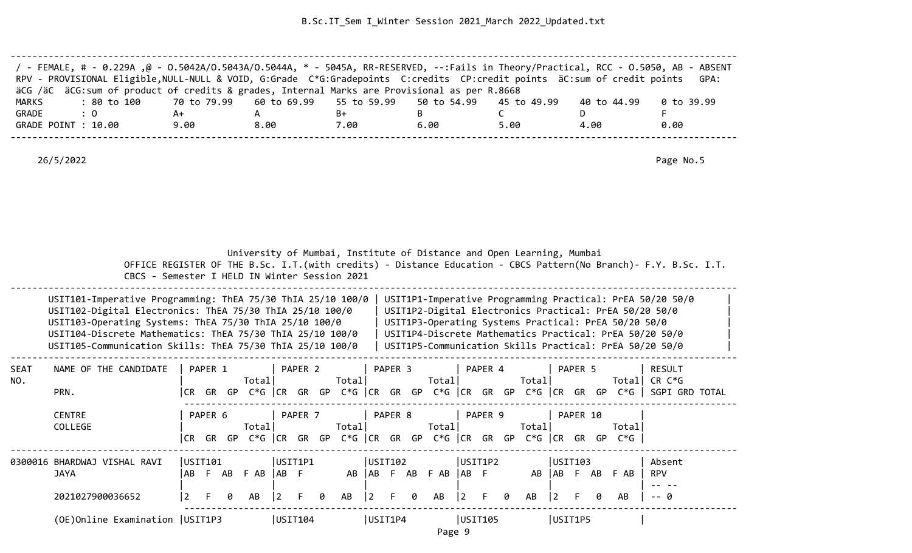/ - FEMALE, # - 0.229A ,@ - O.5042A/O.5043A/O.5044A, * - 5045A, RR-RESERVED, --:Fails in Theory/Practical, RCC - O.5050, AB - ABSENT
RPV - PROVISIONAL Eligible,NULL-NULL & VOID, G:Grade C*G:Gradepoints C:credits CP:credit points äC:sum of credit points GPA: äCG /äC äCG:sum of product of credits & grades, Internal Marks are Provisional as per R.8668

| MARKS | : 80 to 100 | 70 to 79.99 | 60 to 69.99 | 55 to 59.99 | 50 to 54.99 | 45 to 49.99 | 40 to 44.99 | 0 to 39.99 |
|---|---|---|---|---|---|---|---|---|
| GRADE | : O | A+ | A | B+ | B | C | D | F |
| GRADE POINT | : 10.00 | 9.00 | 8.00 | 7.00 | 6.00 | 5.00 | 4.00 | 0.00 |

26/5/2022

Page No.5

University of Mumbai, Institute of Distance and Open Learning, Mumbai
OFFICE REGISTER OF THE B.Sc. I.T.(with credits) - Distance Education - CBCS Pattern(No Branch)- F.Y. B.Sc. I.T. CBCS - Semester I HELD IN Winter Session 2021

| | |
|---|---|
| USIT101-Imperative Programming: ThEA 75/30 ThIA 25/10 100/0 | USIT1P1-Imperative Programming Practical: PrEA 50/20 50/0 |
| USIT102-Digital Electronics: ThEA 75/30 ThIA 25/10 100/0 | USIT1P2-Digital Electronics Practical: PrEA 50/20 50/0 |
| USIT103-Operating Systems: ThEA 75/30 ThIA 25/10 100/0 | USIT1P3-Operating Systems Practical: PrEA 50/20 50/0 |
| USIT104-Discrete Mathematics: ThEA 75/30 ThIA 25/10 100/0 | USIT1P4-Discrete Mathematics Practical: PrEA 50/20 50/0 |
| USIT105-Communication Skills: ThEA 75/30 ThIA 25/10 100/0 | USIT1P5-Communication Skills Practical: PrEA 50/20 50/0 |

| SEAT NO. | NAME OF THE CANDIDATE / PRN. / CENTRE / COLLEGE | PAPER 1 / PAPER 6 (CR GR GP C*G) | PAPER 2 / PAPER 7 (CR GR GP C*G) | PAPER 3 / PAPER 8 (CR GR GP C*G) | PAPER 4 / PAPER 9 (CR GR GP C*G) | PAPER 5 / PAPER 10 (CR GR GP C*G) | RESULT CR C*G SGPI GRD TOTAL |
|---|---|---|---|---|---|---|---|
| 0300016 | BHARDWAJ VISHAL RAVI | USIT101 | USIT1P1 | USIT102 | USIT1P2 | USIT103 | Absent |
| | JAYA | AB F AB F AB | AB F AB | AB F AB F AB | AB F AB | AB F AB F AB | RPV |
| | | | | | | | -- -- |
| | 2021027900036652 | 2 F 0 AB | 2 F 0 AB | 2 F 0 AB | 2 F 0 AB | 2 F 0 AB | -- 0 |
| | (OE)Online Examination | USIT1P3 | USIT104 | USIT1P4 | USIT105 | USIT1P5 | |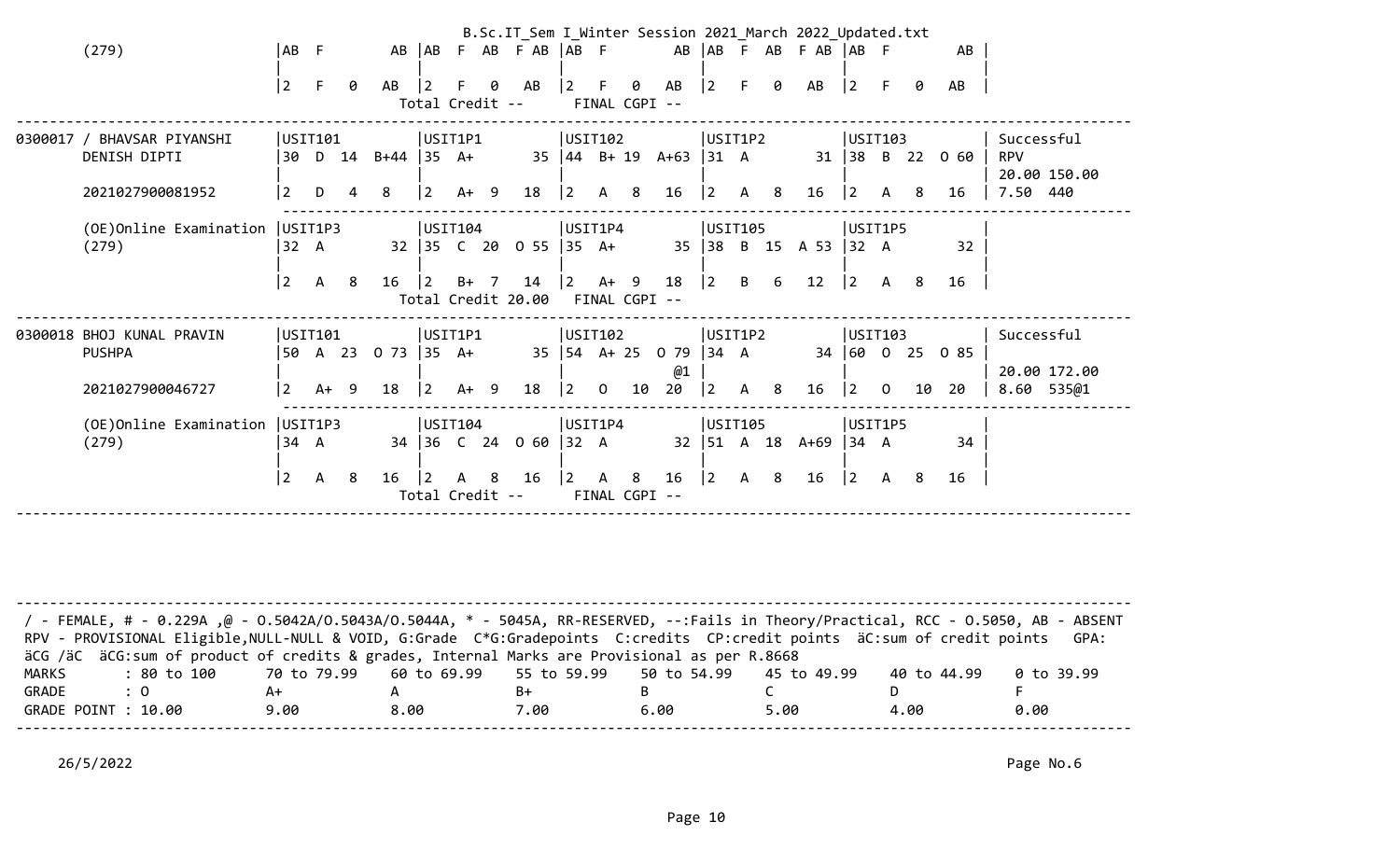B.Sc.IT_Sem I_Winter Session 2021_March 2022_Updated.txt

```
(279)                    |AB  F        AB |AB  F  AB  F AB |AB  F        AB |AB  F  AB  F AB |AB  F        AB |
                         |                |                |                |                |                |
                         |2   F   0    AB |2   F   0   AB  |2   F   0    AB |2   F   0   AB  |2   F   0    AB |
                                          Total Credit --      FINAL CGPI --
-----------------------------------------------------------------------------------------------------------------------------------
0300017 / BHAVSAR PIYANSHI  |USIT101        |USIT1P1         |USIT102         |USIT1P2         |USIT103         | Successful
        DENISH DIPTI        |30  D  14  B+44 |35  A+       35 |44  B+ 19  A+63 |31  A        31 |38  B  22  O 60 | RPV
                            |                |                |                |                |                | 20.00 150.00
        2021027900081952    |2   D   4   8   |2   A+  9   18  |2   A   8   16  |2   A   8   16  |2   A   8   16  | 7.50  440
                            ------------------------------------------------------------------------------------
        (OE)Online Examination |USIT1P3     |USIT104         |USIT1P4         |USIT105         |USIT1P5         |
        (279)               |32  A       32 |35  C  20  O 55 |35  A+       35 |38  B  15  A 53 |32  A        32 |
                            |                |                |                |                |                |
                            |2   A   8   16  |2   B+  7   14  |2   A+  9   18  |2   B   6   12  |2   A   8   16  |
                                          Total Credit 20.00   FINAL CGPI --
-----------------------------------------------------------------------------------------------------------------------------------
0300018 BHOJ KUNAL PRAVIN   |USIT101        |USIT1P1         |USIT102         |USIT1P2         |USIT103         | Successful
        PUSHPA              |50  A  23  O 73 |35  A+       35 |54  A+ 25  O 79 |34  A        34 |60  O  25  O 85 |
                            |                |                |            @1  |                |                | 20.00 172.00
        2021027900046727    |2   A+  9   18  |2   A+  9   18  |2   O   10  20  |2   A   8   16  |2   O   10  20  | 8.60  535@1
                            ------------------------------------------------------------------------------------
        (OE)Online Examination |USIT1P3     |USIT104         |USIT1P4         |USIT105         |USIT1P5         |
        (279)               |34  A       34 |36  C  24  O 60 |32  A        32 |51  A  18  A+69 |34  A        34 |
                            |                |                |                |                |                |
                            |2   A   8   16  |2   A   8   16  |2   A   8   16  |2   A   8   16  |2   A   8   16  |
                                          Total Credit --      FINAL CGPI --
-----------------------------------------------------------------------------------------------------------------------------------
```

/ - FEMALE, # - 0.229A ,@ - O.5042A/O.5043A/O.5044A, * - 5045A, RR-RESERVED, --:Fails in Theory/Practical, RCC - O.5050, AB - ABSENT
RPV - PROVISIONAL Eligible,NULL-NULL & VOID, G:Grade C*G:Gradepoints C:credits CP:credit points äC:sum of credit points GPA:
äCG /äC äCG:sum of product of credits & grades, Internal Marks are Provisional as per R.8668

| MARKS | : 80 to 100 | 70 to 79.99 | 60 to 69.99 | 55 to 59.99 | 50 to 54.99 | 45 to 49.99 | 40 to 44.99 | 0 to 39.99 |
|---|---|---|---|---|---|---|---|---|
| GRADE | : O | A+ | A | B+ | B | C | D | F |
| GRADE POINT | : 10.00 | 9.00 | 8.00 | 7.00 | 6.00 | 5.00 | 4.00 | 0.00 |

26/5/2022

Page No.6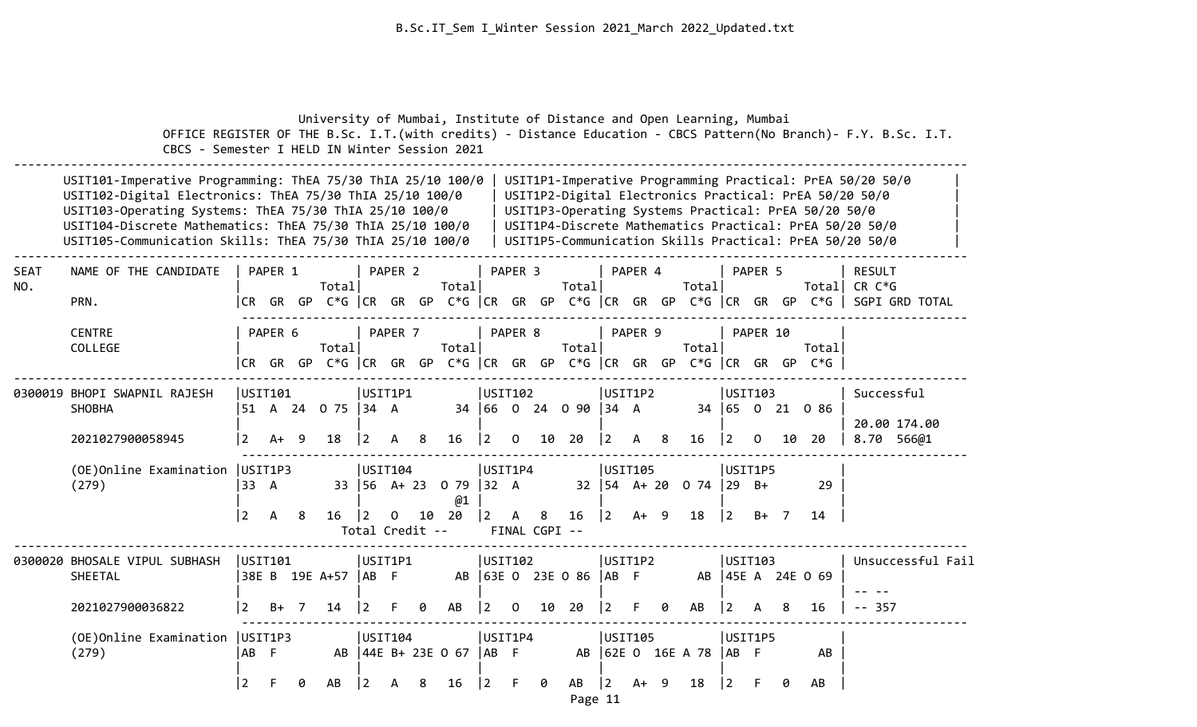University of Mumbai, Institute of Distance and Open Learning, Mumbai

OFFICE REGISTER OF THE B.Sc. I.T.(with credits) - Distance Education - CBCS Pattern(No Branch)- F.Y. B.Sc. I.T.

CBCS - Semester I HELD IN Winter Session 2021

| Paper | Paper |
|---|---|
| USIT101-Imperative Programming: ThEA 75/30 ThIA 25/10 100/0 | USIT1P1-Imperative Programming Practical: PrEA 50/20 50/0 |
| USIT102-Digital Electronics: ThEA 75/30 ThIA 25/10 100/0 | USIT1P2-Digital Electronics Practical: PrEA 50/20 50/0 |
| USIT103-Operating Systems: ThEA 75/30 ThIA 25/10 100/0 | USIT1P3-Operating Systems Practical: PrEA 50/20 50/0 |
| USIT104-Discrete Mathematics: ThEA 75/30 ThIA 25/10 100/0 | USIT1P4-Discrete Mathematics Practical: PrEA 50/20 50/0 |
| USIT105-Communication Skills: ThEA 75/30 ThIA 25/10 100/0 | USIT1P5-Communication Skills Practical: PrEA 50/20 50/0 |

```
SEAT    NAME OF THE CANDIDATE   | PAPER 1          | PAPER 2          | PAPER 3          | PAPER 4          | PAPER 5          | RESULT
NO.                             |            Total|            Total|            Total|            Total|            Total| CR C*G
        PRN.                    |CR  GR  GP  C*G  |CR  GR  GP  C*G  |CR  GR  GP  C*G  |CR  GR  GP  C*G  |CR  GR  GP  C*G  | SGPI GRD TOTAL

        CENTRE                  | PAPER 6          | PAPER 7          | PAPER 8          | PAPER 9          | PAPER 10         |
        COLLEGE                 |            Total|            Total|            Total|            Total|            Total|
                                |CR  GR  GP  C*G  |CR  GR  GP  C*G  |CR  GR  GP  C*G  |CR  GR  GP  C*G  |CR  GR  GP  C*G  |
------------------------------------------------------------------------------------------------------------------------------
0300019 BHOPI SWAPNIL RAJESH    |USIT101          |USIT1P1          |USIT102          |USIT1P2          |USIT103          | Successful
        SHOBHA                  |51  A  24  O 75  |34  A         34 |66  O  24  O 90  |34  A         34 |65  O  21  O 86  |
                                |                 |                 |                 |                 |                 | 20.00 174.00
        2021027900058945        |2   A+  9   18   |2   A   8   16   |2   O   10  20   |2   A   8   16   |2   O   10  20   | 8.70  566@1

        (OE)Online Examination  |USIT1P3          |USIT104          |USIT1P4          |USIT105          |USIT1P5          |
        (279)                   |33  A         33 |56  A+ 23  O 79  |32  A         32 |54  A+ 20  O 74  |29  B+        29 |
                                |                 |              @1 |                 |                 |                 |
                                |2   A   8   16   |2   O   10  20   |2   A   8   16   |2   A+  9   18   |2   B+  7   14   |
                                         Total Credit --      FINAL CGPI --
------------------------------------------------------------------------------------------------------------------------------
0300020 BHOSALE VIPUL SUBHASH   |USIT101          |USIT1P1          |USIT102          |USIT1P2          |USIT103          | Unsuccessful Fail
        SHEETAL                 |38E B  19E A+57  |AB  F         AB |63E O  23E O 86  |AB  F         AB |45E A  24E O 69  |
                                |                 |                 |                 |                 |                 | -- --
        2021027900036822        |2   B+  7   14   |2   F   0   AB   |2   O   10  20   |2   F   0   AB   |2   A   8   16   | -- 357

        (OE)Online Examination  |USIT1P3          |USIT104          |USIT1P4          |USIT105          |USIT1P5          |
        (279)                   |AB  F         AB |44E B+ 23E O 67  |AB  F         AB |62E O  16E A 78  |AB  F         AB |
                                |                 |                 |                 |                 |                 |
                                |2   F   0   AB   |2   A   8   16   |2   F   0   AB   |2   A+  9   18   |2   F   0   AB   |
```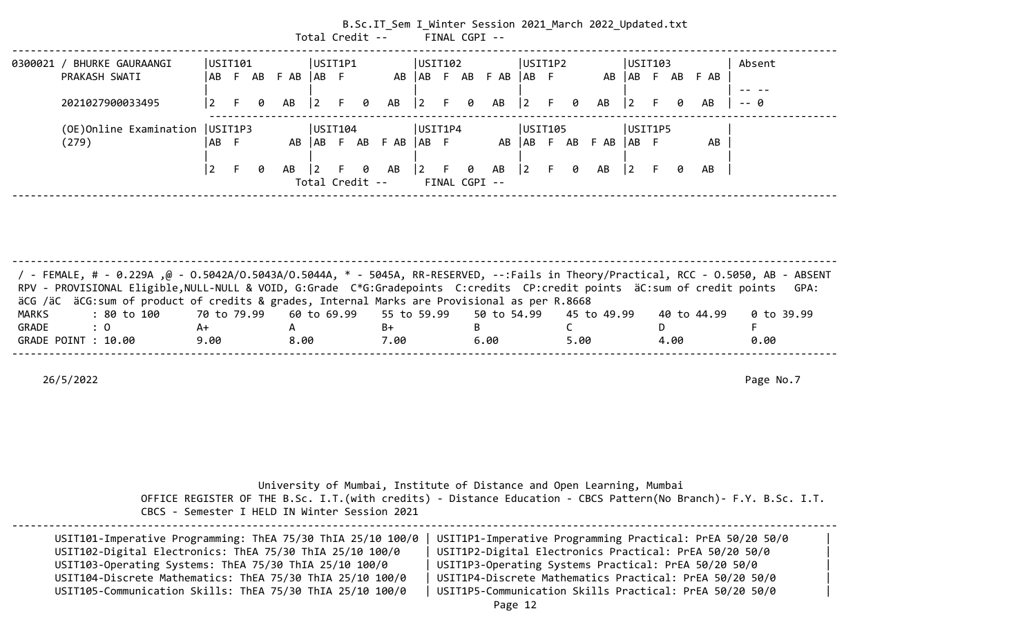Total Credit -- FINAL CGPI --

| Student | USIT101 | USIT1P1 | USIT102 | USIT1P2 | USIT103 | Result |
|---|---|---|---|---|---|---|
| 0300021 / BHURKE GAURAANGI PRAKASH SWATI | AB F AB F AB | AB F AB | AB F AB F AB | AB F AB | AB F AB F AB | Absent |
| | | | | | | -- -- |
| 2021027900033495 | 2 F 0 AB | 2 F 0 AB | 2 F 0 AB | 2 F 0 AB | 2 F 0 AB | -- 0 |

| | USIT1P3 | USIT104 | USIT1P4 | USIT105 | USIT1P5 | |
|---|---|---|---|---|---|---|
| (OE)Online Examination (279) | AB F AB | AB F AB F AB | AB F AB | AB F AB F AB | AB F AB | |
| | 2 F 0 AB | 2 F 0 AB | 2 F 0 AB | 2 F 0 AB | 2 F 0 AB | |

Total Credit -- FINAL CGPI --

/ - FEMALE, # - 0.229A ,@ - O.5042A/O.5043A/O.5044A, * - 5045A, RR-RESERVED, --:Fails in Theory/Practical, RCC - O.5050, AB - ABSENT
RPV - PROVISIONAL Eligible,NULL-NULL & VOID, G:Grade C*G:Gradepoints C:credits CP:credit points äC:sum of credit points GPA: äCG /äC äCG:sum of product of credits & grades, Internal Marks are Provisional as per R.8668

| MARKS | : 80 to 100 | 70 to 79.99 | 60 to 69.99 | 55 to 59.99 | 50 to 54.99 | 45 to 49.99 | 40 to 44.99 | 0 to 39.99 |
|---|---|---|---|---|---|---|---|---|
| GRADE | : O | A+ | A | B+ | B | C | D | F |
| GRADE POINT | : 10.00 | 9.00 | 8.00 | 7.00 | 6.00 | 5.00 | 4.00 | 0.00 |

26/5/2022

Page No.7

University of Mumbai, Institute of Distance and Open Learning, Mumbai
OFFICE REGISTER OF THE B.Sc. I.T.(with credits) - Distance Education - CBCS Pattern(No Branch)- F.Y. B.Sc. I.T. CBCS - Semester I HELD IN Winter Session 2021

| Theory | Practical |
|---|---|
| USIT101-Imperative Programming: ThEA 75/30 ThIA 25/10 100/0 | USIT1P1-Imperative Programming Practical: PrEA 50/20 50/0 |
| USIT102-Digital Electronics: ThEA 75/30 ThIA 25/10 100/0 | USIT1P2-Digital Electronics Practical: PrEA 50/20 50/0 |
| USIT103-Operating Systems: ThEA 75/30 ThIA 25/10 100/0 | USIT1P3-Operating Systems Practical: PrEA 50/20 50/0 |
| USIT104-Discrete Mathematics: ThEA 75/30 ThIA 25/10 100/0 | USIT1P4-Discrete Mathematics Practical: PrEA 50/20 50/0 |
| USIT105-Communication Skills: ThEA 75/30 ThIA 25/10 100/0 | USIT1P5-Communication Skills Practical: PrEA 50/20 50/0 |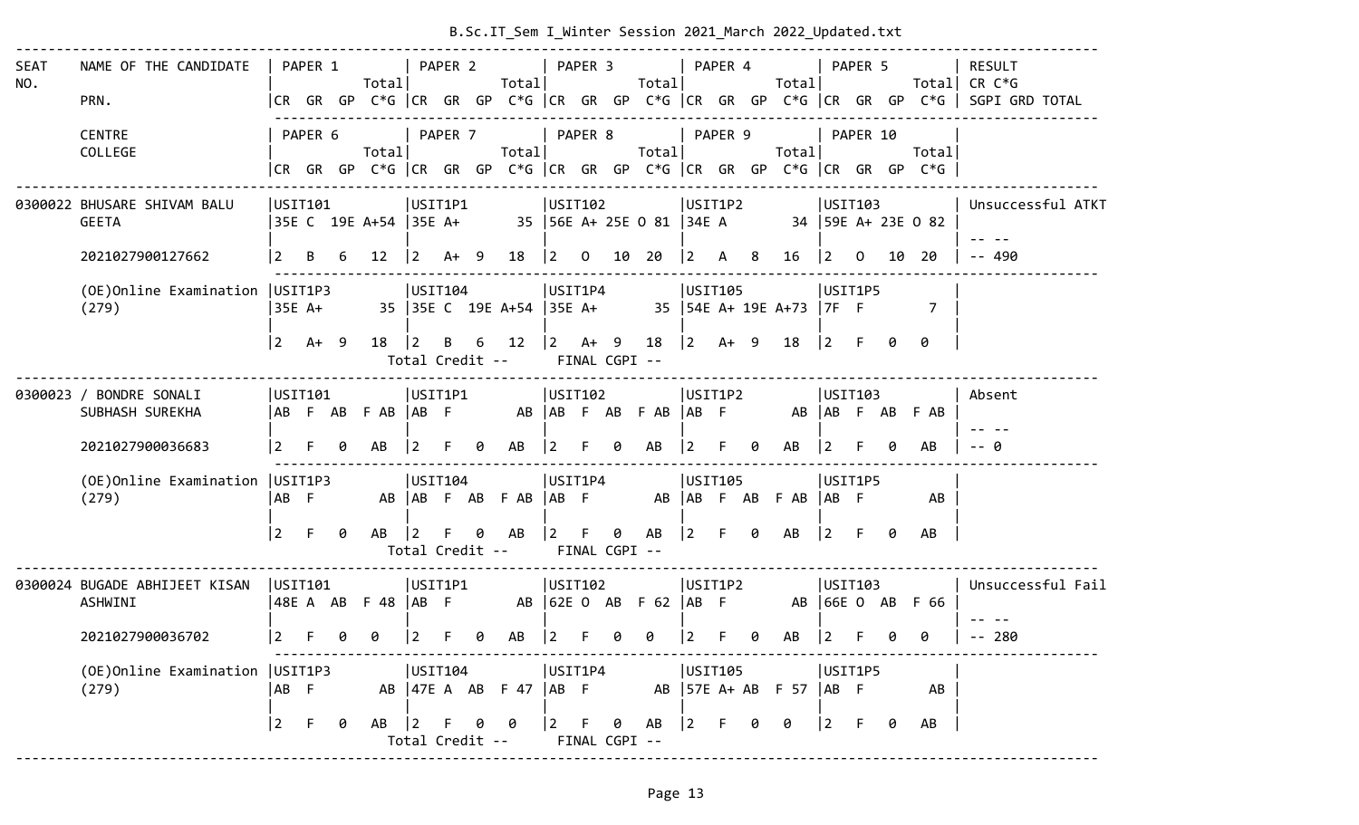B.Sc.IT_Sem I_Winter Session 2021_March 2022_Updated.txt

```
--------------------------------------------------------------------------------------------------------------------------------------
SEAT    NAME OF THE CANDIDATE   | PAPER 1          | PAPER 2          | PAPER 3          | PAPER 4          | PAPER 5          | RESULT
NO.                             |            Total|            Total|            Total|            Total|            Total| CR C*G
        PRN.                    |CR  GR  GP  C*G |CR  GR  GP  C*G |CR  GR  GP  C*G |CR  GR  GP  C*G |CR  GR  GP  C*G | SGPI GRD TOTAL
                                 ------------------------------------------------------------------------------------------------------
        CENTRE                  | PAPER 6          | PAPER 7          | PAPER 8          | PAPER 9          | PAPER 10         |
        COLLEGE                 |            Total|            Total|            Total|            Total|            Total|
                                |CR  GR  GP  C*G |CR  GR  GP  C*G |CR  GR  GP  C*G |CR  GR  GP  C*G |CR  GR  GP  C*G |
--------------------------------------------------------------------------------------------------------------------------------------
0300022 BHUSARE SHIVAM BALU     |USIT101          |USIT1P1          |USIT102          |USIT1P2          |USIT103          | Unsuccessful ATKT
        GEETA                   |35E C  19E A+54  |35E A+        35 |56E A+ 25E O 81  |34E A         34 |59E A+ 23E O 82  |
                                |                 |                 |                 |                 |                 | -- --
        2021027900127662        |2   B   6   12   |2   A+  9   18   |2   O   10  20   |2   A   8   16   |2   O   10  20   | -- 490
                                 ------------------------------------------------------------------------------------------------------
        (OE)Online Examination  |USIT1P3          |USIT104          |USIT1P4          |USIT105          |USIT1P5          |
        (279)                   |35E A+        35 |35E C  19E A+54  |35E A+        35 |54E A+ 19E A+73  |7F  F          7  |
                                |                 |                 |                 |                 |                 |
                                |2   A+  9   18   |2   B   6   12   |2   A+  9   18   |2   A+  9   18   |2   F   0   0    |
                                                   Total Credit --      FINAL CGPI --
--------------------------------------------------------------------------------------------------------------------------------------
0300023 / BONDRE SONALI         |USIT101          |USIT1P1          |USIT102          |USIT1P2          |USIT103          | Absent
        SUBHASH SUREKHA         |AB  F  AB  F AB  |AB  F          AB |AB  F  AB  F AB  |AB  F          AB |AB  F  AB  F AB  |
                                |                 |                 |                 |                 |                 | -- --
        2021027900036683        |2   F   0   AB   |2   F   0   AB   |2   F   0   AB   |2   F   0   AB   |2   F   0   AB   | -- 0
                                 ------------------------------------------------------------------------------------------------------
        (OE)Online Examination  |USIT1P3          |USIT104          |USIT1P4          |USIT105          |USIT1P5          |
        (279)                   |AB  F          AB |AB  F  AB  F AB  |AB  F          AB |AB  F  AB  F AB  |AB  F          AB |
                                |                 |                 |                 |                 |                 |
                                |2   F   0   AB   |2   F   0   AB   |2   F   0   AB   |2   F   0   AB   |2   F   0   AB   |
                                                   Total Credit --      FINAL CGPI --
--------------------------------------------------------------------------------------------------------------------------------------
0300024 BUGADE ABHIJEET KISAN   |USIT101          |USIT1P1          |USIT102          |USIT1P2          |USIT103          | Unsuccessful Fail
        ASHWINI                 |48E A  AB  F 48  |AB  F          AB |62E O  AB  F 62  |AB  F          AB |66E O  AB  F 66  |
                                |                 |                 |                 |                 |                 | -- --
        2021027900036702        |2   F   0   0    |2   F   0   AB   |2   F   0   0    |2   F   0   AB   |2   F   0   0    | -- 280
                                 ------------------------------------------------------------------------------------------------------
        (OE)Online Examination  |USIT1P3          |USIT104          |USIT1P4          |USIT105          |USIT1P5          |
        (279)                   |AB  F          AB |47E A  AB  F 47  |AB  F          AB |57E A+ AB  F 57  |AB  F          AB |
                                |                 |                 |                 |                 |                 |
                                |2   F   0   AB   |2   F   0   0    |2   F   0   AB   |2   F   0   0    |2   F   0   AB   |
                                                   Total Credit --      FINAL CGPI --
--------------------------------------------------------------------------------------------------------------------------------------
```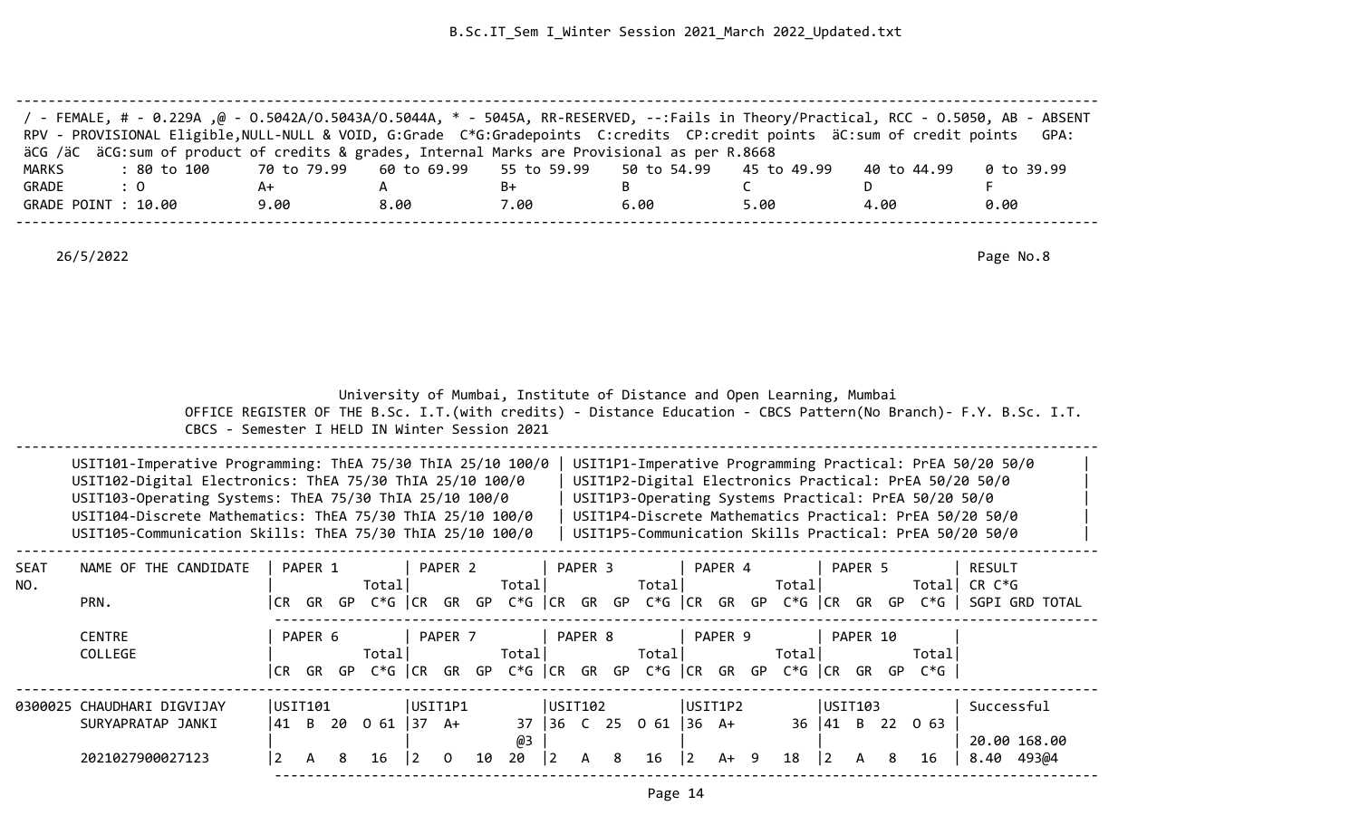/ - FEMALE, # - 0.229A ,@ - O.5042A/O.5043A/O.5044A, * - 5045A, RR-RESERVED, --:Fails in Theory/Practical, RCC - O.5050, AB - ABSENT
RPV - PROVISIONAL Eligible,NULL-NULL & VOID, G:Grade C*G:Gradepoints C:credits CP:credit points äC:sum of credit points GPA:
äCG /äC äCG:sum of product of credits & grades, Internal Marks are Provisional as per R.8668

| MARKS | : 80 to 100 | 70 to 79.99 | 60 to 69.99 | 55 to 59.99 | 50 to 54.99 | 45 to 49.99 | 40 to 44.99 | 0 to 39.99 |
|---|---|---|---|---|---|---|---|---|
| GRADE | : O | A+ | A | B+ | B | C | D | F |
| GRADE POINT | : 10.00 | 9.00 | 8.00 | 7.00 | 6.00 | 5.00 | 4.00 | 0.00 |

26/5/2022

Page No.8

University of Mumbai, Institute of Distance and Open Learning, Mumbai
OFFICE REGISTER OF THE B.Sc. I.T.(with credits) - Distance Education - CBCS Pattern(No Branch)- F.Y. B.Sc. I.T.
CBCS - Semester I HELD IN Winter Session 2021

| | |
|---|---|
| USIT101-Imperative Programming: ThEA 75/30 ThIA 25/10 100/0 | USIT1P1-Imperative Programming Practical: PrEA 50/20 50/0 |
| USIT102-Digital Electronics: ThEA 75/30 ThIA 25/10 100/0 | USIT1P2-Digital Electronics Practical: PrEA 50/20 50/0 |
| USIT103-Operating Systems: ThEA 75/30 ThIA 25/10 100/0 | USIT1P3-Operating Systems Practical: PrEA 50/20 50/0 |
| USIT104-Discrete Mathematics: ThEA 75/30 ThIA 25/10 100/0 | USIT1P4-Discrete Mathematics Practical: PrEA 50/20 50/0 |
| USIT105-Communication Skills: ThEA 75/30 ThIA 25/10 100/0 | USIT1P5-Communication Skills Practical: PrEA 50/20 50/0 |

| SEAT NO. | NAME OF THE CANDIDATE / PRN. / CENTRE / COLLEGE | PAPER 1 / PAPER 6 (CR GR GP C*G Total) | PAPER 2 / PAPER 7 (CR GR GP C*G Total) | PAPER 3 / PAPER 8 (CR GR GP C*G Total) | PAPER 4 / PAPER 9 (CR GR GP C*G Total) | PAPER 5 / PAPER 10 (CR GR GP C*G Total) | RESULT CR C*G SGPI GRD TOTAL |
|---|---|---|---|---|---|---|---|
| 0300025 | CHAUDHARI DIGVIJAY SURYAPRATAP JANKI | USIT101<br>41 B 20 O 61 | USIT1P1<br>37 A+ 37 @3 | USIT102<br>36 C 25 O 61 | USIT1P2<br>36 A+ 36 | USIT103<br>41 B 22 O 63 | Successful<br>20.00 168.00 |
| | 2021027900027123 | 2 A 8 16 | 2 O 10 20 | 2 A 8 16 | 2 A+ 9 18 | 2 A 8 16 | 8.40 493@4 |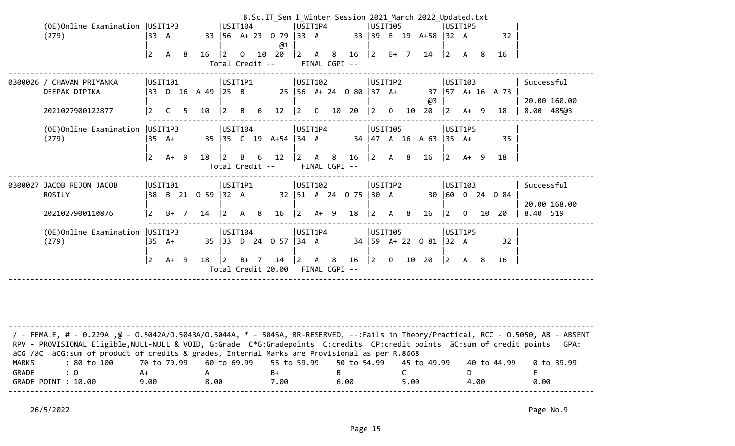B.Sc.IT_Sem I_Winter Session 2021_March 2022_Updated.txt

```
       (OE)Online Examination |USIT1P3          |USIT104          |USIT1P4          |USIT105          |USIT1P5          |
       (279)                  |33  A         33 |56  A+ 23  O 79  |33  A         33 |39  B  19  A+58  |32  A         32 |
                              |                 |              @1 |                 |                 |                 |
                              |2   A   8   16   |2   O   10  20   |2   A   8   16   |2   B+  7   14   |2   A   8   16   |
                                                 Total Credit --      FINAL CGPI --
-----------------------------------------------------------------------------------------------------------------------------
0300026 / CHAVAN PRIYANKA     |USIT101          |USIT1P1          |USIT102          |USIT1P2          |USIT103          | Successful
        DEEPAK DIPIKA         |33  D  16  A 49  |25  B         25 |56  A+ 24  O 80  |37  A+        37 |57  A+ 16  A 73  |
                              |                 |                 |                 |              @3 |                 | 20.00 160.00
        2021027900122877      |2   C   5   10   |2   B   6   12   |2   O   10  20   |2   O   10  20   |2   A+  9   18   | 8.00  485@3
                              -----------------------------------------------------------------------------------------
       (OE)Online Examination |USIT1P3          |USIT104          |USIT1P4          |USIT105          |USIT1P5          |
       (279)                  |35  A+        35 |35  C  19  A+54  |34  A         34 |47  A  16  A 63  |35  A+        35 |
                              |                 |                 |                 |                 |                 |
                              |2   A+  9   18   |2   B   6   12   |2   A   8   16   |2   A   8   16   |2   A+  9   18   |
                                                 Total Credit --      FINAL CGPI --
-----------------------------------------------------------------------------------------------------------------------------
0300027 JACOB REJON JACOB     |USIT101          |USIT1P1          |USIT102          |USIT1P2          |USIT103          | Successful
        ROSILY                |38  B  21  O 59  |32  A         32 |51  A  24  O 75  |30  A         30 |60  O  24  O 84  |
                              |                 |                 |                 |                 |                 | 20.00 168.00
        2021027900110876      |2   B+  7   14   |2   A   8   16   |2   A+  9   18   |2   A   8   16   |2   O   10  20   | 8.40  519
                              -----------------------------------------------------------------------------------------
       (OE)Online Examination |USIT1P3          |USIT104          |USIT1P4          |USIT105          |USIT1P5          |
       (279)                  |35  A+        35 |33  D  24  O 57  |34  A         34 |59  A+ 22  O 81  |32  A         32 |
                              |                 |                 |                 |                 |                 |
                              |2   A+  9   18   |2   B+  7   14   |2   A   8   16   |2   O   10  20   |2   A   8   16   |
                                                 Total Credit 20.00   FINAL CGPI --
-----------------------------------------------------------------------------------------------------------------------------
```

```
-----------------------------------------------------------------------------------------------------------------------------
 / - FEMALE, # - 0.229A ,@ - O.5042A/O.5043A/O.5044A, * - 5045A, RR-RESERVED, --:Fails in Theory/Practical, RCC - O.5050, AB - ABSENT
 RPV - PROVISIONAL Eligible,NULL-NULL & VOID, G:Grade  C*G:Gradepoints  C:credits  CP:credit points  äC:sum of credit points   GPA:
 äCG /äC  äCG:sum of product of credits & grades, Internal Marks are Provisional as per R.8668
 MARKS        : 80 to 100      70 to 79.99    60 to 69.99    55 to 59.99    50 to 54.99    45 to 49.99    40 to 44.99    0 to 39.99
 GRADE        : O              A+             A              B+             B              C              D              F
 GRADE POINT : 10.00           9.00           8.00           7.00           6.00           5.00           4.00           0.00
-----------------------------------------------------------------------------------------------------------------------------
```

26/5/2022 Page No.9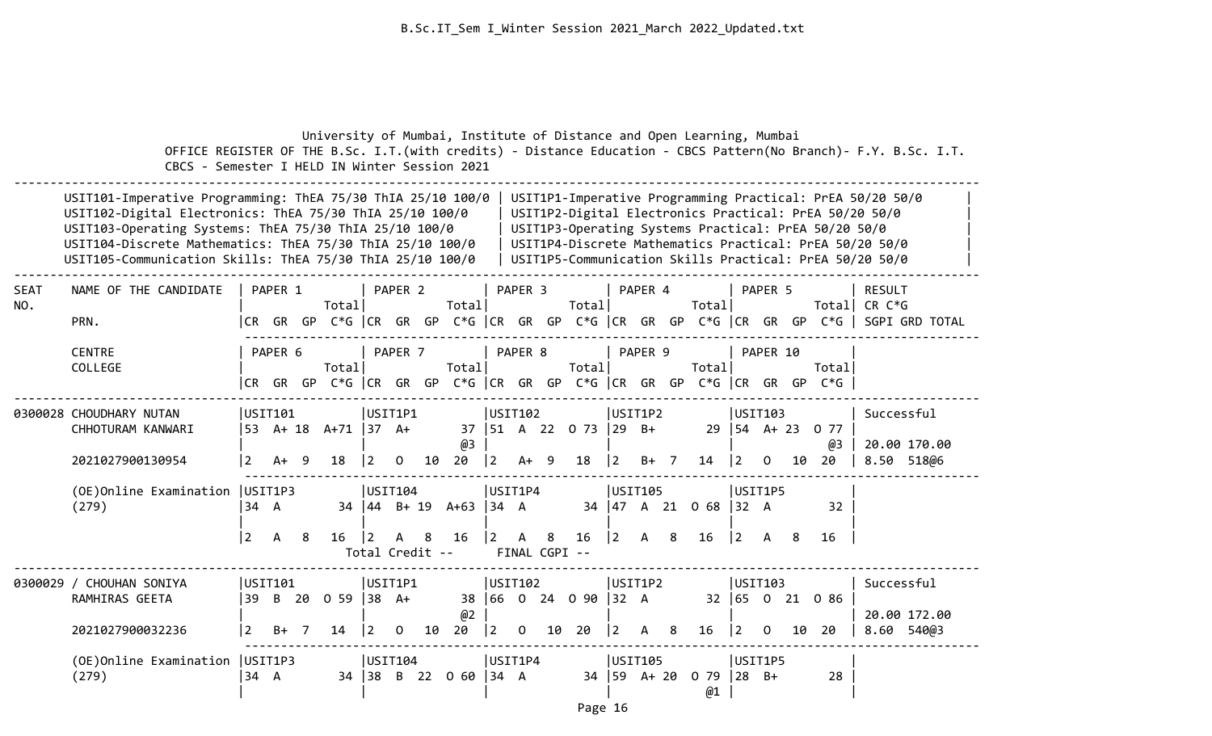University of Mumbai, Institute of Distance and Open Learning, Mumbai

OFFICE REGISTER OF THE B.Sc. I.T.(with credits) - Distance Education - CBCS Pattern(No Branch)- F.Y. B.Sc. I.T. CBCS - Semester I HELD IN Winter Session 2021

```
-------------------------------------------------------------------------------------------------------------------------------------
      USIT101-Imperative Programming: ThEA 75/30 ThIA 25/10 100/0 | USIT1P1-Imperative Programming Practical: PrEA 50/20 50/0      |
      USIT102-Digital Electronics: ThEA 75/30 ThIA 25/10 100/0    | USIT1P2-Digital Electronics Practical: PrEA 50/20 50/0         |
      USIT103-Operating Systems: ThEA 75/30 ThIA 25/10 100/0      | USIT1P3-Operating Systems Practical: PrEA 50/20 50/0           |
      USIT104-Discrete Mathematics: ThEA 75/30 ThIA 25/10 100/0   | USIT1P4-Discrete Mathematics Practical: PrEA 50/20 50/0        |
      USIT105-Communication Skills: ThEA 75/30 ThIA 25/10 100/0   | USIT1P5-Communication Skills Practical: PrEA 50/20 50/0        |
-------------------------------------------------------------------------------------------------------------------------------------
SEAT    NAME OF THE CANDIDATE    | PAPER 1          | PAPER 2          | PAPER 3          | PAPER 4          | PAPER 5          | RESULT
NO.                              |            Total|            Total|            Total|            Total|            Total| CR C*G
        PRN.                     |CR  GR  GP  C*G  |CR  GR  GP  C*G  |CR  GR  GP  C*G  |CR  GR  GP  C*G  |CR  GR  GP  C*G  | SGPI GRD TOTAL
                                  ---------------------------------------------------------------------------------------------------
        CENTRE                   | PAPER 6          | PAPER 7          | PAPER 8          | PAPER 9          | PAPER 10         |
        COLLEGE                  |            Total|            Total|            Total|            Total|            Total|
                                 |CR  GR  GP  C*G  |CR  GR  GP  C*G  |CR  GR  GP  C*G  |CR  GR  GP  C*G  |CR  GR  GP  C*G  |
-------------------------------------------------------------------------------------------------------------------------------------
0300028 CHOUDHARY NUTAN          |USIT101          |USIT1P1          |USIT102          |USIT1P2          |USIT103          | Successful
        CHHOTURAM KANWARI        |53  A+ 18  A+71  |37  A+        37 |51  A  22  O 73  |29  B+        29 |54  A+ 23  O 77  |
                                 |                 |              @3 |                 |                 |              @3 | 20.00 170.00
        2021027900130954         |2   A+  9   18   |2   O   10   20  |2   A+  9   18   |2   B+  7   14   |2   O   10   20  | 8.50  518@6
                                  ---------------------------------------------------------------------------------------------------
        (OE)Online Examination   |USIT1P3          |USIT104          |USIT1P4          |USIT105          |USIT1P5          |
        (279)                    |34  A        34  |44  B+ 19  A+63  |34  A        34  |47  A  21  O 68  |32  A        32  |
                                 |                 |                 |                 |                 |                 |
                                 |2   A   8   16   |2   A   8   16   |2   A   8   16   |2   A   8   16   |2   A   8   16   |
                                          Total Credit --      FINAL CGPI --
-------------------------------------------------------------------------------------------------------------------------------------
0300029 / CHOUHAN SONIYA         |USIT101          |USIT1P1          |USIT102          |USIT1P2          |USIT103          | Successful
        RAMHIRAS GEETA           |39  B  20  O 59  |38  A+        38 |66  O  24  O 90  |32  A        32  |65  O  21  O 86  |
                                 |                 |              @2 |                 |                 |                 | 20.00 172.00
        2021027900032236         |2   B+  7   14   |2   O   10   20  |2   O   10   20  |2   A   8   16   |2   O   10   20  | 8.60  540@3
                                  ---------------------------------------------------------------------------------------------------
        (OE)Online Examination   |USIT1P3          |USIT104          |USIT1P4          |USIT105          |USIT1P5          |
        (279)                    |34  A        34  |38  B  22  O 60  |34  A        34  |59  A+ 20  O 79  |28  B+        28 |
                                 |                 |                 |                 |              @1 |                 |
```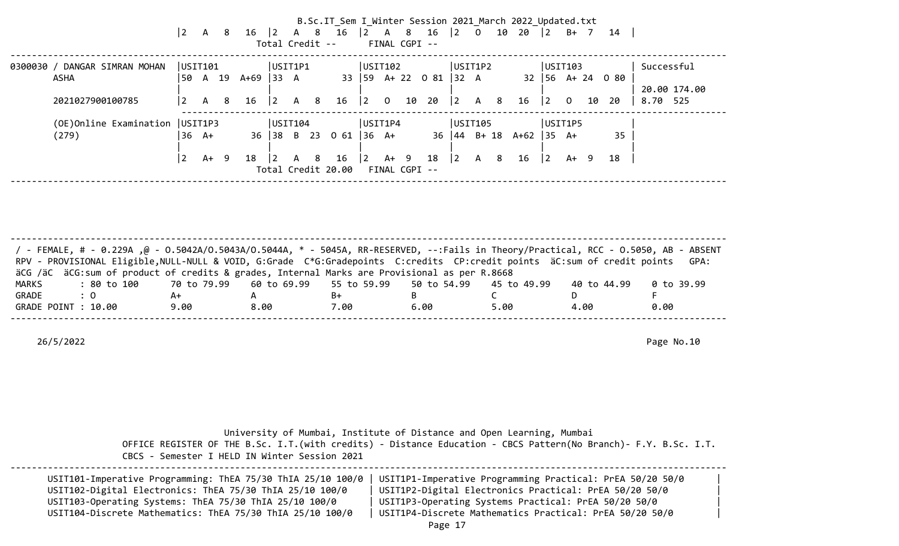B.Sc.IT_Sem I_Winter Session 2021_March 2022_Updated.txt

```
                     |2   A   8   16  |2   A   8   16  |2   A   8   16  |2   O   10  20  |2   B+  7   14  |
                                       Total Credit --     FINAL CGPI --
-----------------------------------------------------------------------------------------------------------------------
0300030 / DANGAR SIMRAN MOHAN  |USIT101         |USIT1P1         |USIT102         |USIT1P2         |USIT103         | Successful
        ASHA                   |50  A  19  A+69 |33  A        33 |59  A+ 22  O 81 |32  A        32 |56  A+ 24  O 80 |
                               |                |                |                |                |                | 20.00 174.00
        2021027900100785       |2   A   8   16  |2   A   8   16  |2   O   10  20  |2   A   8   16  |2   O   10  20  | 8.70  525
                               ----------------------------------------------------------------------------------
        (OE)Online Examination |USIT1P3         |USIT104         |USIT1P4         |USIT105         |USIT1P5         |
        (279)                  |36  A+       36 |38  B  23  O 61 |36  A+       36 |44  B+ 18  A+62 |35  A+       35 |
                               |                |                |                |                |                |
                               |2   A+  9   18  |2   A   8   16  |2   A+  9   18  |2   A   8   16  |2   A+  9   18  |
                                       Total Credit 20.00  FINAL CGPI --
-----------------------------------------------------------------------------------------------------------------------
```

```
-----------------------------------------------------------------------------------------------------------------------
/ - FEMALE, # - 0.229A ,@ - O.5042A/O.5043A/O.5044A, * - 5045A, RR-RESERVED, --:Fails in Theory/Practical, RCC - O.5050, AB - ABSENT
RPV - PROVISIONAL Eligible,NULL-NULL & VOID, G:Grade  C*G:Gradepoints  C:credits  CP:credit points  äC:sum of credit points   GPA:
äCG /äC  äCG:sum of product of credits & grades, Internal Marks are Provisional as per R.8668
MARKS        : 80 to 100      70 to 79.99    60 to 69.99    55 to 59.99    50 to 54.99    45 to 49.99    40 to 44.99    0 to 39.99
GRADE        : O              A+             A              B+             B              C              D              F
GRADE POINT : 10.00           9.00           8.00           7.00           6.00           5.00           4.00           0.00
-----------------------------------------------------------------------------------------------------------------------
```

26/5/2022

Page No.10

University of Mumbai, Institute of Distance and Open Learning, Mumbai

OFFICE REGISTER OF THE B.Sc. I.T.(with credits) - Distance Education - CBCS Pattern(No Branch)- F.Y. B.Sc. I.T.

CBCS - Semester I HELD IN Winter Session 2021

```
-----------------------------------------------------------------------------------------------------------------------
USIT101-Imperative Programming: ThEA 75/30 ThIA 25/10 100/0 | USIT1P1-Imperative Programming Practical: PrEA 50/20 50/0      |
USIT102-Digital Electronics: ThEA 75/30 ThIA 25/10 100/0    | USIT1P2-Digital Electronics Practical: PrEA 50/20 50/0         |
USIT103-Operating Systems: ThEA 75/30 ThIA 25/10 100/0      | USIT1P3-Operating Systems Practical: PrEA 50/20 50/0           |
USIT104-Discrete Mathematics: ThEA 75/30 ThIA 25/10 100/0   | USIT1P4-Discrete Mathematics Practical: PrEA 50/20 50/0        |
```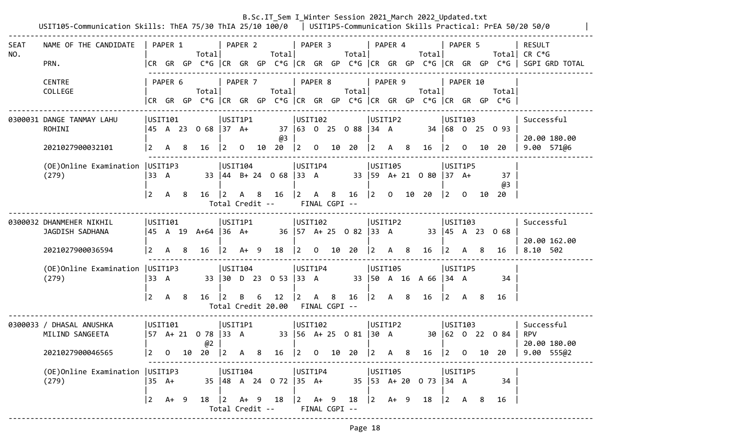B.Sc.IT_Sem I_Winter Session 2021_March 2022_Updated.txt

USIT105-Communication Skills: ThEA 75/30 ThIA 25/10 100/0 | USIT1P5-Communication Skills Practical: PrEA 50/20 50/0

| SEAT NO. | NAME OF THE CANDIDATE / PRN. / CENTRE / COLLEGE | PAPER 1 / PAPER 6 (CR GR GP C*G Total) | PAPER 2 / PAPER 7 (CR GR GP C*G Total) | PAPER 3 / PAPER 8 (CR GR GP C*G Total) | PAPER 4 / PAPER 9 (CR GR GP C*G Total) | PAPER 5 / PAPER 10 (CR GR GP C*G Total) | RESULT / CR C*G / SGPI GRD TOTAL |
|---|---|---|---|---|---|---|---|
| 0300031 | DANGE TANMAY LAHU ROHINI | USIT101: 45 A 23 O 68; 2 A 8 16 | USIT1P1: 37 A+ 37 @3; 2 O 10 20 | USIT102: 63 O 25 O 88; 2 O 10 20 | USIT1P2: 34 A 34; 2 A 8 16 | USIT103: 68 O 25 O 93; 2 O 10 20 | Successful; 20.00 180.00; 9.00 571@6 |
| | 2021027900032101 | | | | | | |
| | (OE)Online Examination (279) | USIT1P3: 33 A 33; 2 A 8 16 | USIT104: 44 B+ 24 O 68; 2 A 8 16 | USIT1P4: 33 A 33; 2 A 8 16 | USIT105: 59 A+ 21 O 80; 2 O 10 20 | USIT1P5: 37 A+ 37 @3; 2 O 10 20 | |
| | | Total Credit -- | FINAL CGPI -- | | | | |
| 0300032 | DHANMEHER NIKHIL JAGDISH SADHANA | USIT101: 45 A 19 A+64; 2 A 8 16 | USIT1P1: 36 A+ 36; 2 A+ 9 18 | USIT102: 57 A+ 25 O 82; 2 O 10 20 | USIT1P2: 33 A 33; 2 A 8 16 | USIT103: 45 A 23 O 68; 2 A 8 16 | Successful; 20.00 162.00; 8.10 502 |
| | 2021027900036594 | | | | | | |
| | (OE)Online Examination (279) | USIT1P3: 33 A 33; 2 A 8 16 | USIT104: 30 D 23 O 53; 2 B 6 12 | USIT1P4: 33 A 33; 2 A 8 16 | USIT105: 50 A 16 A 66; 2 A 8 16 | USIT1P5: 34 A 34; 2 A 8 16 | |
| | | Total Credit 20.00 | FINAL CGPI -- | | | | |
| 0300033 / | DHASAL ANUSHKA MILIND SANGEETA | USIT101: 57 A+ 21 O 78 @2; 2 O 10 20 | USIT1P1: 33 A 33; 2 A 8 16 | USIT102: 56 A+ 25 O 81; 2 O 10 20 | USIT1P2: 30 A 30; 2 A 8 16 | USIT103: 62 O 22 O 84; 2 O 10 20 | Successful; RPV; 20.00 180.00; 9.00 555@2 |
| | 2021027900046565 | | | | | | |
| | (OE)Online Examination (279) | USIT1P3: 35 A+ 35; 2 A+ 9 18 | USIT104: 48 A 24 O 72; 2 A+ 9 18 | USIT1P4: 35 A+ 35; 2 A+ 9 18 | USIT105: 53 A+ 20 O 73; 2 A+ 9 18 | USIT1P5: 34 A 34; 2 A 8 16 | |
| | | Total Credit -- | FINAL CGPI -- | | | | |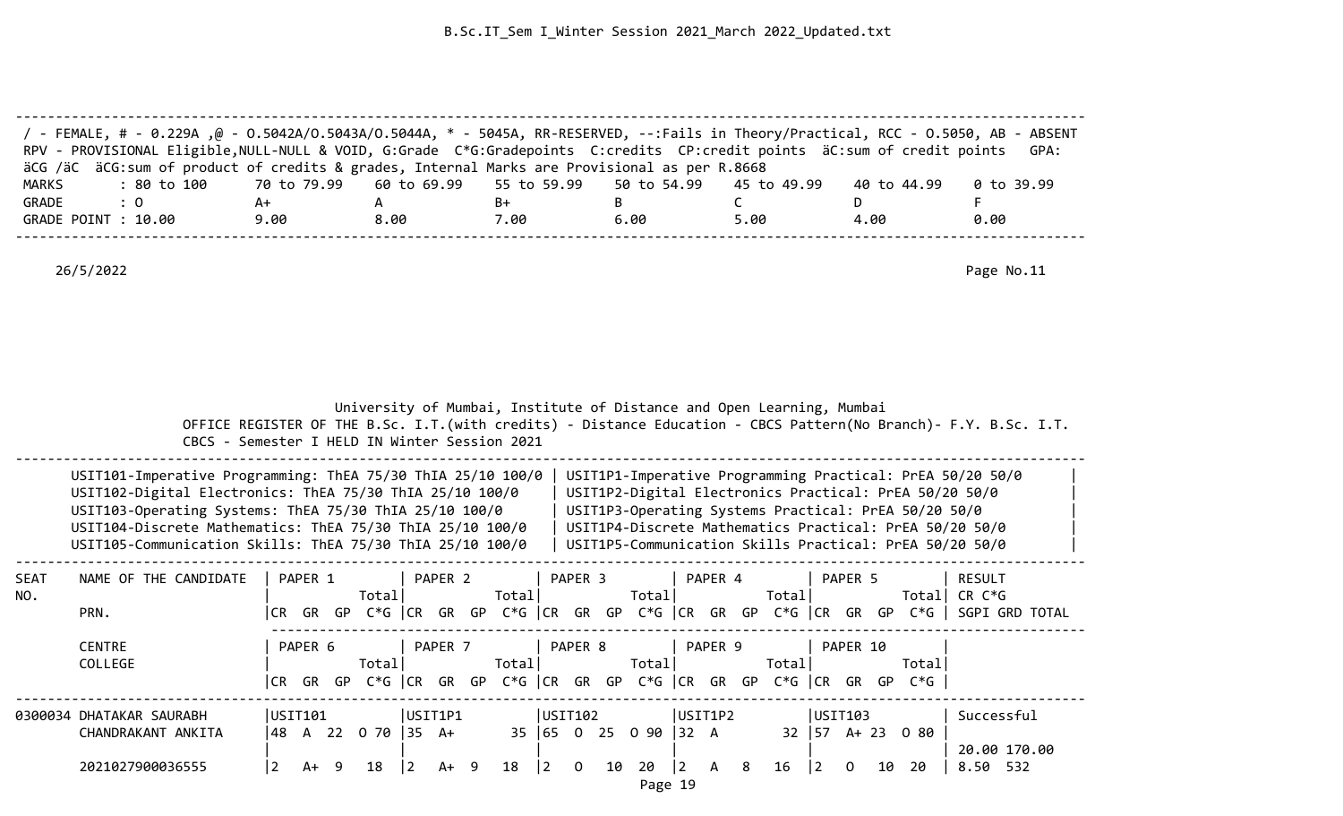/ - FEMALE, # - 0.229A ,@ - O.5042A/O.5043A/O.5044A, * - 5045A, RR-RESERVED, --:Fails in Theory/Practical, RCC - O.5050, AB - ABSENT
RPV - PROVISIONAL Eligible,NULL-NULL & VOID, G:Grade C*G:Gradepoints C:credits CP:credit points äC:sum of credit points GPA:
äCG /äC äCG:sum of product of credits & grades, Internal Marks are Provisional as per R.8668

| MARKS | : 80 to 100 | 70 to 79.99 | 60 to 69.99 | 55 to 59.99 | 50 to 54.99 | 45 to 49.99 | 40 to 44.99 | 0 to 39.99 |
|---|---|---|---|---|---|---|---|---|
| GRADE | : O | A+ | A | B+ | B | C | D | F |
| GRADE POINT | : 10.00 | 9.00 | 8.00 | 7.00 | 6.00 | 5.00 | 4.00 | 0.00 |

26/5/2022

Page No.11

University of Mumbai, Institute of Distance and Open Learning, Mumbai
OFFICE REGISTER OF THE B.Sc. I.T.(with credits) - Distance Education - CBCS Pattern(No Branch)- F.Y. B.Sc. I.T.
CBCS - Semester I HELD IN Winter Session 2021

| Theory | Practical |
|---|---|
| USIT101-Imperative Programming: ThEA 75/30 ThIA 25/10 100/0 | USIT1P1-Imperative Programming Practical: PrEA 50/20 50/0 |
| USIT102-Digital Electronics: ThEA 75/30 ThIA 25/10 100/0 | USIT1P2-Digital Electronics Practical: PrEA 50/20 50/0 |
| USIT103-Operating Systems: ThEA 75/30 ThIA 25/10 100/0 | USIT1P3-Operating Systems Practical: PrEA 50/20 50/0 |
| USIT104-Discrete Mathematics: ThEA 75/30 ThIA 25/10 100/0 | USIT1P4-Discrete Mathematics Practical: PrEA 50/20 50/0 |
| USIT105-Communication Skills: ThEA 75/30 ThIA 25/10 100/0 | USIT1P5-Communication Skills Practical: PrEA 50/20 50/0 |

| SEAT NO. | NAME OF THE CANDIDATE / PRN. / CENTRE / COLLEGE | PAPER 1 / PAPER 6 (CR GR GP C*G Total) | PAPER 2 / PAPER 7 (CR GR GP C*G Total) | PAPER 3 / PAPER 8 (CR GR GP C*G Total) | PAPER 4 / PAPER 9 (CR GR GP C*G Total) | PAPER 5 / PAPER 10 (CR GR GP C*G Total) | RESULT / CR C*G / SGPI GRD TOTAL |
|---|---|---|---|---|---|---|---|
| 0300034 | DHATAKAR SAURABH CHANDRAKANT ANKITA | USIT101<br>48 A 22 O 70<br>2 A+ 9 18 | USIT1P1<br>35 A+ 35<br>2 A+ 9 18 | USIT102<br>65 O 25 O 90<br>2 O 10 20 | USIT1P2<br>32 A 32<br>2 A 8 16 | USIT103<br>57 A+ 23 O 80<br>2 O 10 20 | Successful<br>20.00 170.00<br>8.50 532 |
| | 2021027900036555 | | | | | | |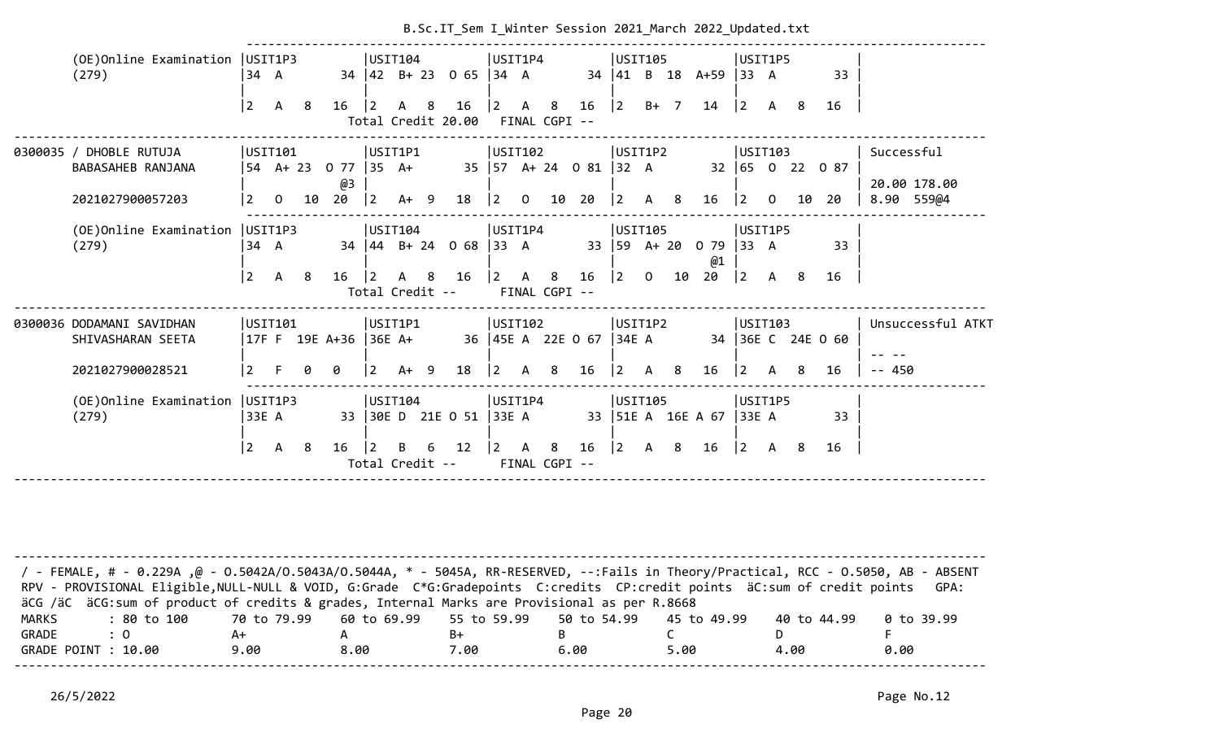```
        (OE)Online Examination |USIT1P3         |USIT104         |USIT1P4          |USIT105         |USIT1P5          |
        (279)                  |34  A        34 |42  B+ 23  O 65 |34  A        34  |41  B  18  A+59 |33  A        33  |
                               |                |                |                 |                |                 |
                               |2   A   8   16  |2   A   8   16  |2   A   8   16   |2   B+  7   14  |2   A   8   16   |
                                                 Total Credit 20.00   FINAL CGPI --
----------------------------------------------------------------------------------------------------------------------------------
0300035 / DHOBLE RUTUJA        |USIT101         |USIT1P1         |USIT102          |USIT1P2         |USIT103          | Successful
        BABASAHEB RANJANA      |54  A+ 23  O 77 |35  A+       35 |57  A+ 24  O 81  |32  A        32 |65  O  22  O 87  |
                               |           @3   |                |                 |                |                 | 20.00 178.00
        2021027900057203       |2   O   10  20  |2   A+  9   18  |2   O   10  20   |2   A   8   16  |2   O   10  20   | 8.90  559@4
        -------------------------------------------------------------------------------------------------------------------
        (OE)Online Examination |USIT1P3         |USIT104         |USIT1P4          |USIT105         |USIT1P5          |
        (279)                  |34  A        34 |44  B+ 24  O 68 |33  A        33  |59  A+ 20  O 79 |33  A        33  |
                               |                |                |                 |           @1   |                 |
                               |2   A   8   16  |2   A   8   16  |2   A   8   16   |2   O   10  20  |2   A   8   16   |
                                                 Total Credit --      FINAL CGPI --
----------------------------------------------------------------------------------------------------------------------------------
0300036 DODAMANI SAVIDHAN      |USIT101         |USIT1P1         |USIT102          |USIT1P2         |USIT103          | Unsuccessful ATKT
        SHIVASHARAN SEETA      |17F F  19E A+36 |36E A+       36 |45E A  22E O 67  |34E A        34 |36E C  24E O 60  |
                               |                |                |                 |                |                 | -- --
        2021027900028521       |2   F   0   0   |2   A+  9   18  |2   A   8   16   |2   A   8   16  |2   A   8   16   | -- 450
        -------------------------------------------------------------------------------------------------------------------
        (OE)Online Examination |USIT1P3         |USIT104         |USIT1P4          |USIT105         |USIT1P5          |
        (279)                  |33E A        33 |30E D  21E O 51 |33E A        33  |51E A  16E A 67 |33E A        33  |
                               |                |                |                 |                |                 |
                               |2   A   8   16  |2   B   6   12  |2   A   8   16   |2   A   8   16  |2   A   8   16   |
                                                 Total Credit --      FINAL CGPI --
----------------------------------------------------------------------------------------------------------------------------------
```

/ - FEMALE, # - 0.229A ,@ - O.5042A/O.5043A/O.5044A, * - 5045A, RR-RESERVED, --:Fails in Theory/Practical, RCC - O.5050, AB - ABSENT
RPV - PROVISIONAL Eligible,NULL-NULL & VOID, G:Grade C*G:Gradepoints C:credits CP:credit points äC:sum of credit points GPA: äCG /äC äCG:sum of product of credits & grades, Internal Marks are Provisional as per R.8668

| MARKS | : 80 to 100 | 70 to 79.99 | 60 to 69.99 | 55 to 59.99 | 50 to 54.99 | 45 to 49.99 | 40 to 44.99 | 0 to 39.99 |
|---|---|---|---|---|---|---|---|---|
| GRADE | : O | A+ | A | B+ | B | C | D | F |
| GRADE POINT | : 10.00 | 9.00 | 8.00 | 7.00 | 6.00 | 5.00 | 4.00 | 0.00 |

26/5/2022

Page No.12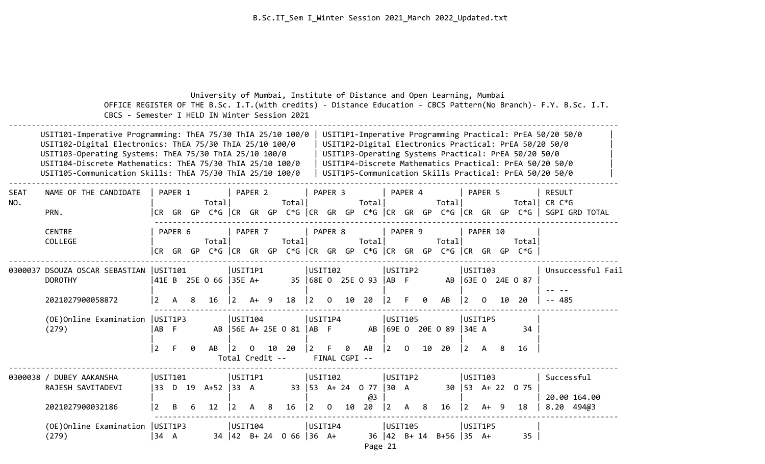University of Mumbai, Institute of Distance and Open Learning, Mumbai

OFFICE REGISTER OF THE B.Sc. I.T.(with credits) - Distance Education - CBCS Pattern(No Branch)- F.Y. B.Sc. I.T. CBCS - Semester I HELD IN Winter Session 2021

| | |
|---|---|
| USIT101-Imperative Programming: ThEA 75/30 ThIA 25/10 100/0 | USIT1P1-Imperative Programming Practical: PrEA 50/20 50/0 |
| USIT102-Digital Electronics: ThEA 75/30 ThIA 25/10 100/0 | USIT1P2-Digital Electronics Practical: PrEA 50/20 50/0 |
| USIT103-Operating Systems: ThEA 75/30 ThIA 25/10 100/0 | USIT1P3-Operating Systems Practical: PrEA 50/20 50/0 |
| USIT104-Discrete Mathematics: ThEA 75/30 ThIA 25/10 100/0 | USIT1P4-Discrete Mathematics Practical: PrEA 50/20 50/0 |
| USIT105-Communication Skills: ThEA 75/30 ThIA 25/10 100/0 | USIT1P5-Communication Skills Practical: PrEA 50/20 50/0 |

| SEAT NO. | NAME OF THE CANDIDATE / PRN. / CENTRE / COLLEGE | PAPER 1 / PAPER 6 (CR GR GP C*G Total) | PAPER 2 / PAPER 7 (CR GR GP C*G Total) | PAPER 3 / PAPER 8 (CR GR GP C*G Total) | PAPER 4 / PAPER 9 (CR GR GP C*G Total) | PAPER 5 / PAPER 10 (CR GR GP C*G Total) | RESULT CR C*G SGPI GRD TOTAL |
|---|---|---|---|---|---|---|---|
| 0300037 | DSOUZA OSCAR SEBASTIAN DOROTHY | USIT101 41E B 25E O 66 | USIT1P1 35E A+ 35 | USIT102 68E O 25E O 93 | USIT1P2 AB F AB | USIT103 63E O 24E O 87 | Unsuccessful Fail |
| | | | | | | | -- -- |
| | 2021027900058872 | 2 A 8 16 | 2 A+ 9 18 | 2 O 10 20 | 2 F 0 AB | 2 O 10 20 | -- 485 |
| | (OE)Online Examination (279) | USIT1P3 AB F AB | USIT104 56E A+ 25E O 81 | USIT1P4 AB F AB | USIT105 69E O 20E O 89 | USIT1P5 34E A 34 | |
| | | 2 F 0 AB | 2 O 10 20 | 2 F 0 AB | 2 O 10 20 | 2 A 8 16 | |
| | | | Total Credit -- | FINAL CGPI -- | | | |
| 0300038 | / DUBEY AAKANSHA RAJESH SAVITADEVI | USIT101 33 D 19 A+52 | USIT1P1 33 A 33 | USIT102 53 A+ 24 O 77 @3 | USIT1P2 30 A 30 | USIT103 53 A+ 22 O 75 | Successful |
| | | | | | | | 20.00 164.00 |
| | 2021027900032186 | 2 B 6 12 | 2 A 8 16 | 2 O 10 20 | 2 A 8 16 | 2 A+ 9 18 | 8.20 494@3 |
| | (OE)Online Examination (279) | USIT1P3 34 A 34 | USIT104 42 B+ 24 O 66 | USIT1P4 36 A+ 36 | USIT105 42 B+ 14 B+56 | USIT1P5 35 A+ 35 | |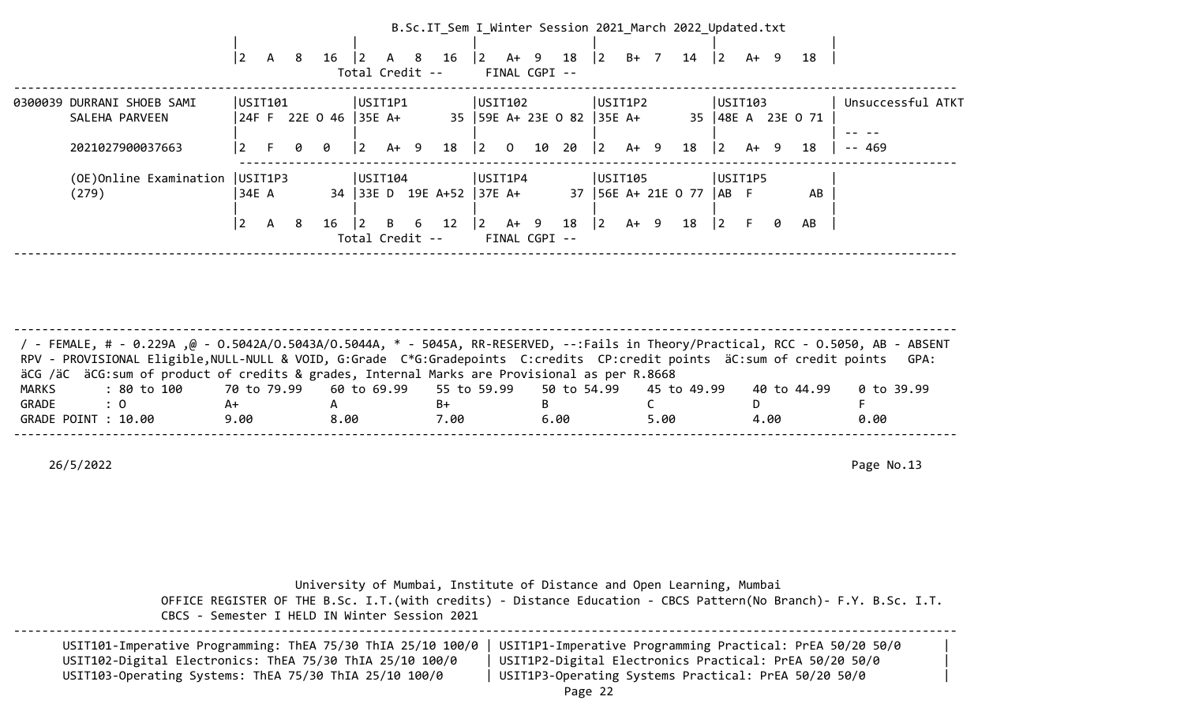```
               |2   A   8   16  |2   A   8   16  |2   A+  9   18  |2   B+  7   14  |2   A+  9   18  |
                              Total Credit --      FINAL CGPI --
---------------------------------------------------------------------------------------------------------------------------
0300039 DURRANI SHOEB SAMI     |USIT101         |USIT1P1         |USIT102         |USIT1P2         |USIT103         | Unsuccessful ATKT
        SALEHA PARVEEN         |24F F  22E O 46 |35E A+       35 |59E A+ 23E O 82 |35E A+       35 |48E A  23E O 71 |
                               |                |                |                |                |                | -- --
        2021027900037663       |2   F   0   0   |2   A+  9   18  |2   O   10  20  |2   A+  9   18  |2   A+  9   18  | -- 469
                               ------------------------------------------------------------------------------------
        (OE)Online Examination |USIT1P3         |USIT104         |USIT1P4         |USIT105         |USIT1P5         |
        (279)                  |34E A       34  |33E D  19E A+52 |37E A+       37 |56E A+ 21E O 77 |AB  F        AB |
                               |                |                |                |                |                |
                               |2   A   8   16  |2   B   6   12  |2   A+  9   18  |2   A+  9   18  |2   F   0   AB  |
                              Total Credit --      FINAL CGPI --
---------------------------------------------------------------------------------------------------------------------------
```

```
---------------------------------------------------------------------------------------------------------------------------
 / - FEMALE, # - 0.229A ,@ - O.5042A/O.5043A/O.5044A, * - 5045A, RR-RESERVED, --:Fails in Theory/Practical, RCC - O.5050, AB - ABSENT
 RPV - PROVISIONAL Eligible,NULL-NULL & VOID, G:Grade  C*G:Gradepoints  C:credits  CP:credit points  äC:sum of credit points   GPA:
 äCG /äC  äCG:sum of product of credits & grades, Internal Marks are Provisional as per R.8668
 MARKS       : 80 to 100      70 to 79.99    60 to 69.99    55 to 59.99    50 to 54.99    45 to 49.99    40 to 44.99    0 to 39.99
 GRADE       : O              A+             A              B+             B              C              D              F
 GRADE POINT : 10.00          9.00           8.00           7.00           6.00           5.00           4.00           0.00
---------------------------------------------------------------------------------------------------------------------------
```

26/5/2022

University of Mumbai, Institute of Distance and Open Learning, Mumbai

OFFICE REGISTER OF THE B.Sc. I.T.(with credits) - Distance Education - CBCS Pattern(No Branch)- F.Y. B.Sc. I.T.

CBCS - Semester I HELD IN Winter Session 2021

```
---------------------------------------------------------------------------------------------------------------------------
      USIT101-Imperative Programming: ThEA 75/30 ThIA 25/10 100/0 | USIT1P1-Imperative Programming Practical: PrEA 50/20 50/0      |
      USIT102-Digital Electronics: ThEA 75/30 ThIA 25/10 100/0    | USIT1P2-Digital Electronics Practical: PrEA 50/20 50/0         |
      USIT103-Operating Systems: ThEA 75/30 ThIA 25/10 100/0      | USIT1P3-Operating Systems Practical: PrEA 50/20 50/0           |
```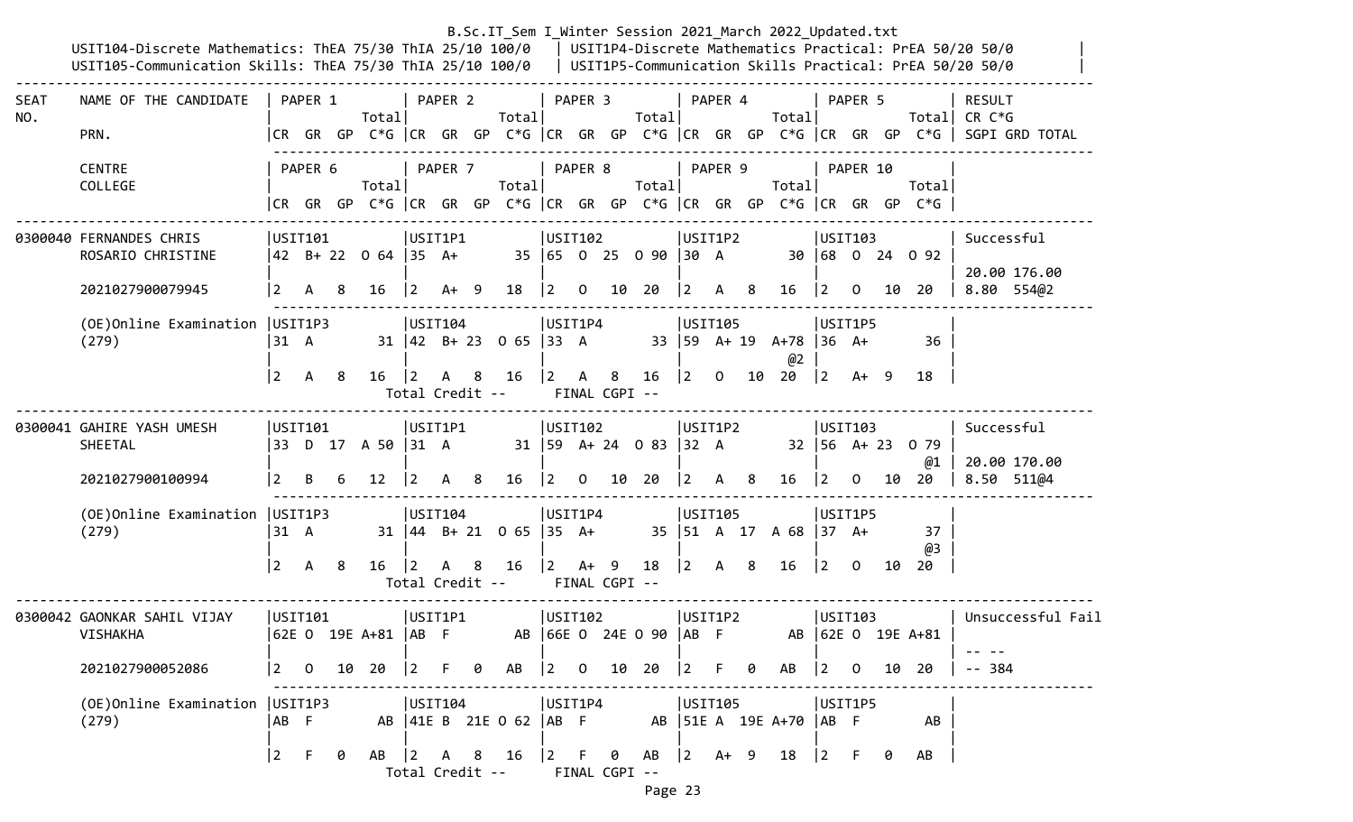B.Sc.IT_Sem I_Winter Session 2021_March 2022_Updated.txt

USIT104-Discrete Mathematics: ThEA 75/30 ThIA 25/10 100/0 | USIT1P4-Discrete Mathematics Practical: PrEA 50/20 50/0 |
USIT105-Communication Skills: ThEA 75/30 ThIA 25/10 100/0 | USIT1P5-Communication Skills Practical: PrEA 50/20 50/0 |

```
-------------------------------------------------------------------------------------------------------------------------------------------------------
SEAT    NAME OF THE CANDIDATE   | PAPER 1          | PAPER 2          | PAPER 3          | PAPER 4          | PAPER 5          | RESULT
NO.                             |             Total|             Total|             Total|             Total|             Total| CR C*G
        PRN.                    |CR  GR  GP  C*G  |CR  GR  GP  C*G  |CR  GR  GP  C*G  |CR  GR  GP  C*G  |CR  GR  GP  C*G  | SGPI GRD TOTAL
                                 -------------------------------------------------------------------------------------------------------
        CENTRE                  | PAPER 6          | PAPER 7          | PAPER 8          | PAPER 9          | PAPER 10         |
        COLLEGE                 |             Total|             Total|             Total|             Total|             Total|
                                |CR  GR  GP  C*G  |CR  GR  GP  C*G  |CR  GR  GP  C*G  |CR  GR  GP  C*G  |CR  GR  GP  C*G  |
-------------------------------------------------------------------------------------------------------------------------------------------------------
0300040 FERNANDES CHRIS         |USIT101           |USIT1P1           |USIT102           |USIT1P2           |USIT103           | Successful
        ROSARIO CHRISTINE       |42  B+ 22  O 64  |35  A+        35  |65  O  25  O 90  |30  A         30  |68  O  24  O 92  |
                                |                  |                  |                  |                  |                  | 20.00 176.00
        2021027900079945        |2   A   8   16   |2   A+  9   18   |2   O   10  20   |2   A   8   16   |2   O   10  20   | 8.80  554@2
                                 -------------------------------------------------------------------------------------------------------
        (OE)Online Examination  |USIT1P3           |USIT104           |USIT1P4           |USIT105           |USIT1P5           |
        (279)                   |31  A         31  |42  B+ 23  O 65  |33  A         33  |59  A+ 19  A+78  |36  A+        36  |
                                |                  |                  |                  |              @2  |                  |
                                |2   A   8   16   |2   A   8   16   |2   A   8   16   |2   O   10  20   |2   A+  9   18   |
                                          Total Credit --      FINAL CGPI --
-------------------------------------------------------------------------------------------------------------------------------------------------------
0300041 GAHIRE YASH UMESH       |USIT101           |USIT1P1           |USIT102           |USIT1P2           |USIT103           | Successful
        SHEETAL                 |33  D  17  A 50  |31  A         31  |59  A+ 24  O 83  |32  A         32  |56  A+ 23  O 79  |
                                |                  |                  |                  |                  |              @1  | 20.00 170.00
        2021027900100994        |2   B   6   12   |2   A   8   16   |2   O   10  20   |2   A   8   16   |2   O   10  20   | 8.50  511@4
                                 -------------------------------------------------------------------------------------------------------
        (OE)Online Examination  |USIT1P3           |USIT104           |USIT1P4           |USIT105           |USIT1P5           |
        (279)                   |31  A         31  |44  B+ 21  O 65  |35  A+        35  |51  A  17  A 68  |37  A+        37  |
                                |                  |                  |                  |                  |              @3  |
                                |2   A   8   16   |2   A   8   16   |2   A+  9   18   |2   A   8   16   |2   O   10  20   |
                                          Total Credit --      FINAL CGPI --
-------------------------------------------------------------------------------------------------------------------------------------------------------
0300042 GAONKAR SAHIL VIJAY     |USIT101           |USIT1P1           |USIT102           |USIT1P2           |USIT103           | Unsuccessful Fail
        VISHAKHA                |62E O  19E A+81  |AB  F         AB  |66E O  24E O 90  |AB  F         AB  |62E O  19E A+81  |
                                |                  |                  |                  |                  |                  | -- --
        2021027900052086        |2   O   10  20   |2   F   0   AB   |2   O   10  20   |2   F   0   AB   |2   O   10  20   | -- 384
                                 -------------------------------------------------------------------------------------------------------
        (OE)Online Examination  |USIT1P3           |USIT104           |USIT1P4           |USIT105           |USIT1P5           |
        (279)                   |AB  F         AB  |41E B  21E O 62  |AB  F         AB  |51E A  19E A+70  |AB  F         AB  |
                                |                  |                  |                  |                  |                  |
                                |2   F   0   AB   |2   A   8   16   |2   F   0   AB   |2   A+  9   18   |2   F   0   AB   |
                                          Total Credit --      FINAL CGPI --
```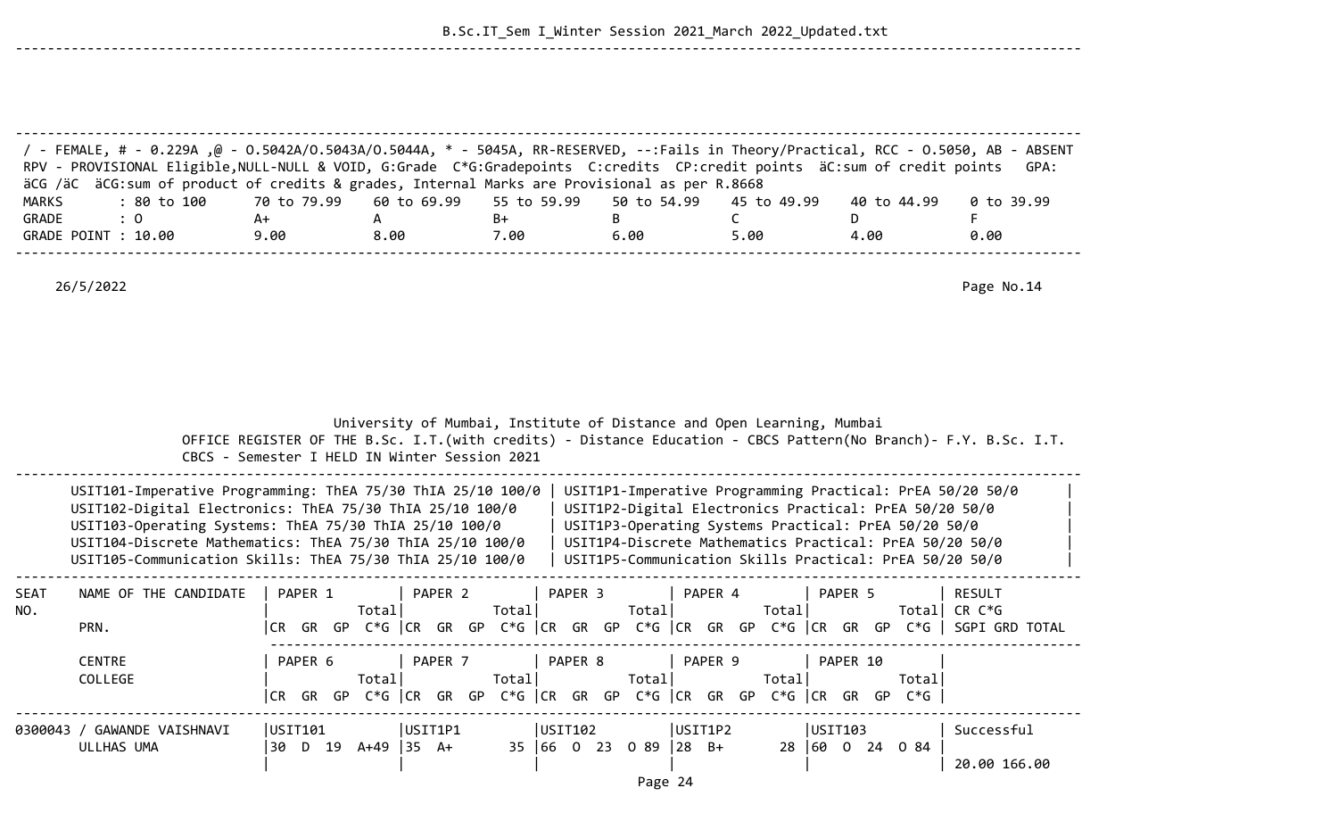/ - FEMALE, # - 0.229A ,@ - O.5042A/O.5043A/O.5044A, * - 5045A, RR-RESERVED, --:Fails in Theory/Practical, RCC - O.5050, AB - ABSENT
RPV - PROVISIONAL Eligible,NULL-NULL & VOID, G:Grade C*G:Gradepoints C:credits CP:credit points äC:sum of credit points GPA: äCG /äC äCG:sum of product of credits & grades, Internal Marks are Provisional as per R.8668

| MARKS | : 80 to 100 | 70 to 79.99 | 60 to 69.99 | 55 to 59.99 | 50 to 54.99 | 45 to 49.99 | 40 to 44.99 | 0 to 39.99 |
|---|---|---|---|---|---|---|---|---|
| GRADE | : O | A+ | A | B+ | B | C | D | F |
| GRADE POINT | : 10.00 | 9.00 | 8.00 | 7.00 | 6.00 | 5.00 | 4.00 | 0.00 |

26/5/2022

Page No.14

University of Mumbai, Institute of Distance and Open Learning, Mumbai

OFFICE REGISTER OF THE B.Sc. I.T.(with credits) - Distance Education - CBCS Pattern(No Branch)- F.Y. B.Sc. I.T. CBCS - Semester I HELD IN Winter Session 2021

USIT101-Imperative Programming: ThEA 75/30 ThIA 25/10 100/0 | USIT1P1-Imperative Programming Practical: PrEA 50/20 50/0
USIT102-Digital Electronics: ThEA 75/30 ThIA 25/10 100/0 | USIT1P2-Digital Electronics Practical: PrEA 50/20 50/0
USIT103-Operating Systems: ThEA 75/30 ThIA 25/10 100/0 | USIT1P3-Operating Systems Practical: PrEA 50/20 50/0
USIT104-Discrete Mathematics: ThEA 75/30 ThIA 25/10 100/0 | USIT1P4-Discrete Mathematics Practical: PrEA 50/20 50/0
USIT105-Communication Skills: ThEA 75/30 ThIA 25/10 100/0 | USIT1P5-Communication Skills Practical: PrEA 50/20 50/0

| SEAT NO. | NAME OF THE CANDIDATE / PRN. | PAPER 1 (CR GR GP C*G Total) | PAPER 2 (CR GR GP C*G Total) | PAPER 3 (CR GR GP C*G Total) | PAPER 4 (CR GR GP C*G Total) | PAPER 5 (CR GR GP C*G Total) | RESULT CR C*G SGPI GRD TOTAL |
|---|---|---|---|---|---|---|---|
| | CENTRE / COLLEGE | PAPER 6 (CR GR GP C*G Total) | PAPER 7 (CR GR GP C*G Total) | PAPER 8 (CR GR GP C*G Total) | PAPER 9 (CR GR GP C*G Total) | PAPER 10 (CR GR GP C*G Total) | |
| 0300043 | / GAWANDE VAISHNAVI ULLHAS UMA | USIT101 30 D 19 A+49 | USIT1P1 35 A+ 35 | USIT102 66 O 23 O 89 | USIT1P2 28 B+ 28 | USIT103 60 O 24 O 84 | Successful 20.00 166.00 |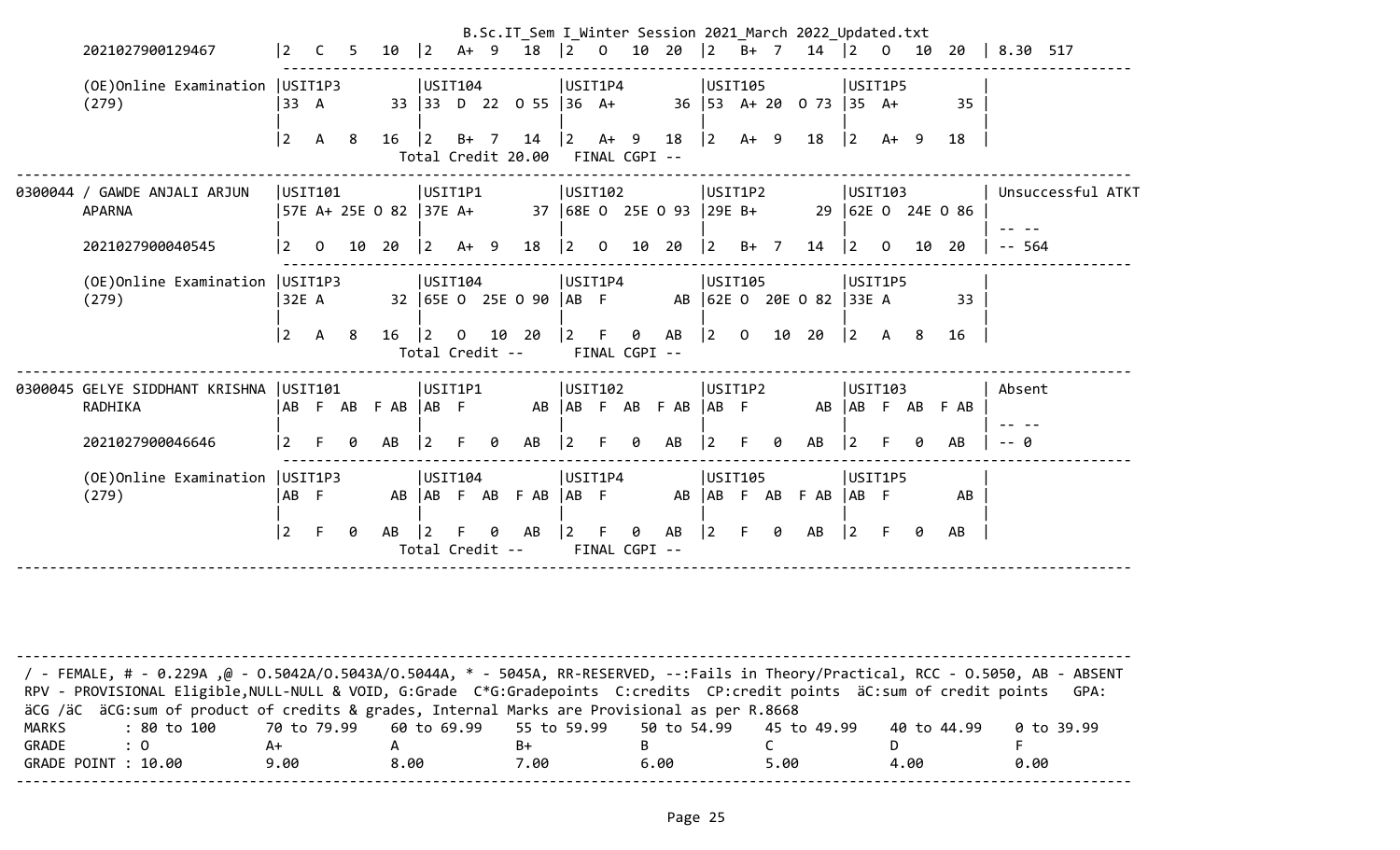```
        2021027900129467       |2   C   5   10  |2   A+  9   18  |2   O   10  20  |2   B+  7   14  |2   O   10  20  | 8.30  517
                                -------------------------------------------------------------------------------------------------
        (OE)Online Examination |USIT1P3         |USIT104         |USIT1P4         |USIT105         |USIT1P5         |
        (279)                  |33  A        33 |33  D  22  O 55 |36  A+       36 |53  A+ 20  O 73 |35  A+       35 |
                               |                |                |                |                |                |
                               |2   A   8   16  |2   B+  7   14  |2   A+  9   18  |2   A+  9   18  |2   A+  9   18  |
                                          Total Credit 20.00   FINAL CGPI --
---------------------------------------------------------------------------------------------------------------------------------
0300044 / GAWDE ANJALI ARJUN   |USIT101         |USIT1P1         |USIT102         |USIT1P2         |USIT103         | Unsuccessful ATKT
        APARNA                 |57E A+ 25E O 82 |37E A+       37 |68E O  25E O 93 |29E B+       29 |62E O  24E O 86 |
                               |                |                |                |                |                | -- --
        2021027900040545       |2   O   10  20  |2   A+  9   18  |2   O   10  20  |2   B+  7   14  |2   O   10  20  | -- 564
                                -------------------------------------------------------------------------------------------------
        (OE)Online Examination |USIT1P3         |USIT104         |USIT1P4         |USIT105         |USIT1P5         |
        (279)                  |32E A        32 |65E O  25E O 90 |AB  F        AB |62E O  20E O 82 |33E A        33 |
                               |                |                |                |                |                |
                               |2   A   8   16  |2   O   10  20  |2   F   0   AB  |2   O   10  20  |2   A   8   16  |
                                          Total Credit --      FINAL CGPI --
---------------------------------------------------------------------------------------------------------------------------------
0300045 GELYE SIDDHANT KRISHNA |USIT101         |USIT1P1         |USIT102         |USIT1P2         |USIT103         | Absent
        RADHIKA                |AB  F  AB  F AB |AB  F        AB |AB  F  AB  F AB |AB  F        AB |AB  F  AB  F AB |
                               |                |                |                |                |                | -- --
        2021027900046646       |2   F   0   AB  |2   F   0   AB  |2   F   0   AB  |2   F   0   AB  |2   F   0   AB  | -- 0
                                -------------------------------------------------------------------------------------------------
        (OE)Online Examination |USIT1P3         |USIT104         |USIT1P4         |USIT105         |USIT1P5         |
        (279)                  |AB  F        AB |AB  F  AB  F AB |AB  F        AB |AB  F  AB  F AB |AB  F        AB |
                               |                |                |                |                |                |
                               |2   F   0   AB  |2   F   0   AB  |2   F   0   AB  |2   F   0   AB  |2   F   0   AB  |
                                          Total Credit --      FINAL CGPI --
---------------------------------------------------------------------------------------------------------------------------------
```

```
---------------------------------------------------------------------------------------------------------------------------------
 / - FEMALE, # - 0.229A ,@ - O.5042A/O.5043A/O.5044A, * - 5045A, RR-RESERVED, --:Fails in Theory/Practical, RCC - O.5050, AB - ABSENT
 RPV - PROVISIONAL Eligible,NULL-NULL & VOID, G:Grade  C*G:Gradepoints  C:credits  CP:credit points  äC:sum of credit points   GPA:
 äCG /äC  äCG:sum of product of credits & grades, Internal Marks are Provisional as per R.8668
 MARKS        : 80 to 100      70 to 79.99    60 to 69.99    55 to 59.99    50 to 54.99    45 to 49.99    40 to 44.99    0 to 39.99
 GRADE        : O              A+             A              B+             B              C              D              F
 GRADE POINT : 10.00           9.00           8.00           7.00           6.00           5.00           4.00           0.00
---------------------------------------------------------------------------------------------------------------------------------
```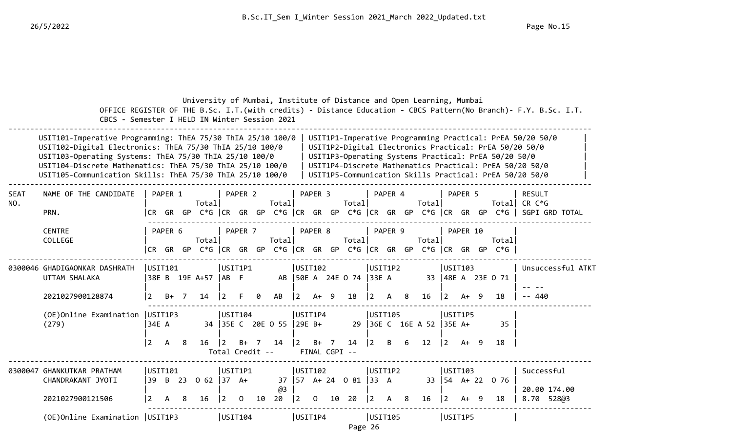University of Mumbai, Institute of Distance and Open Learning, Mumbai

OFFICE REGISTER OF THE B.Sc. I.T.(with credits) - Distance Education - CBCS Pattern(No Branch)- F.Y. B.Sc. I.T. CBCS - Semester I HELD IN Winter Session 2021

| | |
|---|---|
| USIT101-Imperative Programming: ThEA 75/30 ThIA 25/10 100/0 | USIT1P1-Imperative Programming Practical: PrEA 50/20 50/0 |
| USIT102-Digital Electronics: ThEA 75/30 ThIA 25/10 100/0 | USIT1P2-Digital Electronics Practical: PrEA 50/20 50/0 |
| USIT103-Operating Systems: ThEA 75/30 ThIA 25/10 100/0 | USIT1P3-Operating Systems Practical: PrEA 50/20 50/0 |
| USIT104-Discrete Mathematics: ThEA 75/30 ThIA 25/10 100/0 | USIT1P4-Discrete Mathematics Practical: PrEA 50/20 50/0 |
| USIT105-Communication Skills: ThEA 75/30 ThIA 25/10 100/0 | USIT1P5-Communication Skills Practical: PrEA 50/20 50/0 |

| SEAT NO. | NAME OF THE CANDIDATE / PRN. | PAPER 1 Total / CR GR GP C*G | PAPER 2 Total / CR GR GP C*G | PAPER 3 Total / CR GR GP C*G | PAPER 4 Total / CR GR GP C*G | PAPER 5 Total / CR GR GP C*G | RESULT / CR C*G / SGPI GRD TOTAL |
|---|---|---|---|---|---|---|---|
| | CENTRE / COLLEGE | PAPER 6 Total / CR GR GP C*G | PAPER 7 Total / CR GR GP C*G | PAPER 8 Total / CR GR GP C*G | PAPER 9 Total / CR GR GP C*G | PAPER 10 Total / CR GR GP C*G | |
| 0300046 | GHADIGAONKAR DASHRATH UTTAM SHALAKA | USIT101<br>38E B 19E A+57 | USIT1P1<br>AB F AB | USIT102<br>50E A 24E O 74 | USIT1P2<br>33E A 33 | USIT103<br>48E A 23E O 71 | Unsuccessful ATKT |
| | 2021027900128874 | 2 B+ 7 14 | 2 F 0 AB | 2 A+ 9 18 | 2 A 8 16 | 2 A+ 9 18 | -- --<br>-- 440 |
| | (OE)Online Examination (279) | USIT1P3<br>34E A 34 | USIT104<br>35E C 20E O 55 | USIT1P4<br>29E B+ 29 | USIT105<br>36E C 16E A 52 | USIT1P5<br>35E A+ 35 | |
| | | 2 A 8 16 | 2 B+ 7 14 | 2 B+ 7 14 | 2 B 6 12 | 2 A+ 9 18 | |
| | | | Total Credit -- | FINAL CGPI -- | | | |
| 0300047 | GHANKUTKAR PRATHAM CHANDRAKANT JYOTI | USIT101<br>39 B 23 O 62 | USIT1P1<br>37 A+ 37 @3 | USIT102<br>57 A+ 24 O 81 | USIT1P2<br>33 A 33 | USIT103<br>54 A+ 22 O 76 | Successful<br>20.00 174.00 |
| | 2021027900121506 | 2 A 8 16 | 2 O 10 20 | 2 O 10 20 | 2 A 8 16 | 2 A+ 9 18 | 8.70 528@3 |
| | (OE)Online Examination | USIT1P3 | USIT104 | USIT1P4 | USIT105 | USIT1P5 | |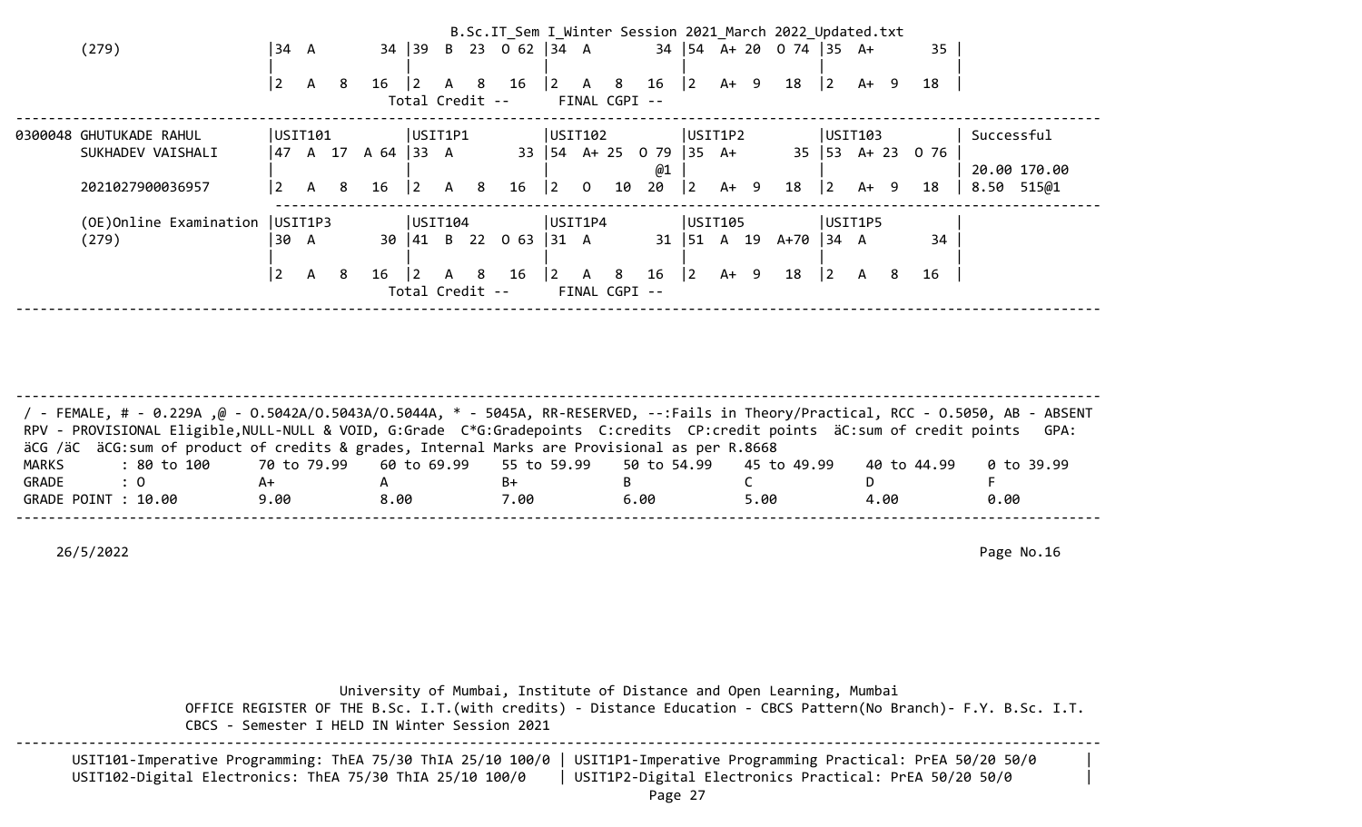```
      (279)                 |34  A        34 |39  B  23  O 62 |34  A        34 |54  A+ 20  O 74 |35  A+       35 |
                            |                |                |                |                |                |
                            |2   A   8   16  |2   A   8   16  |2   A   8   16  |2   A+  9   18  |2   A+  9   18  |
                                              Total Credit --      FINAL CGPI --
------------------------------------------------------------------------------------------------------------------------
0300048 GHUTUKADE RAHUL     |USIT101         |USIT1P1         |USIT102         |USIT1P2         |USIT103         | Successful
        SUKHADEV VAISHALI   |47  A  17  A 64 |33  A        33 |54  A+ 25  O 79 |35  A+       35 |53  A+ 23  O 76 |
                            |                |                |             @1 |                |                | 20.00 170.00
        2021027900036957    |2   A   8   16  |2   A   8   16  |2   O  10   20  |2   A+  9   18  |2   A+  9   18  | 8.50  515@1
                            ------------------------------------------------------------------------------------
        (OE)Online Examination |USIT1P3      |USIT104         |USIT1P4         |USIT105         |USIT1P5         |
        (279)               |30  A        30 |41  B  22  O 63 |31  A        31 |51  A  19  A+70 |34  A        34 |
                            |                |                |                |                |                |
                            |2   A   8   16  |2   A   8   16  |2   A   8   16  |2   A+  9   18  |2   A   8   16  |
                                              Total Credit --      FINAL CGPI --
------------------------------------------------------------------------------------------------------------------------
```

```
------------------------------------------------------------------------------------------------------------------------
 / - FEMALE, # - 0.229A ,@ - O.5042A/O.5043A/O.5044A, * - 5045A, RR-RESERVED, --:Fails in Theory/Practical, RCC - O.5050, AB - ABSENT
 RPV - PROVISIONAL Eligible,NULL-NULL & VOID, G:Grade  C*G:Gradepoints  C:credits  CP:credit points  äC:sum of credit points   GPA:
 äCG /äC  äCG:sum of product of credits & grades, Internal Marks are Provisional as per R.8668
 MARKS       : 80 to 100      70 to 79.99     60 to 69.99     55 to 59.99     50 to 54.99     45 to 49.99     40 to 44.99     0 to 39.99
 GRADE       : O              A+              A               B+              B               C               D               F
 GRADE POINT : 10.00          9.00            8.00            7.00            6.00            5.00            4.00            0.00
------------------------------------------------------------------------------------------------------------------------
```

26/5/2022 Page No.16

University of Mumbai, Institute of Distance and Open Learning, Mumbai

OFFICE REGISTER OF THE B.Sc. I.T.(with credits) - Distance Education - CBCS Pattern(No Branch)- F.Y. B.Sc. I.T.
CBCS - Semester I HELD IN Winter Session 2021

```
------------------------------------------------------------------------------------------------------------------------
      USIT101-Imperative Programming: ThEA 75/30 ThIA 25/10 100/0 | USIT1P1-Imperative Programming Practical: PrEA 50/20 50/0      |
      USIT102-Digital Electronics: ThEA 75/30 ThIA 25/10 100/0    | USIT1P2-Digital Electronics Practical: PrEA 50/20 50/0         |
```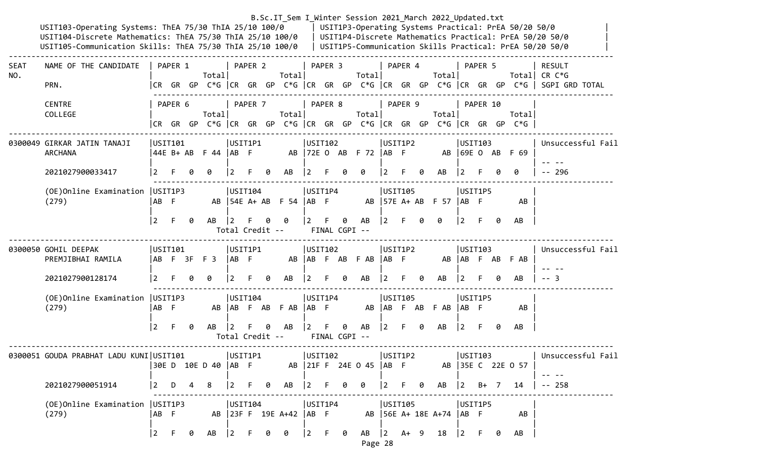```
USIT103-Operating Systems: ThEA 75/30 ThIA 25/10 100/0     | USIT1P3-Operating Systems Practical: PrEA 50/20 50/0          |
USIT104-Discrete Mathematics: ThEA 75/30 ThIA 25/10 100/0  | USIT1P4-Discrete Mathematics Practical: PrEA 50/20 50/0       |
USIT105-Communication Skills: ThEA 75/30 ThIA 25/10 100/0  | USIT1P5-Communication Skills Practical: PrEA 50/20 50/0       |
---------------------------------------------------------------------------------------------------------------------------------------
SEAT    NAME OF THE CANDIDATE    | PAPER 1          | PAPER 2          | PAPER 3          | PAPER 4          | PAPER 5          | RESULT
NO.                              |            Total|            Total|            Total|            Total|            Total| CR C*G
        PRN.                     |CR  GR  GP  C*G  |CR  GR  GP  C*G  |CR  GR  GP  C*G  |CR  GR  GP  C*G  |CR  GR  GP  C*G  | SGPI GRD TOTAL
                                 ---------------------------------------------------------------------------------------------------
        CENTRE                   | PAPER 6          | PAPER 7          | PAPER 8          | PAPER 9          | PAPER 10         |
        COLLEGE                  |            Total|            Total|            Total|            Total|            Total|
                                 |CR  GR  GP  C*G  |CR  GR  GP  C*G  |CR  GR  GP  C*G  |CR  GR  GP  C*G  |CR  GR  GP  C*G  |
---------------------------------------------------------------------------------------------------------------------------------------
0300049 GIRKAR JATIN TANAJI      |USIT101          |USIT1P1          |USIT102          |USIT1P2          |USIT103          | Unsuccessful Fail
        ARCHANA                  |44E B+ AB  F 44  |AB  F         AB |72E O  AB  F 72  |AB  F         AB |69E O  AB  F 69  |
                                 |                 |                 |                 |                 |                 | -- --
        2021027900033417         |2   F   0   0    |2   F   0   AB   |2   F   0   0    |2   F   0   AB   |2   F   0   0    | -- 296
                                 ---------------------------------------------------------------------------------------------------
        (OE)Online Examination   |USIT1P3          |USIT104          |USIT1P4          |USIT105          |USIT1P5          |
        (279)                    |AB  F         AB |54E A+ AB  F 54  |AB  F         AB |57E A+ AB  F 57  |AB  F         AB |
                                 |                 |                 |                 |                 |                 |
                                 |2   F   0   AB   |2   F   0   0    |2   F   0   AB   |2   F   0   0    |2   F   0   AB   |
                                           Total Credit --      FINAL CGPI --
---------------------------------------------------------------------------------------------------------------------------------------
0300050 GOHIL DEEPAK             |USIT101          |USIT1P1          |USIT102          |USIT1P2          |USIT103          | Unsuccessful Fail
        PREMJIBHAI RAMILA        |AB  F  3F  F 3   |AB  F         AB |AB  F  AB  F AB  |AB  F         AB |AB  F  AB  F AB  |
                                 |                 |                 |                 |                 |                 | -- --
        2021027900128174         |2   F   0   0    |2   F   0   AB   |2   F   0   AB   |2   F   0   AB   |2   F   0   AB   | -- 3
                                 ---------------------------------------------------------------------------------------------------
        (OE)Online Examination   |USIT1P3          |USIT104          |USIT1P4          |USIT105          |USIT1P5          |
        (279)                    |AB  F         AB |AB  F  AB  F AB  |AB  F         AB |AB  F  AB  F AB  |AB  F         AB |
                                 |                 |                 |                 |                 |                 |
                                 |2   F   0   AB   |2   F   0   AB   |2   F   0   AB   |2   F   0   AB   |2   F   0   AB   |
                                           Total Credit --      FINAL CGPI --
---------------------------------------------------------------------------------------------------------------------------------------
0300051 GOUDA PRABHAT LADU KUNI|USIT101            |USIT1P1          |USIT102          |USIT1P2          |USIT103          | Unsuccessful Fail
                                 |30E D  10E D 40  |AB  F         AB |21F F  24E O 45  |AB  F         AB |35E C  22E O 57  |
                                 |                 |                 |                 |                 |                 | -- --
        2021027900051914         |2   D   4   8    |2   F   0   AB   |2   F   0   0    |2   F   0   AB   |2   B+  7   14   | -- 258
                                 ---------------------------------------------------------------------------------------------------
        (OE)Online Examination   |USIT1P3          |USIT104          |USIT1P4          |USIT105          |USIT1P5          |
        (279)                    |AB  F         AB |23F F  19E A+42  |AB  F         AB |56E A+ 18E A+74  |AB  F         AB |
                                 |                 |                 |                 |                 |                 |
                                 |2   F   0   AB   |2   F   0   0    |2   F   0   AB   |2   A+  9   18   |2   F   0   AB   |
```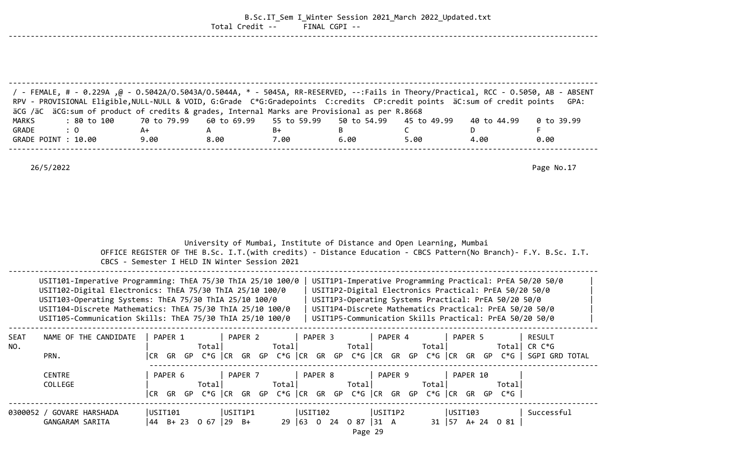Total Credit --      FINAL CGPI --

/ - FEMALE, # - 0.229A ,@ - O.5042A/O.5043A/O.5044A, * - 5045A, RR-RESERVED, --:Fails in Theory/Practical, RCC - O.5050, AB - ABSENT
RPV - PROVISIONAL Eligible,NULL-NULL & VOID, G:Grade  C*G:Gradepoints  C:credits  CP:credit points  äC:sum of credit points  GPA: äCG /äC  äCG:sum of product of credits & grades, Internal Marks are Provisional as per R.8668

| MARKS | : 80 to 100 | 70 to 79.99 | 60 to 69.99 | 55 to 59.99 | 50 to 54.99 | 45 to 49.99 | 40 to 44.99 | 0 to 39.99 |
|---|---|---|---|---|---|---|---|---|
| GRADE | : O | A+ | A | B+ | B | C | D | F |
| GRADE POINT | : 10.00 | 9.00 | 8.00 | 7.00 | 6.00 | 5.00 | 4.00 | 0.00 |

26/5/2022                                                                 Page No.17

University of Mumbai, Institute of Distance and Open Learning, Mumbai
OFFICE REGISTER OF THE B.Sc. I.T.(with credits) - Distance Education - CBCS Pattern(No Branch)- F.Y. B.Sc. I.T.
CBCS - Semester I HELD IN Winter Session 2021

| Theory | Practical |
|---|---|
| USIT101-Imperative Programming: ThEA 75/30 ThIA 25/10 100/0 | USIT1P1-Imperative Programming Practical: PrEA 50/20 50/0 |
| USIT102-Digital Electronics: ThEA 75/30 ThIA 25/10 100/0 | USIT1P2-Digital Electronics Practical: PrEA 50/20 50/0 |
| USIT103-Operating Systems: ThEA 75/30 ThIA 25/10 100/0 | USIT1P3-Operating Systems Practical: PrEA 50/20 50/0 |
| USIT104-Discrete Mathematics: ThEA 75/30 ThIA 25/10 100/0 | USIT1P4-Discrete Mathematics Practical: PrEA 50/20 50/0 |
| USIT105-Communication Skills: ThEA 75/30 ThIA 25/10 100/0 | USIT1P5-Communication Skills Practical: PrEA 50/20 50/0 |

| SEAT NO. | NAME OF THE CANDIDATE / PRN. / CENTRE / COLLEGE | PAPER 1 / PAPER 6 (CR GR GP C*G Total) | PAPER 2 / PAPER 7 (CR GR GP C*G Total) | PAPER 3 / PAPER 8 (CR GR GP C*G Total) | PAPER 4 / PAPER 9 (CR GR GP C*G Total) | PAPER 5 / PAPER 10 (CR GR GP C*G Total) | RESULT CR C*G SGPI GRD TOTAL |
|---|---|---|---|---|---|---|---|
| 0300052 | / GOVARE HARSHADA | USIT101 | USIT1P1 | USIT102 | USIT1P2 | USIT103 | Successful |
| | GANGARAM SARITA | 44 B+ 23 O 67 | 29 B+ 29 | 63 O 24 O 87 | 31 A 31 | 57 A+ 24 O 81 | |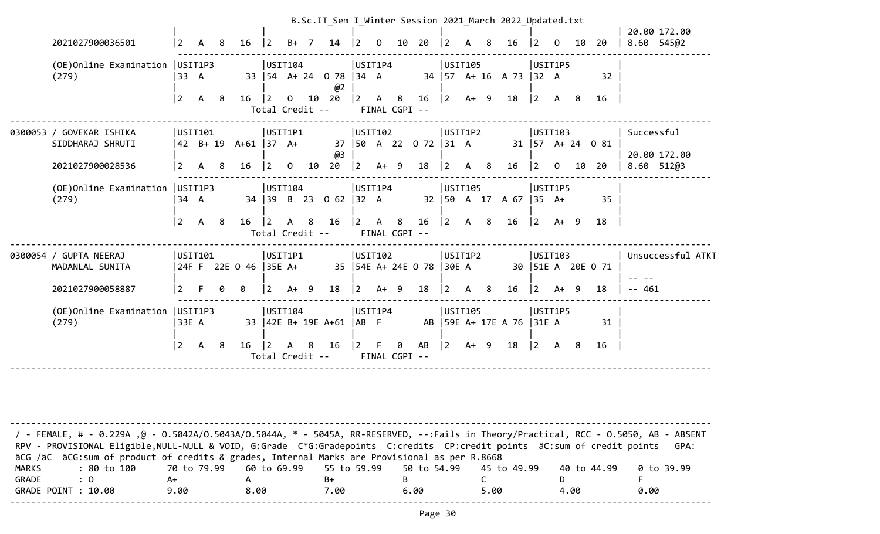```
                         |                 |                 |                 |                 |                 | 20.00 172.00
2021027900036501         |2   A   8   16   |2   B+  7   14   |2   O   10  20   |2   A   8   16   |2   O   10  20   | 8.60  545@2
                         ----------------------------------------------------------------------------------------------
(OE)Online Examination   |USIT1P3          |USIT104          |USIT1P4          |USIT105          |USIT1P5          |
(279)                    |33  A        33  |54  A+ 24  O 78  |34  A        34  |57  A+ 16  A 73  |32  A        32  |
                         |                 |              @2 |                 |                 |                 |
                         |2   A   8   16   |2   O   10  20   |2   A   8   16   |2   A+  9   18   |2   A   8   16   |
                                            Total Credit --      FINAL CGPI --
-----------------------------------------------------------------------------------------------------------------------
0300053 / GOVEKAR ISHIKA |USIT101          |USIT1P1          |USIT102          |USIT1P2          |USIT103          | Successful
        SIDDHARAJ SHRUTI |42  B+ 19  A+61  |37  A+       37  |50  A  22  O 72  |31  A        31  |57  A+ 24  O 81  |
                         |                 |              @3 |                 |                 |                 | 20.00 172.00
2021027900028536         |2   A   8   16   |2   O   10  20   |2   A+  9   18   |2   A   8   16   |2   O   10  20   | 8.60  512@3
                         ----------------------------------------------------------------------------------------------
(OE)Online Examination   |USIT1P3          |USIT104          |USIT1P4          |USIT105          |USIT1P5          |
(279)                    |34  A        34  |39  B  23  O 62  |32  A        32  |50  A  17  A 67  |35  A+       35  |
                         |                 |                 |                 |                 |                 |
                         |2   A   8   16   |2   A   8   16   |2   A   8   16   |2   A   8   16   |2   A+  9   18   |
                                            Total Credit --      FINAL CGPI --
-----------------------------------------------------------------------------------------------------------------------
0300054 / GUPTA NEERAJ   |USIT101          |USIT1P1          |USIT102          |USIT1P2          |USIT103          | Unsuccessful ATKT
        MADANLAL SUNITA  |24F F  22E O 46  |35E A+       35  |54E A+ 24E O 78  |30E A        30  |51E A  20E O 71  |
                         |                 |                 |                 |                 |                 | -- --
2021027900058887         |2   F   0   0    |2   A+  9   18   |2   A+  9   18   |2   A   8   16   |2   A+  9   18   | -- 461
                         ----------------------------------------------------------------------------------------------
(OE)Online Examination   |USIT1P3          |USIT104          |USIT1P4          |USIT105          |USIT1P5          |
(279)                    |33E A        33  |42E B+ 19E A+61  |AB  F        AB  |59E A+ 17E A 76  |31E A        31  |
                         |                 |                 |                 |                 |                 |
                         |2   A   8   16   |2   A   8   16   |2   F   0   AB   |2   A+  9   18   |2   A   8   16   |
                                            Total Credit --      FINAL CGPI --
-----------------------------------------------------------------------------------------------------------------------
```

/ - FEMALE, # - 0.229A ,@ - O.5042A/O.5043A/O.5044A, * - 5045A, RR-RESERVED, --:Fails in Theory/Practical, RCC - O.5050, AB - ABSENT
RPV - PROVISIONAL Eligible,NULL-NULL & VOID, G:Grade C*G:Gradepoints C:credits CP:credit points äC:sum of credit points GPA: äCG /äC äCG:sum of product of credits & grades, Internal Marks are Provisional as per R.8668

| MARKS | : 80 to 100 | 70 to 79.99 | 60 to 69.99 | 55 to 59.99 | 50 to 54.99 | 45 to 49.99 | 40 to 44.99 | 0 to 39.99 |
|---|---|---|---|---|---|---|---|---|
| GRADE | : O | A+ | A | B+ | B | C | D | F |
| GRADE POINT | : 10.00 | 9.00 | 8.00 | 7.00 | 6.00 | 5.00 | 4.00 | 0.00 |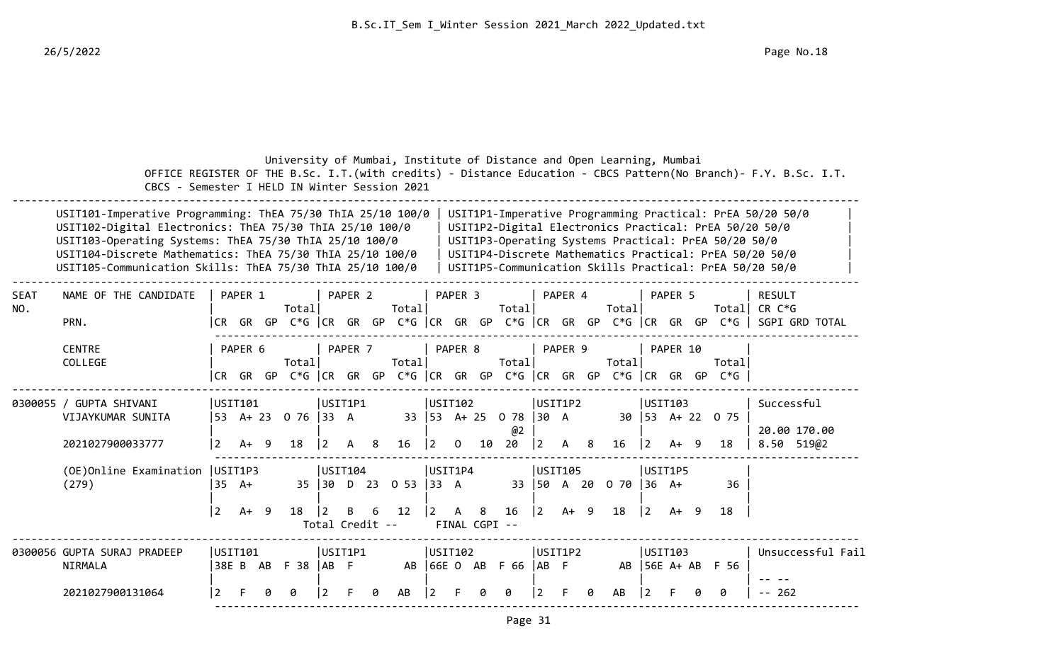University of Mumbai, Institute of Distance and Open Learning, Mumbai

OFFICE REGISTER OF THE B.Sc. I.T.(with credits) - Distance Education - CBCS Pattern(No Branch)- F.Y. B.Sc. I.T. CBCS - Semester I HELD IN Winter Session 2021

| | |
|---|---|
| USIT101-Imperative Programming: ThEA 75/30 ThIA 25/10 100/0 | USIT1P1-Imperative Programming Practical: PrEA 50/20 50/0 |
| USIT102-Digital Electronics: ThEA 75/30 ThIA 25/10 100/0 | USIT1P2-Digital Electronics Practical: PrEA 50/20 50/0 |
| USIT103-Operating Systems: ThEA 75/30 ThIA 25/10 100/0 | USIT1P3-Operating Systems Practical: PrEA 50/20 50/0 |
| USIT104-Discrete Mathematics: ThEA 75/30 ThIA 25/10 100/0 | USIT1P4-Discrete Mathematics Practical: PrEA 50/20 50/0 |
| USIT105-Communication Skills: ThEA 75/30 ThIA 25/10 100/0 | USIT1P5-Communication Skills Practical: PrEA 50/20 50/0 |

| SEAT NO. | NAME OF THE CANDIDATE / PRN. / CENTRE / COLLEGE | PAPER 1 / PAPER 6 (CR GR GP Total C*G) | PAPER 2 / PAPER 7 (CR GR GP Total C*G) | PAPER 3 / PAPER 8 (CR GR GP Total C*G) | PAPER 4 / PAPER 9 (CR GR GP Total C*G) | PAPER 5 / PAPER 10 (CR GR GP Total C*G) | RESULT CR C*G SGPI GRD TOTAL |
|---|---|---|---|---|---|---|---|
| 0300055 | / GUPTA SHIVANI VIJAYKUMAR SUNITA | USIT101<br>53 A+ 23 O 76<br>2 A+ 9 18 | USIT1P1<br>33 A 33<br>2 A 8 16 | USIT102<br>53 A+ 25 O 78 @2<br>2 O 10 20 | USIT1P2<br>30 A 30<br>2 A 8 16 | USIT103<br>53 A+ 22 O 75<br>2 A+ 9 18 | Successful<br>20.00 170.00<br>8.50 519@2 |
| | 2021027900033777 | | | | | | |
| | (OE)Online Examination (279) | USIT1P3<br>35 A+ 35<br>2 A+ 9 18 | USIT104<br>30 D 23 O 53<br>2 B 6 12 | USIT1P4<br>33 A 33<br>2 A 8 16 | USIT105<br>50 A 20 O 70<br>2 A+ 9 18 | USIT1P5<br>36 A+ 36<br>2 A+ 9 18 | |
| | | | Total Credit -- | FINAL CGPI -- | | | |
| 0300056 | GUPTA SURAJ PRADEEP NIRMALA | USIT101<br>38E B AB F 38<br>2 F 0 0 | USIT1P1<br>AB F AB<br>2 F 0 AB | USIT102<br>66E O AB F 66<br>2 F 0 0 | USIT1P2<br>AB F AB<br>2 F 0 AB | USIT103<br>56E A+ AB F 56<br>2 F 0 0 | Unsuccessful Fail<br>-- --<br>-- 262 |
| | 2021027900131064 | | | | | | |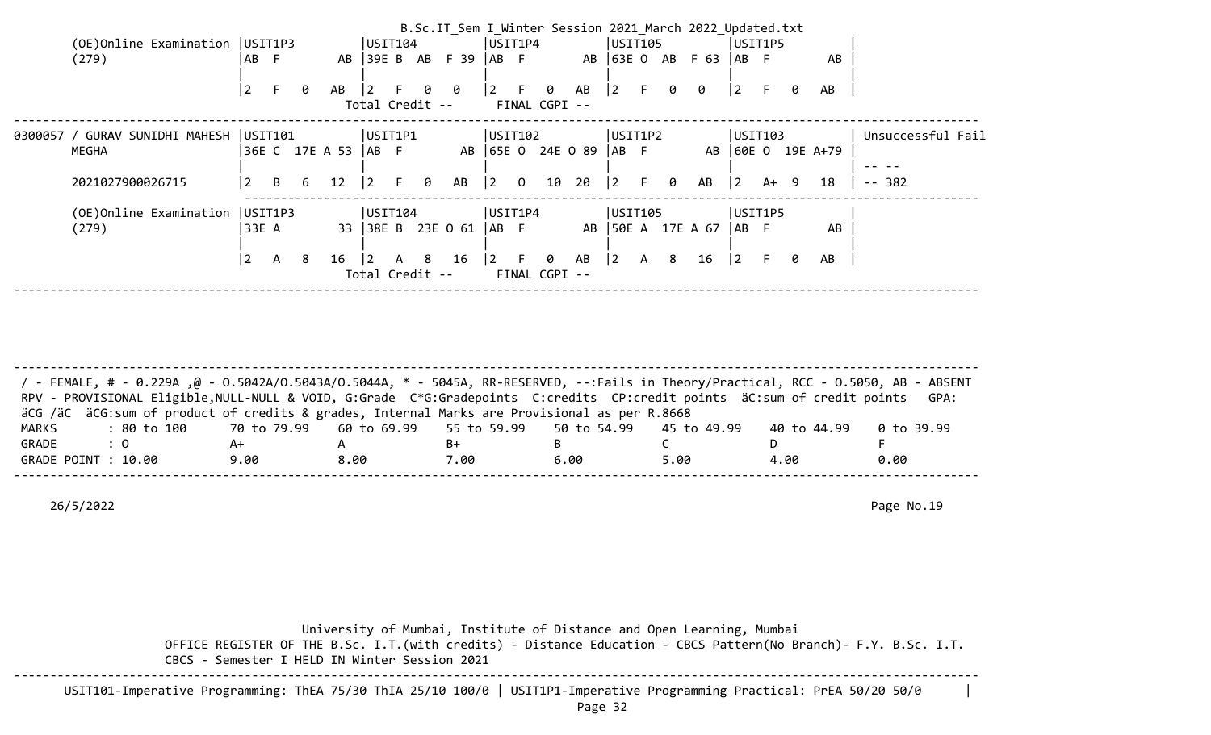```
       (OE)Online Examination  |USIT1P3          |USIT104          |USIT1P4          |USIT105          |USIT1P5          |
       (279)                   |AB  F         AB |39E B  AB  F 39 |AB  F         AB |63E O  AB  F 63 |AB  F         AB |
                               |                 |                 |                 |                 |                 |
                               |2   F   0   AB   |2   F   0   0    |2   F   0   AB   |2   F   0   0    |2   F   0   AB   |
                                                  Total Credit --      FINAL CGPI --
-----------------------------------------------------------------------------------------------------------------------------------
0300057 / GURAV SUNIDHI MAHESH |USIT101          |USIT1P1          |USIT102          |USIT1P2          |USIT103          | Unsuccessful Fail
       MEGHA                   |36E C  17E A 53  |AB  F         AB |65E O  24E O 89  |AB  F         AB |60E O  19E A+79  |
                               |                 |                 |                 |                 |                 | -- --
       2021027900026715        |2   B   6   12   |2   F   0   AB   |2   O   10  20   |2   F   0   AB   |2   A+  9   18   | -- 382
                               ----------------------------------------------------------------------------------------------------
       (OE)Online Examination  |USIT1P3          |USIT104          |USIT1P4          |USIT105          |USIT1P5          |
       (279)                   |33E A         33 |38E B  23E O 61  |AB  F         AB |50E A  17E A 67  |AB  F         AB |
                               |                 |                 |                 |                 |                 |
                               |2   A   8   16   |2   A   8   16   |2   F   0   AB   |2   A   8   16   |2   F   0   AB   |
                                                  Total Credit --      FINAL CGPI --
-----------------------------------------------------------------------------------------------------------------------------------
```

/ - FEMALE, # - 0.229A ,@ - O.5042A/O.5043A/O.5044A, * - 5045A, RR-RESERVED, --:Fails in Theory/Practical, RCC - O.5050, AB - ABSENT
RPV - PROVISIONAL Eligible,NULL-NULL & VOID, G:Grade  C*G:Gradepoints  C:credits  CP:credit points  äC:sum of credit points   GPA: äCG /äC  äCG:sum of product of credits & grades, Internal Marks are Provisional as per R.8668

| MARKS | : 80 to 100 | 70 to 79.99 | 60 to 69.99 | 55 to 59.99 | 50 to 54.99 | 45 to 49.99 | 40 to 44.99 | 0 to 39.99 |
|---|---|---|---|---|---|---|---|---|
| GRADE | : O | A+ | A | B+ | B | C | D | F |
| GRADE POINT | : 10.00 | 9.00 | 8.00 | 7.00 | 6.00 | 5.00 | 4.00 | 0.00 |

26/5/2022

Page No.19

University of Mumbai, Institute of Distance and Open Learning, Mumbai

OFFICE REGISTER OF THE B.Sc. I.T.(with credits) - Distance Education - CBCS Pattern(No Branch)- F.Y. B.Sc. I.T.
CBCS - Semester I HELD IN Winter Session 2021

USIT101-Imperative Programming: ThEA 75/30 ThIA 25/10 100/0 | USIT1P1-Imperative Programming Practical: PrEA 50/20 50/0 |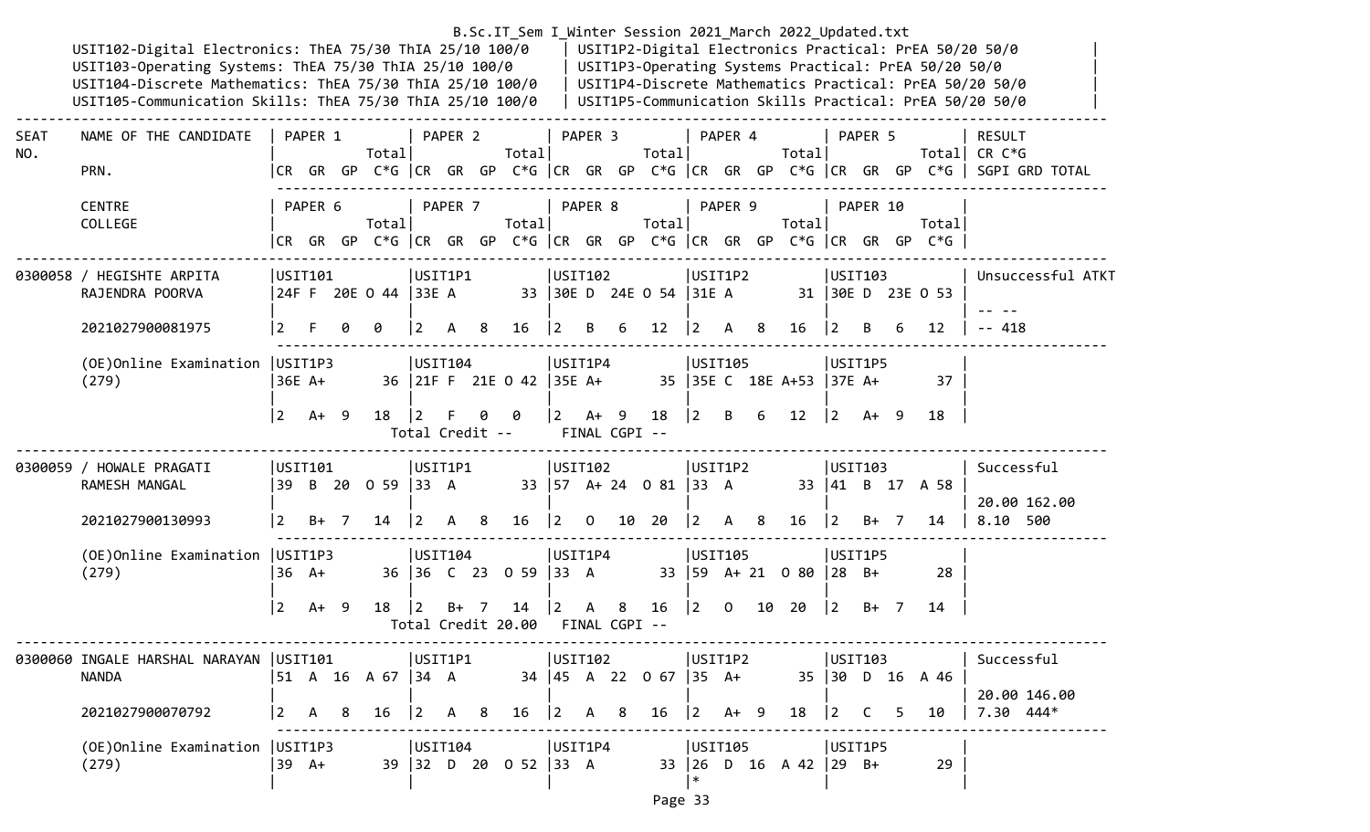USIT102-Digital Electronics: ThEA 75/30 ThIA 25/10 100/0 | USIT1P2-Digital Electronics Practical: PrEA 50/20 50/0
USIT103-Operating Systems: ThEA 75/30 ThIA 25/10 100/0 | USIT1P3-Operating Systems Practical: PrEA 50/20 50/0
USIT104-Discrete Mathematics: ThEA 75/30 ThIA 25/10 100/0 | USIT1P4-Discrete Mathematics Practical: PrEA 50/20 50/0
USIT105-Communication Skills: ThEA 75/30 ThIA 25/10 100/0 | USIT1P5-Communication Skills Practical: PrEA 50/20 50/0

| SEAT NO. | NAME OF THE CANDIDATE / PRN. / CENTRE / COLLEGE | PAPER 1 / PAPER 6 (CR GR GP C*G, Total) | PAPER 2 / PAPER 7 | PAPER 3 / PAPER 8 | PAPER 4 / PAPER 9 | PAPER 5 / PAPER 10 | RESULT (CR C*G, SGPI GRD TOTAL) |
|---|---|---|---|---|---|---|---|
| 0300058 | / HEGISHTE ARPITA RAJENDRA POORVA | USIT101: 24F F 20E O 44; 2 F 0 0 | USIT1P1: 33E A 33; 2 A 8 16 | USIT102: 30E D 24E O 54; 2 B 6 12 | USIT1P2: 31E A 31; 2 A 8 16 | USIT103: 30E D 23E O 53; 2 B 6 12 | Unsuccessful ATKT; -- --; -- 418 |
| | 2021027900081975 | | | | | | |
| | (OE)Online Examination (279) | USIT1P3: 36E A+ 36; 2 A+ 9 18 | USIT104: 21F F 21E O 42; 2 F 0 0 | USIT1P4: 35E A+ 35; 2 A+ 9 18 | USIT105: 35E C 18E A+53; 2 B 6 12 | USIT1P5: 37E A+ 37; 2 A+ 9 18 | |
| | | | Total Credit -- | FINAL CGPI -- | | | |
| 0300059 | / HOWALE PRAGATI RAMESH MANGAL | USIT101: 39 B 20 O 59; 2 B+ 7 14 | USIT1P1: 33 A 33; 2 A 8 16 | USIT102: 57 A+ 24 O 81; 2 O 10 20 | USIT1P2: 33 A 33; 2 A 8 16 | USIT103: 41 B 17 A 58; 2 B+ 7 14 | Successful; 20.00 162.00; 8.10 500 |
| | 2021027900130993 | | | | | | |
| | (OE)Online Examination (279) | USIT1P3: 36 A+ 36; 2 A+ 9 18 | USIT104: 36 C 23 O 59; 2 B+ 7 14 | USIT1P4: 33 A 33; 2 A 8 16 | USIT105: 59 A+ 21 O 80; 2 O 10 20 | USIT1P5: 28 B+ 28; 2 B+ 7 14 | |
| | | | Total Credit 20.00 | FINAL CGPI -- | | | |
| 0300060 | INGALE HARSHAL NARAYAN NANDA | USIT101: 51 A 16 A 67; 2 A 8 16 | USIT1P1: 34 A 34; 2 A 8 16 | USIT102: 45 A 22 O 67; 2 A 8 16 | USIT1P2: 35 A+ 35; 2 A+ 9 18 | USIT103: 30 D 16 A 46; 2 C 5 10 | Successful; 20.00 146.00; 7.30 444* |
| | 2021027900070792 | | | | | | |
| | (OE)Online Examination (279) | USIT1P3: 39 A+ 39 | USIT104: 32 D 20 O 52 | USIT1P4: 33 A 33 | USIT105: 26 D 16 A 42 * | USIT1P5: 29 B+ 29 | |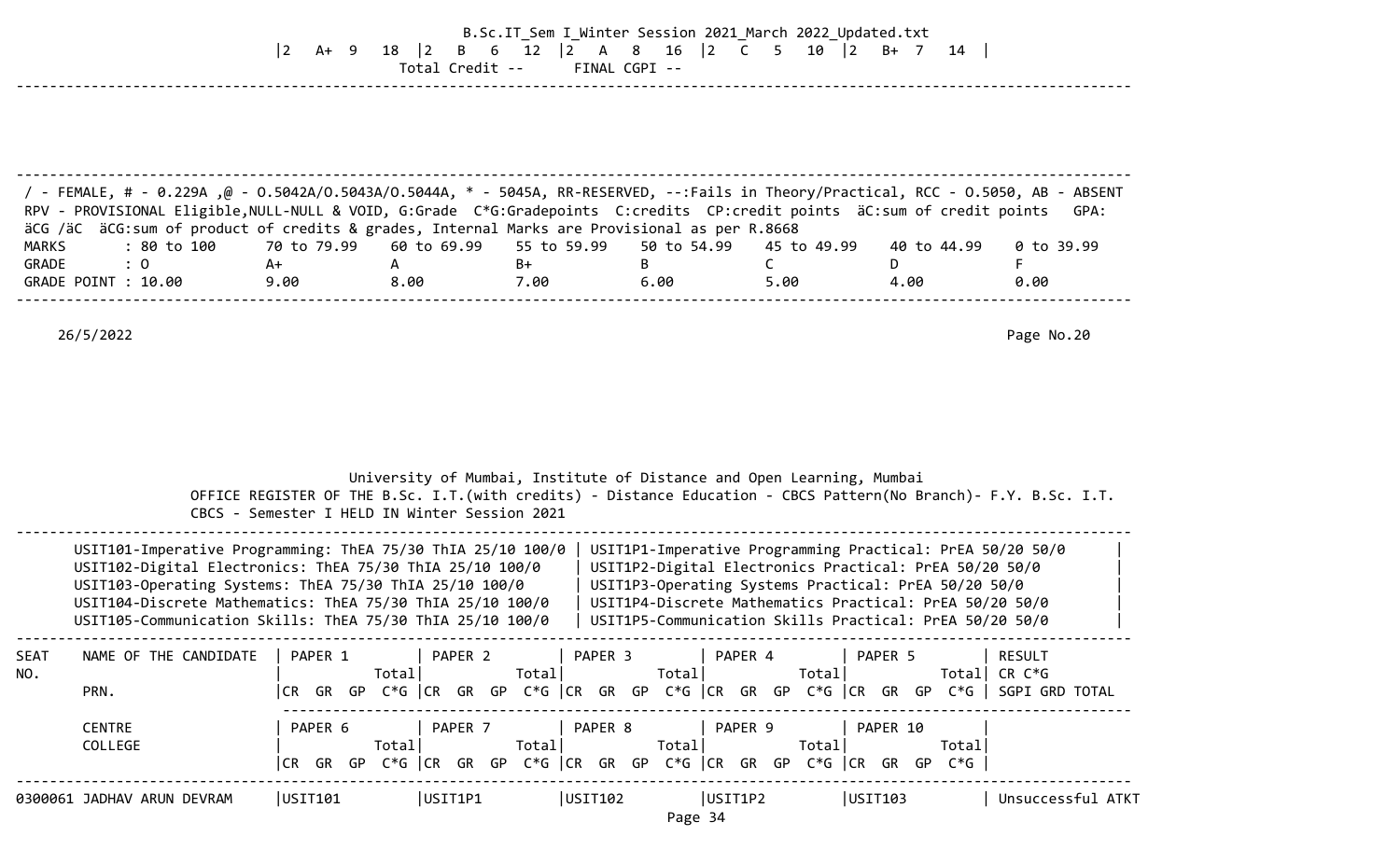|2 A+ 9 18 |2 B 6 12 |2 A 8 16 |2 C 5 10 |2 B+ 7 14 |

Total Credit -- FINAL CGPI --

---

/ - FEMALE, # - 0.229A ,@ - O.5042A/O.5043A/O.5044A, * - 5045A, RR-RESERVED, --:Fails in Theory/Practical, RCC - O.5050, AB - ABSENT
RPV - PROVISIONAL Eligible,NULL-NULL & VOID, G:Grade C*G:Gradepoints C:credits CP:credit points äC:sum of credit points GPA:
äCG /äC äCG:sum of product of credits & grades, Internal Marks are Provisional as per R.8668

| MARKS | : 80 to 100 | 70 to 79.99 | 60 to 69.99 | 55 to 59.99 | 50 to 54.99 | 45 to 49.99 | 40 to 44.99 | 0 to 39.99 |
|---|---|---|---|---|---|---|---|---|
| GRADE | : O | A+ | A | B+ | B | C | D | F |
| GRADE POINT | : 10.00 | 9.00 | 8.00 | 7.00 | 6.00 | 5.00 | 4.00 | 0.00 |

26/5/2022

University of Mumbai, Institute of Distance and Open Learning, Mumbai
OFFICE REGISTER OF THE B.Sc. I.T.(with credits) - Distance Education - CBCS Pattern(No Branch)- F.Y. B.Sc. I.T.
CBCS - Semester I HELD IN Winter Session 2021

| | |
|---|---|
| USIT101-Imperative Programming: ThEA 75/30 ThIA 25/10 100/0 | USIT1P1-Imperative Programming Practical: PrEA 50/20 50/0 |
| USIT102-Digital Electronics: ThEA 75/30 ThIA 25/10 100/0 | USIT1P2-Digital Electronics Practical: PrEA 50/20 50/0 |
| USIT103-Operating Systems: ThEA 75/30 ThIA 25/10 100/0 | USIT1P3-Operating Systems Practical: PrEA 50/20 50/0 |
| USIT104-Discrete Mathematics: ThEA 75/30 ThIA 25/10 100/0 | USIT1P4-Discrete Mathematics Practical: PrEA 50/20 50/0 |
| USIT105-Communication Skills: ThEA 75/30 ThIA 25/10 100/0 | USIT1P5-Communication Skills Practical: PrEA 50/20 50/0 |

| SEAT NO. | NAME OF THE CANDIDATE / PRN. | PAPER 1 Total / CR GR GP C*G | PAPER 2 Total / CR GR GP C*G | PAPER 3 Total / CR GR GP C*G | PAPER 4 Total / CR GR GP C*G | PAPER 5 Total / CR GR GP C*G | RESULT / CR C*G / SGPI GRD TOTAL |
|---|---|---|---|---|---|---|---|
| | CENTRE / COLLEGE | PAPER 6 Total / CR GR GP C*G | PAPER 7 Total / CR GR GP C*G | PAPER 8 Total / CR GR GP C*G | PAPER 9 Total / CR GR GP C*G | PAPER 10 Total / CR GR GP C*G | |
| 0300061 | JADHAV ARUN DEVRAM | USIT101 | USIT1P1 | USIT102 | USIT1P2 | USIT103 | Unsuccessful ATKT |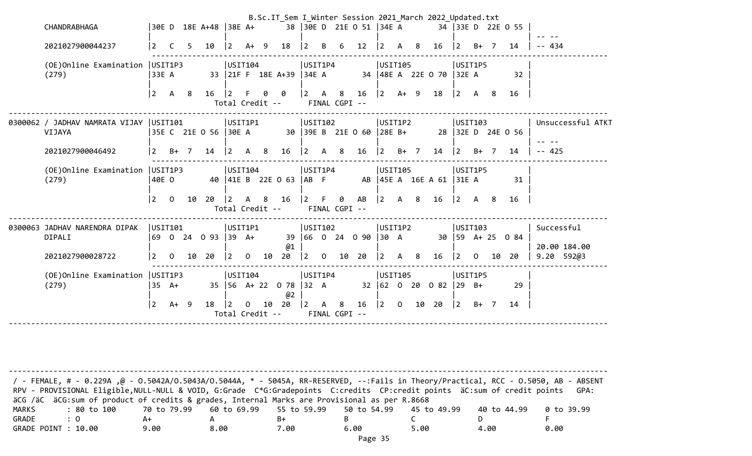```
        CHANDRABHAGA            |30E D  18E A+48 |38E A+       38 |30E D  21E O 51 |34E A        34 |33E D  22E O 55 |
                                |                |                |                |                |                | -- --
        2021027900044237        |2   C   5   10  |2   A+  9   18  |2   B   6   12  |2   A   8   16  |2   B+  7   14  | -- 434
                                 -------------------------------------------------------------------------------------------
        (OE)Online Examination  |USIT1P3         |USIT104         |USIT1P4         |USIT105         |USIT1P5         |
        (279)                   |33E A        33 |21F F  18E A+39 |34E A        34 |48E A  22E O 70 |32E A        32 |
                                |                |                |                |                |                |
                                |2   A   8   16  |2   F   0   0   |2   A   8   16  |2   A+  9   18  |2   A   8   16  |
                                                  Total Credit --      FINAL CGPI --
------------------------------------------------------------------------------------------------------------------------------
0300062 / JADHAV NAMRATA VIJAY  |USIT101         |USIT1P1         |USIT102         |USIT1P2         |USIT103         | Unsuccessful ATKT
        VIJAYA                  |35E C  21E O 56 |30E A        30 |39E B  21E O 60 |28E B+       28 |32E D  24E O 56 |
                                |                |                |                |                |                | -- --
        2021027900046492        |2   B+  7   14  |2   A   8   16  |2   A   8   16  |2   B+  7   14  |2   B+  7   14  | -- 425
                                 -------------------------------------------------------------------------------------------
        (OE)Online Examination  |USIT1P3         |USIT104         |USIT1P4         |USIT105         |USIT1P5         |
        (279)                   |40E O        40 |41E B  22E O 63 |AB  F        AB |45E A  16E A 61 |31E A        31 |
                                |                |                |                |                |                |
                                |2   O   10  20  |2   A   8   16  |2   F   0   AB  |2   A   8   16  |2   A   8   16  |
                                                  Total Credit --      FINAL CGPI --
------------------------------------------------------------------------------------------------------------------------------
0300063 JADHAV NARENDRA DIPAK   |USIT101         |USIT1P1         |USIT102         |USIT1P2         |USIT103         | Successful
        DIPALI                  |69  O  24  O 93 |39  A+       39 |66  O  24  O 90 |30  A        30 |59  A+ 25  O 84 |
                                |                |             @1 |                |                |                | 20.00 184.00
        2021027900028722        |2   O   10  20  |2   O   10  20  |2   O   10  20  |2   A   8   16  |2   O   10  20  | 9.20  592@3
                                 -------------------------------------------------------------------------------------------
        (OE)Online Examination  |USIT1P3         |USIT104         |USIT1P4         |USIT105         |USIT1P5         |
        (279)                   |35  A+       35 |56  A+ 22  O 78 |32  A        32 |62  O  20  O 82 |29  B+       29 |
                                |                |             @2 |                |                |                |
                                |2   A+  9   18  |2   O   10  20  |2   A   8   16  |2   O   10  20  |2   B+  7   14  |
                                                  Total Credit --      FINAL CGPI --
------------------------------------------------------------------------------------------------------------------------------
```

```
------------------------------------------------------------------------------------------------------------------------------
 / - FEMALE, # - 0.229A ,@ - O.5042A/O.5043A/O.5044A, * - 5045A, RR-RESERVED, --:Fails in Theory/Practical, RCC - O.5050, AB - ABSENT
 RPV - PROVISIONAL Eligible,NULL-NULL & VOID, G:Grade  C*G:Gradepoints  C:credits  CP:credit points  äC:sum of credit points   GPA:
 äCG /äC  äCG:sum of product of credits & grades, Internal Marks are Provisional as per R.8668
 MARKS       : 80 to 100      70 to 79.99    60 to 69.99    55 to 59.99    50 to 54.99    45 to 49.99    40 to 44.99    0 to 39.99
 GRADE       : O              A+             A              B+             B              C              D              F
 GRADE POINT : 10.00          9.00           8.00           7.00           6.00           5.00           4.00           0.00
```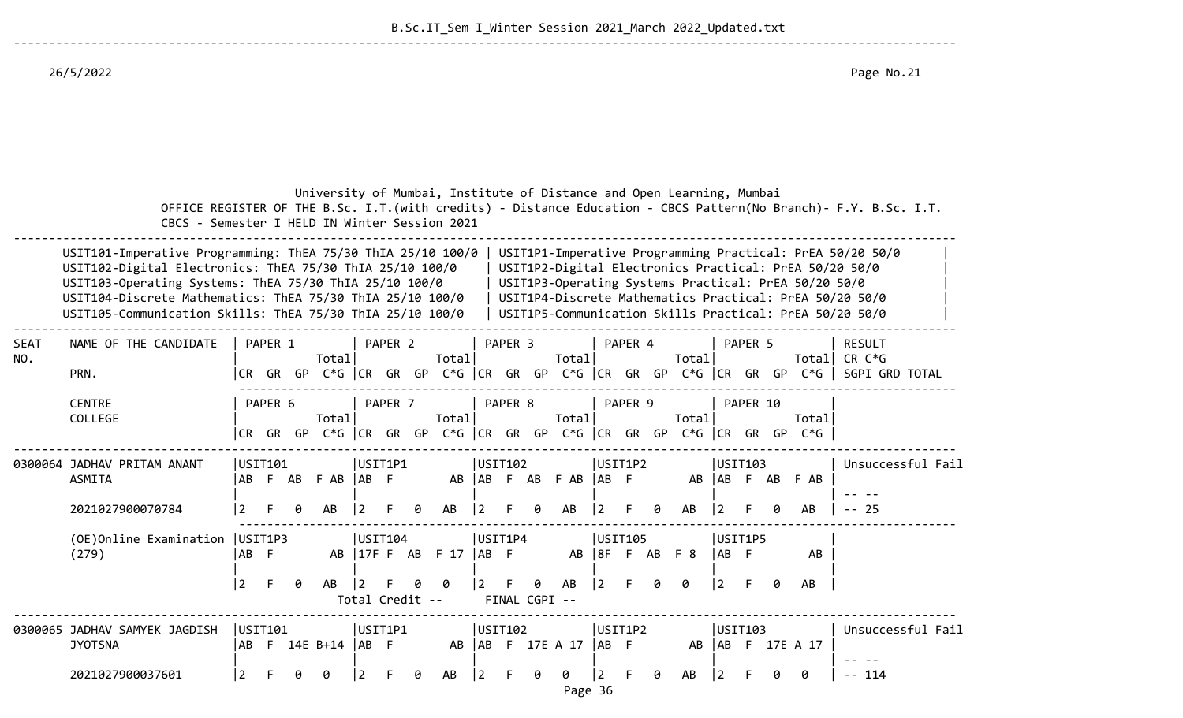University of Mumbai, Institute of Distance and Open Learning, Mumbai

OFFICE REGISTER OF THE B.Sc. I.T.(with credits) - Distance Education - CBCS Pattern(No Branch)- F.Y. B.Sc. I.T. CBCS - Semester I HELD IN Winter Session 2021

| | |
|---|---|
| USIT101-Imperative Programming: ThEA 75/30 ThIA 25/10 100/0 | USIT1P1-Imperative Programming Practical: PrEA 50/20 50/0 |
| USIT102-Digital Electronics: ThEA 75/30 ThIA 25/10 100/0 | USIT1P2-Digital Electronics Practical: PrEA 50/20 50/0 |
| USIT103-Operating Systems: ThEA 75/30 ThIA 25/10 100/0 | USIT1P3-Operating Systems Practical: PrEA 50/20 50/0 |
| USIT104-Discrete Mathematics: ThEA 75/30 ThIA 25/10 100/0 | USIT1P4-Discrete Mathematics Practical: PrEA 50/20 50/0 |
| USIT105-Communication Skills: ThEA 75/30 ThIA 25/10 100/0 | USIT1P5-Communication Skills Practical: PrEA 50/20 50/0 |

| SEAT NO. | NAME OF THE CANDIDATE / PRN. / CENTRE / COLLEGE | PAPER 1 / PAPER 6 (CR GR GP C*G) | PAPER 2 / PAPER 7 (CR GR GP C*G) | PAPER 3 / PAPER 8 (CR GR GP C*G) | PAPER 4 / PAPER 9 (CR GR GP C*G) | PAPER 5 / PAPER 10 (CR GR GP C*G) | RESULT (CR C*G / SGPI GRD TOTAL) |
|---|---|---|---|---|---|---|---|
| 0300064 | JADHAV PRITAM ANANT ASMITA | USIT101<br>AB F AB F AB<br>2 F 0 AB | USIT1P1<br>AB F AB<br>2 F 0 AB | USIT102<br>AB F AB F AB<br>2 F 0 AB | USIT1P2<br>AB F AB<br>2 F 0 AB | USIT103<br>AB F AB F AB<br>2 F 0 AB | Unsuccessful Fail<br>-- --<br>-- 25 |
| | 2021027900070784 | | | | | | |
| | (OE)Online Examination (279) | USIT1P3<br>AB F AB<br>2 F 0 AB | USIT104<br>17F F AB F 17<br>2 F 0 0 | USIT1P4<br>AB F AB<br>2 F 0 AB | USIT105<br>8F F AB F 8<br>2 F 0 0 | USIT1P5<br>AB F AB<br>2 F 0 AB | |
| | | | Total Credit -- | FINAL CGPI -- | | | |
| 0300065 | JADHAV SAMYEK JAGDISH JYOTSNA | USIT101<br>AB F 14E B+14<br>2 F 0 0 | USIT1P1<br>AB F AB<br>2 F 0 AB | USIT102<br>AB F 17E A 17<br>2 F 0 0 | USIT1P2<br>AB F AB<br>2 F 0 AB | USIT103<br>AB F 17E A 17<br>2 F 0 0 | Unsuccessful Fail<br>-- --<br>-- 114 |
| | 2021027900037601 | | | | | | |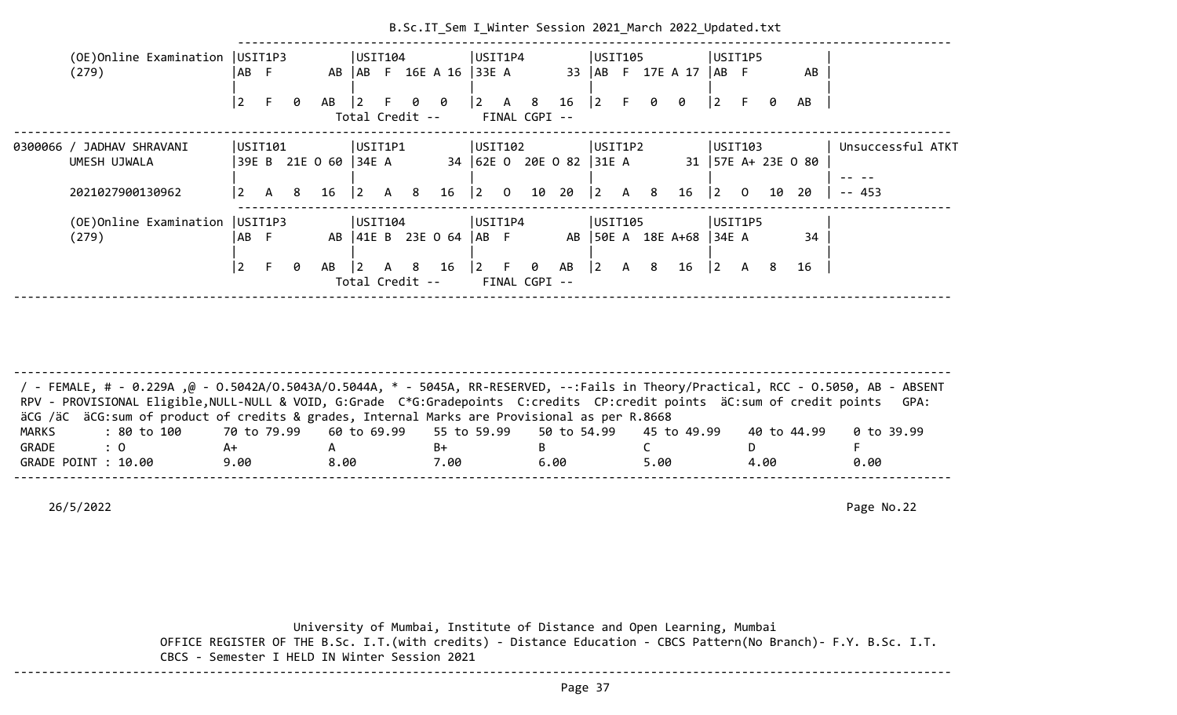```
        (OE)Online Examination |USIT1P3          |USIT104          |USIT1P4          |USIT105          |USIT1P5          |
        (279)                  |AB  F         AB |AB  F  16E A 16  |33E A         33 |AB  F  17E A 17  |AB  F         AB |
                               |                 |                 |                 |                 |                 |
                               |2   F   0   AB   |2   F   0   0    |2   A   8   16   |2   F   0   0    |2   F   0   AB   |
                                                  Total Credit --      FINAL CGPI --
----------------------------------------------------------------------------------------------------------------------------------
0300066 / JADHAV SHRAVANI      |USIT101          |USIT1P1          |USIT102          |USIT1P2          |USIT103          | Unsuccessful ATKT
        UMESH UJWALA           |39E B  21E O 60  |34E A         34 |62E O  20E O 82  |31E A         31 |57E A+ 23E O 80  |
                               |                 |                 |                 |                 |                 | -- --
        2021027900130962       |2   A   8   16   |2   A   8   16   |2   O   10  20   |2   A   8   16   |2   O   10  20   | -- 453
                               ---------------------------------------------------------------------------------------------------
        (OE)Online Examination |USIT1P3          |USIT104          |USIT1P4          |USIT105          |USIT1P5          |
        (279)                  |AB  F         AB |41E B  23E O 64  |AB  F         AB |50E A  18E A+68  |34E A         34 |
                               |                 |                 |                 |                 |                 |
                               |2   F   0   AB   |2   A   8   16   |2   F   0   AB   |2   A   8   16   |2   A   8   16   |
                                                  Total Credit --      FINAL CGPI --
----------------------------------------------------------------------------------------------------------------------------------
```

```
----------------------------------------------------------------------------------------------------------------------------------
 / - FEMALE, # - 0.229A ,@ - O.5042A/O.5043A/O.5044A, * - 5045A, RR-RESERVED, --:Fails in Theory/Practical, RCC - O.5050, AB - ABSENT
 RPV - PROVISIONAL Eligible,NULL-NULL & VOID, G:Grade  C*G:Gradepoints  C:credits  CP:credit points  äC:sum of credit points   GPA:
 äCG /äC  äCG:sum of product of credits & grades, Internal Marks are Provisional as per R.8668
 MARKS        : 80 to 100      70 to 79.99     60 to 69.99     55 to 59.99     50 to 54.99     45 to 49.99     40 to 44.99     0 to 39.99
 GRADE        : O              A+              A               B+              B               C               D               F
 GRADE POINT : 10.00           9.00            8.00            7.00            6.00            5.00            4.00            0.00
----------------------------------------------------------------------------------------------------------------------------------
```

26/5/2022

Page No.22

University of Mumbai, Institute of Distance and Open Learning, Mumbai

OFFICE REGISTER OF THE B.Sc. I.T.(with credits) - Distance Education - CBCS Pattern(No Branch)- F.Y. B.Sc. I.T.

CBCS - Semester I HELD IN Winter Session 2021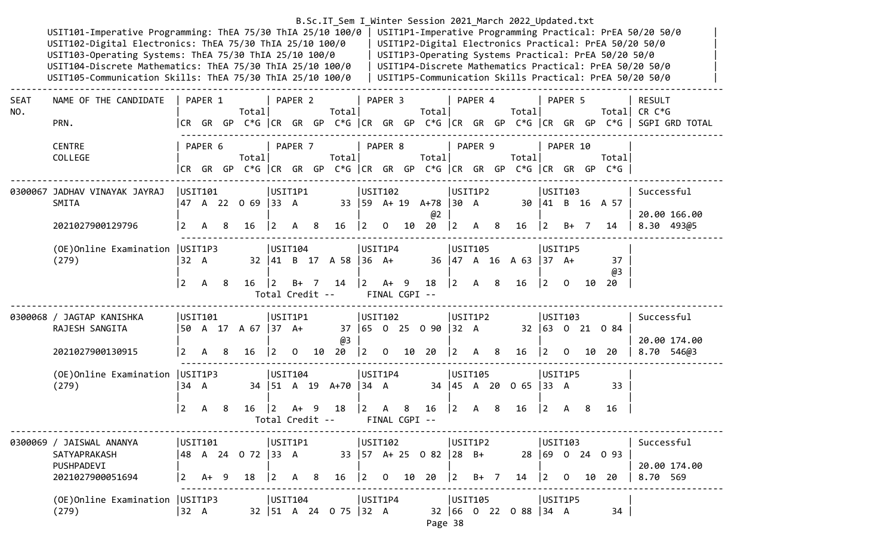B.Sc.IT_Sem I_Winter Session 2021_March 2022_Updated.txt

USIT101-Imperative Programming: ThEA 75/30 ThIA 25/10 100/0 | USIT1P1-Imperative Programming Practical: PrEA 50/20 50/0
USIT102-Digital Electronics: ThEA 75/30 ThIA 25/10 100/0 | USIT1P2-Digital Electronics Practical: PrEA 50/20 50/0
USIT103-Operating Systems: ThEA 75/30 ThIA 25/10 100/0 | USIT1P3-Operating Systems Practical: PrEA 50/20 50/0
USIT104-Discrete Mathematics: ThEA 75/30 ThIA 25/10 100/0 | USIT1P4-Discrete Mathematics Practical: PrEA 50/20 50/0
USIT105-Communication Skills: ThEA 75/30 ThIA 25/10 100/0 | USIT1P5-Communication Skills Practical: PrEA 50/20 50/0

```
--------------------------------------------------------------------------------------------------------------------------------------------------------------------
SEAT   NAME OF THE CANDIDATE    | PAPER 1          | PAPER 2          | PAPER 3          | PAPER 4          | PAPER 5          | RESULT
NO.                             |            Total|            Total|            Total|            Total|            Total| CR C*G
       PRN.                     |CR  GR  GP  C*G  |CR  GR  GP  C*G  |CR  GR  GP  C*G  |CR  GR  GP  C*G  |CR  GR  GP  C*G  | SGPI GRD TOTAL
                                 -----------------------------------------------------------------------------------------
       CENTRE                   | PAPER 6          | PAPER 7          | PAPER 8          | PAPER 9          | PAPER 10         |
       COLLEGE                  |            Total|            Total|            Total|            Total|            Total|
                                |CR  GR  GP  C*G  |CR  GR  GP  C*G  |CR  GR  GP  C*G  |CR  GR  GP  C*G  |CR  GR  GP  C*G  |
--------------------------------------------------------------------------------------------------------------------------------------------------------------------
0300067 JADHAV VINAYAK JAYRAJ   |USIT101          |USIT1P1          |USIT102          |USIT1P2          |USIT103          | Successful
        SMITA                   |47  A  22  O 69  |33  A          33|59  A+ 19  A+78  |30  A          30|41  B  16  A 57  |
                                |                 |                 |            @2   |                 |                 | 20.00 166.00
        2021027900129796        |2   A   8   16   |2   A   8   16   |2   O   10  20   |2   A   8   16   |2   B+  7   14   | 8.30  493@5
                                 -----------------------------------------------------------------------------------------
        (OE)Online Examination  |USIT1P3          |USIT104          |USIT1P4          |USIT105          |USIT1P5          |
        (279)                   |32  A          32|41  B  17  A 58  |36  A+         36|47  A  16  A 63  |37  A+         37|
                                |                 |                 |                 |                 |               @3|
                                |2   A   8   16   |2   B+  7   14   |2   A+  9   18   |2   A   8   16   |2   O   10  20   |
                                          Total Credit --      FINAL CGPI --
--------------------------------------------------------------------------------------------------------------------------------------------------------------------
0300068 / JAGTAP KANISHKA       |USIT101          |USIT1P1          |USIT102          |USIT1P2          |USIT103          | Successful
        RAJESH SANGITA          |50  A  17  A 67  |37  A+         37|65  O  25  O 90  |32  A          32|63  O  21  O 84  |
                                |                 |               @3|                 |                 |                 | 20.00 174.00
        2021027900130915        |2   A   8   16   |2   O   10  20   |2   O   10  20   |2   A   8   16   |2   O   10  20   | 8.70  546@3
                                 -----------------------------------------------------------------------------------------
        (OE)Online Examination  |USIT1P3          |USIT104          |USIT1P4          |USIT105          |USIT1P5          |
        (279)                   |34  A          34|51  A  19  A+70  |34  A          34|45  A  20  O 65  |33  A          33|
                                |                 |                 |                 |                 |                 |
                                |2   A   8   16   |2   A+  9   18   |2   A   8   16   |2   A   8   16   |2   A   8   16   |
                                          Total Credit --      FINAL CGPI --
--------------------------------------------------------------------------------------------------------------------------------------------------------------------
0300069 / JAISWAL ANANYA        |USIT101          |USIT1P1          |USIT102          |USIT1P2          |USIT103          | Successful
        SATYAPRAKASH            |48  A  24  O 72  |33  A          33|57  A+ 25  O 82  |28  B+         28|69  O  24  O 93  |
        PUSHPADEVI              |                 |                 |                 |                 |                 | 20.00 174.00
        2021027900051694        |2   A+  9   18   |2   A   8   16   |2   O   10  20   |2   B+  7   14   |2   O   10  20   | 8.70  569
                                 -----------------------------------------------------------------------------------------
        (OE)Online Examination  |USIT1P3          |USIT104          |USIT1P4          |USIT105          |USIT1P5          |
        (279)                   |32  A          32|51  A  24  O 75  |32  A          32|66  O  22  O 88  |34  A          34|
```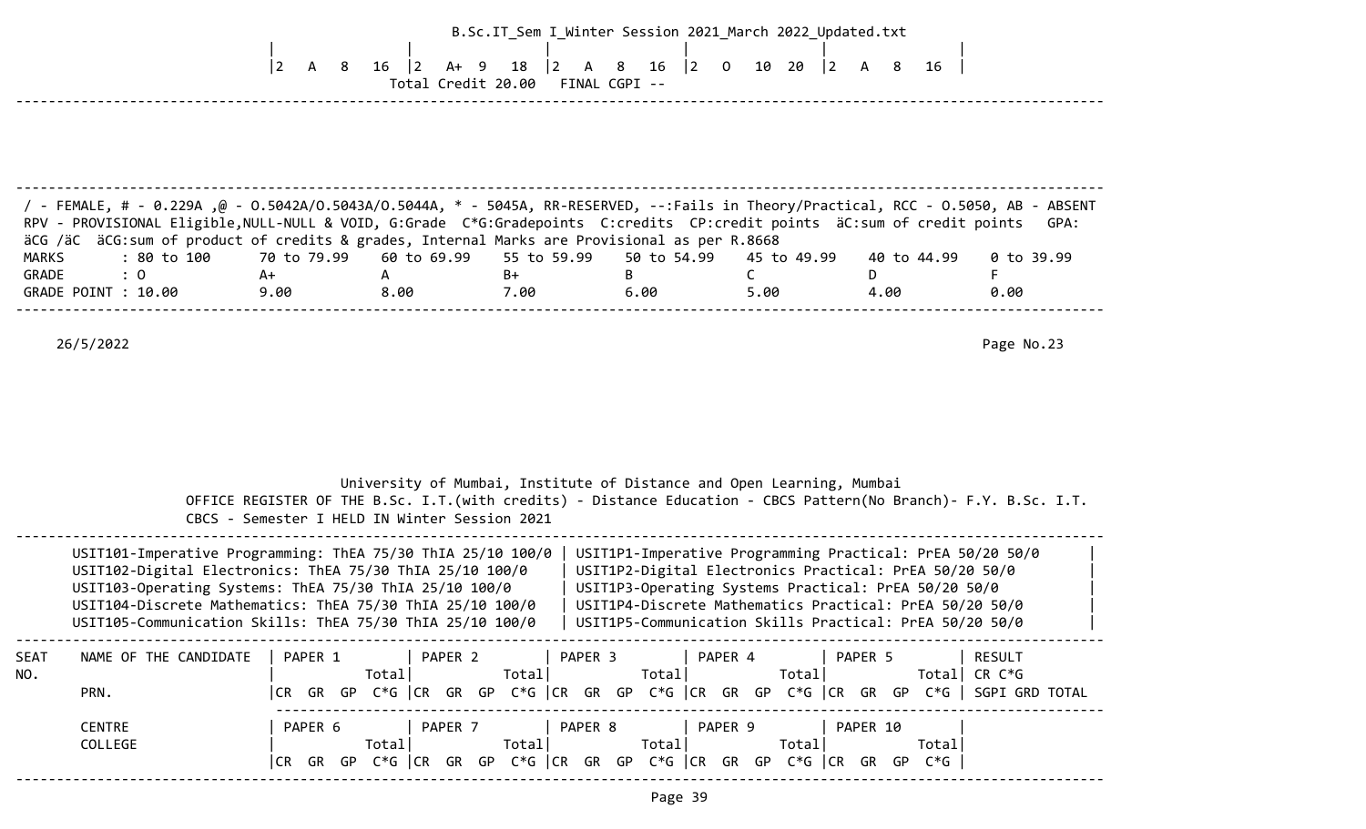| |2 A 8 16 | |2 A+ 9 18 | |2 A 8 16 | |2 O 10 20 | |2 A 8 16 |
|---|---|---|---|---|

Total Credit 20.00 FINAL CGPI --

/ - FEMALE, # - 0.229A ,@ - O.5042A/O.5043A/O.5044A, * - 5045A, RR-RESERVED, --:Fails in Theory/Practical, RCC - O.5050, AB - ABSENT
RPV - PROVISIONAL Eligible,NULL-NULL & VOID, G:Grade C*G:Gradepoints C:credits CP:credit points äC:sum of credit points GPA: äCG /äC äCG:sum of product of credits & grades, Internal Marks are Provisional as per R.8668

| MARKS | : 80 to 100 | 70 to 79.99 | 60 to 69.99 | 55 to 59.99 | 50 to 54.99 | 45 to 49.99 | 40 to 44.99 | 0 to 39.99 |
|---|---|---|---|---|---|---|---|---|
| GRADE | : O | A+ | A | B+ | B | C | D | F |
| GRADE POINT | : 10.00 | 9.00 | 8.00 | 7.00 | 6.00 | 5.00 | 4.00 | 0.00 |

26/5/2022

University of Mumbai, Institute of Distance and Open Learning, Mumbai
OFFICE REGISTER OF THE B.Sc. I.T.(with credits) - Distance Education - CBCS Pattern(No Branch)- F.Y. B.Sc. I.T. CBCS - Semester I HELD IN Winter Session 2021

| Theory | Practical |
|---|---|
| USIT101-Imperative Programming: ThEA 75/30 ThIA 25/10 100/0 | USIT1P1-Imperative Programming Practical: PrEA 50/20 50/0 |
| USIT102-Digital Electronics: ThEA 75/30 ThIA 25/10 100/0 | USIT1P2-Digital Electronics Practical: PrEA 50/20 50/0 |
| USIT103-Operating Systems: ThEA 75/30 ThIA 25/10 100/0 | USIT1P3-Operating Systems Practical: PrEA 50/20 50/0 |
| USIT104-Discrete Mathematics: ThEA 75/30 ThIA 25/10 100/0 | USIT1P4-Discrete Mathematics Practical: PrEA 50/20 50/0 |
| USIT105-Communication Skills: ThEA 75/30 ThIA 25/10 100/0 | USIT1P5-Communication Skills Practical: PrEA 50/20 50/0 |

| SEAT NO. | NAME OF THE CANDIDATE / PRN. | PAPER 1 (CR GR GP C*G Total) | PAPER 2 (CR GR GP C*G Total) | PAPER 3 (CR GR GP C*G Total) | PAPER 4 (CR GR GP C*G Total) | PAPER 5 (CR GR GP C*G Total) | RESULT CR C*G SGPI GRD TOTAL |
|---|---|---|---|---|---|---|---|
| | CENTRE / COLLEGE | PAPER 6 (CR GR GP C*G Total) | PAPER 7 (CR GR GP C*G Total) | PAPER 8 (CR GR GP C*G Total) | PAPER 9 (CR GR GP C*G Total) | PAPER 10 (CR GR GP C*G Total) | |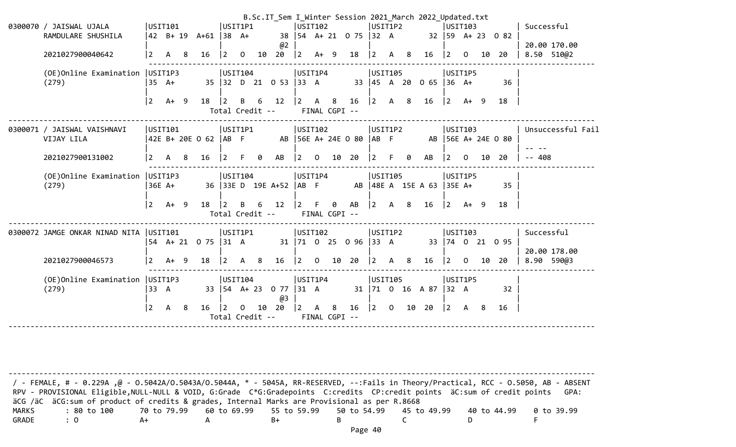```
0300070 / JAISWAL UJALA        |USIT101          |USIT1P1          |USIT102          |USIT1P2          |USIT103          | Successful
        RAMDULARE SHUSHILA     |42  B+ 19  A+61  |38  A+        38 |54  A+ 21  O 75  |32  A         32 |59  A+ 23  O 82  |
                               |                 |              @2 |                 |                 |                 | 20.00 170.00
        2021027900040642       |2   A   8   16   |2   O   10  20   |2   A+  9   18   |2   A   8   16   |2   O   10  20   | 8.50  510@2
                                -------------------------------------------------------------------------------------------------
        (OE)Online Examination |USIT1P3          |USIT104          |USIT1P4          |USIT105          |USIT1P5          |
        (279)                  |35  A+        35 |32  D  21  O 53  |33  A         33 |45  A  20  O 65  |36  A+        36 |
                               |                 |                 |                 |                 |                 |
                               |2   A+  9   18   |2   B   6   12   |2   A   8   16   |2   A   8   16   |2   A+  9   18   |
                                                  Total Credit --      FINAL CGPI --
---------------------------------------------------------------------------------------------------------------------------------------------
0300071 / JAISWAL VAISHNAVI    |USIT101          |USIT1P1          |USIT102          |USIT1P2          |USIT103          | Unsuccessful Fail
        VIJAY LILA             |42E B+ 20E O 62  |AB  F         AB |56E A+ 24E O 80  |AB  F         AB |56E A+ 24E O 80  |
                               |                 |                 |                 |                 |                 | -- --
        2021027900131002       |2   A   8   16   |2   F   0   AB   |2   O   10  20   |2   F   0   AB   |2   O   10  20   | -- 408
                                -------------------------------------------------------------------------------------------------
        (OE)Online Examination |USIT1P3          |USIT104          |USIT1P4          |USIT105          |USIT1P5          |
        (279)                  |36E A+        36 |33E D  19E A+52  |AB  F         AB |48E A  15E A 63  |35E A+        35 |
                               |                 |                 |                 |                 |                 |
                               |2   A+  9   18   |2   B   6   12   |2   F   0   AB   |2   A   8   16   |2   A+  9   18   |
                                                  Total Credit --      FINAL CGPI --
---------------------------------------------------------------------------------------------------------------------------------------------
0300072 JAMGE ONKAR NINAD NITA |USIT101          |USIT1P1          |USIT102          |USIT1P2          |USIT103          | Successful
                               |54  A+ 21  O 75  |31  A         31 |71  O  25  O 96  |33  A         33 |74  O  21  O 95  |
                               |                 |                 |                 |                 |                 | 20.00 178.00
        2021027900046573       |2   A+  9   18   |2   A   8   16   |2   O   10  20   |2   A   8   16   |2   O   10  20   | 8.90  590@3
                                -------------------------------------------------------------------------------------------------
        (OE)Online Examination |USIT1P3          |USIT104          |USIT1P4          |USIT105          |USIT1P5          |
        (279)                  |33  A         33 |54  A+ 23  O 77  |31  A         31 |71  O  16  A 87  |32  A         32 |
                               |                 |              @3 |                 |                 |                 |
                               |2   A   8   16   |2   O   10  20   |2   A   8   16   |2   O   10  20   |2   A   8   16   |
                                                  Total Credit --      FINAL CGPI --
---------------------------------------------------------------------------------------------------------------------------------------------
```

/ - FEMALE, # - 0.229A ,@ - O.5042A/O.5043A/O.5044A, * - 5045A, RR-RESERVED, --:Fails in Theory/Practical, RCC - O.5050, AB - ABSENT
RPV - PROVISIONAL Eligible,NULL-NULL & VOID, G:Grade C*G:Gradepoints C:credits CP:credit points äC:sum of credit points GPA:
äCG /äC äCG:sum of product of credits & grades, Internal Marks are Provisional as per R.8668

| MARKS | : 80 to 100 | 70 to 79.99 | 60 to 69.99 | 55 to 59.99 | 50 to 54.99 | 45 to 49.99 | 40 to 44.99 | 0 to 39.99 |
|---|---|---|---|---|---|---|---|---|
| GRADE | : O | A+ | A | B+ | B | C | D | F |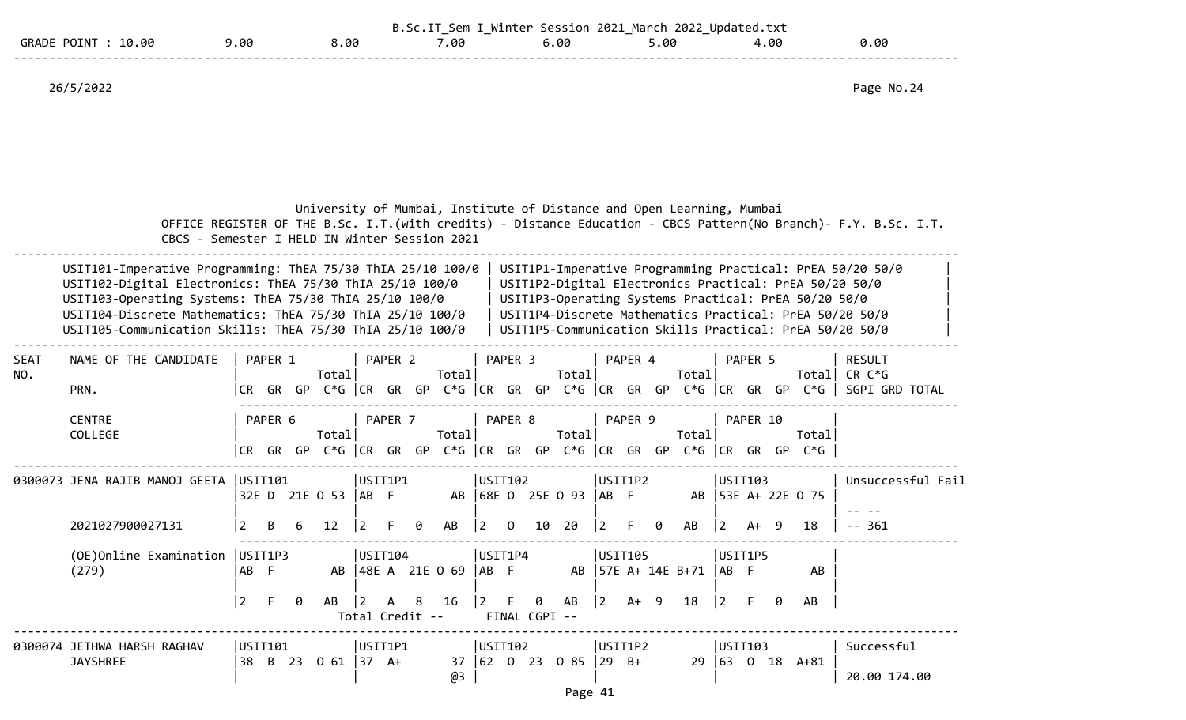GRADE POINT : 10.00 9.00 8.00 7.00 6.00 5.00 4.00 0.00

26/5/2022

Page No.24

University of Mumbai, Institute of Distance and Open Learning, Mumbai
OFFICE REGISTER OF THE B.Sc. I.T.(with credits) - Distance Education - CBCS Pattern(No Branch)- F.Y. B.Sc. I.T. CBCS - Semester I HELD IN Winter Session 2021

| | |
|---|---|
| USIT101-Imperative Programming: ThEA 75/30 ThIA 25/10 100/0 | USIT1P1-Imperative Programming Practical: PrEA 50/20 50/0 |
| USIT102-Digital Electronics: ThEA 75/30 ThIA 25/10 100/0 | USIT1P2-Digital Electronics Practical: PrEA 50/20 50/0 |
| USIT103-Operating Systems: ThEA 75/30 ThIA 25/10 100/0 | USIT1P3-Operating Systems Practical: PrEA 50/20 50/0 |
| USIT104-Discrete Mathematics: ThEA 75/30 ThIA 25/10 100/0 | USIT1P4-Discrete Mathematics Practical: PrEA 50/20 50/0 |
| USIT105-Communication Skills: ThEA 75/30 ThIA 25/10 100/0 | USIT1P5-Communication Skills Practical: PrEA 50/20 50/0 |

| SEAT NO. | NAME OF THE CANDIDATE / PRN. / CENTRE / COLLEGE | PAPER 1 / PAPER 6 (Total, CR GR GP C*G) | PAPER 2 / PAPER 7 (Total, CR GR GP C*G) | PAPER 3 / PAPER 8 (Total, CR GR GP C*G) | PAPER 4 / PAPER 9 (Total, CR GR GP C*G) | PAPER 5 / PAPER 10 (Total, CR GR GP C*G) | RESULT CR C*G SGPI GRD TOTAL |
|---|---|---|---|---|---|---|---|
| 0300073 | JENA RAJIB MANOJ GEETA | USIT101<br>32E D 21E O 53<br>2 B 6 12 | USIT1P1<br>AB F AB<br>2 F 0 AB | USIT102<br>68E O 25E O 93<br>2 O 10 20 | USIT1P2<br>AB F AB<br>2 F 0 AB | USIT103<br>53E A+ 22E O 75<br>2 A+ 9 18 | Unsuccessful Fail<br>-- --<br>-- 361 |
| | 2021027900027131 | | | | | | |
| | (OE)Online Examination (279) | USIT1P3<br>AB F AB<br>2 F 0 AB | USIT104<br>48E A 21E O 69<br>2 A 8 16 | USIT1P4<br>AB F AB<br>2 F 0 AB | USIT105<br>57E A+ 14E B+71<br>2 A+ 9 18 | USIT1P5<br>AB F AB<br>2 F 0 AB | |
| | | | Total Credit -- | FINAL CGPI -- | | | |
| 0300074 | JETHWA HARSH RAGHAV JAYSHREE | USIT101<br>38 B 23 O 61 | USIT1P1<br>37 A+ 37<br>@3 | USIT102<br>62 O 23 O 85 | USIT1P2<br>29 B+ 29 | USIT103<br>63 O 18 A+81 | Successful<br>20.00 174.00 |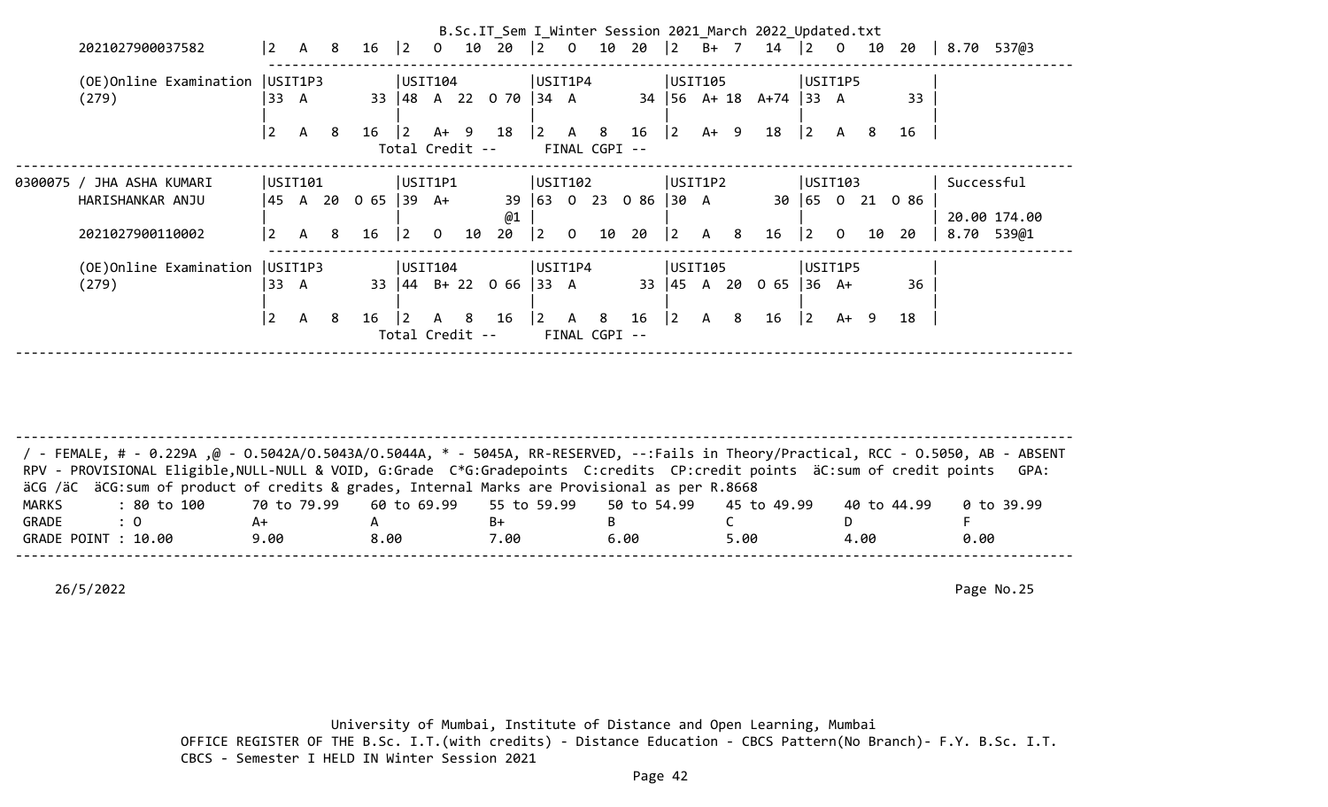```
      2021027900037582       |2   A   8   16  |2   O   10  20  |2   O   10  20  |2   B+  7   14  |2   O   10  20  | 8.70  537@3
                             -------------------------------------------------------------------------------
      (OE)Online Examination |USIT1P3         |USIT104         |USIT1P4         |USIT105         |USIT1P5         |
      (279)                  |33  A        33 |48  A  22  O 70 |34  A        34 |56  A+ 18  A+74 |33  A        33 |
                             |                |                |                |                |                |
                             |2   A   8   16  |2   A+  9   18  |2   A   8   16  |2   A+  9   18  |2   A   8   16  |
                                               Total Credit --      FINAL CGPI --
-------------------------------------------------------------------------------------------------------------------------
0300075 / JHA ASHA KUMARI    |USIT101         |USIT1P1         |USIT102         |USIT1P2         |USIT103         | Successful
      HARISHANKAR ANJU       |45  A  20  O 65 |39  A+       39 |63  O  23  O 86 |30  A        30 |65  O  21  O 86 |
                             |                |             @1 |                |                |                | 20.00 174.00
      2021027900110002       |2   A   8   16  |2   O   10  20  |2   O   10  20  |2   A   8   16  |2   O   10  20  | 8.70  539@1
                             -------------------------------------------------------------------------------
      (OE)Online Examination |USIT1P3         |USIT104         |USIT1P4         |USIT105         |USIT1P5         |
      (279)                  |33  A        33 |44  B+ 22  O 66 |33  A        33 |45  A  20  O 65 |36  A+       36 |
                             |                |                |                |                |                |
                             |2   A   8   16  |2   A   8   16  |2   A   8   16  |2   A   8   16  |2   A+  9   18  |
                                               Total Credit --      FINAL CGPI --
-------------------------------------------------------------------------------------------------------------------------




-------------------------------------------------------------------------------------------------------------------------
 / - FEMALE, # - 0.229A ,@ - O.5042A/O.5043A/O.5044A, * - 5045A, RR-RESERVED, --:Fails in Theory/Practical, RCC - O.5050, AB - ABSENT
 RPV - PROVISIONAL Eligible,NULL-NULL & VOID, G:Grade  C*G:Gradepoints  C:credits  CP:credit points  äC:sum of credit points   GPA:
 äCG /äC  äCG:sum of product of credits & grades, Internal Marks are Provisional as per R.8668
 MARKS       : 80 to 100      70 to 79.99     60 to 69.99     55 to 59.99     50 to 54.99     45 to 49.99     40 to 44.99     0 to 39.99
 GRADE       : O              A+              A               B+              B               C               D               F
 GRADE POINT : 10.00          9.00            8.00            7.00            6.00            5.00            4.00            0.00
-------------------------------------------------------------------------------------------------------------------------

    26/5/2022




                         University of Mumbai, Institute of Distance and Open Learning, Mumbai
          OFFICE REGISTER OF THE B.Sc. I.T.(with credits) - Distance Education - CBCS Pattern(No Branch)- F.Y. B.Sc. I.T.
          CBCS - Semester I HELD IN Winter Session 2021
```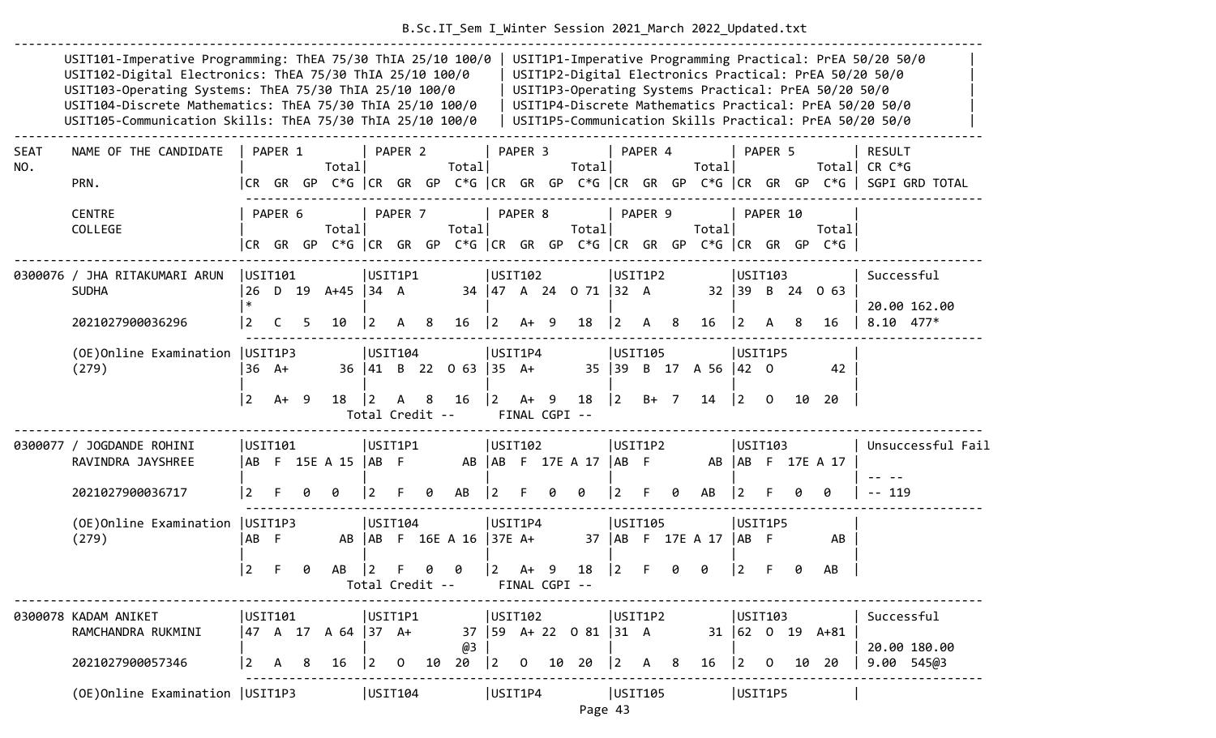B.Sc.IT_Sem I_Winter Session 2021_March 2022_Updated.txt

| Course | Scheme | Practical | Scheme |
|---|---|---|---|
| USIT101-Imperative Programming | ThEA 75/30 ThIA 25/10 100/0 | USIT1P1-Imperative Programming Practical | PrEA 50/20 50/0 |
| USIT102-Digital Electronics | ThEA 75/30 ThIA 25/10 100/0 | USIT1P2-Digital Electronics Practical | PrEA 50/20 50/0 |
| USIT103-Operating Systems | ThEA 75/30 ThIA 25/10 100/0 | USIT1P3-Operating Systems Practical | PrEA 50/20 50/0 |
| USIT104-Discrete Mathematics | ThEA 75/30 ThIA 25/10 100/0 | USIT1P4-Discrete Mathematics Practical | PrEA 50/20 50/0 |
| USIT105-Communication Skills | ThEA 75/30 ThIA 25/10 100/0 | USIT1P5-Communication Skills Practical | PrEA 50/20 50/0 |

Header legend: SEAT NO. / NAME OF THE CANDIDATE / PRN. / CENTRE / COLLEGE; each PAPER (1–10) shows Total on first line and CR GR GP C*G on second line; RESULT: CR C*G, SGPI GRD TOTAL.

| SEAT NO. | NAME / PRN / CENTRE | USIT101 | USIT1P1 | USIT102 | USIT1P2 | USIT103 | RESULT |
|---|---|---|---|---|---|---|---|
| 0300076 | / JHA RITAKUMARI ARUN SUDHA | 26 D 19 A+45 * | 34 A 34 | 47 A 24 O 71 | 32 A 32 | 39 B 24 O 63 | Successful |
| | | | | | | | 20.00 162.00 |
| | 2021027900036296 | 2 C 5 10 | 2 A 8 16 | 2 A+ 9 18 | 2 A 8 16 | 2 A 8 16 | 8.10 477* |
| | | **USIT1P3** | **USIT104** | **USIT1P4** | **USIT105** | **USIT1P5** | |
| | (OE)Online Examination (279) | 36 A+ 36 | 41 B 22 O 63 | 35 A+ 35 | 39 B 17 A 56 | 42 O 42 | |
| | | 2 A+ 9 18 | 2 A 8 16 | 2 A+ 9 18 | 2 B+ 7 14 | 2 O 10 20 | |
| | | | Total Credit -- | FINAL CGPI -- | | | |
| 0300077 | / JOGDANDE ROHINI RAVINDRA JAYSHREE | AB F 15E A 15 | AB F AB | AB F 17E A 17 | AB F AB | AB F 17E A 17 | Unsuccessful Fail |
| | | | | | | | -- -- |
| | 2021027900036717 | 2 F 0 0 | 2 F 0 AB | 2 F 0 0 | 2 F 0 AB | 2 F 0 0 | -- 119 |
| | | **USIT1P3** | **USIT104** | **USIT1P4** | **USIT105** | **USIT1P5** | |
| | (OE)Online Examination (279) | AB F AB | AB F 16E A 16 | 37E A+ 37 | AB F 17E A 17 | AB F AB | |
| | | 2 F 0 AB | 2 F 0 0 | 2 A+ 9 18 | 2 F 0 0 | 2 F 0 AB | |
| | | | Total Credit -- | FINAL CGPI -- | | | |
| 0300078 | KADAM ANIKET RAMCHANDRA RUKMINI | 47 A 17 A 64 | 37 A+ 37 @3 | 59 A+ 22 O 81 | 31 A 31 | 62 O 19 A+81 | Successful |
| | | | | | | | 20.00 180.00 |
| | 2021027900057346 | 2 A 8 16 | 2 O 10 20 | 2 O 10 20 | 2 A 8 16 | 2 O 10 20 | 9.00 545@3 |
| | (OE)Online Examination | **USIT1P3** | **USIT104** | **USIT1P4** | **USIT105** | **USIT1P5** | |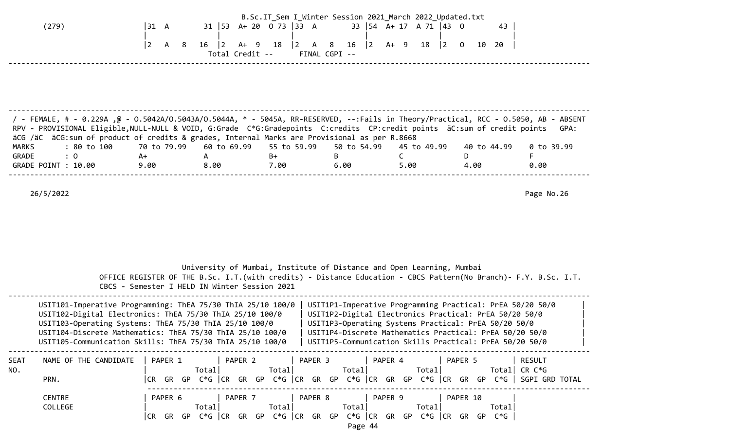| (279) | 31 A 31 | 53 A+ 20 O 73 | 33 A 33 | 54 A+ 17 A 71 | 43 O 43 |
|---|---|---|---|---|---|
| | 2 A 8 16 | 2 A+ 9 18 | 2 A 8 16 | 2 A+ 9 18 | 2 O 10 20 |

Total Credit -- FINAL CGPI --

/ - FEMALE, # - 0.229A ,@ - O.5042A/O.5043A/O.5044A, * - 5045A, RR-RESERVED, --:Fails in Theory/Practical, RCC - O.5050, AB - ABSENT
RPV - PROVISIONAL Eligible,NULL-NULL & VOID, G:Grade C*G:Gradepoints C:credits CP:credit points äC:sum of credit points GPA: äCG /äC äCG:sum of product of credits & grades, Internal Marks are Provisional as per R.8668

| MARKS | : 80 to 100 | 70 to 79.99 | 60 to 69.99 | 55 to 59.99 | 50 to 54.99 | 45 to 49.99 | 40 to 44.99 | 0 to 39.99 |
|---|---|---|---|---|---|---|---|---|
| GRADE | : O | A+ | A | B+ | B | C | D | F |
| GRADE POINT | : 10.00 | 9.00 | 8.00 | 7.00 | 6.00 | 5.00 | 4.00 | 0.00 |

26/5/2022

University of Mumbai, Institute of Distance and Open Learning, Mumbai
OFFICE REGISTER OF THE B.Sc. I.T.(with credits) - Distance Education - CBCS Pattern(No Branch)- F.Y. B.Sc. I.T.
CBCS - Semester I HELD IN Winter Session 2021

| | |
|---|---|
| USIT101-Imperative Programming: ThEA 75/30 ThIA 25/10 100/0 | USIT1P1-Imperative Programming Practical: PrEA 50/20 50/0 |
| USIT102-Digital Electronics: ThEA 75/30 ThIA 25/10 100/0 | USIT1P2-Digital Electronics Practical: PrEA 50/20 50/0 |
| USIT103-Operating Systems: ThEA 75/30 ThIA 25/10 100/0 | USIT1P3-Operating Systems Practical: PrEA 50/20 50/0 |
| USIT104-Discrete Mathematics: ThEA 75/30 ThIA 25/10 100/0 | USIT1P4-Discrete Mathematics Practical: PrEA 50/20 50/0 |
| USIT105-Communication Skills: ThEA 75/30 ThIA 25/10 100/0 | USIT1P5-Communication Skills Practical: PrEA 50/20 50/0 |

| SEAT NO. | NAME OF THE CANDIDATE / PRN. | PAPER 1 Total / CR GR GP C*G | PAPER 2 Total / CR GR GP C*G | PAPER 3 Total / CR GR GP C*G | PAPER 4 Total / CR GR GP C*G | PAPER 5 Total / CR GR GP C*G | RESULT / CR C*G / SGPI GRD TOTAL |
|---|---|---|---|---|---|---|---|
| | CENTRE / COLLEGE | PAPER 6 Total / CR GR GP C*G | PAPER 7 Total / CR GR GP C*G | PAPER 8 Total / CR GR GP C*G | PAPER 9 Total / CR GR GP C*G | PAPER 10 Total / CR GR GP C*G | |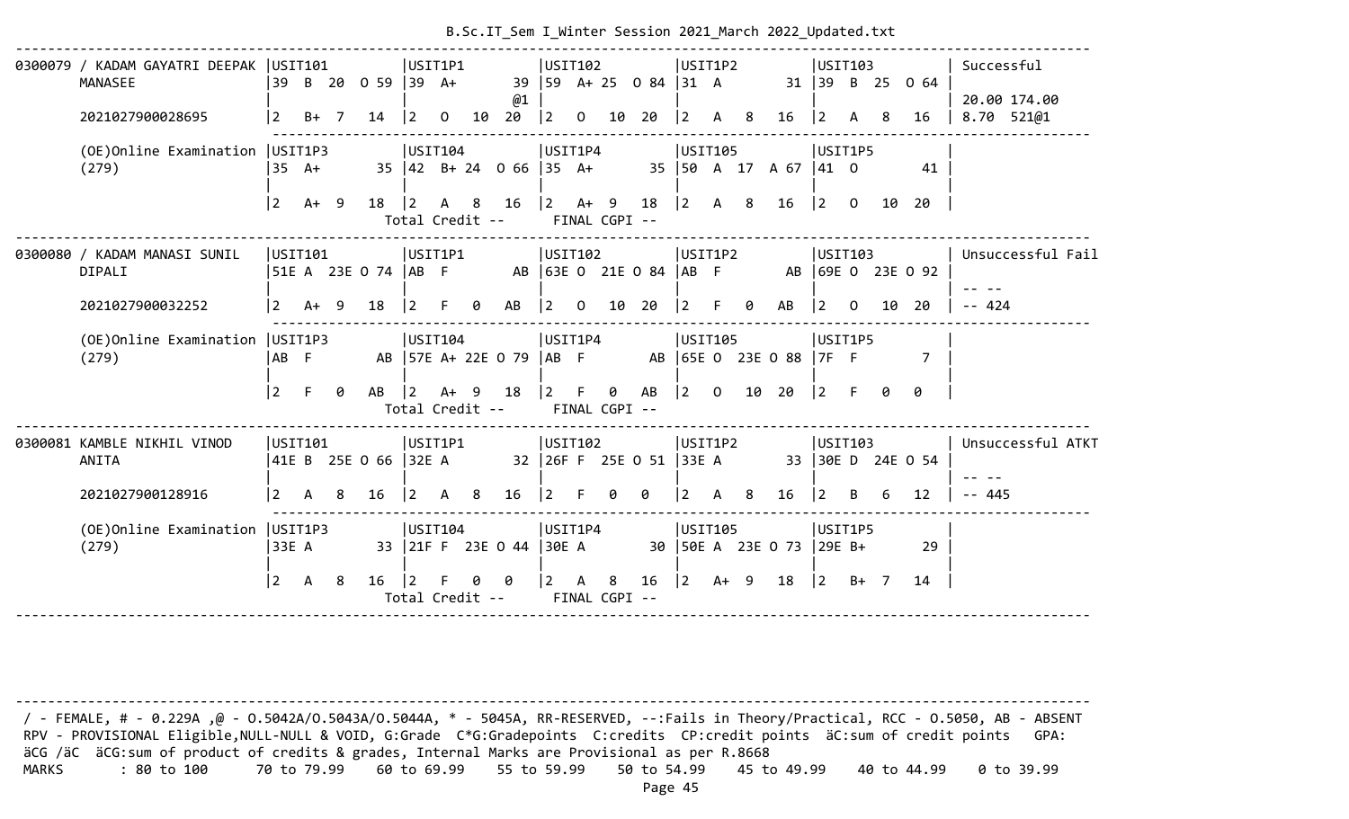```
--------------------------------------------------------------------------------------------------------------------------------------------------------
0300079 / KADAM GAYATRI DEEPAK |USIT101          |USIT1P1          |USIT102          |USIT1P2          |USIT103          | Successful
        MANASEE                |39  B  20  O 59  |39  A+        39 |59  A+ 25  O 84  |31  A         31 |39  B  25  O 64  |
                               |                 |              @1 |                 |                 |                 | 20.00 174.00
        2021027900028695       |2   B+  7   14   |2   O   10  20   |2   O   10  20   |2   A   8   16   |2   A   8   16   | 8.70  521@1
                               ----------------------------------------------------------------------------------------------------------------------
        (OE)Online Examination |USIT1P3          |USIT104          |USIT1P4          |USIT105          |USIT1P5          |
        (279)                  |35  A+        35 |42  B+ 24  O 66  |35  A+        35 |50  A  17  A 67  |41  O         41 |
                               |                 |                 |                 |                 |                 |
                               |2   A+  9   18   |2   A   8   16   |2   A+  9   18   |2   A   8   16   |2   O   10  20   |
                                                 Total Credit --      FINAL CGPI --
--------------------------------------------------------------------------------------------------------------------------------------------------------
0300080 / KADAM MANASI SUNIL   |USIT101          |USIT1P1          |USIT102          |USIT1P2          |USIT103          | Unsuccessful Fail
        DIPALI                 |51E A  23E O 74  |AB  F         AB |63E O  21E O 84  |AB  F         AB |69E O  23E O 92  |
                               |                 |                 |                 |                 |                 | -- --
        2021027900032252       |2   A+  9   18   |2   F   0   AB   |2   O   10  20   |2   F   0   AB   |2   O   10  20   | -- 424
                               ----------------------------------------------------------------------------------------------------------------------
        (OE)Online Examination |USIT1P3          |USIT104          |USIT1P4          |USIT105          |USIT1P5          |
        (279)                  |AB  F         AB |57E A+ 22E O 79  |AB  F         AB |65E O  23E O 88  |7F  F          7 |
                               |                 |                 |                 |                 |                 |
                               |2   F   0   AB   |2   A+  9   18   |2   F   0   AB   |2   O   10  20   |2   F   0   0    |
                                                 Total Credit --      FINAL CGPI --
--------------------------------------------------------------------------------------------------------------------------------------------------------
0300081 KAMBLE NIKHIL VINOD    |USIT101          |USIT1P1          |USIT102          |USIT1P2          |USIT103          | Unsuccessful ATKT
        ANITA                  |41E B  25E O 66  |32E A         32 |26F F  25E O 51  |33E A         33 |30E D  24E O 54  |
                               |                 |                 |                 |                 |                 | -- --
        2021027900128916       |2   A   8   16   |2   A   8   16   |2   F   0   0    |2   A   8   16   |2   B   6   12   | -- 445
                               ----------------------------------------------------------------------------------------------------------------------
        (OE)Online Examination |USIT1P3          |USIT104          |USIT1P4          |USIT105          |USIT1P5          |
        (279)                  |33E A         33 |21F F  23E O 44  |30E A         30 |50E A  23E O 73  |29E B+        29 |
                               |                 |                 |                 |                 |                 |
                               |2   A   8   16   |2   F   0   0    |2   A   8   16   |2   A+  9   18   |2   B+  7   14   |
                                                 Total Credit --      FINAL CGPI --
--------------------------------------------------------------------------------------------------------------------------------------------------------
```

```
--------------------------------------------------------------------------------------------------------------------------------------------------------
/ - FEMALE, # - 0.229A ,@ - O.5042A/O.5043A/O.5044A, * - 5045A, RR-RESERVED, --:Fails in Theory/Practical, RCC - O.5050, AB - ABSENT
RPV - PROVISIONAL Eligible,NULL-NULL & VOID, G:Grade  C*G:Gradepoints  C:credits  CP:credit points  äC:sum of credit points   GPA:
äCG /äC  äCG:sum of product of credits & grades, Internal Marks are Provisional as per R.8668
MARKS       : 80 to 100      70 to 79.99    60 to 69.99    55 to 59.99    50 to 54.99    45 to 49.99    40 to 44.99    0 to 39.99
```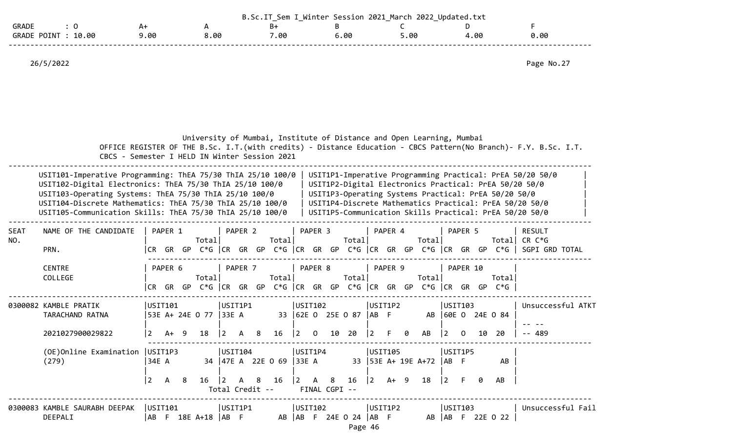| GRADE : O | A+ | A | B+ | B | C | D | F |
|---|---|---|---|---|---|---|---|
| GRADE POINT : 10.00 | 9.00 | 8.00 | 7.00 | 6.00 | 5.00 | 4.00 | 0.00 |

26/5/2022

Page No.27

University of Mumbai, Institute of Distance and Open Learning, Mumbai

OFFICE REGISTER OF THE B.Sc. I.T.(with credits) - Distance Education - CBCS Pattern(No Branch)- F.Y. B.Sc. I.T. CBCS - Semester I HELD IN Winter Session 2021

| | |
|---|---|
| USIT101-Imperative Programming: ThEA 75/30 ThIA 25/10 100/0 | USIT1P1-Imperative Programming Practical: PrEA 50/20 50/0 |
| USIT102-Digital Electronics: ThEA 75/30 ThIA 25/10 100/0 | USIT1P2-Digital Electronics Practical: PrEA 50/20 50/0 |
| USIT103-Operating Systems: ThEA 75/30 ThIA 25/10 100/0 | USIT1P3-Operating Systems Practical: PrEA 50/20 50/0 |
| USIT104-Discrete Mathematics: ThEA 75/30 ThIA 25/10 100/0 | USIT1P4-Discrete Mathematics Practical: PrEA 50/20 50/0 |
| USIT105-Communication Skills: ThEA 75/30 ThIA 25/10 100/0 | USIT1P5-Communication Skills Practical: PrEA 50/20 50/0 |

| SEAT NO. | NAME OF THE CANDIDATE / PRN. / CENTRE / COLLEGE | PAPER 1 / PAPER 6 (CR GR GP Total C*G) | PAPER 2 / PAPER 7 (CR GR GP Total C*G) | PAPER 3 / PAPER 8 (CR GR GP Total C*G) | PAPER 4 / PAPER 9 (CR GR GP Total C*G) | PAPER 5 / PAPER 10 (CR GR GP Total C*G) | RESULT CR C*G SGPI GRD TOTAL |
|---|---|---|---|---|---|---|---|
| 0300082 | KAMBLE PRATIK TARACHAND RATNA | USIT101<br>53E A+ 24E O 77<br>2 A+ 9 18 | USIT1P1<br>33E A 33<br>2 A 8 16 | USIT102<br>62E O 25E O 87<br>2 O 10 20 | USIT1P2<br>AB F AB<br>2 F 0 AB | USIT103<br>60E O 24E O 84<br>2 O 10 20 | Unsuccessful ATKT<br>-- --<br>-- 489 |
| | 2021027900029822 | | | | | | |
| | (OE)Online Examination (279) | USIT1P3<br>34E A 34<br>2 A 8 16 | USIT104<br>47E A 22E O 69<br>2 A 8 16 | USIT1P4<br>33E A 33<br>2 A 8 16 | USIT105<br>53E A+ 19E A+72<br>2 A+ 9 18 | USIT1P5<br>AB F AB<br>2 F 0 AB | |
| | | Total Credit -- | | FINAL CGPI -- | | | |
| 0300083 | KAMBLE SAURABH DEEPAK DEEPALI | USIT101<br>AB F 18E A+18 | USIT1P1<br>AB F AB | USIT102<br>AB F 24E O 24 | USIT1P2<br>AB F AB | USIT103<br>AB F 22E O 22 | Unsuccessful Fail |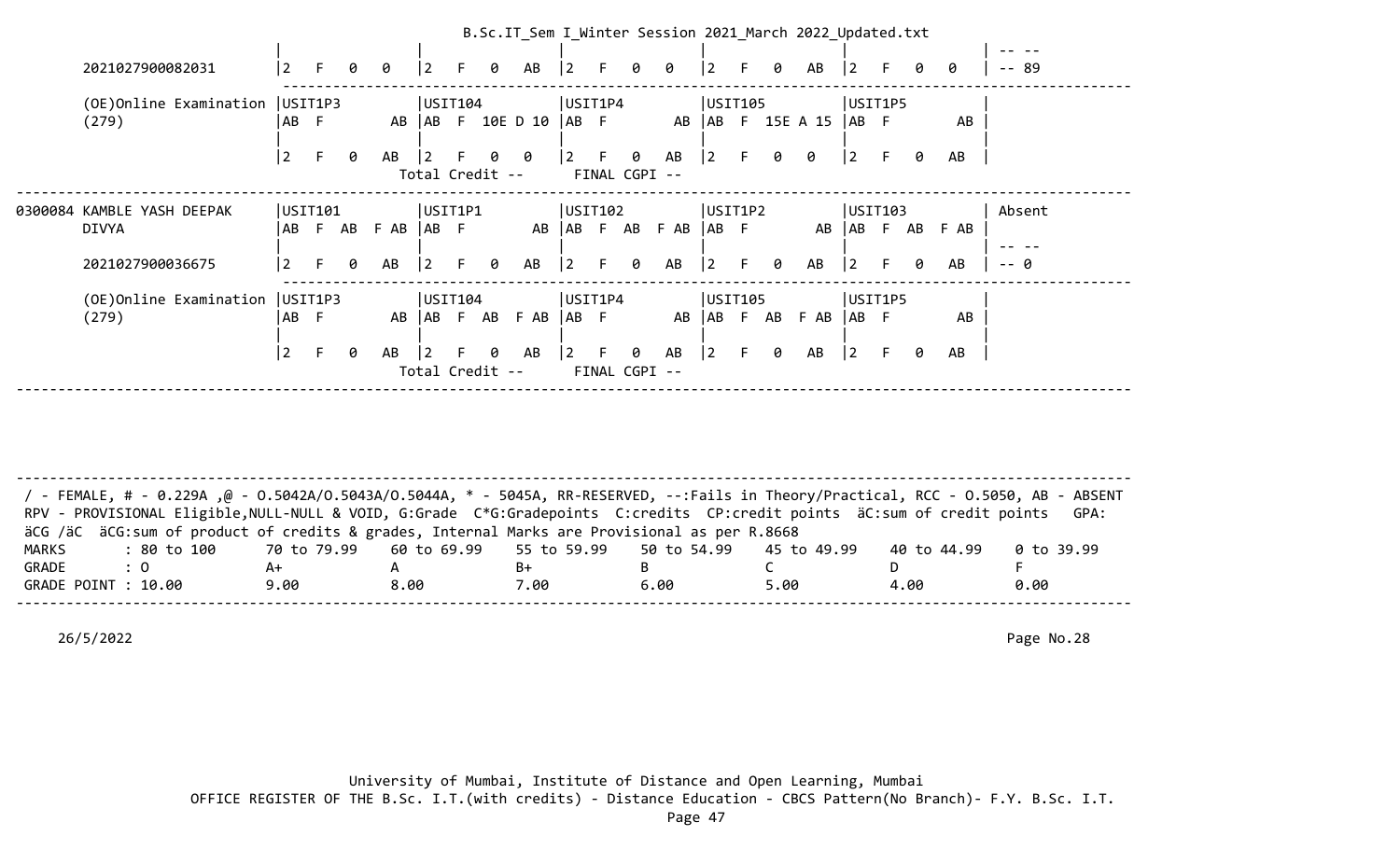B.Sc.IT_Sem I_Winter Session 2021_March 2022_Updated.txt

```
                               |              |              |              |              |              | -- --
        2021027900082031       |2  F  0  0    |2  F  0  AB   |2  F  0  0    |2  F  0  AB   |2  F  0  0    | -- 89
                               ------------------------------------------------------------------------------------------
        (OE)Online Examination |USIT1P3       |USIT104       |USIT1P4       |USIT105       |USIT1P5       |
        (279)                  |AB  F      AB |AB  F  10E D 10 |AB  F      AB |AB  F  15E A 15 |AB  F      AB |
                               |              |              |              |              |              |
                               |2  F  0  AB   |2  F  0  0    |2  F  0  AB   |2  F  0  0    |2  F  0  AB   |
                                               Total Credit --      FINAL CGPI --
-------------------------------------------------------------------------------------------------------------------------
0300084 KAMBLE YASH DEEPAK     |USIT101       |USIT1P1       |USIT102       |USIT1P2       |USIT103       | Absent
        DIVYA                  |AB  F  AB  F AB |AB  F      AB |AB  F  AB  F AB |AB  F      AB |AB  F  AB  F AB |
                               |              |              |              |              |              | -- --
        2021027900036675       |2  F  0  AB   |2  F  0  AB   |2  F  0  AB   |2  F  0  AB   |2  F  0  AB   | -- 0
                               ------------------------------------------------------------------------------------------
        (OE)Online Examination |USIT1P3       |USIT104       |USIT1P4       |USIT105       |USIT1P5       |
        (279)                  |AB  F      AB |AB  F  AB  F AB |AB  F      AB |AB  F  AB  F AB |AB  F      AB |
                               |              |              |              |              |              |
                               |2  F  0  AB   |2  F  0  AB   |2  F  0  AB   |2  F  0  AB   |2  F  0  AB   |
                                               Total Credit --      FINAL CGPI --
-------------------------------------------------------------------------------------------------------------------------
```

```
-------------------------------------------------------------------------------------------------------------------------
/ - FEMALE, # - 0.229A ,@ - O.5042A/O.5043A/O.5044A, * - 5045A, RR-RESERVED, --:Fails in Theory/Practical, RCC - O.5050, AB - ABSENT
RPV - PROVISIONAL Eligible,NULL-NULL & VOID, G:Grade  C*G:Gradepoints  C:credits  CP:credit points  äC:sum of credit points   GPA:
äCG /äC  äCG:sum of product of credits & grades, Internal Marks are Provisional as per R.8668
MARKS       : 80 to 100      70 to 79.99    60 to 69.99    55 to 59.99    50 to 54.99    45 to 49.99    40 to 44.99    0 to 39.99
GRADE       : O              A+             A              B+             B              C              D              F
GRADE POINT : 10.00          9.00           8.00           7.00           6.00           5.00           4.00           0.00
-------------------------------------------------------------------------------------------------------------------------
```

26/5/2022 Page No.28

University of Mumbai, Institute of Distance and Open Learning, Mumbai
OFFICE REGISTER OF THE B.Sc. I.T.(with credits) - Distance Education - CBCS Pattern(No Branch)- F.Y. B.Sc. I.T.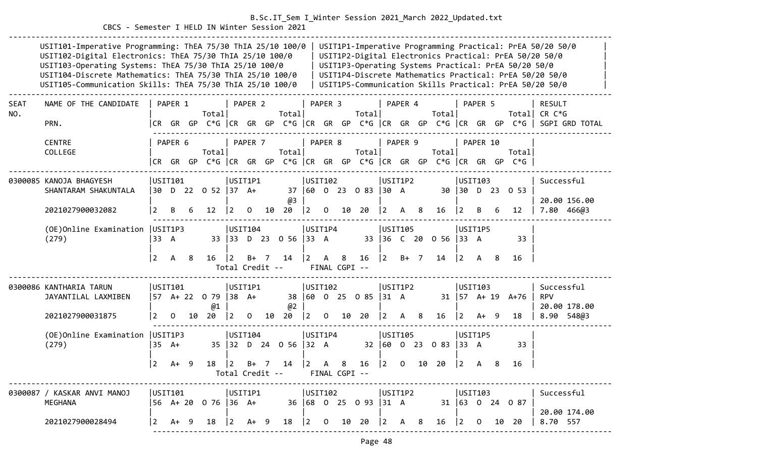B.Sc.IT_Sem I_Winter Session 2021_March 2022_Updated.txt

CBCS - Semester I HELD IN Winter Session 2021

| | |
|---|---|
| USIT101-Imperative Programming: ThEA 75/30 ThIA 25/10 100/0 | USIT1P1-Imperative Programming Practical: PrEA 50/20 50/0 |
| USIT102-Digital Electronics: ThEA 75/30 ThIA 25/10 100/0 | USIT1P2-Digital Electronics Practical: PrEA 50/20 50/0 |
| USIT103-Operating Systems: ThEA 75/30 ThIA 25/10 100/0 | USIT1P3-Operating Systems Practical: PrEA 50/20 50/0 |
| USIT104-Discrete Mathematics: ThEA 75/30 ThIA 25/10 100/0 | USIT1P4-Discrete Mathematics Practical: PrEA 50/20 50/0 |
| USIT105-Communication Skills: ThEA 75/30 ThIA 25/10 100/0 | USIT1P5-Communication Skills Practical: PrEA 50/20 50/0 |

| SEAT NO. | NAME OF THE CANDIDATE / PRN. / CENTRE / COLLEGE | PAPER 1 / PAPER 6 (CR GR GP Total C*G) | PAPER 2 / PAPER 7 (CR GR GP Total C*G) | PAPER 3 / PAPER 8 (CR GR GP Total C*G) | PAPER 4 / PAPER 9 (CR GR GP Total C*G) | PAPER 5 / PAPER 10 (CR GR GP Total C*G) | RESULT CR C*G SGPI GRD TOTAL |
|---|---|---|---|---|---|---|---|
| 0300085 | KANOJA BHAGYESH SHANTARAM SHAKUNTALA | USIT101<br>30 D 22 O 52<br>2 B 6 12 | USIT1P1<br>37 A+ 37 @3<br>2 O 10 20 | USIT102<br>60 O 23 O 83<br>2 O 10 20 | USIT1P2<br>30 A 30<br>2 A 8 16 | USIT103<br>30 D 23 O 53<br>2 B 6 12 | Successful<br>20.00 156.00<br>7.80 466@3 |
| | 2021027900032082 | | | | | | |
| | (OE)Online Examination (279) | USIT1P3<br>33 A 33<br>2 A 8 16 | USIT104<br>33 D 23 O 56<br>2 B+ 7 14 | USIT1P4<br>33 A 33<br>2 A 8 16 | USIT105<br>36 C 20 O 56<br>2 B+ 7 14 | USIT1P5<br>33 A 33<br>2 A 8 16 | |
| | | Total Credit -- | | FINAL CGPI -- | | | |
| 0300086 | KANTHARIA TARUN JAYANTILAL LAXMIBEN | USIT101<br>57 A+ 22 O 79 @1<br>2 O 10 20 | USIT1P1<br>38 A+ 38 @2<br>2 O 10 20 | USIT102<br>60 O 25 O 85<br>2 O 10 20 | USIT1P2<br>31 A 31<br>2 A 8 16 | USIT103<br>57 A+ 19 A+76<br>2 A+ 9 18 | Successful<br>RPV<br>20.00 178.00<br>8.90 548@3 |
| | 2021027900031875 | | | | | | |
| | (OE)Online Examination (279) | USIT1P3<br>35 A+ 35<br>2 A+ 9 18 | USIT104<br>32 D 24 O 56<br>2 B+ 7 14 | USIT1P4<br>32 A 32<br>2 A 8 16 | USIT105<br>60 O 23 O 83<br>2 O 10 20 | USIT1P5<br>33 A 33<br>2 A 8 16 | |
| | | Total Credit -- | | FINAL CGPI -- | | | |
| 0300087 | / KASKAR ANVI MANOJ MEGHANA | USIT101<br>56 A+ 20 O 76<br>2 A+ 9 18 | USIT1P1<br>36 A+ 36<br>2 A+ 9 18 | USIT102<br>68 O 25 O 93<br>2 O 10 20 | USIT1P2<br>31 A 31<br>2 A 8 16 | USIT103<br>63 O 24 O 87<br>2 O 10 20 | Successful<br>20.00 174.00<br>8.70 557 |
| | 2021027900028494 | | | | | | |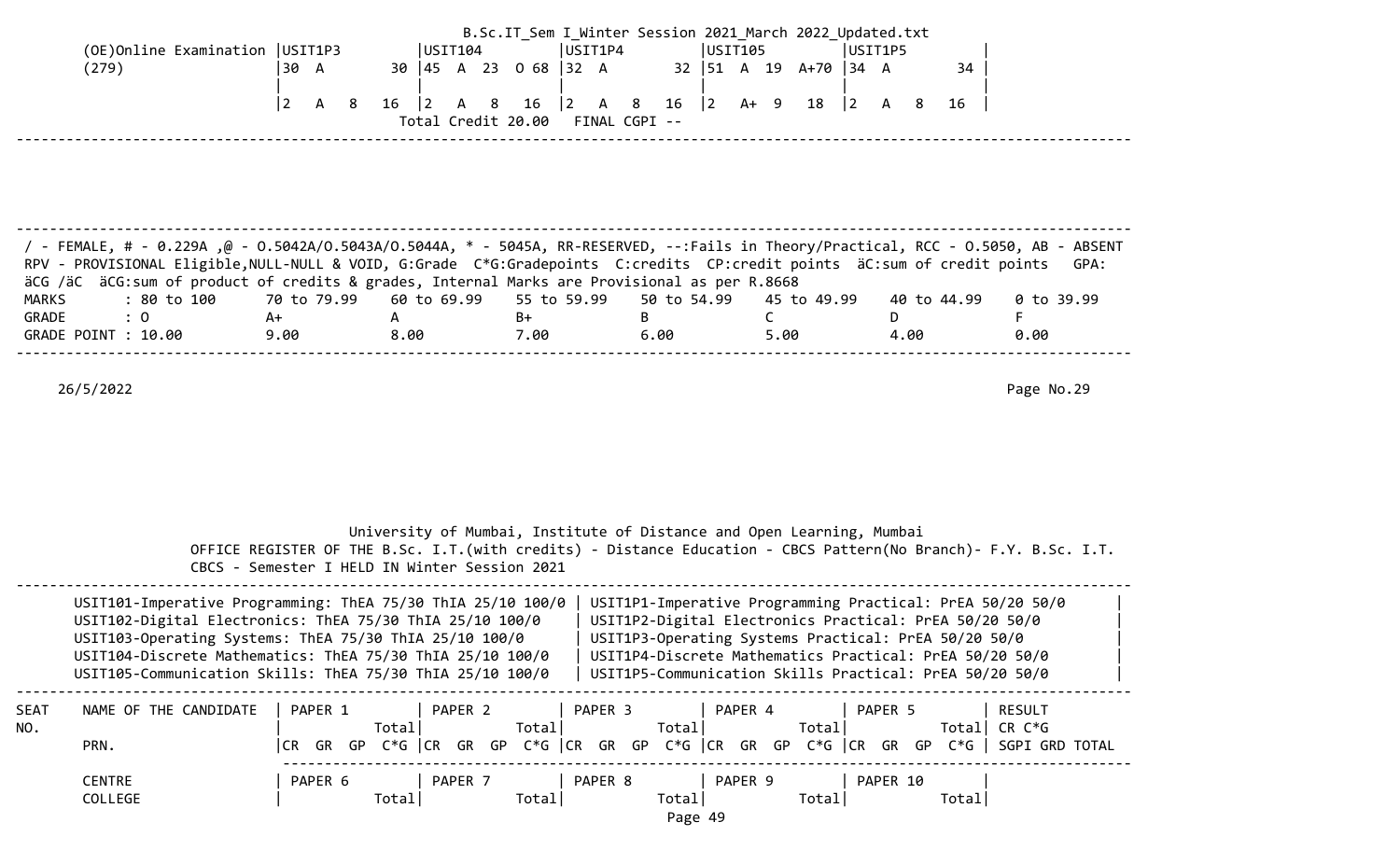| | USIT1P3 | USIT104 | USIT1P4 | USIT105 | USIT1P5 |
|---|---|---|---|---|---|
| (OE)Online Examination | 30 A 30 | 45 A 23 O 68 | 32 A 32 | 51 A 19 A+70 | 34 A 34 |
| (279) | | | | | |
| | 2 A 8 16 | 2 A 8 16 | 2 A 8 16 | 2 A+ 9 18 | 2 A 8 16 |

Total Credit 20.00   FINAL CGPI --

/ - FEMALE, # - 0.229A ,@ - O.5042A/O.5043A/O.5044A, * - 5045A, RR-RESERVED, --:Fails in Theory/Practical, RCC - O.5050, AB - ABSENT
RPV - PROVISIONAL Eligible,NULL-NULL & VOID, G:Grade C*G:Gradepoints C:credits CP:credit points äC:sum of credit points GPA: äCG /äC äCG:sum of product of credits & grades, Internal Marks are Provisional as per R.8668

| MARKS | : 80 to 100 | 70 to 79.99 | 60 to 69.99 | 55 to 59.99 | 50 to 54.99 | 45 to 49.99 | 40 to 44.99 | 0 to 39.99 |
|---|---|---|---|---|---|---|---|---|
| GRADE | : O | A+ | A | B+ | B | C | D | F |
| GRADE POINT | : 10.00 | 9.00 | 8.00 | 7.00 | 6.00 | 5.00 | 4.00 | 0.00 |

26/5/2022

University of Mumbai, Institute of Distance and Open Learning, Mumbai
OFFICE REGISTER OF THE B.Sc. I.T.(with credits) - Distance Education - CBCS Pattern(No Branch)- F.Y. B.Sc. I.T.
CBCS - Semester I HELD IN Winter Session 2021

| | |
|---|---|
| USIT101-Imperative Programming: ThEA 75/30 ThIA 25/10 100/0 | USIT1P1-Imperative Programming Practical: PrEA 50/20 50/0 |
| USIT102-Digital Electronics: ThEA 75/30 ThIA 25/10 100/0 | USIT1P2-Digital Electronics Practical: PrEA 50/20 50/0 |
| USIT103-Operating Systems: ThEA 75/30 ThIA 25/10 100/0 | USIT1P3-Operating Systems Practical: PrEA 50/20 50/0 |
| USIT104-Discrete Mathematics: ThEA 75/30 ThIA 25/10 100/0 | USIT1P4-Discrete Mathematics Practical: PrEA 50/20 50/0 |
| USIT105-Communication Skills: ThEA 75/30 ThIA 25/10 100/0 | USIT1P5-Communication Skills Practical: PrEA 50/20 50/0 |

| SEAT NO. | NAME OF THE CANDIDATE | PAPER 1 Total | PAPER 2 Total | PAPER 3 Total | PAPER 4 Total | PAPER 5 Total | RESULT CR C*G |
|---|---|---|---|---|---|---|---|
| | PRN. | CR GR GP C*G | CR GR GP C*G | CR GR GP C*G | CR GR GP C*G | CR GR GP C*G | SGPI GRD TOTAL |
| | CENTRE | PAPER 6 | PAPER 7 | PAPER 8 | PAPER 9 | PAPER 10 | |
| | COLLEGE | Total | Total | Total | Total | Total | |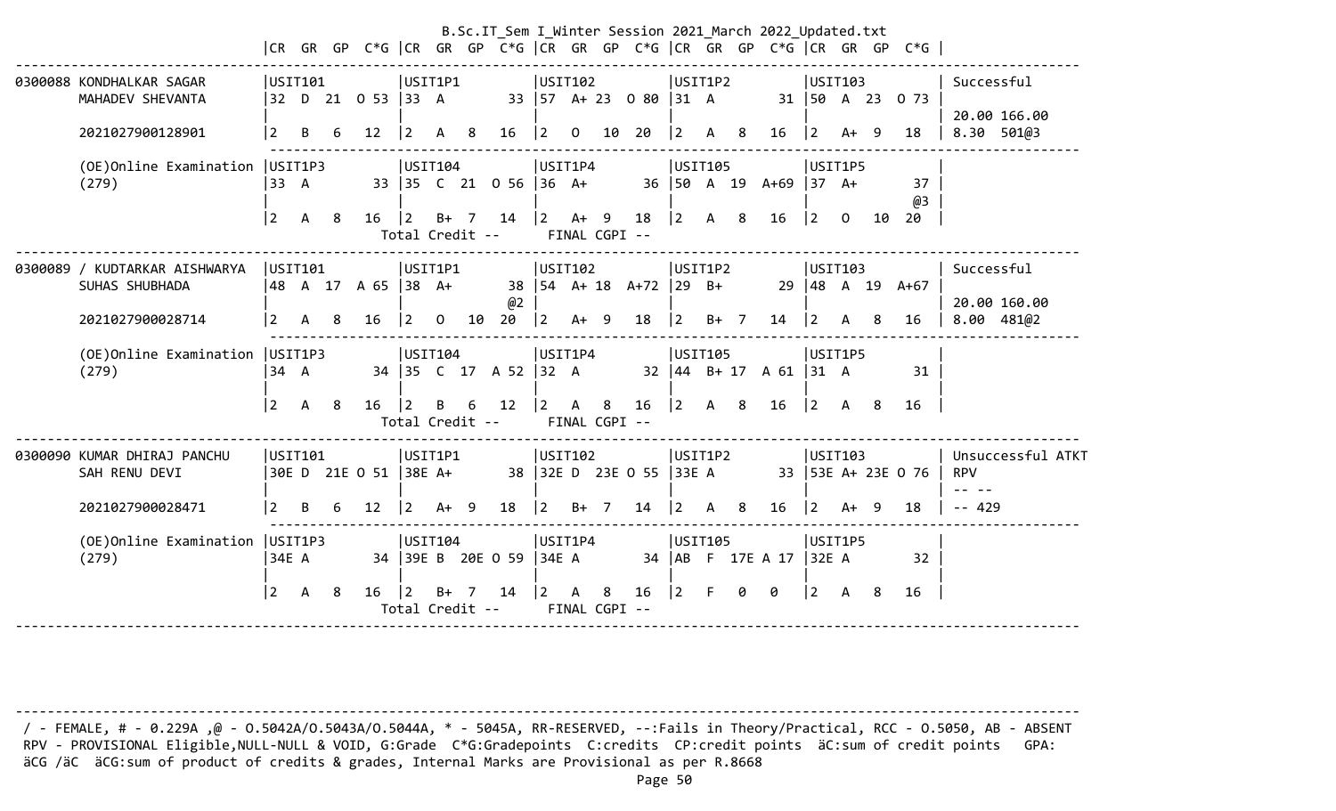```
                               |CR  GR  GP  C*G |CR  GR  GP  C*G |CR  GR  GP  C*G |CR  GR  GP  C*G |CR  GR  GP  C*G |
------------------------------------------------------------------------------------------------------------------------------
0300088 KONDHALKAR SAGAR       |USIT101         |USIT1P1         |USIT102         |USIT1P2         |USIT103         | Successful
        MAHADEV SHEVANTA       |32  D  21  O 53 |33  A        33 |57  A+ 23  O 80 |31  A        31 |50  A  23  O 73 |
                               |                |                |                |                |                | 20.00 166.00
        2021027900128901       |2   B   6   12  |2   A   8   16  |2   O   10  20  |2   A   8   16  |2   A+  9   18  | 8.30  501@3
                               ---------------------------------------------------------------------------------------------------
        (OE)Online Examination |USIT1P3         |USIT104         |USIT1P4         |USIT105         |USIT1P5         |
        (279)                  |33  A        33 |35  C  21  O 56 |36  A+       36 |50  A  19  A+69 |37  A+       37 |
                               |                |                |                |                |             @3 |
                               |2   A   8   16  |2   B+  7   14  |2   A+  9   18  |2   A   8   16  |2   O   10  20  |
                                                 Total Credit --      FINAL CGPI --
------------------------------------------------------------------------------------------------------------------------------
0300089 / KUDTARKAR AISHWARYA  |USIT101         |USIT1P1         |USIT102         |USIT1P2         |USIT103         | Successful
        SUHAS SHUBHADA         |48  A  17  A 65 |38  A+       38 |54  A+ 18  A+72 |29  B+       29 |48  A  19  A+67 |
                               |                |             @2 |                |                |                | 20.00 160.00
        2021027900028714       |2   A   8   16  |2   O   10  20  |2   A+  9   18  |2   B+  7   14  |2   A   8   16  | 8.00  481@2
                               ---------------------------------------------------------------------------------------------------
        (OE)Online Examination |USIT1P3         |USIT104         |USIT1P4         |USIT105         |USIT1P5         |
        (279)                  |34  A        34 |35  C  17  A 52 |32  A        32 |44  B+ 17  A 61 |31  A        31 |
                               |                |                |                |                |                |
                               |2   A   8   16  |2   B   6   12  |2   A   8   16  |2   A   8   16  |2   A   8   16  |
                                                 Total Credit --      FINAL CGPI --
------------------------------------------------------------------------------------------------------------------------------
0300090 KUMAR DHIRAJ PANCHU    |USIT101         |USIT1P1         |USIT102         |USIT1P2         |USIT103         | Unsuccessful ATKT
        SAH RENU DEVI          |30E D  21E O 51 |38E A+       38 |32E D  23E O 55 |33E A        33 |53E A+ 23E O 76 | RPV
                               |                |                |                |                |                | -- --
        2021027900028471       |2   B   6   12  |2   A+  9   18  |2   B+  7   14  |2   A   8   16  |2   A+  9   18  | -- 429
                               ---------------------------------------------------------------------------------------------------
        (OE)Online Examination |USIT1P3         |USIT104         |USIT1P4         |USIT105         |USIT1P5         |
        (279)                  |34E A        34 |39E B  20E O 59 |34E A        34 |AB  F  17E A 17 |32E A        32 |
                               |                |                |                |                |                |
                               |2   A   8   16  |2   B+  7   14  |2   A   8   16  |2   F   0   0   |2   A   8   16  |
                                                 Total Credit --      FINAL CGPI --
------------------------------------------------------------------------------------------------------------------------------
```

```
------------------------------------------------------------------------------------------------------------------------------
/ - FEMALE, # - 0.229A ,@ - O.5042A/O.5043A/O.5044A, * - 5045A, RR-RESERVED, --:Fails in Theory/Practical, RCC - O.5050, AB - ABSENT
RPV - PROVISIONAL Eligible,NULL-NULL & VOID, G:Grade  C*G:Gradepoints  C:credits  CP:credit points  äC:sum of credit points   GPA:
äCG /äC  äCG:sum of product of credits & grades, Internal Marks are Provisional as per R.8668
```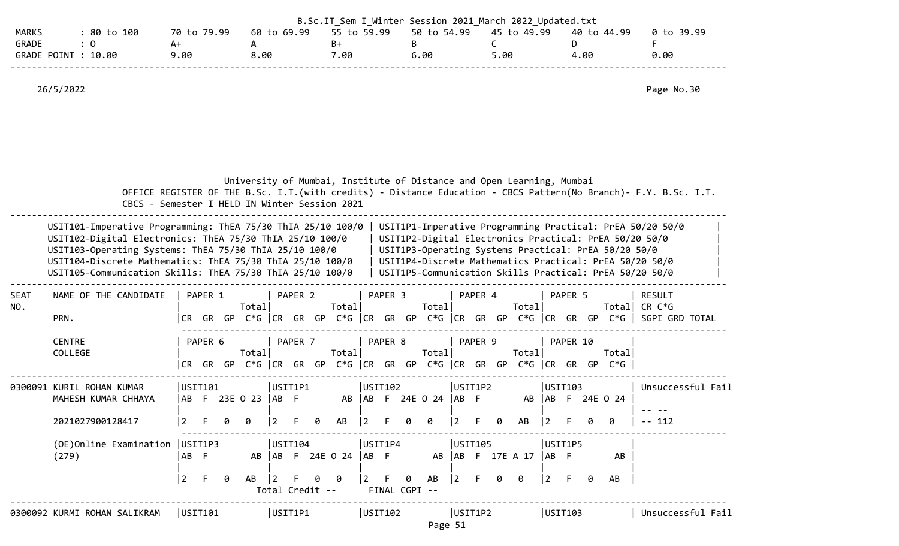| MARKS | : 80 to 100 | 70 to 79.99 | 60 to 69.99 | 55 to 59.99 | 50 to 54.99 | 45 to 49.99 | 40 to 44.99 | 0 to 39.99 |
|---|---|---|---|---|---|---|---|---|
| GRADE | : O | A+ | A | B+ | B | C | D | F |
| GRADE POINT | : 10.00 | 9.00 | 8.00 | 7.00 | 6.00 | 5.00 | 4.00 | 0.00 |

26/5/2022

Page No.30

University of Mumbai, Institute of Distance and Open Learning, Mumbai

OFFICE REGISTER OF THE B.Sc. I.T.(with credits) - Distance Education - CBCS Pattern(No Branch)- F.Y. B.Sc. I.T. CBCS - Semester I HELD IN Winter Session 2021

| | |
|---|---|
| USIT101-Imperative Programming: ThEA 75/30 ThIA 25/10 100/0 | USIT1P1-Imperative Programming Practical: PrEA 50/20 50/0 |
| USIT102-Digital Electronics: ThEA 75/30 ThIA 25/10 100/0 | USIT1P2-Digital Electronics Practical: PrEA 50/20 50/0 |
| USIT103-Operating Systems: ThEA 75/30 ThIA 25/10 100/0 | USIT1P3-Operating Systems Practical: PrEA 50/20 50/0 |
| USIT104-Discrete Mathematics: ThEA 75/30 ThIA 25/10 100/0 | USIT1P4-Discrete Mathematics Practical: PrEA 50/20 50/0 |
| USIT105-Communication Skills: ThEA 75/30 ThIA 25/10 100/0 | USIT1P5-Communication Skills Practical: PrEA 50/20 50/0 |

| SEAT NO. | NAME OF THE CANDIDATE / PRN. / CENTRE / COLLEGE | PAPER 1 / PAPER 6 (CR GR GP C*G Total) | PAPER 2 / PAPER 7 (CR GR GP C*G Total) | PAPER 3 / PAPER 8 (CR GR GP C*G Total) | PAPER 4 / PAPER 9 (CR GR GP C*G Total) | PAPER 5 / PAPER 10 (CR GR GP C*G Total) | RESULT CR C*G SGPI GRD TOTAL |
|---|---|---|---|---|---|---|---|
| 0300091 | KURIL ROHAN KUMAR MAHESH KUMAR CHHAYA | USIT101 AB F 23E O 23 | USIT1P1 AB F AB | USIT102 AB F 24E O 24 | USIT1P2 AB F AB | USIT103 AB F 24E O 24 | Unsuccessful Fail |
| | 2021027900128417 | 2 F 0 0 | 2 F 0 AB | 2 F 0 0 | 2 F 0 AB | 2 F 0 0 | -- -- -- 112 |
| | (OE)Online Examination (279) | USIT1P3 AB F AB | USIT104 AB F 24E O 24 | USIT1P4 AB F AB | USIT105 AB F 17E A 17 | USIT1P5 AB F AB | |
| | | 2 F 0 AB | 2 F 0 0 | 2 F 0 AB | 2 F 0 0 | 2 F 0 AB | |
| | | | Total Credit -- | FINAL CGPI -- | | | |
| 0300092 | KURMI ROHAN SALIKRAM | USIT101 | USIT1P1 | USIT102 | USIT1P2 | USIT103 | Unsuccessful Fail |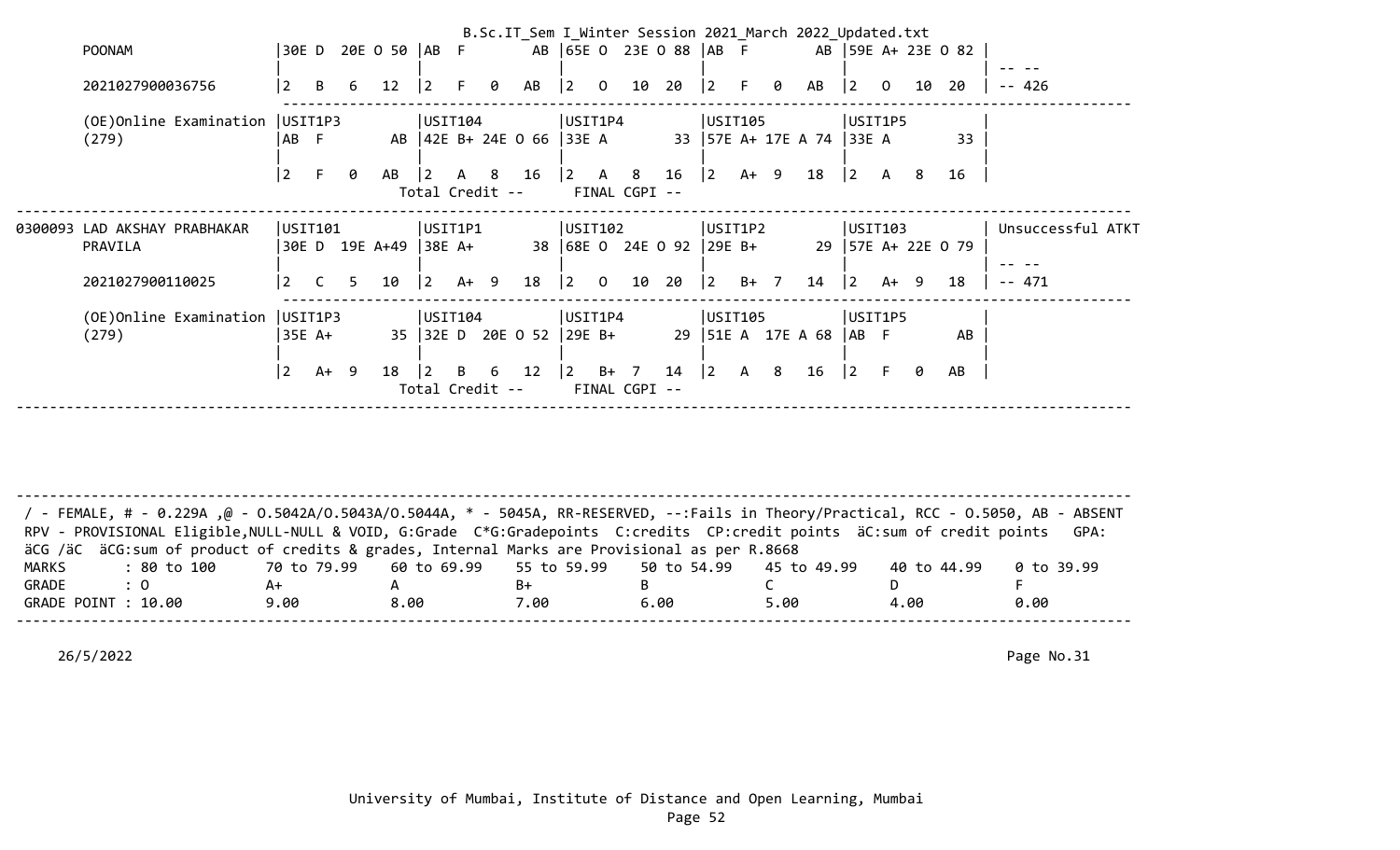```
POONAM                   |30E D  20E O 50 |AB  F        AB |65E O  23E O 88 |AB  F        AB |59E A+ 23E O 82 |
                         |                |                |                |                |                | -- --
2021027900036756         |2   B   6   12  |2   F   0   AB  |2   O   10  20  |2   F   0   AB  |2   O   10  20  | -- 426
                          ---------------------------------------------------------------------------------------------------
(OE)Online Examination   |USIT1P3         |USIT104         |USIT1P4         |USIT105         |USIT1P5         |
(279)                    |AB  F        AB |42E B+ 24E O 66 |33E A        33 |57E A+ 17E A 74 |33E A        33 |
                         |                |                |                |                |                |
                         |2   F   0   AB  |2   A   8   16  |2   A   8   16  |2   A+  9   18  |2   A   8   16  |
                                           Total Credit --      FINAL CGPI --
---------------------------------------------------------------------------------------------------------------------------
0300093 LAD AKSHAY PRABHAKAR |USIT101     |USIT1P1         |USIT102         |USIT1P2         |USIT103         | Unsuccessful ATKT
        PRAVILA          |30E D  19E A+49 |38E A+       38 |68E O  24E O 92 |29E B+       29 |57E A+ 22E O 79 |
                         |                |                |                |                |                | -- --
        2021027900110025 |2   C   5   10  |2   A+  9   18  |2   O   10  20  |2   B+  7   14  |2   A+  9   18  | -- 471
                          ---------------------------------------------------------------------------------------------------
        (OE)Online Examination |USIT1P3   |USIT104         |USIT1P4         |USIT105         |USIT1P5         |
        (279)            |35E A+       35 |32E D  20E O 52 |29E B+       29 |51E A  17E A 68 |AB  F        AB |
                         |                |                |                |                |                |
                         |2   A+  9   18  |2   B   6   12  |2   B+  7   14  |2   A   8   16  |2   F   0   AB  |
                                           Total Credit --      FINAL CGPI --
---------------------------------------------------------------------------------------------------------------------------
```

```
---------------------------------------------------------------------------------------------------------------------------
 / - FEMALE, # - 0.229A ,@ - O.5042A/O.5043A/O.5044A, * - 5045A, RR-RESERVED, --:Fails in Theory/Practical, RCC - O.5050, AB - ABSENT
 RPV - PROVISIONAL Eligible,NULL-NULL & VOID, G:Grade  C*G:Gradepoints  C:credits  CP:credit points  äC:sum of credit points   GPA:
 äCG /äC  äCG:sum of product of credits & grades, Internal Marks are Provisional as per R.8668
 MARKS       : 80 to 100      70 to 79.99    60 to 69.99    55 to 59.99    50 to 54.99    45 to 49.99    40 to 44.99    0 to 39.99
 GRADE       : O              A+             A              B+             B              C              D              F
 GRADE POINT : 10.00          9.00           8.00           7.00           6.00           5.00           4.00           0.00
---------------------------------------------------------------------------------------------------------------------------
```

26/5/2022 Page No.31

University of Mumbai, Institute of Distance and Open Learning, Mumbai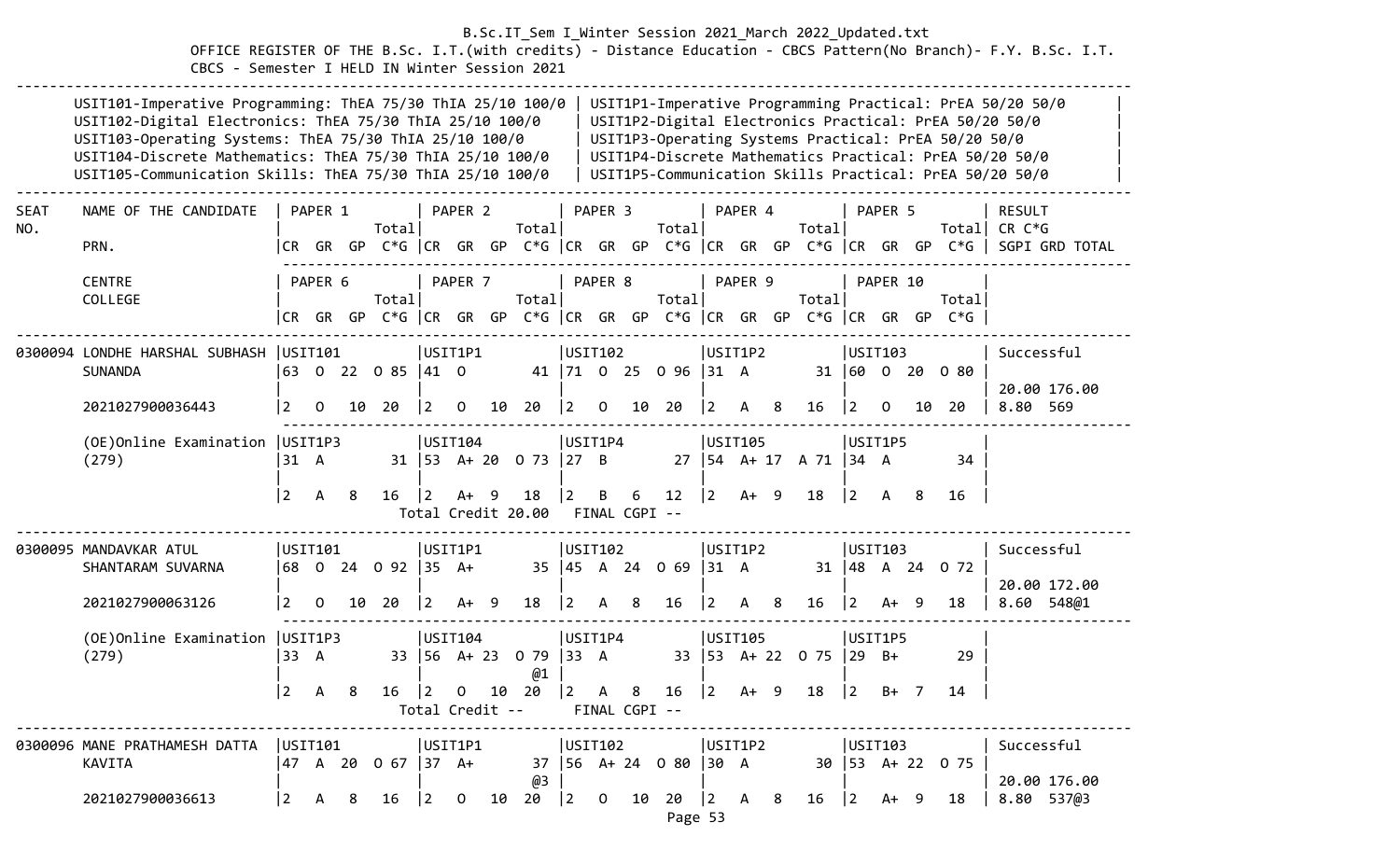B.Sc.IT_Sem I_Winter Session 2021_March 2022_Updated.txt

OFFICE REGISTER OF THE B.Sc. I.T.(with credits) - Distance Education - CBCS Pattern(No Branch)- F.Y. B.Sc. I.T. CBCS - Semester I HELD IN Winter Session 2021

| | |
|---|---|
| USIT101-Imperative Programming: ThEA 75/30 ThIA 25/10 100/0 | USIT1P1-Imperative Programming Practical: PrEA 50/20 50/0 |
| USIT102-Digital Electronics: ThEA 75/30 ThIA 25/10 100/0 | USIT1P2-Digital Electronics Practical: PrEA 50/20 50/0 |
| USIT103-Operating Systems: ThEA 75/30 ThIA 25/10 100/0 | USIT1P3-Operating Systems Practical: PrEA 50/20 50/0 |
| USIT104-Discrete Mathematics: ThEA 75/30 ThIA 25/10 100/0 | USIT1P4-Discrete Mathematics Practical: PrEA 50/20 50/0 |
| USIT105-Communication Skills: ThEA 75/30 ThIA 25/10 100/0 | USIT1P5-Communication Skills Practical: PrEA 50/20 50/0 |

```
SEAT   NAME OF THE CANDIDATE    | PAPER 1          | PAPER 2          | PAPER 3          | PAPER 4          | PAPER 5          | RESULT
NO.                             |            Total|             Total|             Total|             Total|             Total| CR C*G
       PRN.                     |CR  GR  GP  C*G |CR  GR  GP  C*G |CR  GR  GP  C*G |CR  GR  GP  C*G |CR  GR  GP  C*G | SGPI GRD TOTAL

       CENTRE                   | PAPER 6          | PAPER 7          | PAPER 8          | PAPER 9          | PAPER 10         |
       COLLEGE                  |            Total|             Total|             Total|             Total|             Total|
                                |CR  GR  GP  C*G |CR  GR  GP  C*G |CR  GR  GP  C*G |CR  GR  GP  C*G |CR  GR  GP  C*G |

0300094 LONDHE HARSHAL SUBHASH  |USIT101          |USIT1P1          |USIT102          |USIT1P2          |USIT103          | Successful
        SUNANDA                 |63  O  22  O 85 |41  O          41 |71  O  25  O 96 |31  A          31 |60  O  20  O 80 |
                                |                 |                 |                 |                 |                 | 20.00 176.00
        2021027900036443        |2   O   10  20  |2   O   10  20  |2   O   10  20  |2   A   8   16  |2   O   10  20  | 8.80  569

        (OE)Online Examination  |USIT1P3          |USIT104          |USIT1P4          |USIT105          |USIT1P5          |
        (279)                   |31  A          31 |53  A+ 20  O 73 |27  B          27 |54  A+ 17  A 71 |34  A          34 |
                                |                 |                 |                 |                 |                 |
                                |2   A   8   16  |2   A+  9   18  |2   B   6   12  |2   A+  9   18  |2   A   8   16  |
                                Total Credit 20.00   FINAL CGPI --

0300095 MANDAVKAR ATUL          |USIT101          |USIT1P1          |USIT102          |USIT1P2          |USIT103          | Successful
        SHANTARAM SUVARNA       |68  O  24  O 92 |35  A+         35 |45  A  24  O 69 |31  A          31 |48  A  24  O 72 |
                                |                 |                 |                 |                 |                 | 20.00 172.00
        2021027900063126        |2   O   10  20  |2   A+  9   18  |2   A   8   16  |2   A   8   16  |2   A+  9   18  | 8.60  548@1

        (OE)Online Examination  |USIT1P3          |USIT104          |USIT1P4          |USIT105          |USIT1P5          |
        (279)                   |33  A          33 |56  A+ 23  O 79 |33  A          33 |53  A+ 22  O 75 |29  B+         29 |
                                |                 |              @1 |                 |                 |                 |
                                |2   A   8   16  |2   O   10  20  |2   A   8   16  |2   A+  9   18  |2   B+  7   14  |
                                Total Credit --      FINAL CGPI --

0300096 MANE PRATHAMESH DATTA   |USIT101          |USIT1P1          |USIT102          |USIT1P2          |USIT103          | Successful
        KAVITA                  |47  A  20  O 67 |37  A+         37 |56  A+ 24  O 80 |30  A          30 |53  A+ 22  O 75 |
                                |                 |              @3 |                 |                 |                 | 20.00 176.00
        2021027900036613        |2   A   8   16  |2   O   10  20  |2   O   10  20  |2   A   8   16  |2   A+  9   18  | 8.80  537@3
```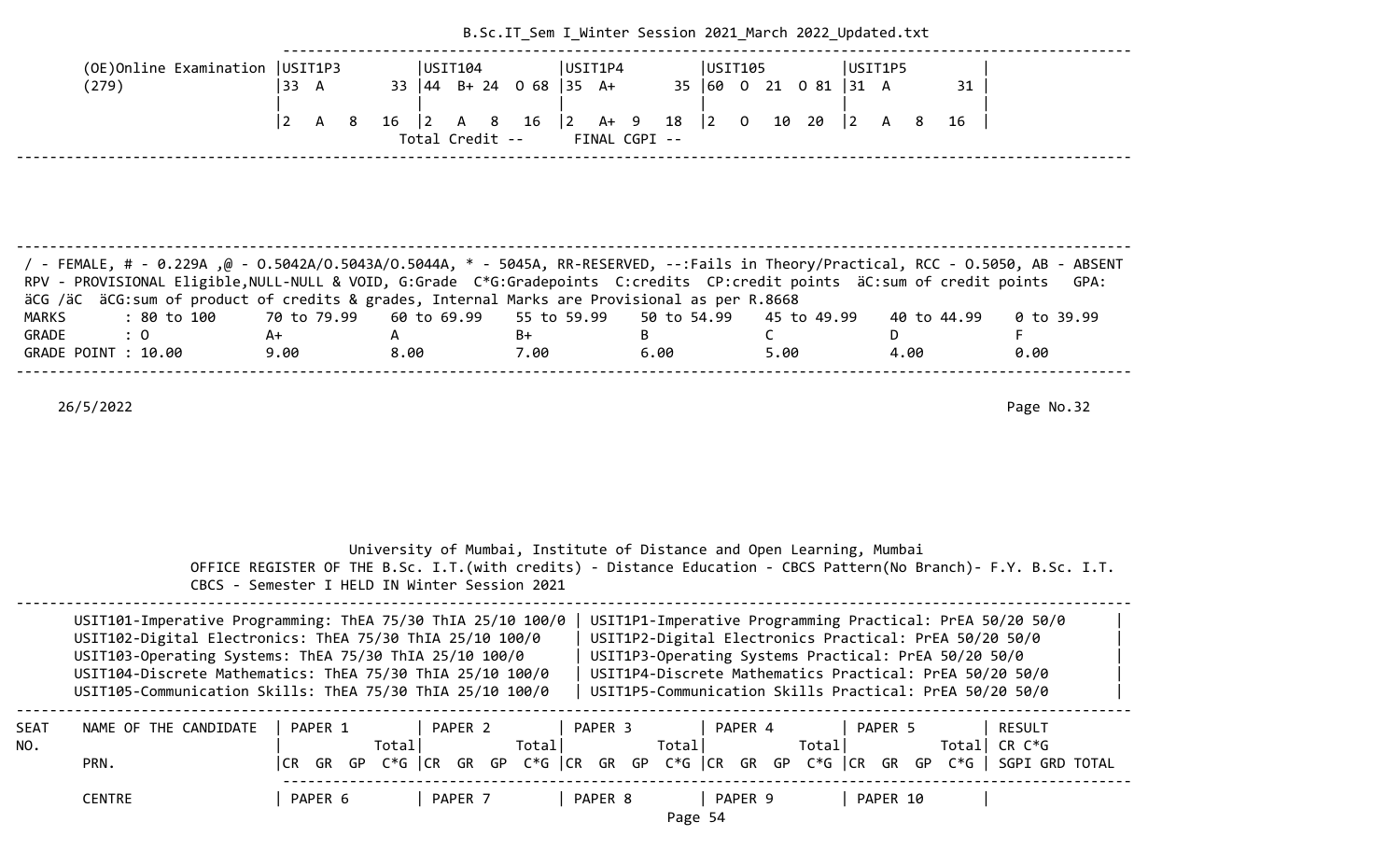| (OE)Online Examination (279) | USIT1P3 | USIT104 | USIT1P4 | USIT105 | USIT1P5 |
|---|---|---|---|---|---|
| | 33 A 33 | 44 B+ 24 O 68 | 35 A+ 35 | 60 O 21 O 81 | 31 A 31 |
| | 2 A 8 16 | 2 A 8 16 | 2 A+ 9 18 | 2 O 10 20 | 2 A 8 16 |
| | | Total Credit -- | FINAL CGPI -- | | |

/ - FEMALE, # - 0.229A ,@ - O.5042A/O.5043A/O.5044A, * - 5045A, RR-RESERVED, --:Fails in Theory/Practical, RCC - O.5050, AB - ABSENT
RPV - PROVISIONAL Eligible,NULL-NULL & VOID, G:Grade C*G:Gradepoints C:credits CP:credit points äC:sum of credit points GPA: äCG /äC äCG:sum of product of credits & grades, Internal Marks are Provisional as per R.8668

| MARKS | : 80 to 100 | 70 to 79.99 | 60 to 69.99 | 55 to 59.99 | 50 to 54.99 | 45 to 49.99 | 40 to 44.99 | 0 to 39.99 |
|---|---|---|---|---|---|---|---|---|
| GRADE | : O | A+ | A | B+ | B | C | D | F |
| GRADE POINT | : 10.00 | 9.00 | 8.00 | 7.00 | 6.00 | 5.00 | 4.00 | 0.00 |

26/5/2022

University of Mumbai, Institute of Distance and Open Learning, Mumbai
OFFICE REGISTER OF THE B.Sc. I.T.(with credits) - Distance Education - CBCS Pattern(No Branch)- F.Y. B.Sc. I.T. CBCS - Semester I HELD IN Winter Session 2021

| | |
|---|---|
| USIT101-Imperative Programming: ThEA 75/30 ThIA 25/10 100/0 | USIT1P1-Imperative Programming Practical: PrEA 50/20 50/0 |
| USIT102-Digital Electronics: ThEA 75/30 ThIA 25/10 100/0 | USIT1P2-Digital Electronics Practical: PrEA 50/20 50/0 |
| USIT103-Operating Systems: ThEA 75/30 ThIA 25/10 100/0 | USIT1P3-Operating Systems Practical: PrEA 50/20 50/0 |
| USIT104-Discrete Mathematics: ThEA 75/30 ThIA 25/10 100/0 | USIT1P4-Discrete Mathematics Practical: PrEA 50/20 50/0 |
| USIT105-Communication Skills: ThEA 75/30 ThIA 25/10 100/0 | USIT1P5-Communication Skills Practical: PrEA 50/20 50/0 |

| SEAT NO. | NAME OF THE CANDIDATE / PRN. | PAPER 1 Total / CR GR GP C*G | PAPER 2 Total / CR GR GP C*G | PAPER 3 Total / CR GR GP C*G | PAPER 4 Total / CR GR GP C*G | PAPER 5 Total / CR GR GP C*G | RESULT / CR C*G / SGPI GRD TOTAL |
|---|---|---|---|---|---|---|---|
| | CENTRE | PAPER 6 | PAPER 7 | PAPER 8 | PAPER 9 | PAPER 10 | |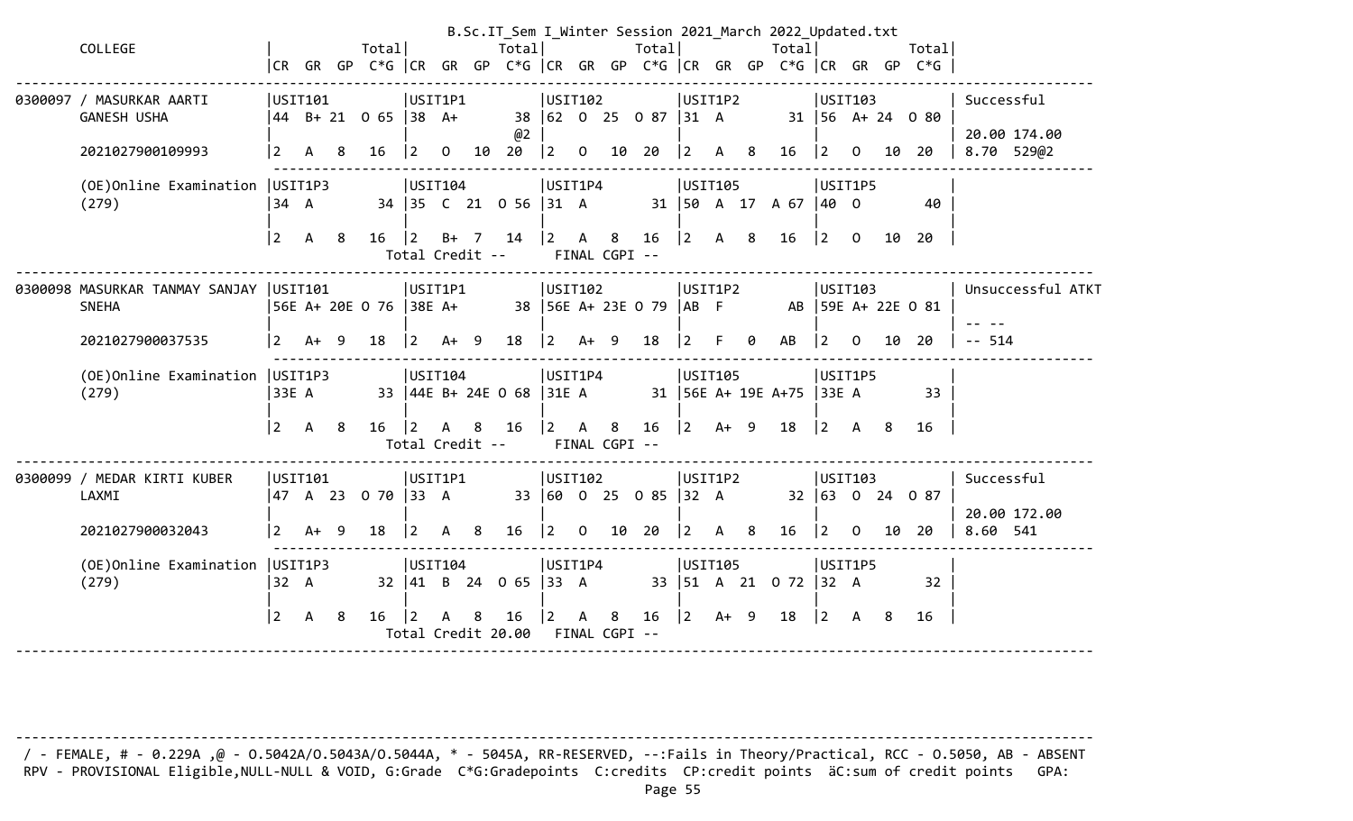B.Sc.IT_Sem I_Winter Session 2021_March 2022_Updated.txt

```
       COLLEGE                     |               Total|               Total|               Total|               Total|               Total|
                                   |CR  GR  GP  C*G |CR  GR  GP  C*G |CR  GR  GP  C*G |CR  GR  GP  C*G |CR  GR  GP  C*G |
--------------------------------------------------------------------------------------------------------------------------------
0300097 / MASURKAR AARTI          |USIT101         |USIT1P1         |USIT102         |USIT1P2         |USIT103         | Successful
        GANESH USHA               |44  B+ 21  O 65 |38  A+        38 |62  O  25  O 87 |31  A        31 |56  A+ 24  O 80 |
                                  |                |              @2 |                |                |                | 20.00 174.00
        2021027900109993          |2   A   8   16  |2   O   10  20  |2   O   10  20  |2   A   8   16  |2   O   10  20  | 8.70  529@2
                                   ---------------------------------------------------------------------------------
        (OE)Online Examination    |USIT1P3         |USIT104         |USIT1P4         |USIT105         |USIT1P5         |
        (279)                     |34  A        34 |35  C  21  O 56 |31  A        31 |50  A  17  A 67 |40  O        40 |
                                  |                |                |                |                |                |
                                  |2   A   8   16  |2   B+  7   14  |2   A   8   16  |2   A   8   16  |2   O   10  20  |
                                               Total Credit --     FINAL CGPI --
--------------------------------------------------------------------------------------------------------------------------------
0300098 MASURKAR TANMAY SANJAY    |USIT101         |USIT1P1         |USIT102         |USIT1P2         |USIT103         | Unsuccessful ATKT
        SNEHA                     |56E A+ 20E O 76 |38E A+        38 |56E A+ 23E O 79 |AB  F        AB |59E A+ 22E O 81 |
                                  |                |                |                |                |                | -- --
        2021027900037535          |2   A+  9   18  |2   A+  9   18  |2   A+  9   18  |2   F   0   AB  |2   O   10  20  | -- 514
                                   ---------------------------------------------------------------------------------
        (OE)Online Examination    |USIT1P3         |USIT104         |USIT1P4         |USIT105         |USIT1P5         |
        (279)                     |33E A        33 |44E B+ 24E O 68 |31E A        31 |56E A+ 19E A+75 |33E A        33 |
                                  |                |                |                |                |                |
                                  |2   A   8   16  |2   A   8   16  |2   A   8   16  |2   A+  9   18  |2   A   8   16  |
                                               Total Credit --     FINAL CGPI --
--------------------------------------------------------------------------------------------------------------------------------
0300099 / MEDAR KIRTI KUBER       |USIT101         |USIT1P1         |USIT102         |USIT1P2         |USIT103         | Successful
        LAXMI                     |47  A  23  O 70 |33  A        33 |60  O  25  O 85 |32  A        32 |63  O  24  O 87 |
                                  |                |                |                |                |                | 20.00 172.00
        2021027900032043          |2   A+  9   18  |2   A   8   16  |2   O   10  20  |2   A   8   16  |2   O   10  20  | 8.60  541
                                   ---------------------------------------------------------------------------------
        (OE)Online Examination    |USIT1P3         |USIT104         |USIT1P4         |USIT105         |USIT1P5         |
        (279)                     |32  A        32 |41  B  24  O 65 |33  A        33 |51  A  21  O 72 |32  A        32 |
                                  |                |                |                |                |                |
                                  |2   A   8   16  |2   A   8   16  |2   A   8   16  |2   A+  9   18  |2   A   8   16  |
                                               Total Credit 20.00  FINAL CGPI --
--------------------------------------------------------------------------------------------------------------------------------
```

/ - FEMALE, # - 0.229A ,@ - O.5042A/O.5043A/O.5044A, * - 5045A, RR-RESERVED, --:Fails in Theory/Practical, RCC - O.5050, AB - ABSENT
RPV - PROVISIONAL Eligible,NULL-NULL & VOID, G:Grade C*G:Gradepoints C:credits CP:credit points äC:sum of credit points GPA: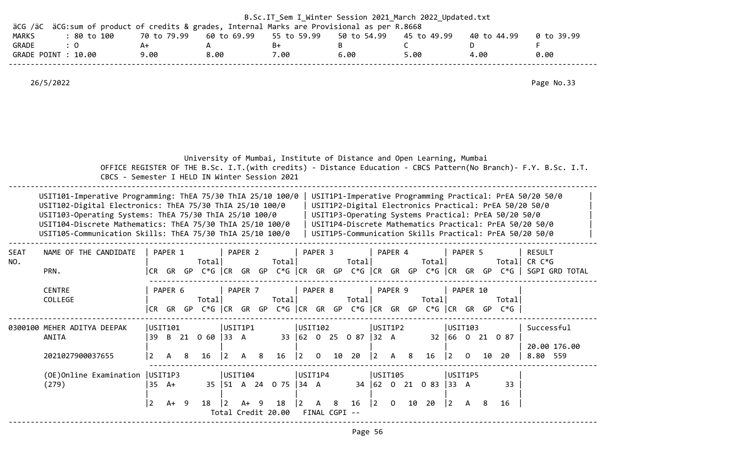B.Sc.IT_Sem I_Winter Session 2021_March 2022_Updated.txt

äCG /äC äCG:sum of product of credits & grades, Internal Marks are Provisional as per R.8668

| MARKS | : 80 to 100 | 70 to 79.99 | 60 to 69.99 | 55 to 59.99 | 50 to 54.99 | 45 to 49.99 | 40 to 44.99 | 0 to 39.99 |
|---|---|---|---|---|---|---|---|---|
| GRADE | : O | A+ | A | B+ | B | C | D | F |
| GRADE POINT | : 10.00 | 9.00 | 8.00 | 7.00 | 6.00 | 5.00 | 4.00 | 0.00 |

26/5/2022

Page No.33

University of Mumbai, Institute of Distance and Open Learning, Mumbai

OFFICE REGISTER OF THE B.Sc. I.T.(with credits) - Distance Education - CBCS Pattern(No Branch)- F.Y. B.Sc. I.T.

CBCS - Semester I HELD IN Winter Session 2021

| | |
|---|---|
| USIT101-Imperative Programming: ThEA 75/30 ThIA 25/10 100/0 | USIT1P1-Imperative Programming Practical: PrEA 50/20 50/0 |
| USIT102-Digital Electronics: ThEA 75/30 ThIA 25/10 100/0 | USIT1P2-Digital Electronics Practical: PrEA 50/20 50/0 |
| USIT103-Operating Systems: ThEA 75/30 ThIA 25/10 100/0 | USIT1P3-Operating Systems Practical: PrEA 50/20 50/0 |
| USIT104-Discrete Mathematics: ThEA 75/30 ThIA 25/10 100/0 | USIT1P4-Discrete Mathematics Practical: PrEA 50/20 50/0 |
| USIT105-Communication Skills: ThEA 75/30 ThIA 25/10 100/0 | USIT1P5-Communication Skills Practical: PrEA 50/20 50/0 |

| SEAT NO. / NAME OF THE CANDIDATE / PRN. / CENTRE / COLLEGE | PAPER 1 / PAPER 6 (Total / CR GR GP C*G) | PAPER 2 / PAPER 7 (Total / CR GR GP C*G) | PAPER 3 / PAPER 8 (Total / CR GR GP C*G) | PAPER 4 / PAPER 9 (Total / CR GR GP C*G) | PAPER 5 / PAPER 10 (Total / CR GR GP C*G) | RESULT / CR C*G / SGPI GRD TOTAL |
|---|---|---|---|---|---|---|
| 0300100 MEHER ADITYA DEEPAK ANITA | USIT101<br>39 B 21 O 60<br>2 A 8 16 | USIT1P1<br>33 A 33<br>2 A 8 16 | USIT102<br>62 O 25 O 87<br>2 O 10 20 | USIT1P2<br>32 A 32<br>2 A 8 16 | USIT103<br>66 O 21 O 87<br>2 O 10 20 | Successful<br>20.00 176.00<br>8.80 559 |
| 2021027900037655 | | | | | | |
| (OE)Online Examination (279) | USIT1P3<br>35 A+ 35<br>2 A+ 9 18 | USIT104<br>51 A 24 O 75<br>2 A+ 9 18 | USIT1P4<br>34 A 34<br>2 A 8 16 | USIT105<br>62 O 21 O 83<br>2 O 10 20 | USIT1P5<br>33 A 33<br>2 A 8 16 | |

Total Credit 20.00 FINAL CGPI --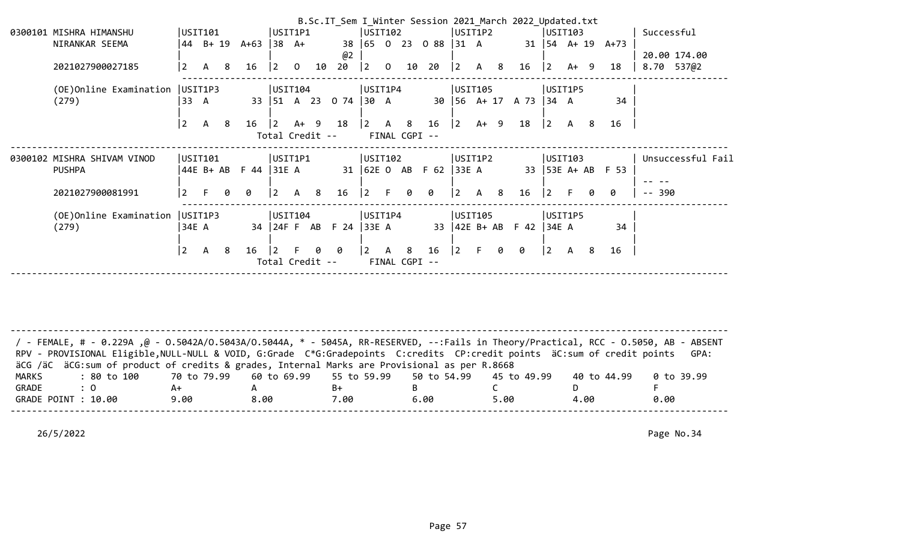B.Sc.IT_Sem I_Winter Session 2021_March 2022_Updated.txt

```
0300101 MISHRA HIMANSHU        |USIT101         |USIT1P1         |USIT102         |USIT1P2         |USIT103         | Successful
        NIRANKAR SEEMA         |44  B+ 19  A+63 |38  A+       38 |65  O  23  O 88 |31  A        31 |54  A+ 19  A+73 |
                               |                |             @2 |                |                |                | 20.00 174.00
        2021027900027185       |2   A   8   16  |2   O   10  20  |2   O   10  20  |2   A   8   16  |2   A+  9   18  | 8.70  537@2
                               ------------------------------------------------------------------------------------------------------
        (OE)Online Examination |USIT1P3         |USIT104         |USIT1P4         |USIT105         |USIT1P5         |
        (279)                  |33  A        33 |51  A  23  O 74 |30  A        30 |56  A+ 17  A 73 |34  A        34 |
                               |                |                |                |                |                |
                               |2   A   8   16  |2   A+  9   18  |2   A   8   16  |2   A+  9   18  |2   A   8   16  |
                                                 Total Credit --     FINAL CGPI --
------------------------------------------------------------------------------------------------------------------------------------
0300102 MISHRA SHIVAM VINOD    |USIT101         |USIT1P1         |USIT102         |USIT1P2         |USIT103         | Unsuccessful Fail
        PUSHPA                 |44E B+ AB  F 44 |31E A        31 |62E O  AB  F 62 |33E A        33 |53E A+ AB  F 53 |
                               |                |                |                |                |                | -- --
        2021027900081991       |2   F   0   0   |2   A   8   16  |2   F   0   0   |2   A   8   16  |2   F   0   0   | -- 390
                               ------------------------------------------------------------------------------------------------------
        (OE)Online Examination |USIT1P3         |USIT104         |USIT1P4         |USIT105         |USIT1P5         |
        (279)                  |34E A        34 |24F F  AB  F 24 |33E A        33 |42E B+ AB  F 42 |34E A        34 |
                               |                |                |                |                |                |
                               |2   A   8   16  |2   F   0   0   |2   A   8   16  |2   F   0   0   |2   A   8   16  |
                                                 Total Credit --     FINAL CGPI --
------------------------------------------------------------------------------------------------------------------------------------
```

```
------------------------------------------------------------------------------------------------------------------------------------
 / - FEMALE, # - 0.229A ,@ - O.5042A/O.5043A/O.5044A, * - 5045A, RR-RESERVED, --:Fails in Theory/Practical, RCC - O.5050, AB - ABSENT
 RPV - PROVISIONAL Eligible,NULL-NULL & VOID, G:Grade  C*G:Gradepoints  C:credits  CP:credit points  äC:sum of credit points   GPA:
 äCG /äC  äCG:sum of product of credits & grades, Internal Marks are Provisional as per R.8668
 MARKS       : 80 to 100      70 to 79.99    60 to 69.99    55 to 59.99    50 to 54.99    45 to 49.99    40 to 44.99    0 to 39.99
 GRADE       : O              A+             A              B+             B              C              D              F
 GRADE POINT : 10.00          9.00           8.00           7.00           6.00           5.00           4.00           0.00
------------------------------------------------------------------------------------------------------------------------------------
```

26/5/2022 Page No.34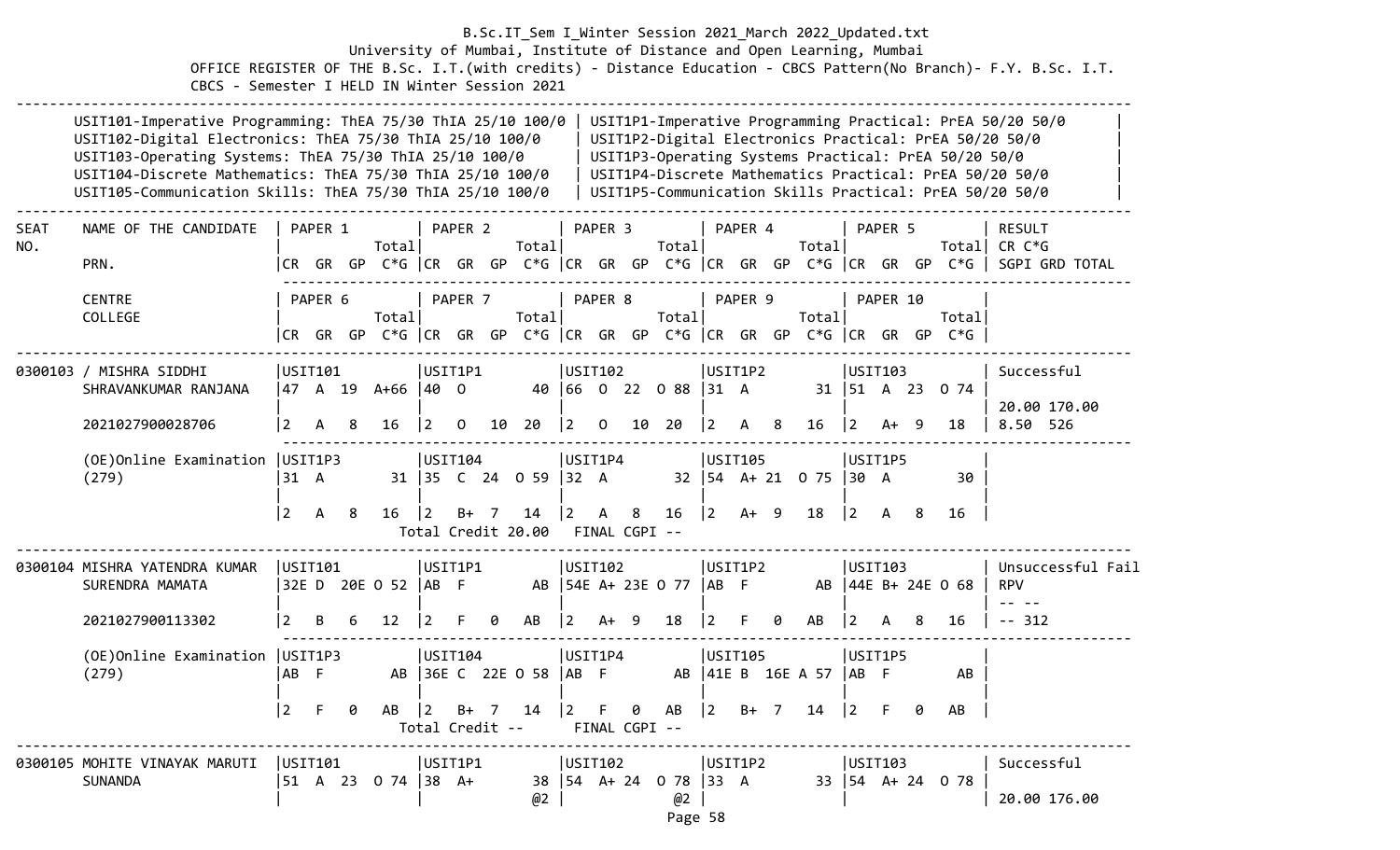B.Sc.IT_Sem I_Winter Session 2021_March 2022_Updated.txt

University of Mumbai, Institute of Distance and Open Learning, Mumbai

OFFICE REGISTER OF THE B.Sc. I.T.(with credits) - Distance Education - CBCS Pattern(No Branch)- F.Y. B.Sc. I.T.
CBCS - Semester I HELD IN Winter Session 2021

```
------------------------------------------------------------------------------------------------------------------------------------------------------------------
      USIT101-Imperative Programming: ThEA 75/30 ThIA 25/10 100/0 | USIT1P1-Imperative Programming Practical: PrEA 50/20 50/0      |
      USIT102-Digital Electronics: ThEA 75/30 ThIA 25/10 100/0    | USIT1P2-Digital Electronics Practical: PrEA 50/20 50/0         |
      USIT103-Operating Systems: ThEA 75/30 ThIA 25/10 100/0      | USIT1P3-Operating Systems Practical: PrEA 50/20 50/0           |
      USIT104-Discrete Mathematics: ThEA 75/30 ThIA 25/10 100/0   | USIT1P4-Discrete Mathematics Practical: PrEA 50/20 50/0        |
      USIT105-Communication Skills: ThEA 75/30 ThIA 25/10 100/0   | USIT1P5-Communication Skills Practical: PrEA 50/20 50/0        |
------------------------------------------------------------------------------------------------------------------------------------------------------------------
SEAT   NAME OF THE CANDIDATE   | PAPER 1          | PAPER 2          | PAPER 3          | PAPER 4          | PAPER 5          | RESULT
NO.                            |            Total|            Total|            Total|            Total|            Total| CR C*G
       PRN.                    |CR  GR  GP  C*G  |CR  GR  GP  C*G  |CR  GR  GP  C*G  |CR  GR  GP  C*G  |CR  GR  GP  C*G  | SGPI GRD TOTAL
                                -------------------------------------------------------------------------------------------
       CENTRE                  | PAPER 6          | PAPER 7          | PAPER 8          | PAPER 9          | PAPER 10         |
       COLLEGE                 |            Total|            Total|            Total|            Total|            Total|
                               |CR  GR  GP  C*G  |CR  GR  GP  C*G  |CR  GR  GP  C*G  |CR  GR  GP  C*G  |CR  GR  GP  C*G  |
------------------------------------------------------------------------------------------------------------------------------------------------------------------
0300103 / MISHRA SIDDHI        |USIT101          |USIT1P1          |USIT102          |USIT1P2          |USIT103          | Successful
        SHRAVANKUMAR RANJANA   |47  A  19  A+66  |40  O         40 |66  O  22  O 88  |31  A         31 |51  A  23  O 74  |
                               |                 |                 |                 |                 |                 | 20.00 170.00
        2021027900028706       |2   A   8   16   |2   O   10  20   |2   O   10  20   |2   A   8   16   |2   A+  9   18   | 8.50  526
                                -------------------------------------------------------------------------------------------
        (OE)Online Examination |USIT1P3          |USIT104          |USIT1P4          |USIT105          |USIT1P5          |
        (279)                  |31  A         31 |35  C  24  O 59  |32  A         32 |54  A+ 21  O 75  |30  A         30 |
                               |                 |                 |                 |                 |                 |
                               |2   A   8   16   |2   B+  7   14   |2   A   8   16   |2   A+  9   18   |2   A   8   16   |
                                        Total Credit 20.00   FINAL CGPI --
------------------------------------------------------------------------------------------------------------------------------------------------------------------
0300104 MISHRA YATENDRA KUMAR  |USIT101          |USIT1P1          |USIT102          |USIT1P2          |USIT103          | Unsuccessful Fail
        SURENDRA MAMATA        |32E D  20E O 52  |AB  F         AB |54E A+ 23E O 77  |AB  F         AB |44E B+ 24E O 68  | RPV
                               |                 |                 |                 |                 |                 | -- --
        2021027900113302       |2   B   6   12   |2   F   0   AB   |2   A+  9   18   |2   F   0   AB   |2   A   8   16   | -- 312
                                -------------------------------------------------------------------------------------------
        (OE)Online Examination |USIT1P3          |USIT104          |USIT1P4          |USIT105          |USIT1P5          |
        (279)                  |AB  F         AB |36E C  22E O 58  |AB  F         AB |41E B  16E A 57  |AB  F         AB |
                               |                 |                 |                 |                 |                 |
                               |2   F   0   AB   |2   B+  7   14   |2   F   0   AB   |2   B+  7   14   |2   F   0   AB   |
                                        Total Credit --      FINAL CGPI --
------------------------------------------------------------------------------------------------------------------------------------------------------------------
0300105 MOHITE VINAYAK MARUTI  |USIT101          |USIT1P1          |USIT102          |USIT1P2          |USIT103          | Successful
        SUNANDA                |51  A  23  O 74  |38  A+        38 |54  A+ 24  O 78  |33  A         33 |54  A+ 24  O 78  |
                               |                 |             @2  |             @2  |                 |                 | 20.00 176.00
```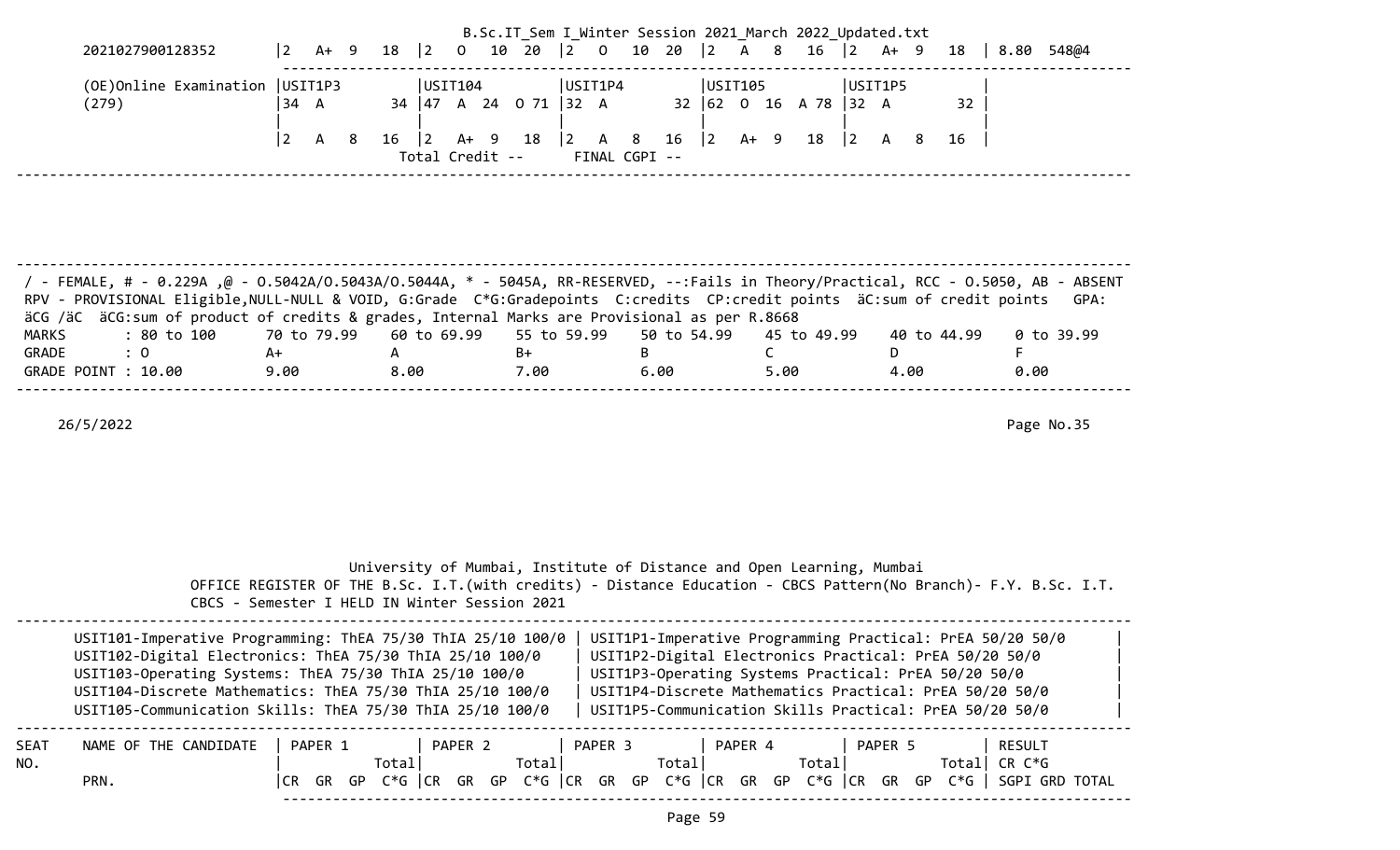| 2021027900128352 | 2 A+ 9 18 | 2 O 10 20 | 2 O 10 20 | 2 A 8 16 | 2 A+ 9 18 | 8.80 548@4 |
|---|---|---|---|---|---|---|
| (OE)Online Examination (279) | USIT1P3<br>34 A 34 | USIT104<br>47 A 24 O 71 | USIT1P4<br>32 A 32 | USIT105<br>62 O 16 A 78 | USIT1P5<br>32 A 32 | |
| | 2 A 8 16 | 2 A+ 9 18 | 2 A 8 16 | 2 A+ 9 18 | 2 A 8 16 | |
| | | Total Credit -- | FINAL CGPI -- | | | |

/ - FEMALE, # - 0.229A ,@ - O.5042A/O.5043A/O.5044A, * - 5045A, RR-RESERVED, --:Fails in Theory/Practical, RCC - O.5050, AB - ABSENT
RPV - PROVISIONAL Eligible,NULL-NULL & VOID, G:Grade C*G:Gradepoints C:credits CP:credit points äC:sum of credit points GPA: äCG /äC äCG:sum of product of credits & grades, Internal Marks are Provisional as per R.8668

| MARKS | : 80 to 100 | 70 to 79.99 | 60 to 69.99 | 55 to 59.99 | 50 to 54.99 | 45 to 49.99 | 40 to 44.99 | 0 to 39.99 |
|---|---|---|---|---|---|---|---|---|
| GRADE | : O | A+ | A | B+ | B | C | D | F |
| GRADE POINT | : 10.00 | 9.00 | 8.00 | 7.00 | 6.00 | 5.00 | 4.00 | 0.00 |

26/5/2022

University of Mumbai, Institute of Distance and Open Learning, Mumbai
OFFICE REGISTER OF THE B.Sc. I.T.(with credits) - Distance Education - CBCS Pattern(No Branch)- F.Y. B.Sc. I.T.
CBCS - Semester I HELD IN Winter Session 2021

| | |
|---|---|
| USIT101-Imperative Programming: ThEA 75/30 ThIA 25/10 100/0 | USIT1P1-Imperative Programming Practical: PrEA 50/20 50/0 |
| USIT102-Digital Electronics: ThEA 75/30 ThIA 25/10 100/0 | USIT1P2-Digital Electronics Practical: PrEA 50/20 50/0 |
| USIT103-Operating Systems: ThEA 75/30 ThIA 25/10 100/0 | USIT1P3-Operating Systems Practical: PrEA 50/20 50/0 |
| USIT104-Discrete Mathematics: ThEA 75/30 ThIA 25/10 100/0 | USIT1P4-Discrete Mathematics Practical: PrEA 50/20 50/0 |
| USIT105-Communication Skills: ThEA 75/30 ThIA 25/10 100/0 | USIT1P5-Communication Skills Practical: PrEA 50/20 50/0 |

| SEAT NO. | NAME OF THE CANDIDATE | PAPER 1 Total | PAPER 2 Total | PAPER 3 Total | PAPER 4 Total | PAPER 5 Total | RESULT CR C*G |
|---|---|---|---|---|---|---|---|
| | PRN. | CR GR GP C*G | CR GR GP C*G | CR GR GP C*G | CR GR GP C*G | CR GR GP C*G | SGPI GRD TOTAL |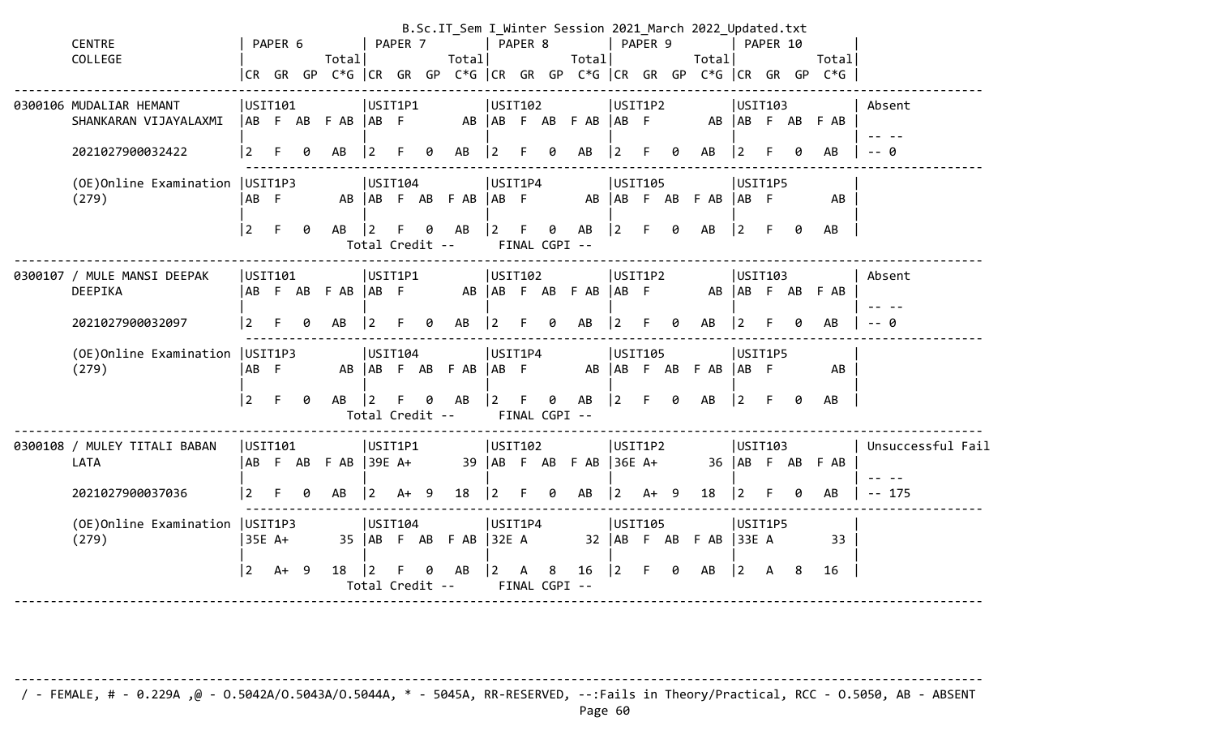| CENTRE COLLEGE | PAPER 6 | | | | PAPER 7 | | | | PAPER 8 | | | | PAPER 9 | | | | PAPER 10 | | | | |
|---|---|---|---|---|---|---|---|---|---|---|---|---|---|---|---|---|---|---|---|---|---|
| | CR | GR | GP | Total C*G | CR | GR | GP | Total C*G | CR | GR | GP | Total C*G | CR | GR | GP | Total C*G | CR | GR | GP | Total C*G | |
| 0300106 MUDALIAR HEMANT SHANKARAN VIJAYALAXMI | USIT101 | | | | USIT1P1 | | | | USIT102 | | | | USIT1P2 | | | | USIT103 | | | | Absent |
| | AB | F | AB | F AB | AB | F | | AB | AB | F | AB | F AB | AB | F | | AB | AB | F | AB | F AB | -- -- |
| 2021027900032422 | 2 | F | 0 | AB | 2 | F | 0 | AB | 2 | F | 0 | AB | 2 | F | 0 | AB | 2 | F | 0 | AB | -- 0 |
| (OE)Online Examination (279) | USIT1P3 | | | | USIT104 | | | | USIT1P4 | | | | USIT105 | | | | USIT1P5 | | | | |
| | AB | F | | AB | AB | F | AB | F AB | AB | F | | AB | AB | F | AB | F AB | AB | F | | AB | |
| | 2 | F | 0 | AB | 2 | F | 0 | AB | 2 | F | 0 | AB | 2 | F | 0 | AB | 2 | F | 0 | AB | |
| | | | | | Total Credit -- | | | | FINAL CGPI -- | | | | | | | | | | | | |
| 0300107 / MULE MANSI DEEPAK DEEPIKA | USIT101 | | | | USIT1P1 | | | | USIT102 | | | | USIT1P2 | | | | USIT103 | | | | Absent |
| | AB | F | AB | F AB | AB | F | | AB | AB | F | AB | F AB | AB | F | | AB | AB | F | AB | F AB | -- -- |
| 2021027900032097 | 2 | F | 0 | AB | 2 | F | 0 | AB | 2 | F | 0 | AB | 2 | F | 0 | AB | 2 | F | 0 | AB | -- 0 |
| (OE)Online Examination (279) | USIT1P3 | | | | USIT104 | | | | USIT1P4 | | | | USIT105 | | | | USIT1P5 | | | | |
| | AB | F | | AB | AB | F | AB | F AB | AB | F | | AB | AB | F | AB | F AB | AB | F | | AB | |
| | 2 | F | 0 | AB | 2 | F | 0 | AB | 2 | F | 0 | AB | 2 | F | 0 | AB | 2 | F | 0 | AB | |
| | | | | | Total Credit -- | | | | FINAL CGPI -- | | | | | | | | | | | | |
| 0300108 / MULEY TITALI BABAN LATA | USIT101 | | | | USIT1P1 | | | | USIT102 | | | | USIT1P2 | | | | USIT103 | | | | Unsuccessful Fail |
| | AB | F | AB | F AB | 39E | A+ | | 39 | AB | F | AB | F AB | 36E | A+ | | 36 | AB | F | AB | F AB | -- -- |
| 2021027900037036 | 2 | F | 0 | AB | 2 | A+ | 9 | 18 | 2 | F | 0 | AB | 2 | A+ | 9 | 18 | 2 | F | 0 | AB | -- 175 |
| (OE)Online Examination (279) | USIT1P3 | | | | USIT104 | | | | USIT1P4 | | | | USIT105 | | | | USIT1P5 | | | | |
| | 35E | A+ | | 35 | AB | F | AB | F AB | 32E | A | | 32 | AB | F | AB | F AB | 33E | A | | 33 | |
| | 2 | A+ | 9 | 18 | 2 | F | 0 | AB | 2 | A | 8 | 16 | 2 | F | 0 | AB | 2 | A | 8 | 16 | |
| | | | | | Total Credit -- | | | | FINAL CGPI -- | | | | | | | | | | | | |

/ - FEMALE, # - 0.229A ,@ - O.5042A/O.5043A/O.5044A, * - 5045A, RR-RESERVED, --:Fails in Theory/Practical, RCC - O.5050, AB - ABSENT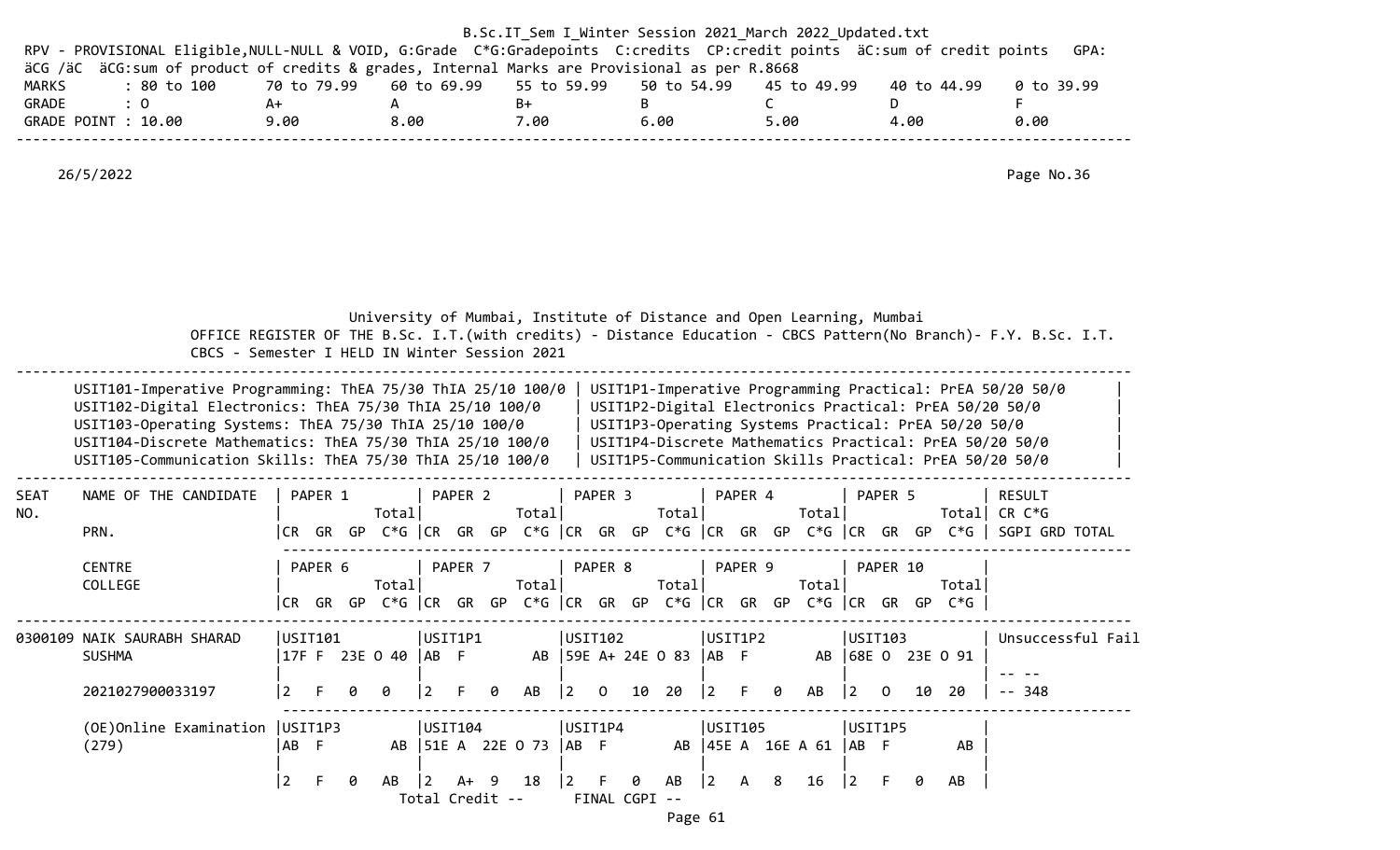B.Sc.IT_Sem I_Winter Session 2021_March 2022_Updated.txt

RPV - PROVISIONAL Eligible,NULL-NULL & VOID, G:Grade C*G:Gradepoints C:credits CP:credit points äC:sum of credit points GPA: äCG /äC äCG:sum of product of credits & grades, Internal Marks are Provisional as per R.8668

| MARKS | : 80 to 100 | 70 to 79.99 | 60 to 69.99 | 55 to 59.99 | 50 to 54.99 | 45 to 49.99 | 40 to 44.99 | 0 to 39.99 |
|---|---|---|---|---|---|---|---|---|
| GRADE | : O | A+ | A | B+ | B | C | D | F |
| GRADE POINT | : 10.00 | 9.00 | 8.00 | 7.00 | 6.00 | 5.00 | 4.00 | 0.00 |

26/5/2022 Page No.36

University of Mumbai, Institute of Distance and Open Learning, Mumbai

OFFICE REGISTER OF THE B.Sc. I.T.(with credits) - Distance Education - CBCS Pattern(No Branch)- F.Y. B.Sc. I.T. CBCS - Semester I HELD IN Winter Session 2021

| | |
|---|---|
| USIT101-Imperative Programming: ThEA 75/30 ThIA 25/10 100/0 | USIT1P1-Imperative Programming Practical: PrEA 50/20 50/0 |
| USIT102-Digital Electronics: ThEA 75/30 ThIA 25/10 100/0 | USIT1P2-Digital Electronics Practical: PrEA 50/20 50/0 |
| USIT103-Operating Systems: ThEA 75/30 ThIA 25/10 100/0 | USIT1P3-Operating Systems Practical: PrEA 50/20 50/0 |
| USIT104-Discrete Mathematics: ThEA 75/30 ThIA 25/10 100/0 | USIT1P4-Discrete Mathematics Practical: PrEA 50/20 50/0 |
| USIT105-Communication Skills: ThEA 75/30 ThIA 25/10 100/0 | USIT1P5-Communication Skills Practical: PrEA 50/20 50/0 |

| SEAT NO. | NAME OF THE CANDIDATE / PRN. / CENTRE / COLLEGE | PAPER 1 / PAPER 6 (CR GR GP C*G Total) | PAPER 2 / PAPER 7 (CR GR GP C*G Total) | PAPER 3 / PAPER 8 (CR GR GP C*G Total) | PAPER 4 / PAPER 9 (CR GR GP C*G Total) | PAPER 5 / PAPER 10 (CR GR GP C*G Total) | RESULT CR C*G SGPI GRD TOTAL |
|---|---|---|---|---|---|---|---|
| 0300109 | NAIK SAURABH SHARAD SUSHMA | USIT101<br>17F F 23E O 40<br>2 F 0 0 | USIT1P1<br>AB F AB<br>2 F 0 AB | USIT102<br>59E A+ 24E O 83<br>2 O 10 20 | USIT1P2<br>AB F AB<br>2 F 0 AB | USIT103<br>68E O 23E O 91<br>2 O 10 20 | Unsuccessful Fail<br>-- --<br>-- 348 |
| | 2021027900033197 | | | | | | |
| | (OE)Online Examination (279) | USIT1P3<br>AB F AB<br>2 F 0 AB | USIT104<br>51E A 22E O 73<br>2 A+ 9 18 | USIT1P4<br>AB F AB<br>2 F 0 AB | USIT105<br>45E A 16E A 61<br>2 A 8 16 | USIT1P5<br>AB F AB<br>2 F 0 AB | |

Total Credit -- FINAL CGPI --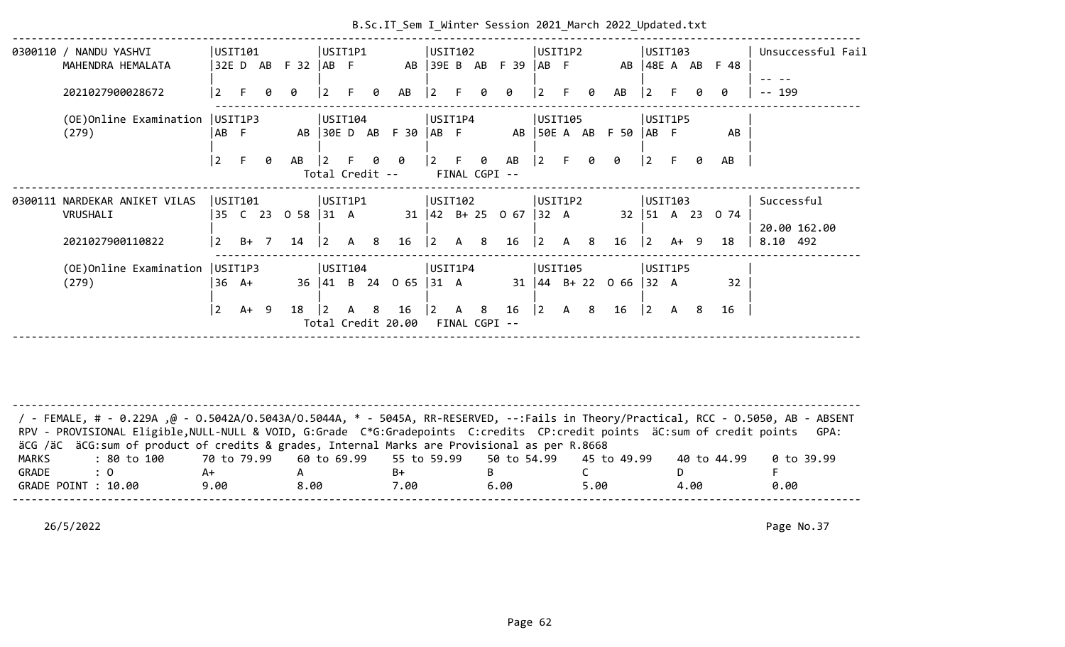```
-----------------------------------------------------------------------------------------------------------------------------
0300110 / NANDU YASHVI          |USIT101           |USIT1P1           |USIT102           |USIT1P2           |USIT103           | Unsuccessful Fail
        MAHENDRA HEMALATA       |32E D  AB  F 32   |AB  F          AB |39E B  AB  F 39   |AB  F          AB |48E A  AB  F 48   |
                                |                  |                  |                  |                  |                  | -- --
        2021027900028672        |2   F   0   0     |2   F   0   AB    |2   F   0   0     |2   F   0   AB    |2   F   0   0     | -- 199
                                 ---------------------------------------------------------------------------------------------------
        (OE)Online Examination  |USIT1P3           |USIT104           |USIT1P4           |USIT105           |USIT1P5           |
        (279)                   |AB  F          AB |30E D  AB  F 30   |AB  F          AB |50E A  AB  F 50   |AB  F          AB |
                                |                  |                  |                  |                  |                  |
                                |2   F   0   AB    |2   F   0   0     |2   F   0   AB    |2   F   0   0     |2   F   0   AB    |
                                                    Total Credit --      FINAL CGPI --
-----------------------------------------------------------------------------------------------------------------------------
0300111 NARDEKAR ANIKET VILAS   |USIT101           |USIT1P1           |USIT102           |USIT1P2           |USIT103           | Successful
        VRUSHALI                |35  C  23  O 58   |31  A          31 |42  B+ 25  O 67   |32  A          32 |51  A  23  O 74   |
                                |                  |                  |                  |                  |                  | 20.00 162.00
        2021027900110822        |2   B+  7   14    |2   A   8   16    |2   A   8   16    |2   A   8   16    |2   A+  9   18    | 8.10  492
                                 ---------------------------------------------------------------------------------------------------
        (OE)Online Examination  |USIT1P3           |USIT104           |USIT1P4           |USIT105           |USIT1P5           |
        (279)                   |36  A+         36 |41  B  24  O 65   |31  A          31 |44  B+ 22  O 66   |32  A          32 |
                                |                  |                  |                  |                  |                  |
                                |2   A+  9   18    |2   A   8   16    |2   A   8   16    |2   A   8   16    |2   A   8   16    |
                                                    Total Credit 20.00   FINAL CGPI --
-----------------------------------------------------------------------------------------------------------------------------
```

```
-----------------------------------------------------------------------------------------------------------------------------
/ - FEMALE, # - 0.229A ,@ - O.5042A/O.5043A/O.5044A, * - 5045A, RR-RESERVED, --:Fails in Theory/Practical, RCC - O.5050, AB - ABSENT
RPV - PROVISIONAL Eligible,NULL-NULL & VOID, G:Grade  C*G:Gradepoints  C:credits  CP:credit points  äC:sum of credit points   GPA:
äCG /äC  äCG:sum of product of credits & grades, Internal Marks are Provisional as per R.8668
MARKS        : 80 to 100     70 to 79.99    60 to 69.99    55 to 59.99    50 to 54.99    45 to 49.99    40 to 44.99    0 to 39.99
GRADE        : O             A+             A              B+             B              C              D              F
GRADE POINT : 10.00          9.00           8.00           7.00           6.00           5.00           4.00           0.00
-----------------------------------------------------------------------------------------------------------------------------
```

26/5/2022                                                                                                              Page No.37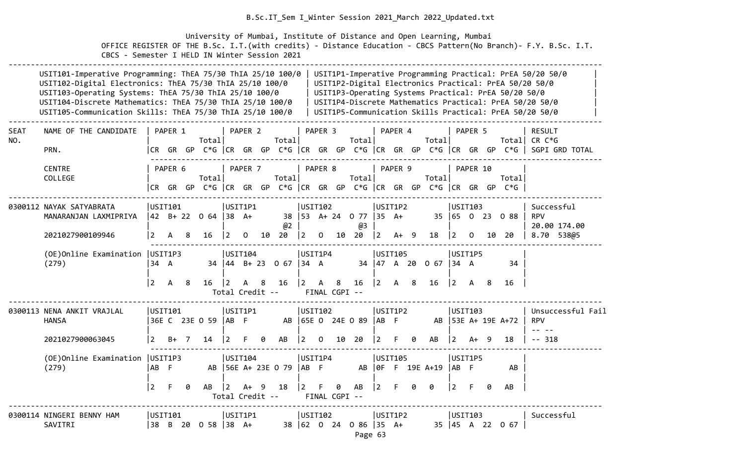B.Sc.IT_Sem I_Winter Session 2021_March 2022_Updated.txt

University of Mumbai, Institute of Distance and Open Learning, Mumbai
OFFICE REGISTER OF THE B.Sc. I.T.(with credits) - Distance Education - CBCS Pattern(No Branch)- F.Y. B.Sc. I.T.
CBCS - Semester I HELD IN Winter Session 2021

```
--------------------------------------------------------------------------------------------------------------------------------------------
      USIT101-Imperative Programming: ThEA 75/30 ThIA 25/10 100/0 | USIT1P1-Imperative Programming Practical: PrEA 50/20 50/0         |
      USIT102-Digital Electronics: ThEA 75/30 ThIA 25/10 100/0    | USIT1P2-Digital Electronics Practical: PrEA 50/20 50/0            |
      USIT103-Operating Systems: ThEA 75/30 ThIA 25/10 100/0      | USIT1P3-Operating Systems Practical: PrEA 50/20 50/0              |
      USIT104-Discrete Mathematics: ThEA 75/30 ThIA 25/10 100/0   | USIT1P4-Discrete Mathematics Practical: PrEA 50/20 50/0           |
      USIT105-Communication Skills: ThEA 75/30 ThIA 25/10 100/0   | USIT1P5-Communication Skills Practical: PrEA 50/20 50/0           |
--------------------------------------------------------------------------------------------------------------------------------------------
SEAT    NAME OF THE CANDIDATE    | PAPER 1          | PAPER 2          | PAPER 3          | PAPER 4          | PAPER 5          | RESULT
NO.                              |             Total|             Total|             Total|             Total|             Total| CR C*G
        PRN.                     |CR  GR  GP  C*G |CR  GR  GP  C*G |CR  GR  GP  C*G |CR  GR  GP  C*G |CR  GR  GP  C*G | SGPI GRD TOTAL
                                  ---------------------------------------------------------------------------------------------------------
        CENTRE                   | PAPER 6          | PAPER 7          | PAPER 8          | PAPER 9          | PAPER 10         |
        COLLEGE                  |             Total|             Total|             Total|             Total|             Total|
                                 |CR  GR  GP  C*G |CR  GR  GP  C*G |CR  GR  GP  C*G |CR  GR  GP  C*G |CR  GR  GP  C*G |
--------------------------------------------------------------------------------------------------------------------------------------------
0300112 NAYAK SATYABRATA         |USIT101          |USIT1P1          |USIT102          |USIT1P2          |USIT103          | Successful
        MANARANJAN LAXMIPRIYA    |42  B+ 22  O 64 |38  A+        38 |53  A+ 24  O 77 |35  A+        35 |65  O  23  O 88 | RPV
                                 |                 |              @2 |              @3 |                 |                 | 20.00 174.00
        2021027900109946         |2   A   8   16  |2   O   10  20  |2   O   10  20  |2   A+  9   18  |2   O   10  20  | 8.70  538@5
                                  ---------------------------------------------------------------------------------------------------------
        (OE)Online Examination   |USIT1P3          |USIT104          |USIT1P4          |USIT105          |USIT1P5          |
        (279)                    |34  A         34 |44  B+ 23  O 67 |34  A         34 |47  A  20  O 67 |34  A         34 |
                                 |                 |                 |                 |                 |                 |
                                 |2   A   8   16  |2   A   8   16  |2   A   8   16  |2   A   8   16  |2   A   8   16  |
                                               Total Credit --      FINAL CGPI --
--------------------------------------------------------------------------------------------------------------------------------------------
0300113 NENA ANKIT VRAJLAL       |USIT101          |USIT1P1          |USIT102          |USIT1P2          |USIT103          | Unsuccessful Fail
        HANSA                    |36E C  23E O 59 |AB  F         AB |65E O  24E O 89 |AB  F         AB |53E A+ 19E A+72 | RPV
                                 |                 |                 |                 |                 |                 | -- --
        2021027900063045         |2   B+  7   14  |2   F   0   AB  |2   O   10  20  |2   F   0   AB  |2   A+  9   18  | -- 318
                                  ---------------------------------------------------------------------------------------------------------
        (OE)Online Examination   |USIT1P3          |USIT104          |USIT1P4          |USIT105          |USIT1P5          |
        (279)                    |AB  F         AB |56E A+ 23E O 79 |AB  F         AB |0F  F  19E A+19 |AB  F         AB |
                                 |                 |                 |                 |                 |                 |
                                 |2   F   0   AB  |2   A+  9   18  |2   F   0   AB  |2   F   0   0   |2   F   0   AB  |
                                               Total Credit --      FINAL CGPI --
--------------------------------------------------------------------------------------------------------------------------------------------
0300114 NINGERI BENNY HAM        |USIT101          |USIT1P1          |USIT102          |USIT1P2          |USIT103          | Successful
        SAVITRI                  |38  B  20  O 58 |38  A+        38 |62  O  24  O 86 |35  A+        35 |45  A  22  O 67 |
```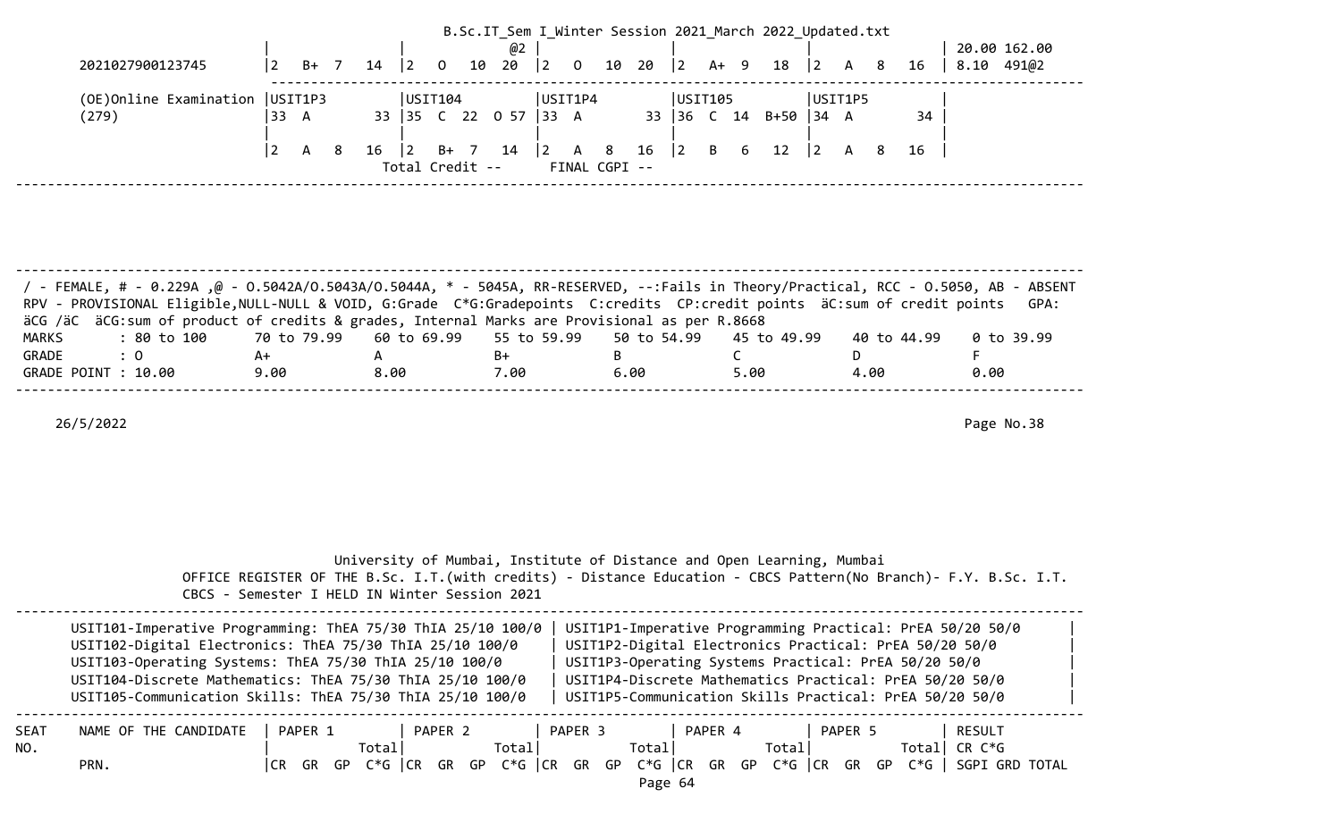```
B.Sc.IT_Sem I_Winter Session 2021_March 2022_Updated.txt
                          |                |            @2 |                |                |                | 20.00 162.00
2021027900123745          |2   B+  7   14  |2   O   10  20 |2   O   10  20  |2   A+  9   18  |2   A   8   16  | 8.10  491@2
                          ------------------------------------------------------------------------------------------------
(OE)Online Examination    |USIT1P3         |USIT104        |USIT1P4         |USIT105         |USIT1P5         |
(279)                     |33  A        33 |35  C  22  O 57 |33  A        33 |36  C  14  B+50 |34  A        34 |
                          |                |               |                |                |                |
                          |2   A   8   16  |2   B+  7   14 |2   A   8   16  |2   B   6   12  |2   A   8   16  |
                                  Total Credit --      FINAL CGPI --
------------------------------------------------------------------------------------------------------------------------------
```

```
------------------------------------------------------------------------------------------------------------------------------
/ - FEMALE, # - 0.229A ,@ - O.5042A/O.5043A/O.5044A, * - 5045A, RR-RESERVED, --:Fails in Theory/Practical, RCC - O.5050, AB - ABSENT
RPV - PROVISIONAL Eligible,NULL-NULL & VOID, G:Grade  C*G:Gradepoints  C:credits  CP:credit points  äC:sum of credit points   GPA:
äCG /äC  äCG:sum of product of credits & grades, Internal Marks are Provisional as per R.8668
MARKS        : 80 to 100     70 to 79.99    60 to 69.99    55 to 59.99    50 to 54.99    45 to 49.99    40 to 44.99    0 to 39.99
GRADE        : O             A+             A              B+             B              C              D              F
GRADE POINT : 10.00          9.00           8.00           7.00           6.00           5.00           4.00           0.00
------------------------------------------------------------------------------------------------------------------------------

26/5/2022                                                                                                          Page No.38
```

```
                     University of Mumbai, Institute of Distance and Open Learning, Mumbai
        OFFICE REGISTER OF THE B.Sc. I.T.(with credits) - Distance Education - CBCS Pattern(No Branch)- F.Y. B.Sc. I.T.
        CBCS - Semester I HELD IN Winter Session 2021
------------------------------------------------------------------------------------------------------------------------------
  USIT101-Imperative Programming: ThEA 75/30 ThIA 25/10 100/0 | USIT1P1-Imperative Programming Practical: PrEA 50/20 50/0      |
  USIT102-Digital Electronics: ThEA 75/30 ThIA 25/10 100/0    | USIT1P2-Digital Electronics Practical: PrEA 50/20 50/0         |
  USIT103-Operating Systems: ThEA 75/30 ThIA 25/10 100/0      | USIT1P3-Operating Systems Practical: PrEA 50/20 50/0           |
  USIT104-Discrete Mathematics: ThEA 75/30 ThIA 25/10 100/0   | USIT1P4-Discrete Mathematics Practical: PrEA 50/20 50/0        |
  USIT105-Communication Skills: ThEA 75/30 ThIA 25/10 100/0   | USIT1P5-Communication Skills Practical: PrEA 50/20 50/0        |
------------------------------------------------------------------------------------------------------------------------------
SEAT   NAME OF THE CANDIDATE   | PAPER 1         | PAPER 2         | PAPER 3         | PAPER 4         | PAPER 5         | RESULT
NO.                            |           Total|           Total|           Total|           Total|           Total| CR C*G
       PRN.                    |CR  GR  GP  C*G |CR  GR  GP  C*G |CR  GR  GP  C*G |CR  GR  GP  C*G |CR  GR  GP  C*G | SGPI GRD TOTAL
```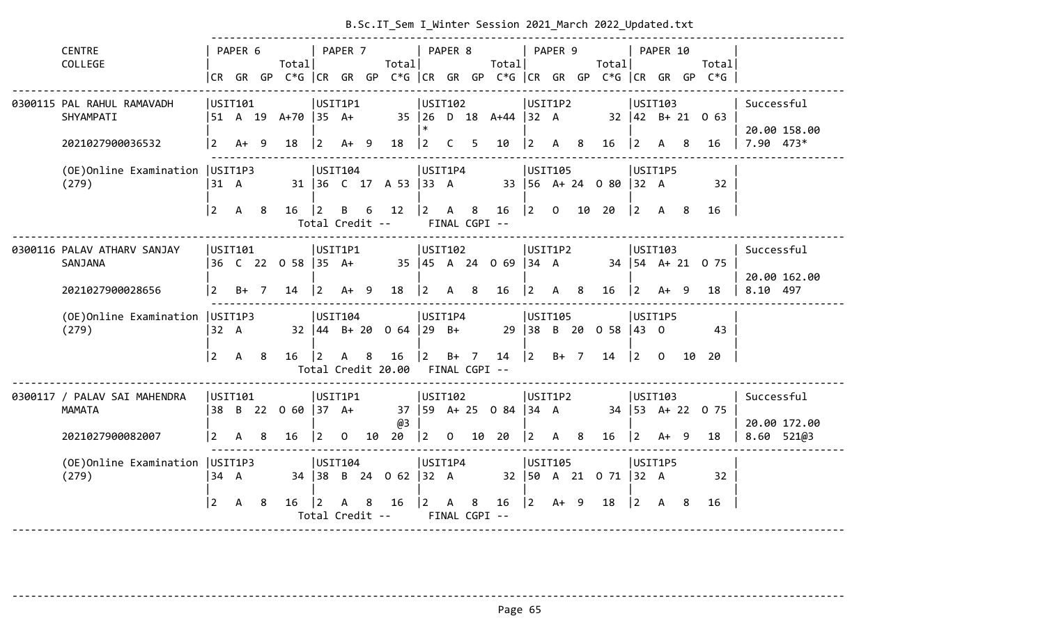B.Sc.IT_Sem I_Winter Session 2021_March 2022_Updated.txt

| CENTRE COLLEGE | PAPER 6 CR GR GP Total C*G | PAPER 7 CR GR GP Total C*G | PAPER 8 CR GR GP Total C*G | PAPER 9 CR GR GP Total C*G | PAPER 10 CR GR GP Total C*G | |
|---|---|---|---|---|---|---|
| 0300115 PAL RAHUL RAMAVADH SHYAMPATI | USIT101 51 A 19 A+70 | USIT1P1 35 A+ 35 | USIT102 26 D 18 A+44 * | USIT1P2 32 A 32 | USIT103 42 B+ 21 O 63 | Successful |
| 2021027900036532 | 2 A+ 9 18 | 2 A+ 9 18 | 2 C 5 10 | 2 A 8 16 | 2 A 8 16 | 20.00 158.00 7.90 473* |
| (OE)Online Examination (279) | USIT1P3 31 A 31 | USIT104 36 C 17 A 53 | USIT1P4 33 A 33 | USIT105 56 A+ 24 O 80 | USIT1P5 32 A 32 | |
| | 2 A 8 16 | 2 B 6 12 | 2 A 8 16 | 2 O 10 20 | 2 A 8 16 | |
| | | Total Credit -- | FINAL CGPI -- | | | |
| 0300116 PALAV ATHARV SANJAY SANJANA | USIT101 36 C 22 O 58 | USIT1P1 35 A+ 35 | USIT102 45 A 24 O 69 | USIT1P2 34 A 34 | USIT103 54 A+ 21 O 75 | Successful |
| 2021027900028656 | 2 B+ 7 14 | 2 A+ 9 18 | 2 A 8 16 | 2 A 8 16 | 2 A+ 9 18 | 20.00 162.00 8.10 497 |
| (OE)Online Examination (279) | USIT1P3 32 A 32 | USIT104 44 B+ 20 O 64 | USIT1P4 29 B+ 29 | USIT105 38 B 20 O 58 | USIT1P5 43 O 43 | |
| | 2 A 8 16 | 2 A 8 16 | 2 B+ 7 14 | 2 B+ 7 14 | 2 O 10 20 | |
| | | Total Credit 20.00 | FINAL CGPI -- | | | |
| 0300117 / PALAV SAI MAHENDRA MAMATA | USIT101 38 B 22 O 60 | USIT1P1 37 A+ 37 @3 | USIT102 59 A+ 25 O 84 | USIT1P2 34 A 34 | USIT103 53 A+ 22 O 75 | Successful |
| 2021027900082007 | 2 A 8 16 | 2 O 10 20 | 2 O 10 20 | 2 A 8 16 | 2 A+ 9 18 | 20.00 172.00 8.60 521@3 |
| (OE)Online Examination (279) | USIT1P3 34 A 34 | USIT104 38 B 24 O 62 | USIT1P4 32 A 32 | USIT105 50 A 21 O 71 | USIT1P5 32 A 32 | |
| | 2 A 8 16 | 2 A 8 16 | 2 A 8 16 | 2 A+ 9 18 | 2 A 8 16 | |
| | | Total Credit -- | FINAL CGPI -- | | | |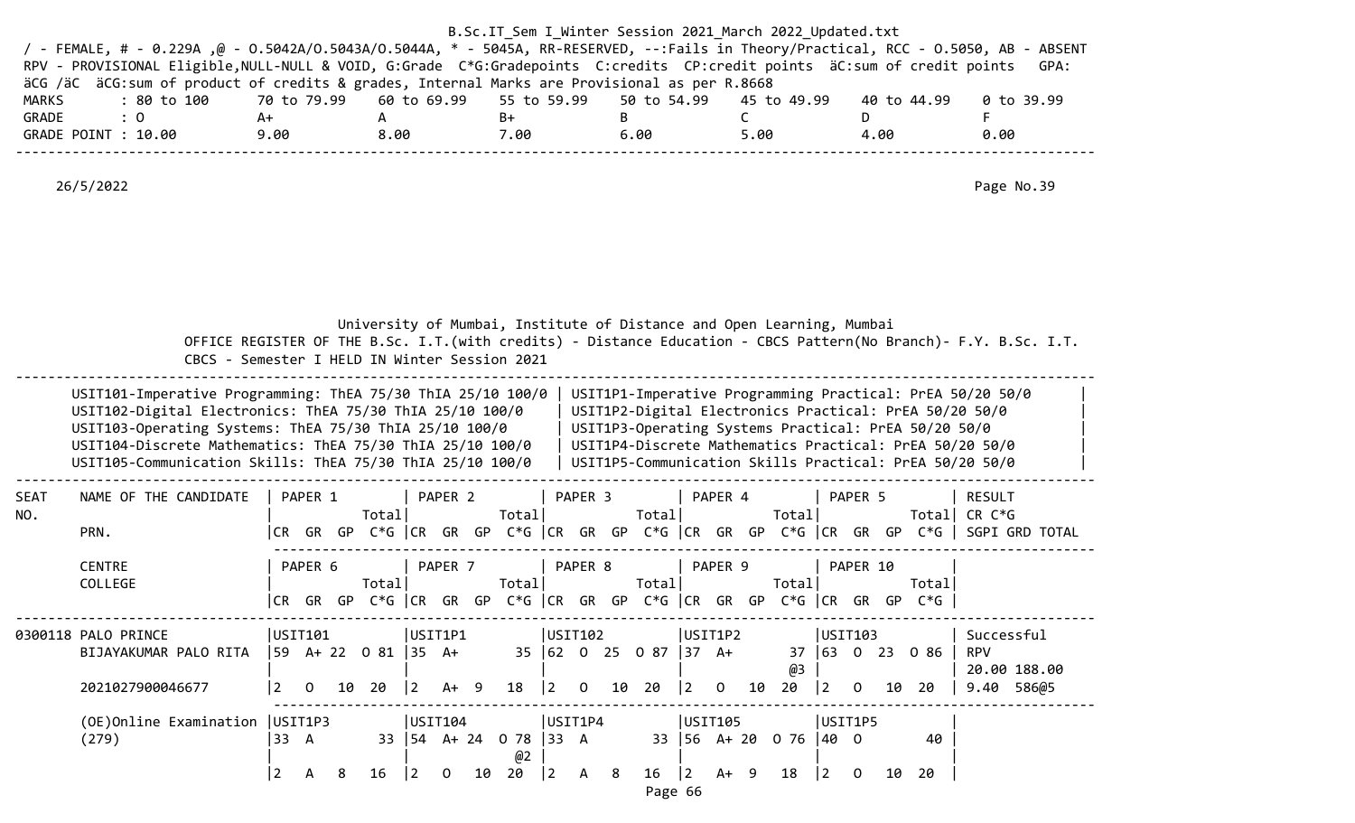B.Sc.IT_Sem I_Winter Session 2021_March 2022_Updated.txt

/ - FEMALE, # - 0.229A ,@ - O.5042A/O.5043A/O.5044A, * - 5045A, RR-RESERVED, --:Fails in Theory/Practical, RCC - O.5050, AB - ABSENT
RPV - PROVISIONAL Eligible,NULL-NULL & VOID, G:Grade C*G:Gradepoints C:credits CP:credit points äC:sum of credit points GPA: äCG /äC äCG:sum of product of credits & grades, Internal Marks are Provisional as per R.8668

| MARKS | : 80 to 100 | 70 to 79.99 | 60 to 69.99 | 55 to 59.99 | 50 to 54.99 | 45 to 49.99 | 40 to 44.99 | 0 to 39.99 |
|---|---|---|---|---|---|---|---|---|
| GRADE | : O | A+ | A | B+ | B | C | D | F |
| GRADE POINT | : 10.00 | 9.00 | 8.00 | 7.00 | 6.00 | 5.00 | 4.00 | 0.00 |

26/5/2022 Page No.39

University of Mumbai, Institute of Distance and Open Learning, Mumbai
OFFICE REGISTER OF THE B.Sc. I.T.(with credits) - Distance Education - CBCS Pattern(No Branch)- F.Y. B.Sc. I.T.
CBCS - Semester I HELD IN Winter Session 2021

| | |
|---|---|
| USIT101-Imperative Programming: ThEA 75/30 ThIA 25/10 100/0 | USIT1P1-Imperative Programming Practical: PrEA 50/20 50/0 |
| USIT102-Digital Electronics: ThEA 75/30 ThIA 25/10 100/0 | USIT1P2-Digital Electronics Practical: PrEA 50/20 50/0 |
| USIT103-Operating Systems: ThEA 75/30 ThIA 25/10 100/0 | USIT1P3-Operating Systems Practical: PrEA 50/20 50/0 |
| USIT104-Discrete Mathematics: ThEA 75/30 ThIA 25/10 100/0 | USIT1P4-Discrete Mathematics Practical: PrEA 50/20 50/0 |
| USIT105-Communication Skills: ThEA 75/30 ThIA 25/10 100/0 | USIT1P5-Communication Skills Practical: PrEA 50/20 50/0 |

| SEAT NO. | NAME OF THE CANDIDATE / PRN. / CENTRE / COLLEGE | PAPER 1 / PAPER 6 (CR GR GP Total C*G) | PAPER 2 / PAPER 7 (CR GR GP Total C*G) | PAPER 3 / PAPER 8 (CR GR GP Total C*G) | PAPER 4 / PAPER 9 (CR GR GP Total C*G) | PAPER 5 / PAPER 10 (CR GR GP Total C*G) | RESULT / CR C*G / SGPI GRD TOTAL |
|---|---|---|---|---|---|---|---|
| 0300118 | PALO PRINCE BIJAYAKUMAR PALO RITA | USIT101<br>59 A+ 22 O 81<br>2 O 10 20 | USIT1P1<br>35 A+ 35<br>2 A+ 9 18 | USIT102<br>62 O 25 O 87<br>2 O 10 20 | USIT1P2<br>37 A+ 37 @3<br>2 O 10 20 | USIT103<br>63 O 23 O 86<br>2 O 10 20 | Successful<br>RPV<br>20.00 188.00<br>9.40 586@5 |
| | 2021027900046677 | | | | | | |
| | (OE)Online Examination (279) | USIT1P3<br>33 A 33<br>2 A 8 16 | USIT104<br>54 A+ 24 O 78 @2<br>2 O 10 20 | USIT1P4<br>33 A 33<br>2 A 8 16 | USIT105<br>56 A+ 20 O 76<br>2 A+ 9 18 | USIT1P5<br>40 O 40<br>2 O 10 20 | |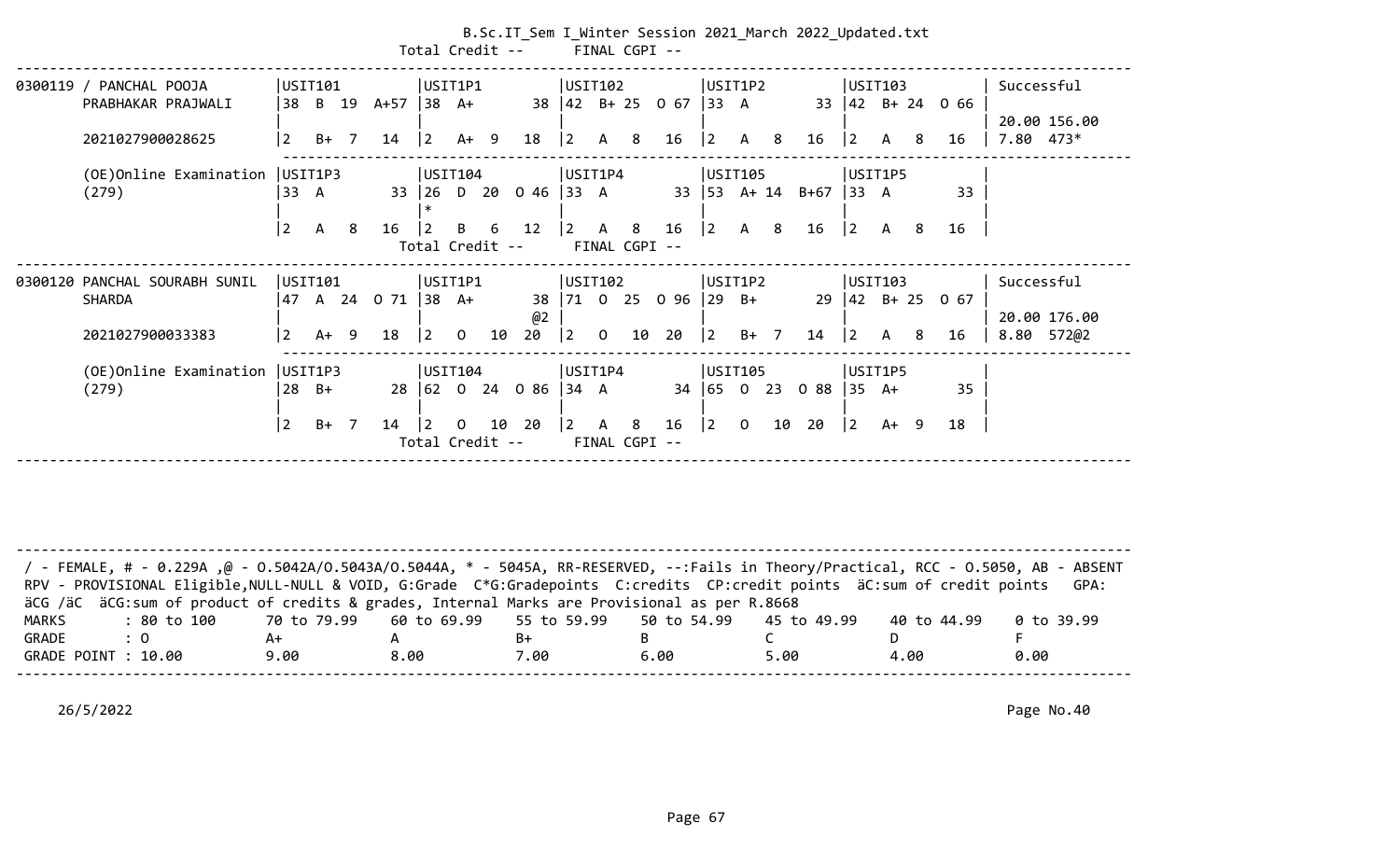```
                                  Total Credit --      FINAL CGPI --
---------------------------------------------------------------------------------------------------------------------------------------------------------
0300119 / PANCHAL POOJA        |USIT101           |USIT1P1           |USIT102           |USIT1P2           |USIT103           | Successful
        PRABHAKAR PRAJWALI     |38  B  19  A+57   |38  A+         38 |42  B+ 25   O 67  |33  A          33 |42  B+ 24   O 66  |
                               |                  |                  |                  |                  |                  | 20.00 156.00
        2021027900028625       |2   B+  7   14    |2   A+  9   18    |2   A   8    16   |2   A   8    16   |2   A   8    16   | 7.80  473*
                                ---------------------------------------------------------------------------------------------------
        (OE)Online Examination |USIT1P3           |USIT104           |USIT1P4           |USIT105           |USIT1P5           |
        (279)                  |33  A          33 |26  D  20   O 46  |33  A          33 |53  A+ 14  B+67   |33  A          33 |
                               |                  |*                 |                  |                  |                  |
                               |2   A   8    16   |2   B   6    12   |2   A   8    16   |2   A   8    16   |2   A   8    16   |
                                                  Total Credit --      FINAL CGPI --
---------------------------------------------------------------------------------------------------------------------------------------------------------
0300120 PANCHAL SOURABH SUNIL  |USIT101           |USIT1P1           |USIT102           |USIT1P2           |USIT103           | Successful
        SHARDA                 |47  A  24   O 71  |38  A+         38 |71  O  25   O 96  |29  B+         29 |42  B+ 25   O 67  |
                               |                  |              @2  |                  |                  |                  | 20.00 176.00
        2021027900033383       |2   A+  9   18    |2   O   10   20   |2   O   10   20   |2   B+  7    14   |2   A   8    16   | 8.80  572@2
                                ---------------------------------------------------------------------------------------------------
        (OE)Online Examination |USIT1P3           |USIT104           |USIT1P4           |USIT105           |USIT1P5           |
        (279)                  |28  B+         28 |62  O  24   O 86  |34  A          34 |65  O  23   O 88  |35  A+         35 |
                               |                  |                  |                  |                  |                  |
                               |2   B+  7    14   |2   O   10   20   |2   A   8    16   |2   O   10   20   |2   A+  9    18   |
                                                  Total Credit --      FINAL CGPI --
---------------------------------------------------------------------------------------------------------------------------------------------------------

---------------------------------------------------------------------------------------------------------------------------------------------------------
 / - FEMALE, # - 0.229A ,@ - O.5042A/O.5043A/O.5044A, * - 5045A, RR-RESERVED, --:Fails in Theory/Practical, RCC - O.5050, AB - ABSENT
 RPV - PROVISIONAL Eligible,NULL-NULL & VOID, G:Grade  C*G:Gradepoints  C:credits  CP:credit points  äC:sum of credit points   GPA:
 äCG /äC  äCG:sum of product of credits & grades, Internal Marks are Provisional as per R.8668
 MARKS        : 80 to 100      70 to 79.99    60 to 69.99    55 to 59.99    50 to 54.99    45 to 49.99    40 to 44.99    0 to 39.99
 GRADE        : O              A+             A              B+             B              C              D              F
 GRADE POINT : 10.00           9.00           8.00           7.00           6.00           5.00           4.00           0.00
---------------------------------------------------------------------------------------------------------------------------------------------------------

    26/5/2022                                                                                                                  Page No.40
```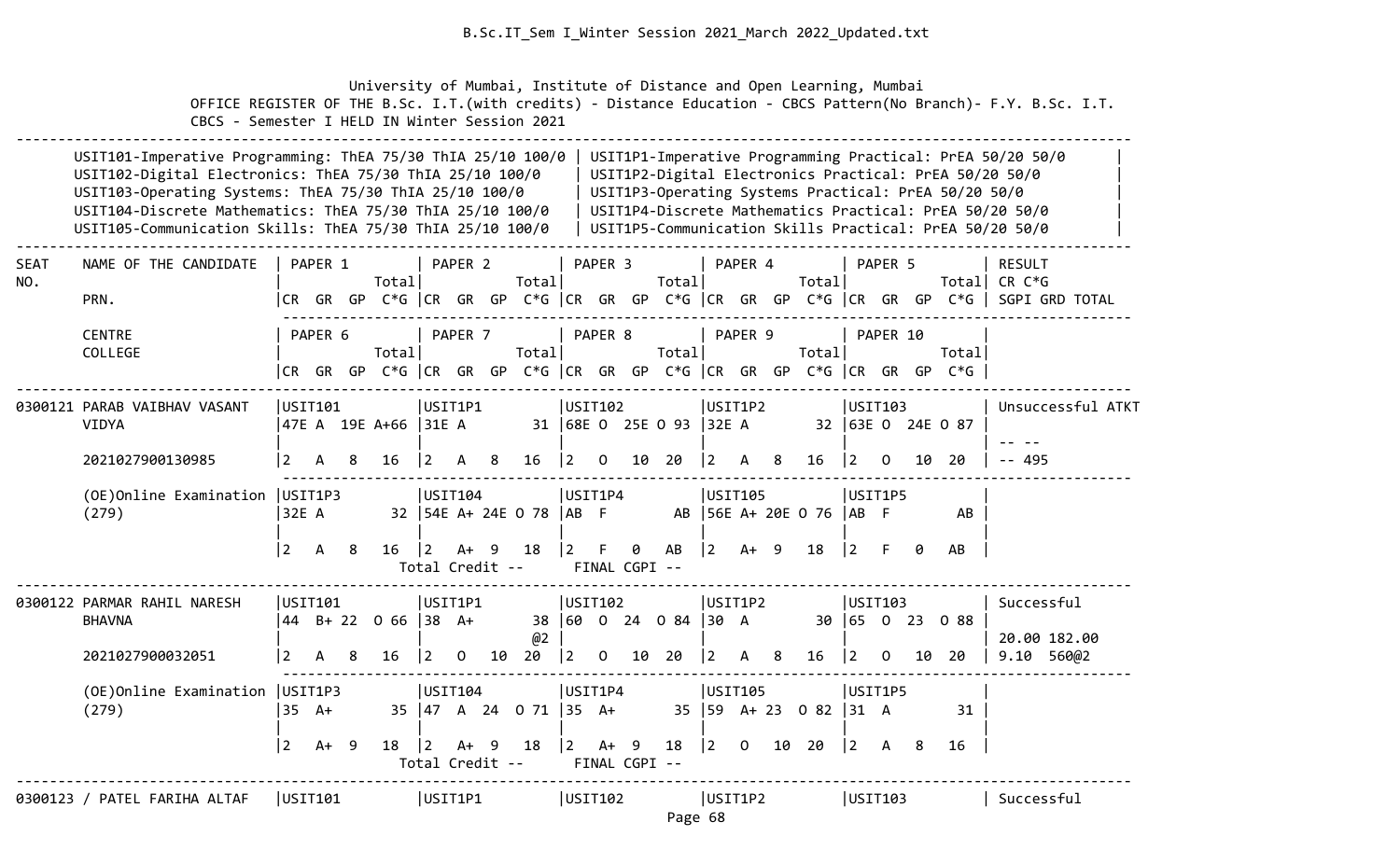University of Mumbai, Institute of Distance and Open Learning, Mumbai

OFFICE REGISTER OF THE B.Sc. I.T.(with credits) - Distance Education - CBCS Pattern(No Branch)- F.Y. B.Sc. I.T. CBCS - Semester I HELD IN Winter Session 2021

| Theory Papers | Practical Papers |
|---|---|
| USIT101-Imperative Programming: ThEA 75/30 ThIA 25/10 100/0 | USIT1P1-Imperative Programming Practical: PrEA 50/20 50/0 |
| USIT102-Digital Electronics: ThEA 75/30 ThIA 25/10 100/0 | USIT1P2-Digital Electronics Practical: PrEA 50/20 50/0 |
| USIT103-Operating Systems: ThEA 75/30 ThIA 25/10 100/0 | USIT1P3-Operating Systems Practical: PrEA 50/20 50/0 |
| USIT104-Discrete Mathematics: ThEA 75/30 ThIA 25/10 100/0 | USIT1P4-Discrete Mathematics Practical: PrEA 50/20 50/0 |
| USIT105-Communication Skills: ThEA 75/30 ThIA 25/10 100/0 | USIT1P5-Communication Skills Practical: PrEA 50/20 50/0 |

```
----------------------------------------------------------------------------------------------------------------------------
SEAT    NAME OF THE CANDIDATE   | PAPER 1          | PAPER 2          | PAPER 3          | PAPER 4          | PAPER 5          | RESULT
NO.                             |            Total|            Total|            Total|            Total|            Total| CR C*G
        PRN.                    |CR  GR  GP  C*G |CR  GR  GP  C*G |CR  GR  GP  C*G |CR  GR  GP  C*G |CR  GR  GP  C*G | SGPI GRD TOTAL

        CENTRE                  | PAPER 6          | PAPER 7          | PAPER 8          | PAPER 9          | PAPER 10         |
        COLLEGE                 |            Total|            Total|            Total|            Total|            Total|
                                |CR  GR  GP  C*G |CR  GR  GP  C*G |CR  GR  GP  C*G |CR  GR  GP  C*G |CR  GR  GP  C*G |
----------------------------------------------------------------------------------------------------------------------------
0300121 PARAB VAIBHAV VASANT    |USIT101          |USIT1P1          |USIT102          |USIT1P2          |USIT103          | Unsuccessful ATKT
        VIDYA                   |47E A  19E A+66  |31E A          31 |68E O  25E O 93  |32E A          32 |63E O  24E O 87  |
                                |                 |                 |                 |                 |                 | -- --
        2021027900130985        |2   A   8   16   |2   A   8   16   |2   O   10  20   |2   A   8   16   |2   O   10  20   | -- 495

        (OE)Online Examination  |USIT1P3          |USIT104          |USIT1P4          |USIT105          |USIT1P5          |
        (279)                   |32E A          32 |54E A+ 24E O 78  |AB  F          AB |56E A+ 20E O 76  |AB  F          AB |
                                |                 |                 |                 |                 |                 |
                                |2   A   8   16   |2   A+  9   18   |2   F   0   AB   |2   A+  9   18   |2   F   0   AB   |
                                          Total Credit --       FINAL CGPI --
----------------------------------------------------------------------------------------------------------------------------
0300122 PARMAR RAHIL NARESH     |USIT101          |USIT1P1          |USIT102          |USIT1P2          |USIT103          | Successful
        BHAVNA                  |44  B+ 22  O 66  |38  A+         38 |60  O  24  O 84  |30  A          30 |65  O  23  O 88  |
                                |                 |               @2 |                 |                 |                 | 20.00 182.00
        2021027900032051        |2   A   8   16   |2   O   10  20   |2   O   10  20   |2   A   8   16   |2   O   10  20   | 9.10  560@2

        (OE)Online Examination  |USIT1P3          |USIT104          |USIT1P4          |USIT105          |USIT1P5          |
        (279)                   |35  A+         35 |47  A  24  O 71  |35  A+         35 |59  A+ 23  O 82  |31  A          31 |
                                |                 |                 |                 |                 |                 |
                                |2   A+  9   18   |2   A+  9   18   |2   A+  9   18   |2   O   10  20   |2   A   8   16   |
                                          Total Credit --       FINAL CGPI --
----------------------------------------------------------------------------------------------------------------------------
0300123 / PATEL FARIHA ALTAF    |USIT101          |USIT1P1          |USIT102          |USIT1P2          |USIT103          | Successful
```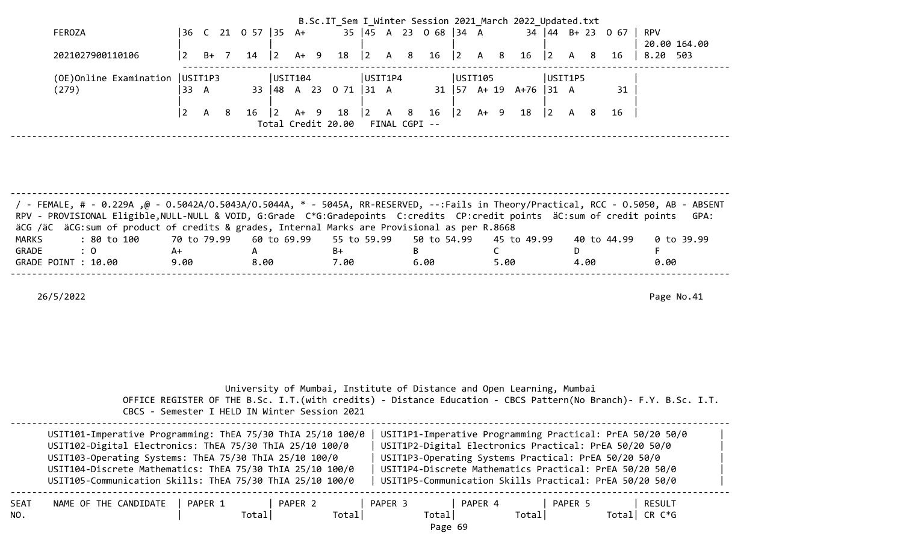```
FEROZA                  |36  C  21  O 57 |35  A+         35 |45  A  23  O 68 |34  A          34 |44  B+ 23  O 67 | RPV
                        |                |                  |                |                  |                | 20.00 164.00
2021027900110106        |2   B+  7   14  |2   A+  9    18   |2   A   8   16  |2   A   8    16  |2   A   8   16  | 8.20  503
                        ---------------------------------------------------------------------------------------------
(OE)Online Examination  |USIT1P3         |USIT104           |USIT1P4         |USIT105           |USIT1P5         |
(279)                   |33  A        33 |48  A  23  O 71   |31  A        31 |57  A+ 19  A+76   |31  A        31 |
                        |                |                  |                |                  |                |
                        |2   A   8   16  |2   A+  9    18   |2   A   8   16  |2   A+  9    18   |2   A   8   16  |
                                          Total Credit 20.00   FINAL CGPI --
---------------------------------------------------------------------------------------------------------------------------
```

---

/ - FEMALE, # - 0.229A ,@ - O.5042A/O.5043A/O.5044A, * - 5045A, RR-RESERVED, --:Fails in Theory/Practical, RCC - O.5050, AB - ABSENT
RPV - PROVISIONAL Eligible,NULL-NULL & VOID, G:Grade C*G:Gradepoints C:credits CP:credit points äC:sum of credit points GPA: äCG /äC äCG:sum of product of credits & grades, Internal Marks are Provisional as per R.8668

| MARKS | : 80 to 100 | 70 to 79.99 | 60 to 69.99 | 55 to 59.99 | 50 to 54.99 | 45 to 49.99 | 40 to 44.99 | 0 to 39.99 |
|---|---|---|---|---|---|---|---|---|
| GRADE | : O | A+ | A | B+ | B | C | D | F |
| GRADE POINT | : 10.00 | 9.00 | 8.00 | 7.00 | 6.00 | 5.00 | 4.00 | 0.00 |

26/5/2022 Page No.41

University of Mumbai, Institute of Distance and Open Learning, Mumbai
OFFICE REGISTER OF THE B.Sc. I.T.(with credits) - Distance Education - CBCS Pattern(No Branch)- F.Y. B.Sc. I.T.
CBCS - Semester I HELD IN Winter Session 2021

| | |
|---|---|
| USIT101-Imperative Programming: ThEA 75/30 ThIA 25/10 100/0 | USIT1P1-Imperative Programming Practical: PrEA 50/20 50/0 |
| USIT102-Digital Electronics: ThEA 75/30 ThIA 25/10 100/0 | USIT1P2-Digital Electronics Practical: PrEA 50/20 50/0 |
| USIT103-Operating Systems: ThEA 75/30 ThIA 25/10 100/0 | USIT1P3-Operating Systems Practical: PrEA 50/20 50/0 |
| USIT104-Discrete Mathematics: ThEA 75/30 ThIA 25/10 100/0 | USIT1P4-Discrete Mathematics Practical: PrEA 50/20 50/0 |
| USIT105-Communication Skills: ThEA 75/30 ThIA 25/10 100/0 | USIT1P5-Communication Skills Practical: PrEA 50/20 50/0 |

| SEAT NO. | NAME OF THE CANDIDATE | PAPER 1 Total | PAPER 2 Total | PAPER 3 Total | PAPER 4 Total | PAPER 5 Total | RESULT CR C*G |
|---|---|---|---|---|---|---|---|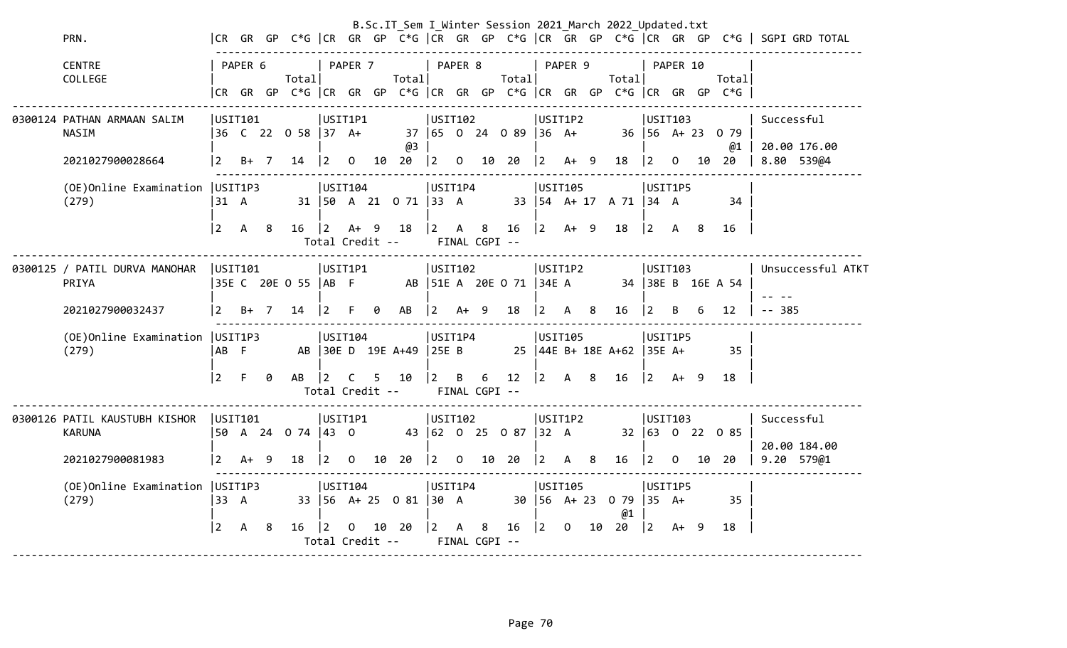```
        PRN.                     |CR  GR  GP  C*G |CR  GR  GP  C*G |CR  GR  GP  C*G |CR  GR  GP  C*G |CR  GR  GP  C*G | SGPI GRD TOTAL
                                  ------------------------------------------------------------------------------------------
        CENTRE                   | PAPER 6        | PAPER 7        | PAPER 8        | PAPER 9        | PAPER 10       |
        COLLEGE                  |           Total|           Total|           Total|           Total|           Total|
                                 |CR  GR  GP  C*G |CR  GR  GP  C*G |CR  GR  GP  C*G |CR  GR  GP  C*G |CR  GR  GP  C*G |
----------------------------------------------------------------------------------------------------------------------------------
0300124 PATHAN ARMAAN SALIM      |USIT101         |USIT1P1         |USIT102         |USIT1P2         |USIT103         | Successful
        NASIM                    |36  C  22  O 58 |37  A+       37 |65  O  24  O 89 |36  A+       36 |56  A+ 23  O 79 |
                                 |                |            @3  |                |                |            @1  | 20.00 176.00
        2021027900028664         |2   B+  7   14  |2   O   10  20  |2   O   10  20  |2   A+  9   18  |2   O   10  20  | 8.80  539@4
                                  ------------------------------------------------------------------------------------------
        (OE)Online Examination   |USIT1P3         |USIT104         |USIT1P4         |USIT105         |USIT1P5         |
        (279)                    |31  A        31 |50  A  21  O 71 |33  A        33 |54  A+ 17  A 71 |34  A        34 |
                                 |                |                |                |                |                |
                                 |2   A   8   16  |2   A+  9   18  |2   A   8   16  |2   A+  9   18  |2   A   8   16  |
                                                   Total Credit --      FINAL CGPI --
----------------------------------------------------------------------------------------------------------------------------------
0300125 / PATIL DURVA MANOHAR    |USIT101         |USIT1P1         |USIT102         |USIT1P2         |USIT103         | Unsuccessful ATKT
        PRIYA                    |35E C  20E O 55 |AB  F        AB |51E A  20E O 71 |34E A        34 |38E B  16E A 54 |
                                 |                |                |                |                |                | -- --
        2021027900032437         |2   B+  7   14  |2   F   0   AB  |2   A+  9   18  |2   A   8   16  |2   B   6   12  | -- 385
                                  ------------------------------------------------------------------------------------------
        (OE)Online Examination   |USIT1P3         |USIT104         |USIT1P4         |USIT105         |USIT1P5         |
        (279)                    |AB  F        AB |30E D  19E A+49 |25E B        25 |44E B+ 18E A+62 |35E A+       35 |
                                 |                |                |                |                |                |
                                 |2   F   0   AB  |2   C   5   10  |2   B   6   12  |2   A   8   16  |2   A+  9   18  |
                                                   Total Credit --      FINAL CGPI --
----------------------------------------------------------------------------------------------------------------------------------
0300126 PATIL KAUSTUBH KISHOR    |USIT101         |USIT1P1         |USIT102         |USIT1P2         |USIT103         | Successful
        KARUNA                   |50  A  24  O 74 |43  O        43 |62  O  25  O 87 |32  A        32 |63  O  22  O 85 |
                                 |                |                |                |                |                | 20.00 184.00
        2021027900081983         |2   A+  9   18  |2   O   10  20  |2   O   10  20  |2   A   8   16  |2   O   10  20  | 9.20  579@1
                                  ------------------------------------------------------------------------------------------
        (OE)Online Examination   |USIT1P3         |USIT104         |USIT1P4         |USIT105         |USIT1P5         |
        (279)                    |33  A        33 |56  A+ 25  O 81 |30  A        30 |56  A+ 23  O 79 |35  A+       35 |
                                 |                |                |                |            @1  |                |
                                 |2   A   8   16  |2   O   10  20  |2   A   8   16  |2   O   10  20  |2   A+  9   18  |
                                                   Total Credit --      FINAL CGPI --
----------------------------------------------------------------------------------------------------------------------------------
```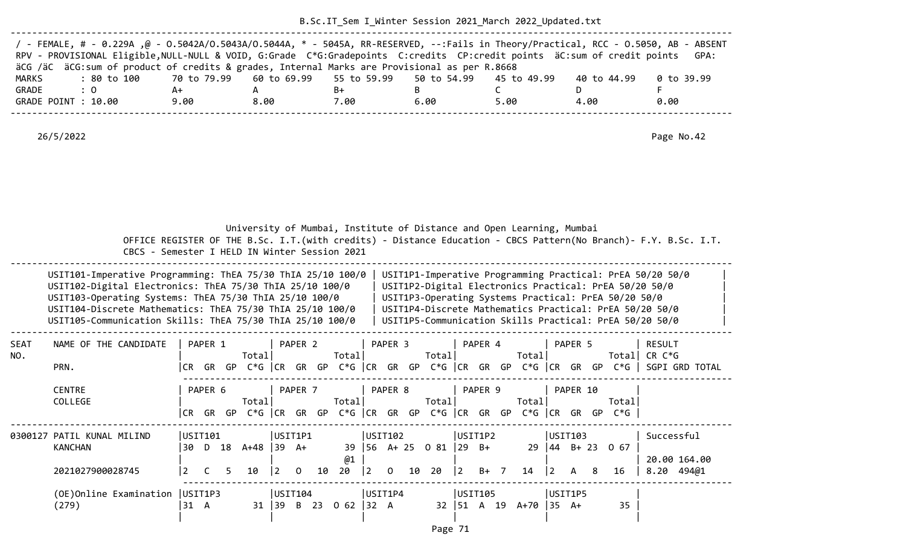/ - FEMALE, # - 0.229A ,@ - O.5042A/O.5043A/O.5044A, * - 5045A, RR-RESERVED, --:Fails in Theory/Practical, RCC - O.5050, AB - ABSENT
RPV - PROVISIONAL Eligible,NULL-NULL & VOID, G:Grade C*G:Gradepoints C:credits CP:credit points äC:sum of credit points GPA: äCG /äC äCG:sum of product of credits & grades, Internal Marks are Provisional as per R.8668

| MARKS | : 80 to 100 | 70 to 79.99 | 60 to 69.99 | 55 to 59.99 | 50 to 54.99 | 45 to 49.99 | 40 to 44.99 | 0 to 39.99 |
|---|---|---|---|---|---|---|---|---|
| GRADE | : O | A+ | A | B+ | B | C | D | F |
| GRADE POINT | : 10.00 | 9.00 | 8.00 | 7.00 | 6.00 | 5.00 | 4.00 | 0.00 |

26/5/2022 Page No.42

University of Mumbai, Institute of Distance and Open Learning, Mumbai
OFFICE REGISTER OF THE B.Sc. I.T.(with credits) - Distance Education - CBCS Pattern(No Branch)- F.Y. B.Sc. I.T.
CBCS - Semester I HELD IN Winter Session 2021

| | |
|---|---|
| USIT101-Imperative Programming: ThEA 75/30 ThIA 25/10 100/0 | USIT1P1-Imperative Programming Practical: PrEA 50/20 50/0 |
| USIT102-Digital Electronics: ThEA 75/30 ThIA 25/10 100/0 | USIT1P2-Digital Electronics Practical: PrEA 50/20 50/0 |
| USIT103-Operating Systems: ThEA 75/30 ThIA 25/10 100/0 | USIT1P3-Operating Systems Practical: PrEA 50/20 50/0 |
| USIT104-Discrete Mathematics: ThEA 75/30 ThIA 25/10 100/0 | USIT1P4-Discrete Mathematics Practical: PrEA 50/20 50/0 |
| USIT105-Communication Skills: ThEA 75/30 ThIA 25/10 100/0 | USIT1P5-Communication Skills Practical: PrEA 50/20 50/0 |

| SEAT NO. | NAME OF THE CANDIDATE / PRN. / CENTRE / COLLEGE | PAPER 1 / PAPER 6 (CR GR GP Total C*G) | PAPER 2 / PAPER 7 (CR GR GP Total C*G) | PAPER 3 / PAPER 8 (CR GR GP Total C*G) | PAPER 4 / PAPER 9 (CR GR GP Total C*G) | PAPER 5 / PAPER 10 (CR GR GP Total C*G) | RESULT CR C*G SGPI GRD TOTAL |
|---|---|---|---|---|---|---|---|
| 0300127 | PATIL KUNAL MILIND KANCHAN | USIT101 30 D 18 A+48 | USIT1P1 39 A+ 39 @1 | USIT102 56 A+ 25 O 81 | USIT1P2 29 B+ 29 | USIT103 44 B+ 23 O 67 | Successful |
| | 2021027900028745 | 2 C 5 10 | 2 O 10 20 | 2 O 10 20 | 2 B+ 7 14 | 2 A 8 16 | 20.00 164.00 8.20 494@1 |
| | (OE)Online Examination (279) | USIT1P3 31 A 31 | USIT104 39 B 23 O 62 | USIT1P4 32 A 32 | USIT105 51 A 19 A+70 | USIT1P5 35 A+ 35 | |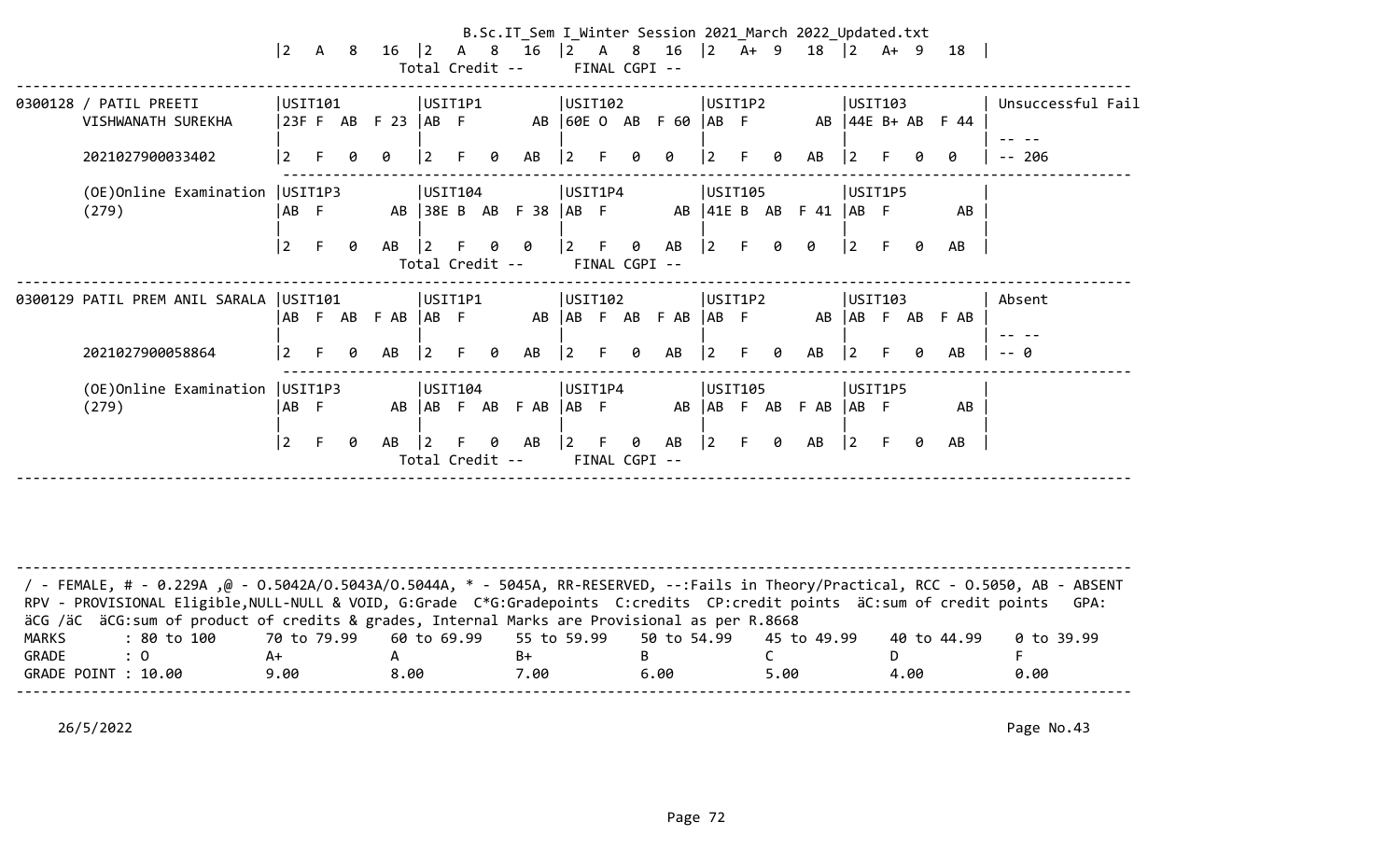B.Sc.IT_Sem I_Winter Session 2021_March 2022_Updated.txt

```
                              |2   A   8   16  |2   A   8   16  |2   A   8   16  |2   A+  9   18  |2   A+  9   18  |
                                                Total Credit --      FINAL CGPI --
-----------------------------------------------------------------------------------------------------------------------------
0300128 / PATIL PREETI        |USIT101         |USIT1P1         |USIT102         |USIT1P2         |USIT103         | Unsuccessful Fail
        VISHWANATH SUREKHA    |23F F  AB  F 23 |AB  F        AB |60E O  AB  F 60 |AB  F        AB |44E B+ AB  F 44 |
                              |                |                |                |                |                | -- --
        2021027900033402      |2   F   0   0   |2   F   0   AB  |2   F   0   0   |2   F   0   AB  |2   F   0   0   | -- 206
                              ------------------------------------------------------------------------------------------------
        (OE)Online Examination |USIT1P3        |USIT104         |USIT1P4         |USIT105         |USIT1P5         |
        (279)                 |AB  F        AB |38E B  AB  F 38 |AB  F        AB |41E B  AB  F 41 |AB  F        AB |
                              |                |                |                |                |                |
                              |2   F   0   AB  |2   F   0   0   |2   F   0   AB  |2   F   0   0   |2   F   0   AB  |
                                                Total Credit --      FINAL CGPI --
-----------------------------------------------------------------------------------------------------------------------------
0300129 PATIL PREM ANIL SARALA |USIT101        |USIT1P1         |USIT102         |USIT1P2         |USIT103         | Absent
                              |AB  F  AB  F AB |AB  F        AB |AB  F  AB  F AB |AB  F        AB |AB  F  AB  F AB |
                              |                |                |                |                |                | -- --
        2021027900058864      |2   F   0   AB  |2   F   0   AB  |2   F   0   AB  |2   F   0   AB  |2   F   0   AB  | -- 0
                              ------------------------------------------------------------------------------------------------
        (OE)Online Examination |USIT1P3        |USIT104         |USIT1P4         |USIT105         |USIT1P5         |
        (279)                 |AB  F        AB |AB  F  AB  F AB |AB  F        AB |AB  F  AB  F AB |AB  F        AB |
                              |                |                |                |                |                |
                              |2   F   0   AB  |2   F   0   AB  |2   F   0   AB  |2   F   0   AB  |2   F   0   AB  |
                                                Total Credit --      FINAL CGPI --
-----------------------------------------------------------------------------------------------------------------------------
```

```
-----------------------------------------------------------------------------------------------------------------------------
 / - FEMALE, # - 0.229A ,@ - O.5042A/O.5043A/O.5044A, * - 5045A, RR-RESERVED, --:Fails in Theory/Practical, RCC - O.5050, AB - ABSENT
 RPV - PROVISIONAL Eligible,NULL-NULL & VOID, G:Grade  C*G:Gradepoints  C:credits  CP:credit points  äC:sum of credit points   GPA:
 äCG /äC  äCG:sum of product of credits & grades, Internal Marks are Provisional as per R.8668
 MARKS       : 80 to 100      70 to 79.99    60 to 69.99    55 to 59.99    50 to 54.99    45 to 49.99    40 to 44.99    0 to 39.99
 GRADE       : O              A+             A              B+             B              C              D              F
 GRADE POINT : 10.00          9.00           8.00           7.00           6.00           5.00           4.00           0.00
-----------------------------------------------------------------------------------------------------------------------------
```

26/5/2022 Page No.43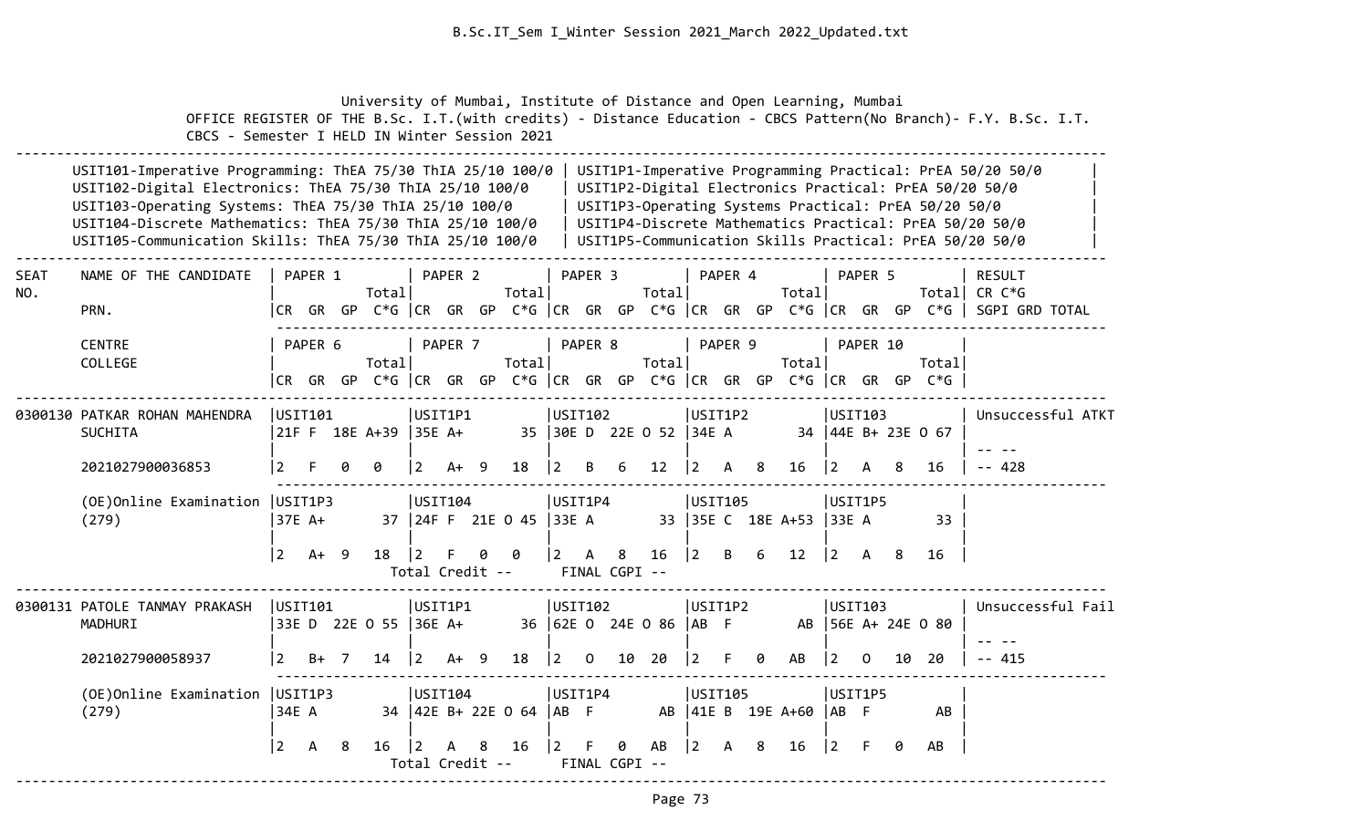University of Mumbai, Institute of Distance and Open Learning, Mumbai

OFFICE REGISTER OF THE B.Sc. I.T.(with credits) - Distance Education - CBCS Pattern(No Branch)- F.Y. B.Sc. I.T.
CBCS - Semester I HELD IN Winter Session 2021

| Theory | Practical |
|---|---|
| USIT101-Imperative Programming: ThEA 75/30 ThIA 25/10 100/0 | USIT1P1-Imperative Programming Practical: PrEA 50/20 50/0 |
| USIT102-Digital Electronics: ThEA 75/30 ThIA 25/10 100/0 | USIT1P2-Digital Electronics Practical: PrEA 50/20 50/0 |
| USIT103-Operating Systems: ThEA 75/30 ThIA 25/10 100/0 | USIT1P3-Operating Systems Practical: PrEA 50/20 50/0 |
| USIT104-Discrete Mathematics: ThEA 75/30 ThIA 25/10 100/0 | USIT1P4-Discrete Mathematics Practical: PrEA 50/20 50/0 |
| USIT105-Communication Skills: ThEA 75/30 ThIA 25/10 100/0 | USIT1P5-Communication Skills Practical: PrEA 50/20 50/0 |

| SEAT NO. | NAME OF THE CANDIDATE / PRN. / CENTRE / COLLEGE | PAPER 1 / PAPER 6 (CR GR GP C*G Total) | PAPER 2 / PAPER 7 (CR GR GP C*G Total) | PAPER 3 / PAPER 8 (CR GR GP C*G Total) | PAPER 4 / PAPER 9 (CR GR GP C*G Total) | PAPER 5 / PAPER 10 (CR GR GP C*G Total) | RESULT CR C*G SGPI GRD TOTAL |
|---|---|---|---|---|---|---|---|
| 0300130 | PATKAR ROHAN MAHENDRA SUCHITA | USIT101<br>21F F 18E A+39<br>2 F 0 0 | USIT1P1<br>35E A+ 35<br>2 A+ 9 18 | USIT102<br>30E D 22E O 52<br>2 B 6 12 | USIT1P2<br>34E A 34<br>2 A 8 16 | USIT103<br>44E B+ 23E O 67<br>2 A 8 16 | Unsuccessful ATKT<br>-- --<br>-- 428 |
| | 2021027900036853 | | | | | | |
| | (OE)Online Examination (279) | USIT1P3<br>37E A+ 37<br>2 A+ 9 18 | USIT104<br>24F F 21E O 45<br>2 F 0 0 | USIT1P4<br>33E A 33<br>2 A 8 16 | USIT105<br>35E C 18E A+53<br>2 B 6 12 | USIT1P5<br>33E A 33<br>2 A 8 16 | |
| | | Total Credit -- | | FINAL CGPI -- | | | |
| 0300131 | PATOLE TANMAY PRAKASH MADHURI | USIT101<br>33E D 22E O 55<br>2 B+ 7 14 | USIT1P1<br>36E A+ 36<br>2 A+ 9 18 | USIT102<br>62E O 24E O 86<br>2 O 10 20 | USIT1P2<br>AB F AB<br>2 F 0 AB | USIT103<br>56E A+ 24E O 80<br>2 O 10 20 | Unsuccessful Fail<br>-- --<br>-- 415 |
| | 2021027900058937 | | | | | | |
| | (OE)Online Examination (279) | USIT1P3<br>34E A 34<br>2 A 8 16 | USIT104<br>42E B+ 22E O 64<br>2 A 8 16 | USIT1P4<br>AB F AB<br>2 F 0 AB | USIT105<br>41E B 19E A+60<br>2 A 8 16 | USIT1P5<br>AB F AB<br>2 F 0 AB | |
| | | Total Credit -- | | FINAL CGPI -- | | | |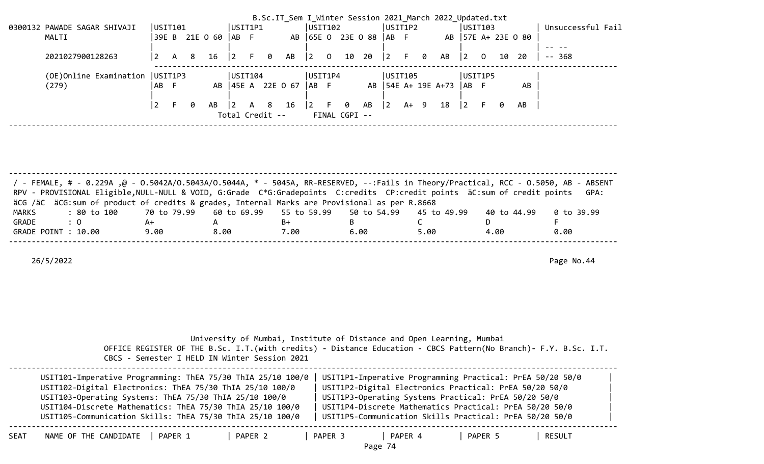B.Sc.IT_Sem I_Winter Session 2021_March 2022_Updated.txt

```
0300132 PAWADE SAGAR SHIVAJI   |USIT101         |USIT1P1         |USIT102         |USIT1P2         |USIT103         | Unsuccessful Fail
        MALTI                  |39E B  21E O 60 |AB  F        AB |65E O  23E O 88 |AB  F        AB |57E A+ 23E O 80 |
                               |                |                |                |                |                | -- --
        2021027900128263       |2   A   8   16  |2   F   0   AB  |2   O   10  20  |2   F   0   AB  |2   O   10  20  | -- 368
                               ---------------------------------------------------------------------------------------------------
        (OE)Online Examination |USIT1P3         |USIT104         |USIT1P4         |USIT105         |USIT1P5         |
        (279)                  |AB  F        AB |45E A  22E O 67 |AB  F        AB |54E A+ 19E A+73 |AB  F        AB |
                               |                |                |                |                |                |
                               |2   F   0   AB  |2   A   8   16  |2   F   0   AB  |2   A+  9   18  |2   F   0   AB  |
                                                 Total Credit --      FINAL CGPI --
-------------------------------------------------------------------------------------------------------------------------------------
```

/ - FEMALE, # - 0.229A ,@ - O.5042A/O.5043A/O.5044A, * - 5045A, RR-RESERVED, --:Fails in Theory/Practical, RCC - O.5050, AB - ABSENT
RPV - PROVISIONAL Eligible,NULL-NULL & VOID, G:Grade C*G:Gradepoints C:credits CP:credit points äC:sum of credit points GPA:
äCG /äC äCG:sum of product of credits & grades, Internal Marks are Provisional as per R.8668

| MARKS | : 80 to 100 | 70 to 79.99 | 60 to 69.99 | 55 to 59.99 | 50 to 54.99 | 45 to 49.99 | 40 to 44.99 | 0 to 39.99 |
|---|---|---|---|---|---|---|---|---|
| GRADE | : O | A+ | A | B+ | B | C | D | F |
| GRADE POINT | : 10.00 | 9.00 | 8.00 | 7.00 | 6.00 | 5.00 | 4.00 | 0.00 |

26/5/2022

Page No.44

University of Mumbai, Institute of Distance and Open Learning, Mumbai
OFFICE REGISTER OF THE B.Sc. I.T.(with credits) - Distance Education - CBCS Pattern(No Branch)- F.Y. B.Sc. I.T.
CBCS - Semester I HELD IN Winter Session 2021

| | |
|---|---|
| USIT101-Imperative Programming: ThEA 75/30 ThIA 25/10 100/0 | USIT1P1-Imperative Programming Practical: PrEA 50/20 50/0 |
| USIT102-Digital Electronics: ThEA 75/30 ThIA 25/10 100/0 | USIT1P2-Digital Electronics Practical: PrEA 50/20 50/0 |
| USIT103-Operating Systems: ThEA 75/30 ThIA 25/10 100/0 | USIT1P3-Operating Systems Practical: PrEA 50/20 50/0 |
| USIT104-Discrete Mathematics: ThEA 75/30 ThIA 25/10 100/0 | USIT1P4-Discrete Mathematics Practical: PrEA 50/20 50/0 |
| USIT105-Communication Skills: ThEA 75/30 ThIA 25/10 100/0 | USIT1P5-Communication Skills Practical: PrEA 50/20 50/0 |

| SEAT | NAME OF THE CANDIDATE | PAPER 1 | PAPER 2 | PAPER 3 | PAPER 4 | PAPER 5 | RESULT |
|---|---|---|---|---|---|---|---|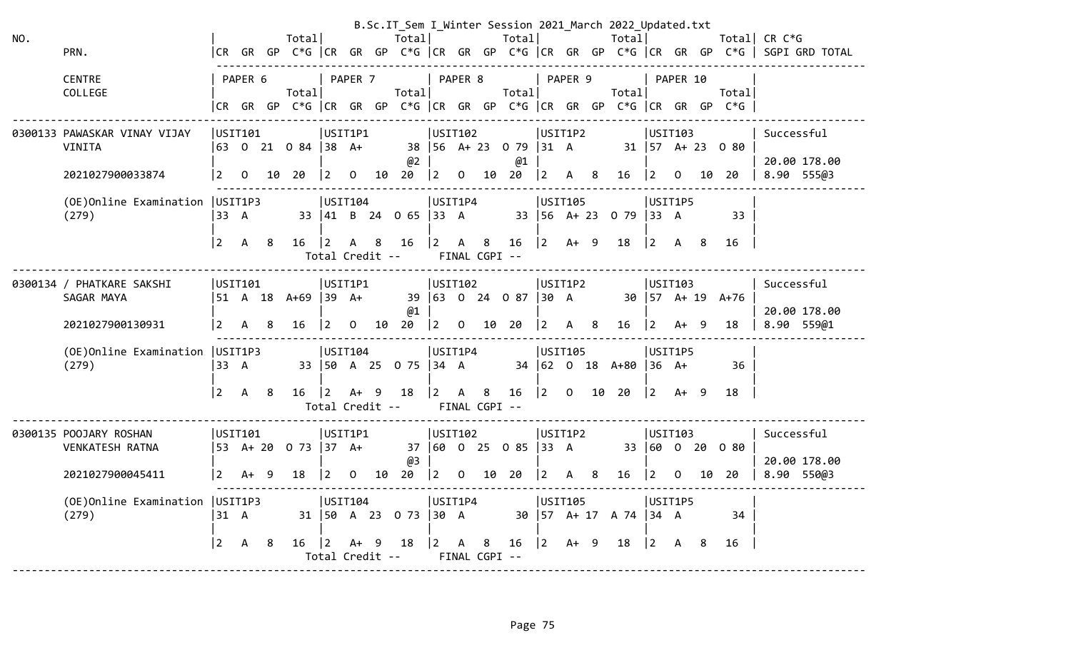```
NO.                                 |              Total|              Total|              Total|              Total|              Total| CR C*G
       PRN.                         |CR  GR  GP  C*G |CR  GR  GP  C*G |CR  GR  GP  C*G |CR  GR  GP  C*G |CR  GR  GP  C*G | SGPI GRD TOTAL
                                    -----------------------------------------------------------------------------------------------------
       CENTRE                       | PAPER 6          | PAPER 7          | PAPER 8          | PAPER 9          | PAPER 10         |
       COLLEGE                      |              Total|              Total|              Total|              Total|              Total|
                                    |CR  GR  GP  C*G |CR  GR  GP  C*G |CR  GR  GP  C*G |CR  GR  GP  C*G |CR  GR  GP  C*G |
-------------------------------------------------------------------------------------------------------------------------------------------
0300133 PAWASKAR VINAY VIJAY        |USIT101           |USIT1P1           |USIT102           |USIT1P2           |USIT103           | Successful
        VINITA                      |63  O  21  O 84   |38  A+         38 |56  A+ 23  O 79   |31  A          31 |57  A+ 23  O 80   |
                                    |                  |               @2 |               @1 |                  |                  | 20.00 178.00
        2021027900033874            |2   O   10  20    |2   O   10  20    |2   O   10  20    |2   A   8   16    |2   O   10  20    | 8.90  555@3
                                    -----------------------------------------------------------------------------------------------------
        (OE)Online Examination      |USIT1P3           |USIT104           |USIT1P4           |USIT105           |USIT1P5           |
        (279)                       |33  A          33 |41  B  24  O 65   |33  A          33 |56  A+ 23  O 79   |33  A          33 |
                                    |                  |                  |                  |                  |                  |
                                    |2   A   8   16    |2   A   8   16    |2   A   8   16    |2   A+  9   18    |2   A   8   16    |
                                                Total Credit --      FINAL CGPI --
-------------------------------------------------------------------------------------------------------------------------------------------
0300134 / PHATKARE SAKSHI           |USIT101           |USIT1P1           |USIT102           |USIT1P2           |USIT103           | Successful
        SAGAR MAYA                  |51  A  18  A+69   |39  A+         39 |63  O  24  O 87   |30  A          30 |57  A+ 19  A+76   |
                                    |                  |               @1 |                  |                  |                  | 20.00 178.00
        2021027900130931            |2   A   8   16    |2   O   10  20    |2   O   10  20    |2   A   8   16    |2   A+  9   18    | 8.90  559@1
                                    -----------------------------------------------------------------------------------------------------
        (OE)Online Examination      |USIT1P3           |USIT104           |USIT1P4           |USIT105           |USIT1P5           |
        (279)                       |33  A          33 |50  A  25  O 75   |34  A          34 |62  O  18  A+80   |36  A+         36 |
                                    |                  |                  |                  |                  |                  |
                                    |2   A   8   16    |2   A+  9   18    |2   A   8   16    |2   O   10  20    |2   A+  9   18    |
                                                Total Credit --      FINAL CGPI --
-------------------------------------------------------------------------------------------------------------------------------------------
0300135 POOJARY ROSHAN              |USIT101           |USIT1P1           |USIT102           |USIT1P2           |USIT103           | Successful
        VENKATESH RATNA             |53  A+ 20  O 73   |37  A+         37 |60  O  25  O 85   |33  A          33 |60  O  20  O 80   |
                                    |                  |               @3 |                  |                  |                  | 20.00 178.00
        2021027900045411            |2   A+  9   18    |2   O   10  20    |2   O   10  20    |2   A   8   16    |2   O   10  20    | 8.90  550@3
                                    -----------------------------------------------------------------------------------------------------
        (OE)Online Examination      |USIT1P3           |USIT104           |USIT1P4           |USIT105           |USIT1P5           |
        (279)                       |31  A          31 |50  A  23  O 73   |30  A          30 |57  A+ 17  A 74   |34  A          34 |
                                    |                  |                  |                  |                  |                  |
                                    |2   A   8   16    |2   A+  9   18    |2   A   8   16    |2   A+  9   18    |2   A   8   16    |
                                                Total Credit --      FINAL CGPI --
-------------------------------------------------------------------------------------------------------------------------------------------
```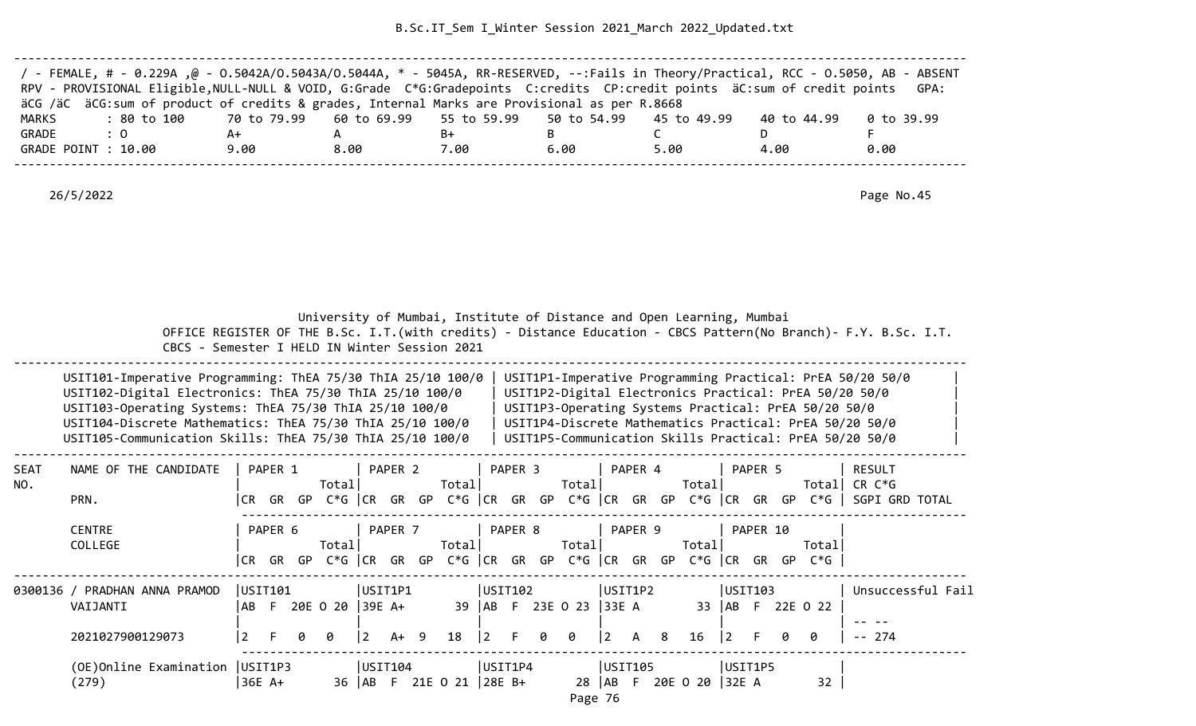B.Sc.IT_Sem I_Winter Session 2021_March 2022_Updated.txt

```
-------------------------------------------------------------------------------------------------------------------------------
/ - FEMALE, # - 0.229A ,@ - O.5042A/O.5043A/O.5044A, * - 5045A, RR-RESERVED, --:Fails in Theory/Practical, RCC - O.5050, AB - ABSENT
RPV - PROVISIONAL Eligible,NULL-NULL & VOID, G:Grade  C*G:Gradepoints  C:credits  CP:credit points  äC:sum of credit points   GPA:
äCG /äC  äCG:sum of product of credits & grades, Internal Marks are Provisional as per R.8668
MARKS        : 80 to 100      70 to 79.99     60 to 69.99     55 to 59.99     50 to 54.99     45 to 49.99     40 to 44.99     0 to 39.99
GRADE        : O              A+              A               B+              B               C               D               F
GRADE POINT : 10.00           9.00            8.00            7.00            6.00            5.00            4.00            0.00
-------------------------------------------------------------------------------------------------------------------------------

    26/5/2022                                                                                                              Page No.45
```

```
                                      University of Mumbai, Institute of Distance and Open Learning, Mumbai
                 OFFICE REGISTER OF THE B.Sc. I.T.(with credits) - Distance Education - CBCS Pattern(No Branch)- F.Y. B.Sc. I.T.
                 CBCS - Semester I HELD IN Winter Session 2021
-------------------------------------------------------------------------------------------------------------------------------
      USIT101-Imperative Programming: ThEA 75/30 ThIA 25/10 100/0 | USIT1P1-Imperative Programming Practical: PrEA 50/20 50/0       |
      USIT102-Digital Electronics: ThEA 75/30 ThIA 25/10 100/0    | USIT1P2-Digital Electronics Practical: PrEA 50/20 50/0          |
      USIT103-Operating Systems: ThEA 75/30 ThIA 25/10 100/0      | USIT1P3-Operating Systems Practical: PrEA 50/20 50/0            |
      USIT104-Discrete Mathematics: ThEA 75/30 ThIA 25/10 100/0   | USIT1P4-Discrete Mathematics Practical: PrEA 50/20 50/0         |
      USIT105-Communication Skills: ThEA 75/30 ThIA 25/10 100/0   | USIT1P5-Communication Skills Practical: PrEA 50/20 50/0         |
-------------------------------------------------------------------------------------------------------------------------------
SEAT    NAME OF THE CANDIDATE   | PAPER 1        | PAPER 2        | PAPER 3        | PAPER 4        | PAPER 5        | RESULT
NO.                             |           Total|           Total|           Total|           Total|           Total| CR C*G
        PRN.                    |CR  GR  GP  C*G |CR  GR  GP  C*G |CR  GR  GP  C*G |CR  GR  GP  C*G |CR  GR  GP  C*G | SGPI GRD TOTAL
                                 ------------------------------------------------------------------------------------------------
        CENTRE                  | PAPER 6        | PAPER 7        | PAPER 8        | PAPER 9        | PAPER 10       |
        COLLEGE                 |           Total|           Total|           Total|           Total|           Total|
                                |CR  GR  GP  C*G |CR  GR  GP  C*G |CR  GR  GP  C*G |CR  GR  GP  C*G |CR  GR  GP  C*G |
-------------------------------------------------------------------------------------------------------------------------------
0300136 / PRADHAN ANNA PRAMOD   |USIT101         |USIT1P1         |USIT102         |USIT1P2         |USIT103         | Unsuccessful Fail
        VAIJANTI                |AB  F  20E O 20 |39E A+       39 |AB  F  23E O 23 |33E A        33 |AB  F  22E O 22 |
                                |                |                |                |                |                | -- --
        2021027900129073        |2   F   0   0   |2   A+  9   18  |2   F   0   0   |2   A   8   16  |2   F   0   0   | -- 274
                                 ------------------------------------------------------------------------------------------------
        (OE)Online Examination  |USIT1P3         |USIT104         |USIT1P4         |USIT105         |USIT1P5         |
        (279)                   |36E A+       36 |AB  F  21E O 21 |28E B+       28 |AB  F  20E O 20 |32E A        32 |
```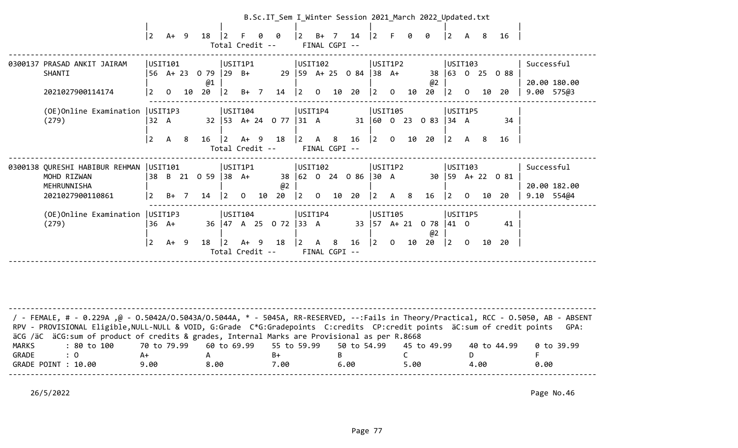| | | | | | |
|---|---|---|---|---|---|
| | 2 A+ 9 18 | 2 F 0 0 | 2 B+ 7 14 | 2 F 0 0 | 2 A 8 16 | |
| | | Total Credit -- | FINAL CGPI -- | | | |

| Seat No / Name | | | | | | Result |
|---|---|---|---|---|---|---|
| 0300137 PRASAD ANKIT JAIRAM SHANTI | USIT101<br>56 A+ 23 O 79<br>@1<br>2 O 10 20 | USIT1P1<br>29 B+ 29<br><br>2 B+ 7 14 | USIT102<br>59 A+ 25 O 84<br><br>2 O 10 20 | USIT1P2<br>38 A+ 38<br>@2<br>2 O 10 20 | USIT103<br>63 O 25 O 88<br><br>2 O 10 20 | Successful<br>20.00 180.00<br>9.00 575@3 |
| 2021027900114174 | | | | | | |
| (OE)Online Examination (279) | USIT1P3<br>32 A 32<br><br>2 A 8 16 | USIT104<br>53 A+ 24 O 77<br><br>2 A+ 9 18 | USIT1P4<br>31 A 31<br><br>2 A 8 16 | USIT105<br>60 O 23 O 83<br><br>2 O 10 20 | USIT1P5<br>34 A 34<br><br>2 A 8 16 | |
| | | Total Credit -- | FINAL CGPI -- | | | |
| 0300138 QURESHI HABIBUR REHMAN MOHD RIZWAN MEHRUNNISHA | USIT101<br>38 B 21 O 59<br><br>2 B+ 7 14 | USIT1P1<br>38 A+ 38<br>@2<br>2 O 10 20 | USIT102<br>62 O 24 O 86<br><br>2 O 10 20 | USIT1P2<br>30 A 30<br><br>2 A 8 16 | USIT103<br>59 A+ 22 O 81<br><br>2 O 10 20 | Successful<br>20.00 182.00<br>9.10 554@4 |
| 2021027900110861 | | | | | | |
| (OE)Online Examination (279) | USIT1P3<br>36 A+ 36<br><br>2 A+ 9 18 | USIT104<br>47 A 25 O 72<br><br>2 A+ 9 18 | USIT1P4<br>33 A 33<br><br>2 A 8 16 | USIT105<br>57 A+ 21 O 78<br>@2<br>2 O 10 20 | USIT1P5<br>41 O 41<br><br>2 O 10 20 | |
| | | Total Credit -- | FINAL CGPI -- | | | |

/ - FEMALE, # - 0.229A ,@ - O.5042A/O.5043A/O.5044A, * - 5045A, RR-RESERVED, --:Fails in Theory/Practical, RCC - O.5050, AB - ABSENT
RPV - PROVISIONAL Eligible,NULL-NULL & VOID, G:Grade C*G:Gradepoints C:credits CP:credit points äC:sum of credit points GPA: äCG /äC äCG:sum of product of credits & grades, Internal Marks are Provisional as per R.8668

| MARKS | : 80 to 100 | 70 to 79.99 | 60 to 69.99 | 55 to 59.99 | 50 to 54.99 | 45 to 49.99 | 40 to 44.99 | 0 to 39.99 |
|---|---|---|---|---|---|---|---|---|
| GRADE | : O | A+ | A | B+ | B | C | D | F |
| GRADE POINT | : 10.00 | 9.00 | 8.00 | 7.00 | 6.00 | 5.00 | 4.00 | 0.00 |

26/5/2022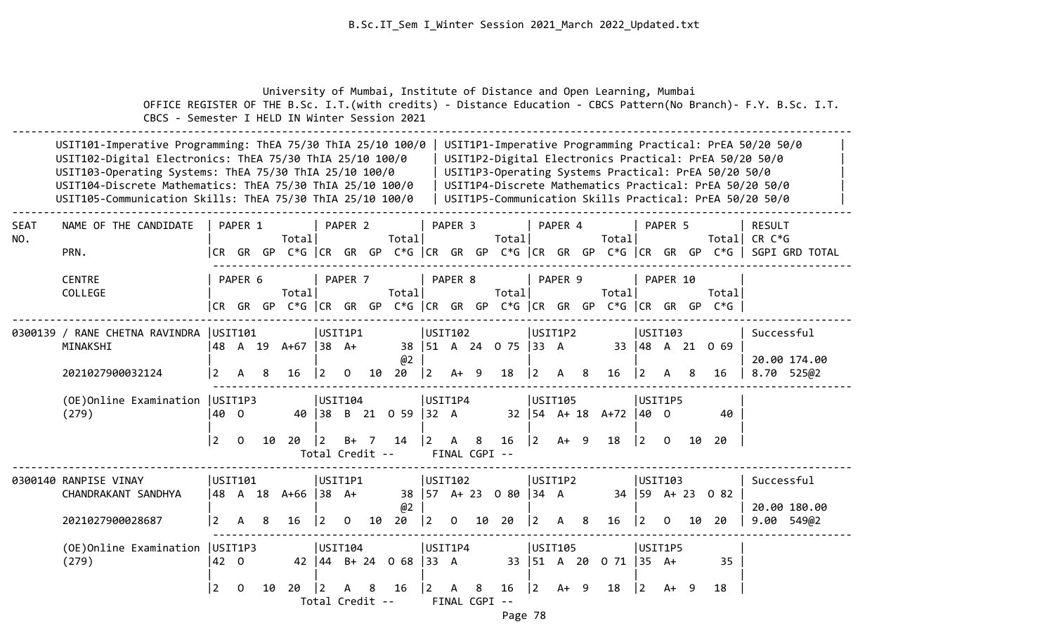University of Mumbai, Institute of Distance and Open Learning, Mumbai

OFFICE REGISTER OF THE B.Sc. I.T.(with credits) - Distance Education - CBCS Pattern(No Branch)- F.Y. B.Sc. I.T.

CBCS - Semester I HELD IN Winter Session 2021

| | |
|---|---|
| USIT101-Imperative Programming: ThEA 75/30 ThIA 25/10 100/0 | USIT1P1-Imperative Programming Practical: PrEA 50/20 50/0 |
| USIT102-Digital Electronics: ThEA 75/30 ThIA 25/10 100/0 | USIT1P2-Digital Electronics Practical: PrEA 50/20 50/0 |
| USIT103-Operating Systems: ThEA 75/30 ThIA 25/10 100/0 | USIT1P3-Operating Systems Practical: PrEA 50/20 50/0 |
| USIT104-Discrete Mathematics: ThEA 75/30 ThIA 25/10 100/0 | USIT1P4-Discrete Mathematics Practical: PrEA 50/20 50/0 |
| USIT105-Communication Skills: ThEA 75/30 ThIA 25/10 100/0 | USIT1P5-Communication Skills Practical: PrEA 50/20 50/0 |

| SEAT NO. | NAME OF THE CANDIDATE / PRN. / CENTRE / COLLEGE | PAPER 1 / PAPER 6 (CR GR GP C*G Total) | PAPER 2 / PAPER 7 (CR GR GP C*G Total) | PAPER 3 / PAPER 8 (CR GR GP C*G Total) | PAPER 4 / PAPER 9 (CR GR GP C*G Total) | PAPER 5 / PAPER 10 (CR GR GP C*G Total) | RESULT CR C*G SGPI GRD TOTAL |
|---|---|---|---|---|---|---|---|
| 0300139 | / RANE CHETNA RAVINDRA MINAKSHI | USIT101 48 A 19 A+67 | USIT1P1 38 A+ 38 @2 | USIT102 51 A 24 O 75 | USIT1P2 33 A 33 | USIT103 48 A 21 O 69 | Successful |
| | 2021027900032124 | 2 A 8 16 | 2 O 10 20 | 2 A+ 9 18 | 2 A 8 16 | 2 A 8 16 | 20.00 174.00 8.70 525@2 |
| | (OE)Online Examination (279) | USIT1P3 40 O 40 | USIT104 38 B 21 O 59 | USIT1P4 32 A 32 | USIT105 54 A+ 18 A+72 | USIT1P5 40 O 40 | |
| | | 2 O 10 20 | 2 B+ 7 14 | 2 A 8 16 | 2 A+ 9 18 | 2 O 10 20 | |
| | | | Total Credit -- | FINAL CGPI -- | | | |
| 0300140 | RANPISE VINAY CHANDRAKANT SANDHYA | USIT101 48 A 18 A+66 | USIT1P1 38 A+ 38 @2 | USIT102 57 A+ 23 O 80 | USIT1P2 34 A 34 | USIT103 59 A+ 23 O 82 | Successful |
| | 2021027900028687 | 2 A 8 16 | 2 O 10 20 | 2 O 10 20 | 2 A 8 16 | 2 O 10 20 | 20.00 180.00 9.00 549@2 |
| | (OE)Online Examination (279) | USIT1P3 42 O 42 | USIT104 44 B+ 24 O 68 | USIT1P4 33 A 33 | USIT105 51 A 20 O 71 | USIT1P5 35 A+ 35 | |
| | | 2 O 10 20 | 2 A 8 16 | 2 A 8 16 | 2 A+ 9 18 | 2 A+ 9 18 | |
| | | | Total Credit -- | FINAL CGPI -- | | | |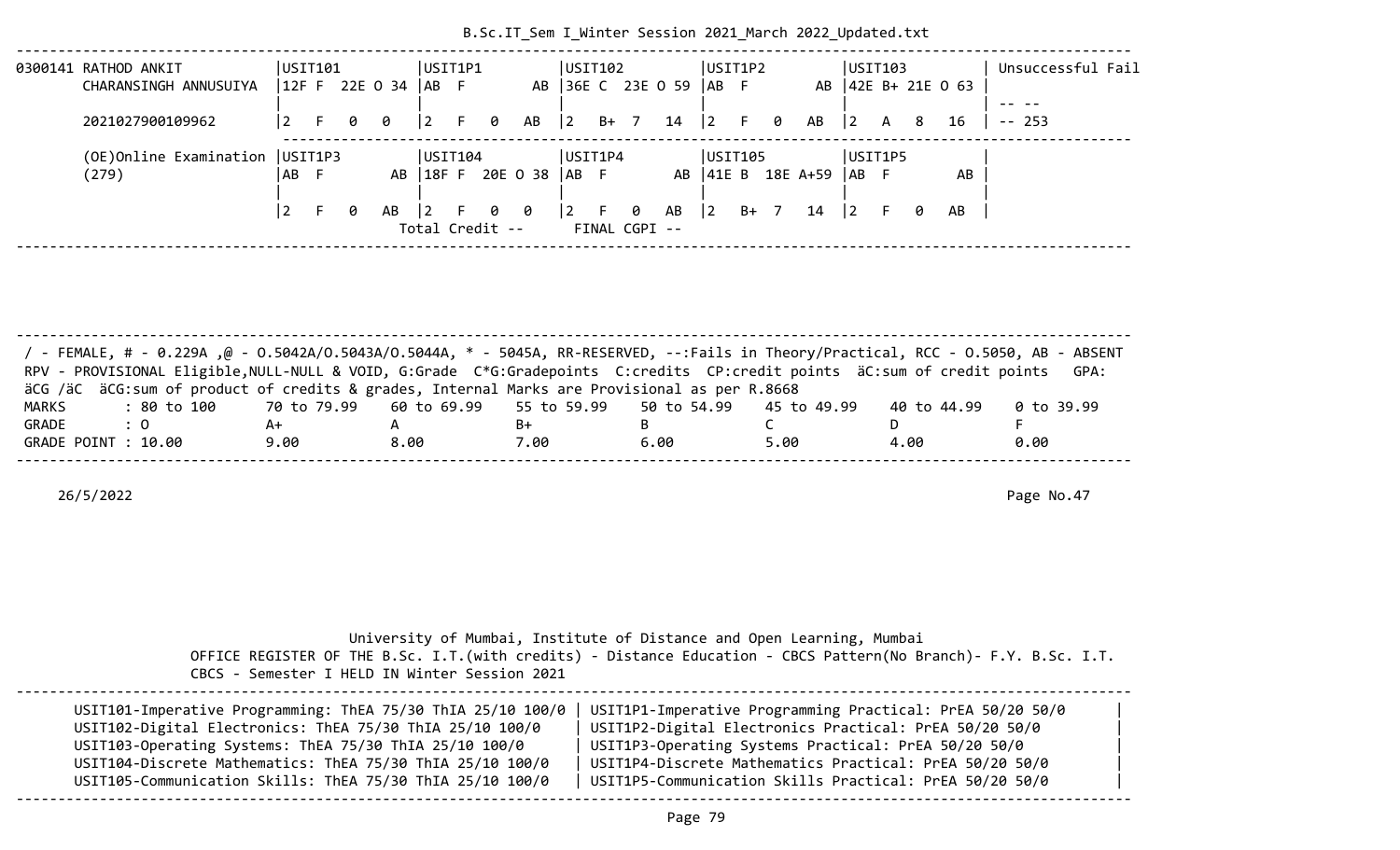```
------------------------------------------------------------------------------------------------------------------------------------
0300141 RATHOD ANKIT            |USIT101         |USIT1P1         |USIT102         |USIT1P2         |USIT103         | Unsuccessful Fail
        CHARANSINGH ANNUSUIYA   |12F F  22E O 34 |AB  F        AB |36E C  23E O 59 |AB  F        AB |42E B+ 21E O 63 |
                                |                |                |                |                |                | -- --
        2021027900109962        |2   F   0   0   |2   F   0   AB  |2   B+  7   14  |2   F   0   AB  |2   A   8   16  | -- 253
                                 ---------------------------------------------------------------------------------------------------
        (OE)Online Examination  |USIT1P3         |USIT104         |USIT1P4         |USIT105         |USIT1P5         |
        (279)                   |AB  F        AB |18F F  20E O 38 |AB  F        AB |41E B  18E A+59 |AB  F        AB |
                                |                |                |                |                |                |
                                |2   F   0   AB  |2   F   0   0   |2   F   0   AB  |2   B+  7   14  |2   F   0   AB  |
                                          Total Credit --      FINAL CGPI --
------------------------------------------------------------------------------------------------------------------------------------
```

```
------------------------------------------------------------------------------------------------------------------------------------
 / - FEMALE, # - 0.229A ,@ - O.5042A/O.5043A/O.5044A, * - 5045A, RR-RESERVED, --:Fails in Theory/Practical, RCC - O.5050, AB - ABSENT
 RPV - PROVISIONAL Eligible,NULL-NULL & VOID, G:Grade  C*G:Gradepoints  C:credits  CP:credit points  äC:sum of credit points   GPA:
 äCG /äC  äCG:sum of product of credits & grades, Internal Marks are Provisional as per R.8668
 MARKS       : 80 to 100      70 to 79.99    60 to 69.99    55 to 59.99    50 to 54.99    45 to 49.99    40 to 44.99    0 to 39.99
 GRADE       : O              A+             A              B+             B              C              D              F
 GRADE POINT : 10.00          9.00           8.00           7.00           6.00           5.00           4.00           0.00
------------------------------------------------------------------------------------------------------------------------------------
```

26/5/2022 Page No.47

University of Mumbai, Institute of Distance and Open Learning, Mumbai

OFFICE REGISTER OF THE B.Sc. I.T.(with credits) - Distance Education - CBCS Pattern(No Branch)- F.Y. B.Sc. I.T.
CBCS - Semester I HELD IN Winter Session 2021

```
------------------------------------------------------------------------------------------------------------------------------------
      USIT101-Imperative Programming: ThEA 75/30 ThIA 25/10 100/0 | USIT1P1-Imperative Programming Practical: PrEA 50/20 50/0      |
      USIT102-Digital Electronics: ThEA 75/30 ThIA 25/10 100/0    | USIT1P2-Digital Electronics Practical: PrEA 50/20 50/0         |
      USIT103-Operating Systems: ThEA 75/30 ThIA 25/10 100/0      | USIT1P3-Operating Systems Practical: PrEA 50/20 50/0           |
      USIT104-Discrete Mathematics: ThEA 75/30 ThIA 25/10 100/0   | USIT1P4-Discrete Mathematics Practical: PrEA 50/20 50/0        |
      USIT105-Communication Skills: ThEA 75/30 ThIA 25/10 100/0   | USIT1P5-Communication Skills Practical: PrEA 50/20 50/0        |
------------------------------------------------------------------------------------------------------------------------------------
```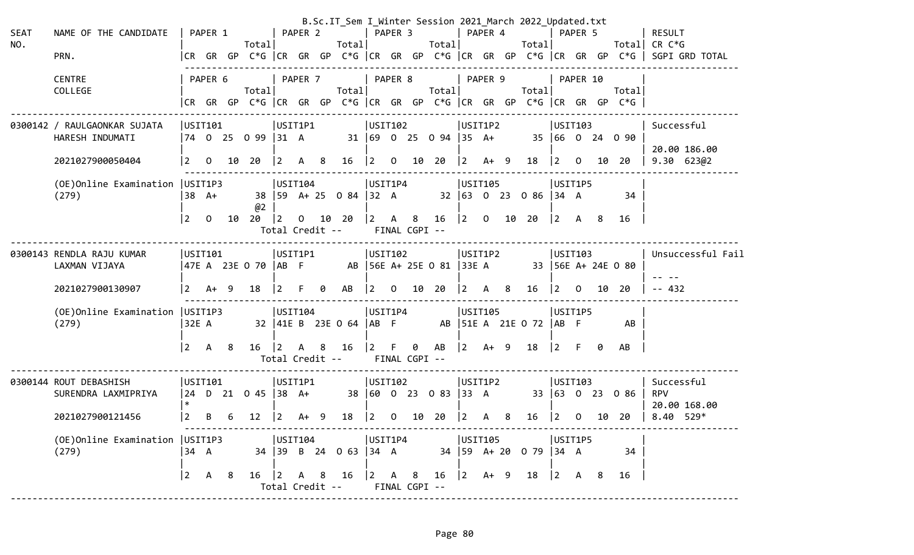```
SEAT    NAME OF THE CANDIDATE    | PAPER 1              | PAPER 2              | PAPER 3              | PAPER 4              | PAPER 5              | RESULT
NO.                              |               Total|                 Total|                 Total|                 Total|                 Total| CR C*G
        PRN.                     |CR  GR  GP  C*G |CR  GR  GP  C*G |CR  GR  GP  C*G |CR  GR  GP  C*G |CR  GR  GP  C*G | SGPI GRD TOTAL
---------------------------------------------------------------------------------------------------------------------------------------
        CENTRE                   | PAPER 6              | PAPER 7              | PAPER 8              | PAPER 9              | PAPER 10             |
        COLLEGE                  |               Total|                 Total|                 Total|                 Total|                 Total|
                                 |CR  GR  GP  C*G |CR  GR  GP  C*G |CR  GR  GP  C*G |CR  GR  GP  C*G |CR  GR  GP  C*G |
---------------------------------------------------------------------------------------------------------------------------------------
0300142 / RAULGAONKAR SUJATA     |USIT101              |USIT1P1               |USIT102               |USIT1P2               |USIT103               | Successful
        HARESH INDUMATI          |74  O  25  O 99 |31  A          31 |69  O  25  O 94 |35  A+         35 |66  O  24  O 90 |
                                 |                      |                      |                      |                      |                      | 20.00 186.00
        2021027900050404         |2   O   10  20 |2   A   8   16 |2   O   10  20 |2   A+  9   18 |2   O   10  20 | 9.30  623@2
        ---------------------------------------------------------------------------------------------------------------
        (OE)Online Examination   |USIT1P3               |USIT104               |USIT1P4               |USIT105               |USIT1P5               |
        (279)                    |38  A+         38 |59  A+ 25  O 84 |32  A          32 |63  O  23  O 86 |34  A          34 |
                                 |               @2 |                      |                      |                      |                      |
                                 |2   O   10  20 |2   O   10  20 |2   A   8   16 |2   O   10  20 |2   A   8   16 |
                                   Total Credit --      FINAL CGPI --
---------------------------------------------------------------------------------------------------------------------------------------
0300143 RENDLA RAJU KUMAR        |USIT101              |USIT1P1               |USIT102               |USIT1P2               |USIT103               | Unsuccessful Fail
        LAXMAN VIJAYA            |47E A  23E O 70 |AB  F          AB |56E A+ 25E O 81 |33E A          33 |56E A+ 24E O 80 |
                                 |                      |                      |                      |                      |                      | -- --
        2021027900130907         |2   A+  9   18 |2   F   0   AB |2   O   10  20 |2   A   8   16 |2   O   10  20 | -- 432
        ---------------------------------------------------------------------------------------------------------------
        (OE)Online Examination   |USIT1P3               |USIT104               |USIT1P4               |USIT105               |USIT1P5               |
        (279)                    |32E A          32 |41E B  23E O 64 |AB  F          AB |51E A  21E O 72 |AB  F          AB |
                                 |                      |                      |                      |                      |                      |
                                 |2   A   8   16 |2   A   8   16 |2   F   0   AB |2   A+  9   18 |2   F   0   AB |
                                   Total Credit --      FINAL CGPI --
---------------------------------------------------------------------------------------------------------------------------------------
0300144 ROUT DEBASHISH           |USIT101              |USIT1P1               |USIT102               |USIT1P2               |USIT103               | Successful
        SURENDRA LAXMIPRIYA      |24  D  21  O 45 |38  A+         38 |60  O  23  O 83 |33  A          33 |63  O  23  O 86 | RPV
                                 |*                     |                      |                      |                      |                      | 20.00 168.00
        2021027900121456         |2   B   6   12 |2   A+  9   18 |2   O   10  20 |2   A   8   16 |2   O   10  20 | 8.40  529*
        ---------------------------------------------------------------------------------------------------------------
        (OE)Online Examination   |USIT1P3               |USIT104               |USIT1P4               |USIT105               |USIT1P5               |
        (279)                    |34  A          34 |39  B  24  O 63 |34  A          34 |59  A+ 20  O 79 |34  A          34 |
                                 |                      |                      |                      |                      |                      |
                                 |2   A   8   16 |2   A   8   16 |2   A   8   16 |2   A+  9   18 |2   A   8   16 |
                                   Total Credit --      FINAL CGPI --
---------------------------------------------------------------------------------------------------------------------------------------
```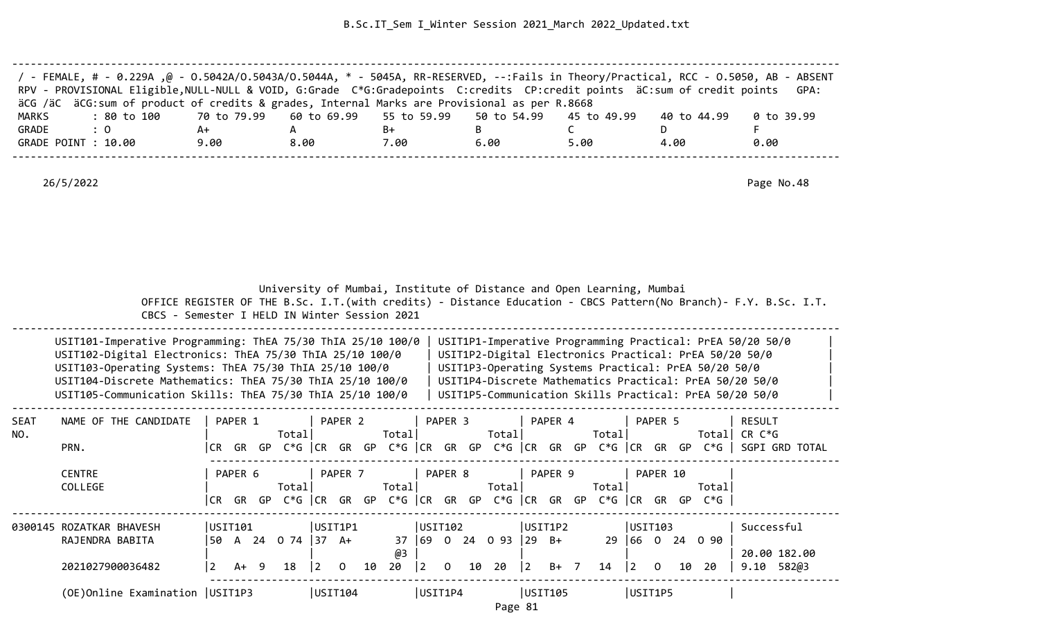/ - FEMALE, # - 0.229A ,@ - O.5042A/O.5043A/O.5044A, * - 5045A, RR-RESERVED, --:Fails in Theory/Practical, RCC - O.5050, AB - ABSENT
RPV - PROVISIONAL Eligible,NULL-NULL & VOID, G:Grade C*G:Gradepoints C:credits CP:credit points äC:sum of credit points GPA: äCG /äC äCG:sum of product of credits & grades, Internal Marks are Provisional as per R.8668

| MARKS | : 80 to 100 | 70 to 79.99 | 60 to 69.99 | 55 to 59.99 | 50 to 54.99 | 45 to 49.99 | 40 to 44.99 | 0 to 39.99 |
|---|---|---|---|---|---|---|---|---|
| GRADE | : O | A+ | A | B+ | B | C | D | F |
| GRADE POINT | : 10.00 | 9.00 | 8.00 | 7.00 | 6.00 | 5.00 | 4.00 | 0.00 |

26/5/2022 Page No.48

University of Mumbai, Institute of Distance and Open Learning, Mumbai
OFFICE REGISTER OF THE B.Sc. I.T.(with credits) - Distance Education - CBCS Pattern(No Branch)- F.Y. B.Sc. I.T.
CBCS - Semester I HELD IN Winter Session 2021

| | |
|---|---|
| USIT101-Imperative Programming: ThEA 75/30 ThIA 25/10 100/0 | USIT1P1-Imperative Programming Practical: PrEA 50/20 50/0 |
| USIT102-Digital Electronics: ThEA 75/30 ThIA 25/10 100/0 | USIT1P2-Digital Electronics Practical: PrEA 50/20 50/0 |
| USIT103-Operating Systems: ThEA 75/30 ThIA 25/10 100/0 | USIT1P3-Operating Systems Practical: PrEA 50/20 50/0 |
| USIT104-Discrete Mathematics: ThEA 75/30 ThIA 25/10 100/0 | USIT1P4-Discrete Mathematics Practical: PrEA 50/20 50/0 |
| USIT105-Communication Skills: ThEA 75/30 ThIA 25/10 100/0 | USIT1P5-Communication Skills Practical: PrEA 50/20 50/0 |

| SEAT NO. | NAME OF THE CANDIDATE / PRN. / CENTRE / COLLEGE | PAPER 1 / PAPER 6 (CR GR GP Total C*G) | PAPER 2 / PAPER 7 (CR GR GP Total C*G) | PAPER 3 / PAPER 8 (CR GR GP Total C*G) | PAPER 4 / PAPER 9 (CR GR GP Total C*G) | PAPER 5 / PAPER 10 (CR GR GP Total C*G) | RESULT CR C*G SGPI GRD TOTAL |
|---|---|---|---|---|---|---|---|
| 0300145 | ROZATKAR BHAVESH RAJENDRA BABITA | USIT101 50 A 24 O 74 | USIT1P1 37 A+ 37 @3 | USIT102 69 O 24 O 93 | USIT1P2 29 B+ 29 | USIT103 66 O 24 O 90 | Successful |
| | 2021027900036482 | 2 A+ 9 18 | 2 O 10 20 | 2 O 10 20 | 2 B+ 7 14 | 2 O 10 20 | 20.00 182.00 9.10 582@3 |
| | (OE)Online Examination | USIT1P3 | USIT104 | USIT1P4 | USIT105 | USIT1P5 | |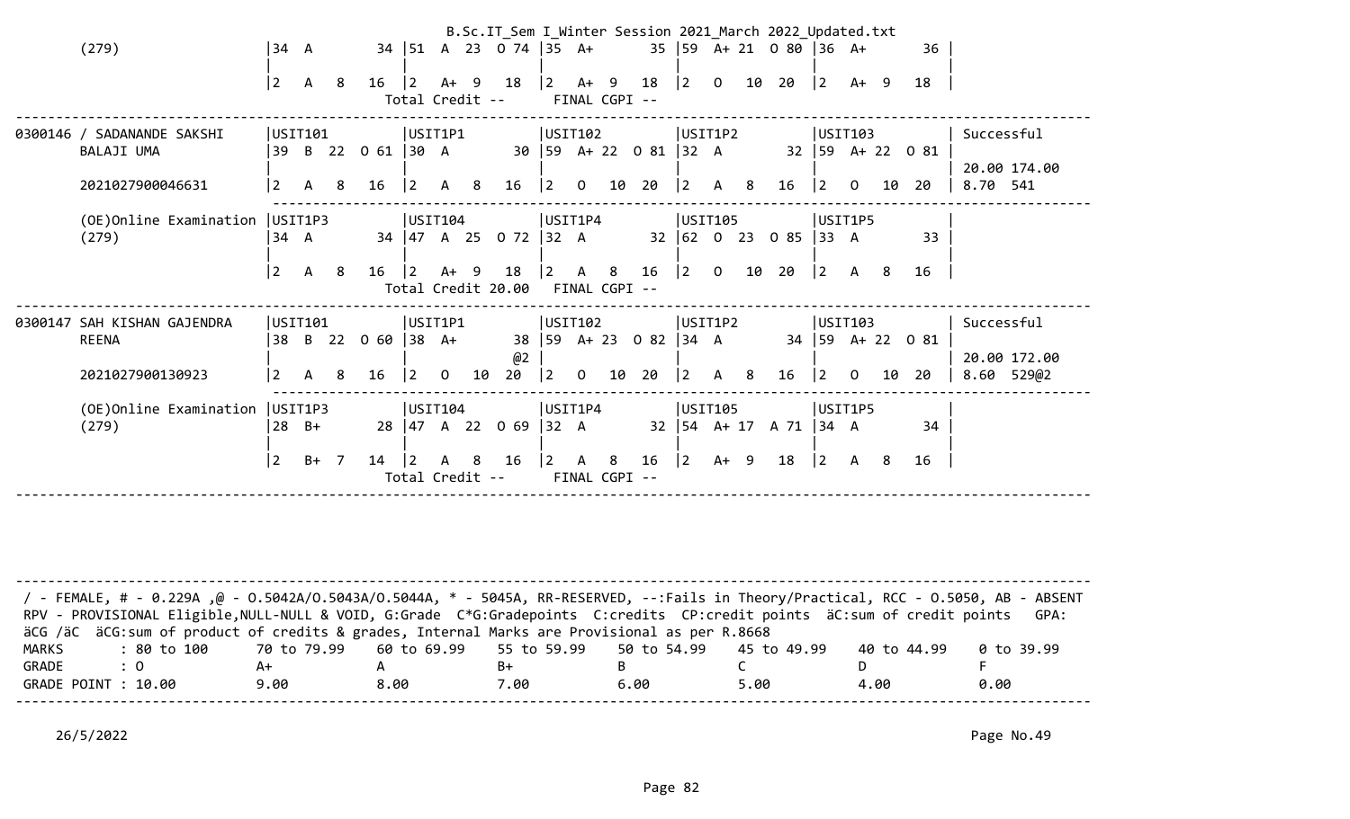```
       (279)                   |34  A        34 |51  A  23  O 74 |35  A+        35 |59  A+ 21  O 80 |36  A+        36 |
                               |                |                |                |                |                |
                               |2   A   8   16  |2   A+  9   18  |2   A+  9   18  |2   O   10  20  |2   A+  9   18  |
                                                 Total Credit --      FINAL CGPI --
-----------------------------------------------------------------------------------------------------------------------------------
0300146 / SADANANDE SAKSHI     |USIT101         |USIT1P1         |USIT102         |USIT1P2         |USIT103         | Successful
        BALAJI UMA             |39  B  22  O 61 |30  A        30 |59  A+ 22  O 81 |32  A        32 |59  A+ 22  O 81 |
                               |                |                |                |                |                | 20.00 174.00
        2021027900046631       |2   A   8   16  |2   A   8   16  |2   O   10  20  |2   A   8   16  |2   O   10  20  | 8.70  541
                               ---------------------------------------------------------------------------------------
        (OE)Online Examination |USIT1P3         |USIT104         |USIT1P4         |USIT105         |USIT1P5         |
        (279)                  |34  A        34 |47  A  25  O 72 |32  A        32 |62  O  23  O 85 |33  A        33 |
                               |                |                |                |                |                |
                               |2   A   8   16  |2   A+  9   18  |2   A   8   16  |2   O   10  20  |2   A   8   16  |
                                                 Total Credit 20.00   FINAL CGPI --
-----------------------------------------------------------------------------------------------------------------------------------
0300147 SAH KISHAN GAJENDRA    |USIT101         |USIT1P1         |USIT102         |USIT1P2         |USIT103         | Successful
        REENA                  |38  B  22  O 60 |38  A+        38 |59  A+ 23  O 82 |34  A        34 |59  A+ 22  O 81 |
                               |                |             @2 |                |                |                | 20.00 172.00
        2021027900130923       |2   A   8   16  |2   O   10  20  |2   O   10  20  |2   A   8   16  |2   O   10  20  | 8.60  529@2
                               ---------------------------------------------------------------------------------------
        (OE)Online Examination |USIT1P3         |USIT104         |USIT1P4         |USIT105         |USIT1P5         |
        (279)                  |28  B+       28 |47  A  22  O 69 |32  A        32 |54  A+ 17  A 71 |34  A        34 |
                               |                |                |                |                |                |
                               |2   B+  7   14  |2   A   8   16  |2   A   8   16  |2   A+  9   18  |2   A   8   16  |
                                                 Total Credit --      FINAL CGPI --
-----------------------------------------------------------------------------------------------------------------------------------
```

```
-----------------------------------------------------------------------------------------------------------------------------------
 / - FEMALE, # - 0.229A ,@ - O.5042A/O.5043A/O.5044A, * - 5045A, RR-RESERVED, --:Fails in Theory/Practical, RCC - O.5050, AB - ABSENT
 RPV - PROVISIONAL Eligible,NULL-NULL & VOID, G:Grade  C*G:Gradepoints  C:credits  CP:credit points  äC:sum of credit points   GPA:
 äCG /äC  äCG:sum of product of credits & grades, Internal Marks are Provisional as per R.8668
 MARKS        : 80 to 100      70 to 79.99    60 to 69.99    55 to 59.99    50 to 54.99    45 to 49.99    40 to 44.99    0 to 39.99
 GRADE        : O              A+             A              B+             B              C              D              F
 GRADE POINT : 10.00           9.00           8.00           7.00           6.00           5.00           4.00           0.00
-----------------------------------------------------------------------------------------------------------------------------------
```

26/5/2022

Page No.49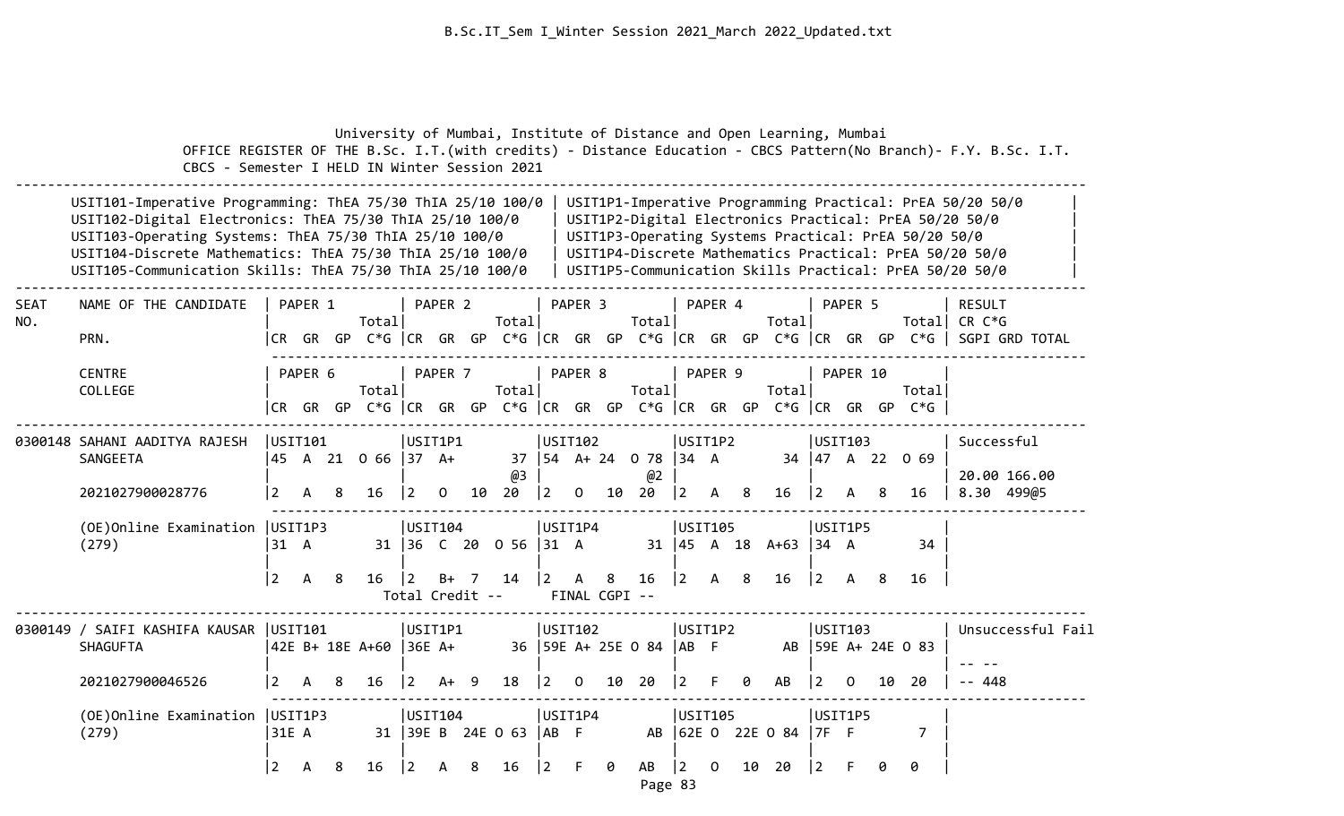University of Mumbai, Institute of Distance and Open Learning, Mumbai

OFFICE REGISTER OF THE B.Sc. I.T.(with credits) - Distance Education - CBCS Pattern(No Branch)- F.Y. B.Sc. I.T. CBCS - Semester I HELD IN Winter Session 2021

| Theory | Practical |
|---|---|
| USIT101-Imperative Programming: ThEA 75/30 ThIA 25/10 100/0 | USIT1P1-Imperative Programming Practical: PrEA 50/20 50/0 |
| USIT102-Digital Electronics: ThEA 75/30 ThIA 25/10 100/0 | USIT1P2-Digital Electronics Practical: PrEA 50/20 50/0 |
| USIT103-Operating Systems: ThEA 75/30 ThIA 25/10 100/0 | USIT1P3-Operating Systems Practical: PrEA 50/20 50/0 |
| USIT104-Discrete Mathematics: ThEA 75/30 ThIA 25/10 100/0 | USIT1P4-Discrete Mathematics Practical: PrEA 50/20 50/0 |
| USIT105-Communication Skills: ThEA 75/30 ThIA 25/10 100/0 | USIT1P5-Communication Skills Practical: PrEA 50/20 50/0 |

```
SEAT    NAME OF THE CANDIDATE   | PAPER 1          | PAPER 2          | PAPER 3          | PAPER 4          | PAPER 5          | RESULT
NO.                             |             Total|             Total|             Total|             Total|             Total| CR C*G
        PRN.                    |CR  GR  GP  C*G |CR  GR  GP  C*G |CR  GR  GP  C*G |CR  GR  GP  C*G |CR  GR  GP  C*G | SGPI GRD TOTAL

        CENTRE                  | PAPER 6          | PAPER 7          | PAPER 8          | PAPER 9          | PAPER 10         |
        COLLEGE                 |             Total|             Total|             Total|             Total|             Total|
                                |CR  GR  GP  C*G |CR  GR  GP  C*G |CR  GR  GP  C*G |CR  GR  GP  C*G |CR  GR  GP  C*G |
-----------------------------------------------------------------------------------------------------------------------------------
0300148 SAHANI AADITYA RAJESH   |USIT101          |USIT1P1          |USIT102          |USIT1P2          |USIT103          | Successful
        SANGEETA                |45  A  21  O 66  |37  A+         37 |54  A+ 24  O 78  |34  A          34 |47  A  22  O 69  |
                                |                 |               @3 |              @2 |                 |                 | 20.00 166.00
        2021027900028776        |2   A   8   16   |2   O   10  20   |2   O   10  20   |2   A   8   16   |2   A   8   16   | 8.30  499@5

        (OE)Online Examination  |USIT1P3          |USIT104          |USIT1P4          |USIT105          |USIT1P5          |
        (279)                   |31  A          31 |36  C  20  O 56  |31  A          31 |45  A  18  A+63  |34  A          34 |
                                |                 |                 |                 |                 |                 |
                                |2   A   8   16   |2   B+  7   14   |2   A   8   16   |2   A   8   16   |2   A   8   16   |
                                        Total Credit --      FINAL CGPI --
-----------------------------------------------------------------------------------------------------------------------------------
0300149 / SAIFI KASHIFA KAUSAR  |USIT101          |USIT1P1          |USIT102          |USIT1P2          |USIT103          | Unsuccessful Fail
        SHAGUFTA                |42E B+ 18E A+60  |36E A+         36 |59E A+ 25E O 84  |AB  F          AB |59E A+ 24E O 83  |
                                |                 |                 |                 |                 |                 | -- --
        2021027900046526        |2   A   8   16   |2   A+  9   18   |2   O   10  20   |2   F   0   AB   |2   O   10  20   | -- 448

        (OE)Online Examination  |USIT1P3          |USIT104          |USIT1P4          |USIT105          |USIT1P5          |
        (279)                   |31E A          31 |39E B  24E O 63  |AB  F          AB |62E O  22E O 84  |7F  F           7 |
                                |                 |                 |                 |                 |                 |
                                |2   A   8   16   |2   A   8   16   |2   F   0   AB   |2   O   10  20   |2   F   0   0    |
```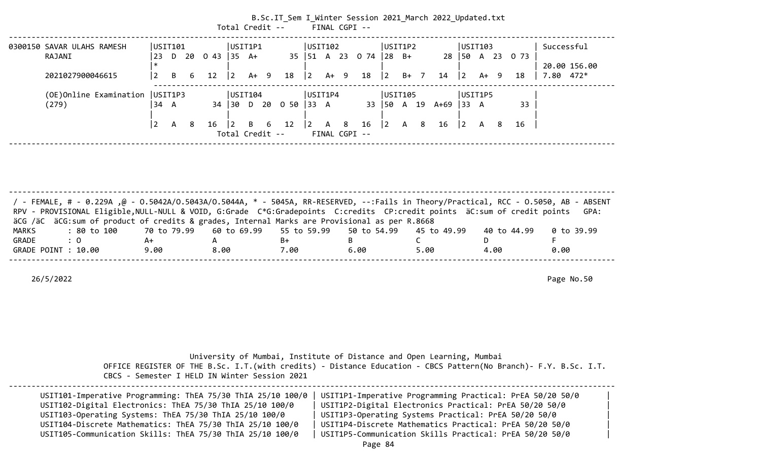Total Credit -- FINAL CGPI --

```
0300150 SAVAR ULAHS RAMESH     |USIT101          |USIT1P1          |USIT102          |USIT1P2          |USIT103          | Successful
        RAJANI                 |23  D  20  O 43  |35  A+        35 |51  A  23  O 74  |28  B+        28 |50  A  23  O 73  |
                               |*                |                 |                 |                 |                 | 20.00 156.00
        2021027900046615       |2   B   6   12   |2   A+  9   18   |2   A+  9   18   |2   B+  7   14   |2   A+  9   18   | 7.80  472*
                               ---------------------------------------------------------------------------------------------
        (OE)Online Examination |USIT1P3          |USIT104          |USIT1P4          |USIT105          |USIT1P5          |
        (279)                  |34  A         34 |30  D  20  O 50  |33  A         33 |50  A  19  A+69  |33  A         33 |
                               |                 |                 |                 |                 |                 |
                               |2   A   8   16   |2   B   6   12   |2   A   8   16   |2   A   8   16   |2   A   8   16   |
                                                  Total Credit --      FINAL CGPI --
```

/ - FEMALE, # - 0.229A ,@ - O.5042A/O.5043A/O.5044A, * - 5045A, RR-RESERVED, --:Fails in Theory/Practical, RCC - O.5050, AB - ABSENT
RPV - PROVISIONAL Eligible,NULL-NULL & VOID, G:Grade C*G:Gradepoints C:credits CP:credit points äC:sum of credit points GPA:
äCG /äC äCG:sum of product of credits & grades, Internal Marks are Provisional as per R.8668

| MARKS | : 80 to 100 | 70 to 79.99 | 60 to 69.99 | 55 to 59.99 | 50 to 54.99 | 45 to 49.99 | 40 to 44.99 | 0 to 39.99 |
|---|---|---|---|---|---|---|---|---|
| GRADE | : O | A+ | A | B+ | B | C | D | F |
| GRADE POINT | : 10.00 | 9.00 | 8.00 | 7.00 | 6.00 | 5.00 | 4.00 | 0.00 |

26/5/2022 Page No.50

University of Mumbai, Institute of Distance and Open Learning, Mumbai
OFFICE REGISTER OF THE B.Sc. I.T.(with credits) - Distance Education - CBCS Pattern(No Branch)- F.Y. B.Sc. I.T.
CBCS - Semester I HELD IN Winter Session 2021

| | |
|---|---|
| USIT101-Imperative Programming: ThEA 75/30 ThIA 25/10 100/0 | USIT1P1-Imperative Programming Practical: PrEA 50/20 50/0 |
| USIT102-Digital Electronics: ThEA 75/30 ThIA 25/10 100/0 | USIT1P2-Digital Electronics Practical: PrEA 50/20 50/0 |
| USIT103-Operating Systems: ThEA 75/30 ThIA 25/10 100/0 | USIT1P3-Operating Systems Practical: PrEA 50/20 50/0 |
| USIT104-Discrete Mathematics: ThEA 75/30 ThIA 25/10 100/0 | USIT1P4-Discrete Mathematics Practical: PrEA 50/20 50/0 |
| USIT105-Communication Skills: ThEA 75/30 ThIA 25/10 100/0 | USIT1P5-Communication Skills Practical: PrEA 50/20 50/0 |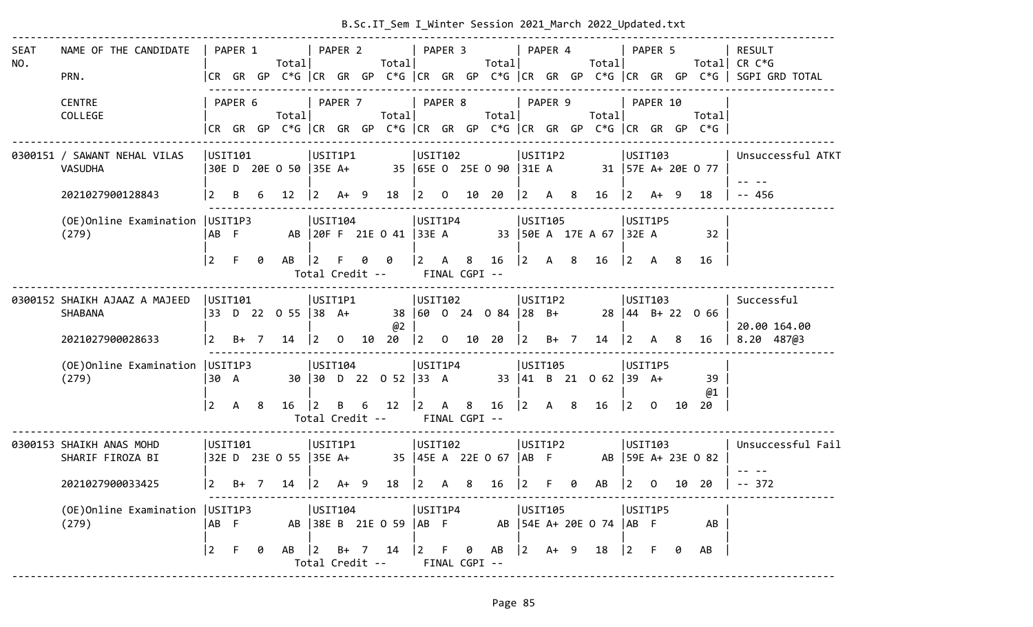B.Sc.IT_Sem I_Winter Session 2021_March 2022_Updated.txt

```
---------------------------------------------------------------------------------------------------------------------------------------------------------------------
SEAT    NAME OF THE CANDIDATE   | PAPER 1           | PAPER 2           | PAPER 3           | PAPER 4           | PAPER 5           | RESULT
NO.                             |             Total|             Total|             Total|             Total|             Total| CR C*G
        PRN.                    |CR  GR  GP  C*G |CR  GR  GP  C*G |CR  GR  GP  C*G |CR  GR  GP  C*G |CR  GR  GP  C*G | SGPI GRD TOTAL
                                 -------------------------------------------------------------------------------------------------------------
        CENTRE                  | PAPER 6           | PAPER 7           | PAPER 8           | PAPER 9           | PAPER 10          |
        COLLEGE                 |             Total|             Total|             Total|             Total|             Total|
                                |CR  GR  GP  C*G |CR  GR  GP  C*G |CR  GR  GP  C*G |CR  GR  GP  C*G |CR  GR  GP  C*G |
---------------------------------------------------------------------------------------------------------------------------------------------------------------------
0300151 / SAWANT NEHAL VILAS    |USIT101            |USIT1P1            |USIT102            |USIT1P2            |USIT103            | Unsuccessful ATKT
        VASUDHA                 |30E D  20E O 50 |35E A+         35 |65E O  25E O 90 |31E A          31 |57E A+ 20E O 77 |
                                |                   |                   |                   |                   |                   | -- --
        2021027900128843        |2   B   6   12  |2   A+  9   18  |2   O   10  20  |2   A   8   16  |2   A+  9   18  | -- 456
                                 -------------------------------------------------------------------------------------------------------------
        (OE)Online Examination  |USIT1P3            |USIT104            |USIT1P4            |USIT105            |USIT1P5            |
        (279)                   |AB  F          AB |20F F  21E O 41 |33E A          33 |50E A  17E A 67 |32E A          32 |
                                |                   |                   |                   |                   |                   |
                                |2   F   0   AB  |2   F   0   0   |2   A   8   16  |2   A   8   16  |2   A   8   16  |
                                                   Total Credit --      FINAL CGPI --
---------------------------------------------------------------------------------------------------------------------------------------------------------------------
0300152 SHAIKH AJAAZ A MAJEED   |USIT101            |USIT1P1            |USIT102            |USIT1P2            |USIT103            | Successful
        SHABANA                 |33  D  22  O 55 |38  A+         38 |60  O  24  O 84 |28  B+         28 |44  B+ 22  O 66 |
                                |                   |               @2 |                   |                   |                   | 20.00 164.00
        2021027900028633        |2   B+  7   14  |2   O   10  20  |2   O   10  20  |2   B+  7   14  |2   A   8   16  | 8.20  487@3
                                 -------------------------------------------------------------------------------------------------------------
        (OE)Online Examination  |USIT1P3            |USIT104            |USIT1P4            |USIT105            |USIT1P5            |
        (279)                   |30  A          30 |30  D  22  O 52 |33  A          33 |41  B  21  O 62 |39  A+         39 |
                                |                   |                   |                   |                   |               @1 |
                                |2   A   8   16  |2   B   6   12  |2   A   8   16  |2   A   8   16  |2   O   10  20  |
                                                   Total Credit --      FINAL CGPI --
---------------------------------------------------------------------------------------------------------------------------------------------------------------------
0300153 SHAIKH ANAS MOHD        |USIT101            |USIT1P1            |USIT102            |USIT1P2            |USIT103            | Unsuccessful Fail
        SHARIF FIROZA BI        |32E D  23E O 55 |35E A+         35 |45E A  22E O 67 |AB  F          AB |59E A+ 23E O 82 |
                                |                   |                   |                   |                   |                   | -- --
        2021027900033425        |2   B+  7   14  |2   A+  9   18  |2   A   8   16  |2   F   0   AB  |2   O   10  20  | -- 372
                                 -------------------------------------------------------------------------------------------------------------
        (OE)Online Examination  |USIT1P3            |USIT104            |USIT1P4            |USIT105            |USIT1P5            |
        (279)                   |AB  F          AB |38E B  21E O 59 |AB  F          AB |54E A+ 20E O 74 |AB  F          AB |
                                |                   |                   |                   |                   |                   |
                                |2   F   0   AB  |2   B+  7   14  |2   F   0   AB  |2   A+  9   18  |2   F   0   AB  |
                                                   Total Credit --      FINAL CGPI --
---------------------------------------------------------------------------------------------------------------------------------------------------------------------
```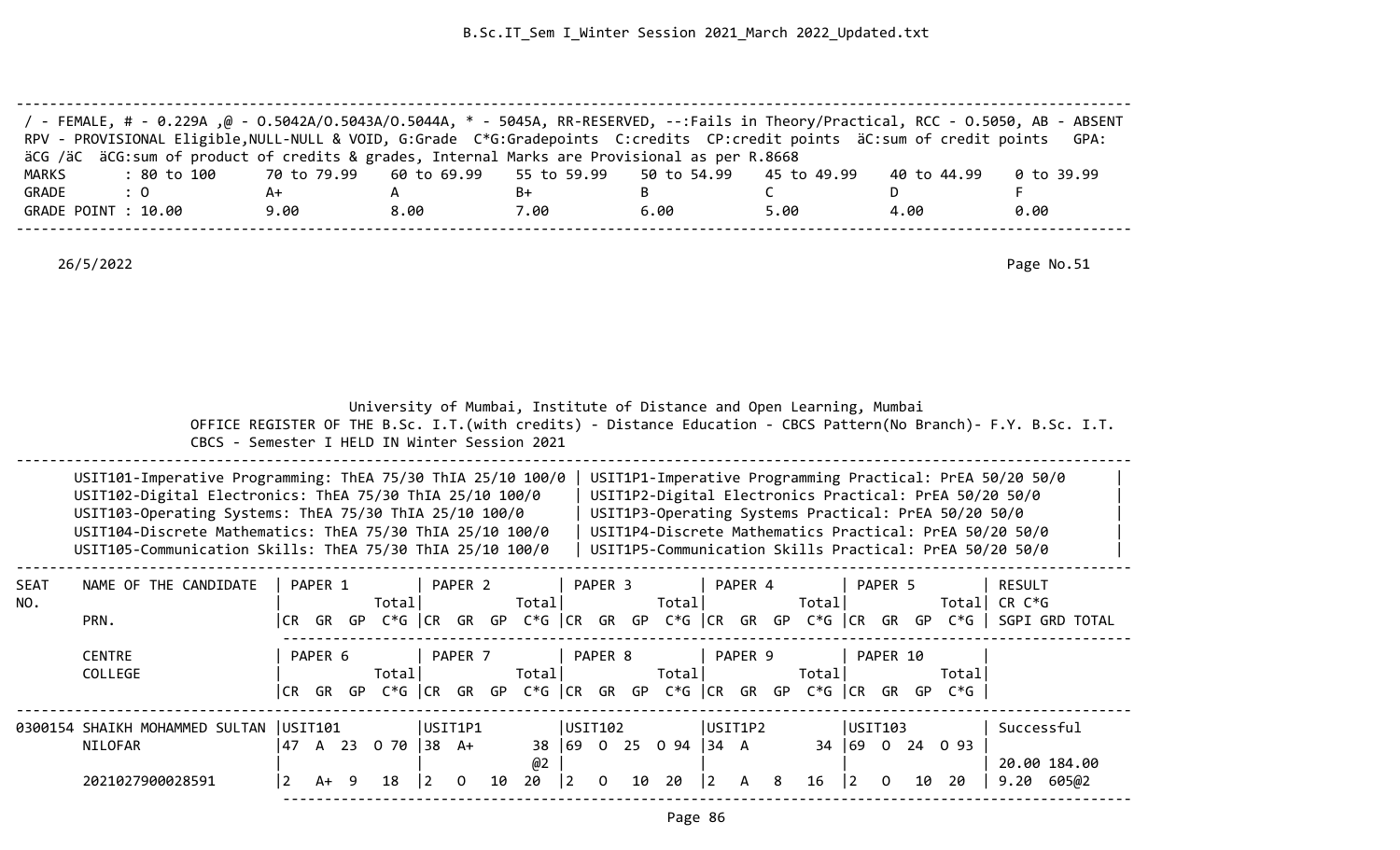/ - FEMALE, # - 0.229A ,@ - O.5042A/O.5043A/O.5044A, * - 5045A, RR-RESERVED, --:Fails in Theory/Practical, RCC - O.5050, AB - ABSENT
RPV - PROVISIONAL Eligible,NULL-NULL & VOID, G:Grade C*G:Gradepoints C:credits CP:credit points äC:sum of credit points GPA: äCG /äC äCG:sum of product of credits & grades, Internal Marks are Provisional as per R.8668

| MARKS | : 80 to 100 | 70 to 79.99 | 60 to 69.99 | 55 to 59.99 | 50 to 54.99 | 45 to 49.99 | 40 to 44.99 | 0 to 39.99 |
|---|---|---|---|---|---|---|---|---|
| GRADE | : O | A+ | A | B+ | B | C | D | F |
| GRADE POINT | : 10.00 | 9.00 | 8.00 | 7.00 | 6.00 | 5.00 | 4.00 | 0.00 |

26/5/2022

Page No.51

University of Mumbai, Institute of Distance and Open Learning, Mumbai
OFFICE REGISTER OF THE B.Sc. I.T.(with credits) - Distance Education - CBCS Pattern(No Branch)- F.Y. B.Sc. I.T.
CBCS - Semester I HELD IN Winter Session 2021

| Theory | Practical |
|---|---|
| USIT101-Imperative Programming: ThEA 75/30 ThIA 25/10 100/0 | USIT1P1-Imperative Programming Practical: PrEA 50/20 50/0 |
| USIT102-Digital Electronics: ThEA 75/30 ThIA 25/10 100/0 | USIT1P2-Digital Electronics Practical: PrEA 50/20 50/0 |
| USIT103-Operating Systems: ThEA 75/30 ThIA 25/10 100/0 | USIT1P3-Operating Systems Practical: PrEA 50/20 50/0 |
| USIT104-Discrete Mathematics: ThEA 75/30 ThIA 25/10 100/0 | USIT1P4-Discrete Mathematics Practical: PrEA 50/20 50/0 |
| USIT105-Communication Skills: ThEA 75/30 ThIA 25/10 100/0 | USIT1P5-Communication Skills Practical: PrEA 50/20 50/0 |

| SEAT NO. | NAME OF THE CANDIDATE / PRN. / CENTRE / COLLEGE | PAPER 1 / PAPER 6 (CR GR GP C*G Total) | PAPER 2 / PAPER 7 (CR GR GP C*G Total) | PAPER 3 / PAPER 8 (CR GR GP C*G Total) | PAPER 4 / PAPER 9 (CR GR GP C*G Total) | PAPER 5 / PAPER 10 (CR GR GP C*G Total) | RESULT / CR C*G / SGPI GRD TOTAL |
|---|---|---|---|---|---|---|---|
| 0300154 | SHAIKH MOHAMMED SULTAN NILOFAR | USIT101 47 A 23 O 70 | USIT1P1 38 A+ 38 @2 | USIT102 69 O 25 O 94 | USIT1P2 34 A 34 | USIT103 69 O 24 O 93 | Successful |
| | 2021027900028591 | 2 A+ 9 18 | 2 O 10 20 | 2 O 10 20 | 2 A 8 16 | 2 O 10 20 | 20.00 184.00 9.20 605@2 |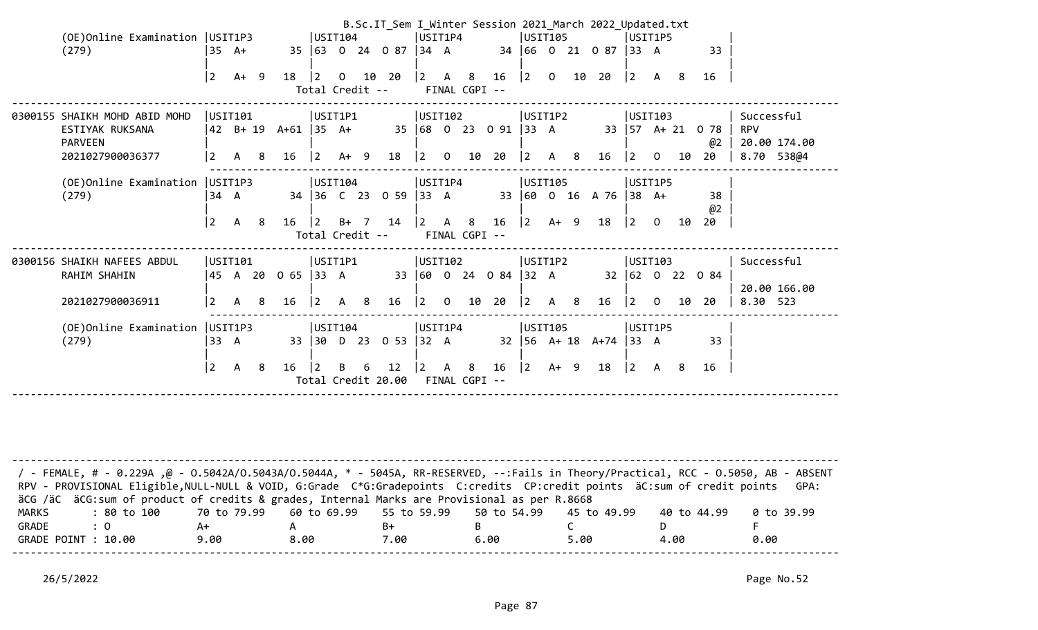B.Sc.IT_Sem I_Winter Session 2021_March 2022_Updated.txt

```
     (OE)Online Examination |USIT1P3          |USIT104           |USIT1P4          |USIT105           |USIT1P5          |
     (279)                  |35  A+        35 |63  O  24  O 87   |34  A         34  |66  O  21  O 87   |33  A         33 |
                            |                 |                  |                 |                  |                 |
                            |2   A+  9   18   |2   O   10  20    |2   A   8   16   |2   O   10  20    |2   A   8   16   |
                                               Total Credit --      FINAL CGPI --
----------------------------------------------------------------------------------------------------------------------------------
0300155 SHAIKH MOHD ABID MOHD  |USIT101        |USIT1P1          |USIT102          |USIT1P2          |USIT103          | Successful
        ESTIYAK RUKSANA        |42  B+ 19 A+61 |35  A+        35 |68  O  23  O 91  |33  A         33 |57  A+ 21  O 78  | RPV
        PARVEEN                |               |                 |                 |                 |              @2 | 20.00 174.00
        2021027900036377       |2   A   8   16 |2   A+  9   18   |2   O   10  20   |2   A   8   16   |2   O   10  20   | 8.70  538@4
                               ---------------------------------------------------------------------------------------
     (OE)Online Examination |USIT1P3          |USIT104           |USIT1P4          |USIT105           |USIT1P5          |
     (279)                  |34  A         34  |36  C  23  O 59   |33  A         33  |60  O  16  A 76   |38  A+        38 |
                            |                 |                  |                 |                  |              @2 |
                            |2   A   8   16   |2   B+  7   14    |2   A   8   16   |2   A+  9   18    |2   O   10  20   |
                                               Total Credit --      FINAL CGPI --
----------------------------------------------------------------------------------------------------------------------------------
0300156 SHAIKH NAFEES ABDUL    |USIT101        |USIT1P1          |USIT102          |USIT1P2          |USIT103          | Successful
        RAHIM SHAHIN           |45  A  20  O 65|33  A         33 |60  O  24  O 84  |32  A         32 |62  O  22  O 84  |
                               |               |                 |                 |                 |                 | 20.00 166.00
        2021027900036911       |2   A   8   16 |2   A   8   16   |2   O   10  20   |2   A   8   16   |2   O   10  20   | 8.30  523
                               ---------------------------------------------------------------------------------------
     (OE)Online Examination |USIT1P3          |USIT104           |USIT1P4          |USIT105           |USIT1P5          |
     (279)                  |33  A         33  |30  D  23  O 53   |32  A         32  |56  A+ 18  A+74   |33  A         33 |
                            |                 |                  |                 |                  |                 |
                            |2   A   8   16   |2   B   6   12    |2   A   8   16   |2   A+  9   18    |2   A   8   16   |
                                               Total Credit 20.00   FINAL CGPI --
----------------------------------------------------------------------------------------------------------------------------------
```

```
----------------------------------------------------------------------------------------------------------------------------------
 / - FEMALE, # - 0.229A ,@ - O.5042A/O.5043A/O.5044A, * - 5045A, RR-RESERVED, --:Fails in Theory/Practical, RCC - O.5050, AB - ABSENT
 RPV - PROVISIONAL Eligible,NULL-NULL & VOID, G:Grade  C*G:Gradepoints  C:credits  CP:credit points  äC:sum of credit points   GPA:
 äCG /äC  äCG:sum of product of credits & grades, Internal Marks are Provisional as per R.8668
 MARKS       : 80 to 100      70 to 79.99    60 to 69.99    55 to 59.99    50 to 54.99    45 to 49.99    40 to 44.99    0 to 39.99
 GRADE       : O              A+             A              B+             B              C              D              F
 GRADE POINT : 10.00          9.00           8.00           7.00           6.00           5.00           4.00           0.00
----------------------------------------------------------------------------------------------------------------------------------
```

26/5/2022

Page No.52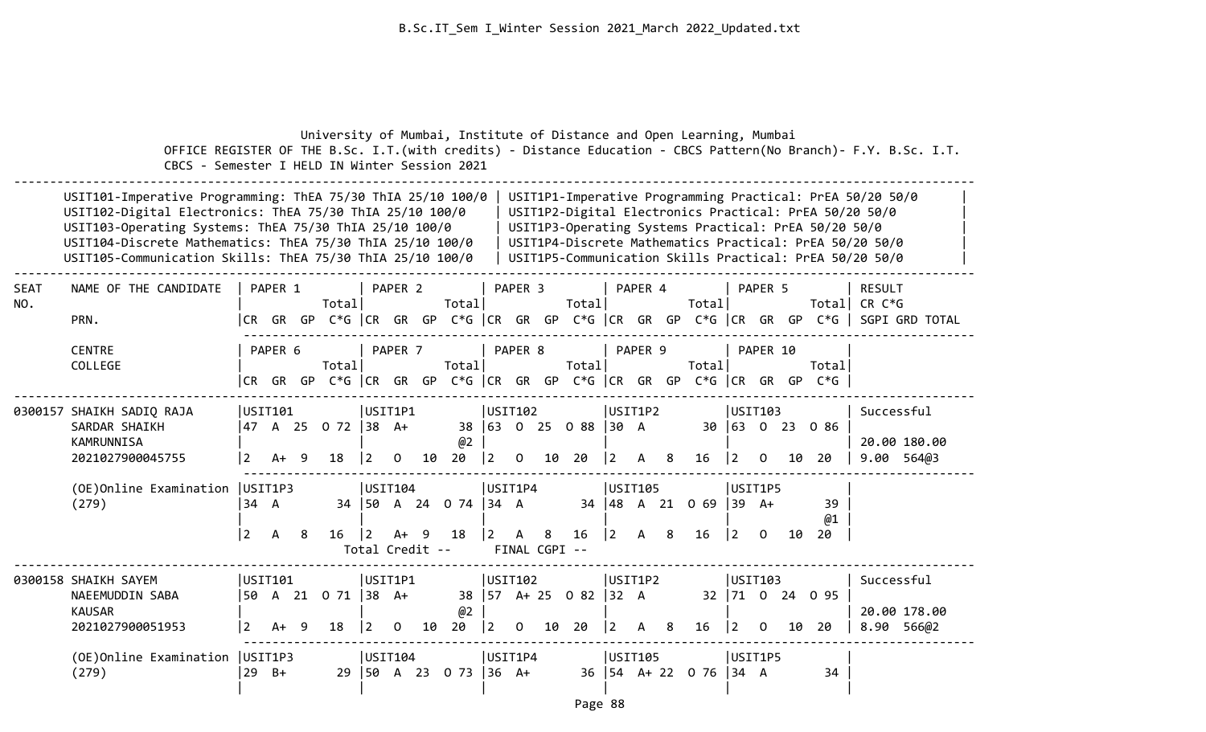University of Mumbai, Institute of Distance and Open Learning, Mumbai

OFFICE REGISTER OF THE B.Sc. I.T.(with credits) - Distance Education - CBCS Pattern(No Branch)- F.Y. B.Sc. I.T. CBCS - Semester I HELD IN Winter Session 2021

| | |
|---|---|
| USIT101-Imperative Programming: ThEA 75/30 ThIA 25/10 100/0 | USIT1P1-Imperative Programming Practical: PrEA 50/20 50/0 |
| USIT102-Digital Electronics: ThEA 75/30 ThIA 25/10 100/0 | USIT1P2-Digital Electronics Practical: PrEA 50/20 50/0 |
| USIT103-Operating Systems: ThEA 75/30 ThIA 25/10 100/0 | USIT1P3-Operating Systems Practical: PrEA 50/20 50/0 |
| USIT104-Discrete Mathematics: ThEA 75/30 ThIA 25/10 100/0 | USIT1P4-Discrete Mathematics Practical: PrEA 50/20 50/0 |
| USIT105-Communication Skills: ThEA 75/30 ThIA 25/10 100/0 | USIT1P5-Communication Skills Practical: PrEA 50/20 50/0 |

```
SEAT    NAME OF THE CANDIDATE   | PAPER 1         | PAPER 2         | PAPER 3         | PAPER 4         | PAPER 5         | RESULT
NO.                             |           Total|            Total|            Total|            Total|            Total| CR C*G
        PRN.                    |CR  GR  GP  C*G |CR  GR  GP  C*G |CR  GR  GP  C*G |CR  GR  GP  C*G |CR  GR  GP  C*G | SGPI GRD TOTAL
        ---------------------------------------------------------------------------------------------------------------------------
        CENTRE                  | PAPER 6         | PAPER 7         | PAPER 8         | PAPER 9         | PAPER 10        |
        COLLEGE                 |           Total|            Total|            Total|            Total|            Total|
                                |CR  GR  GP  C*G |CR  GR  GP  C*G |CR  GR  GP  C*G |CR  GR  GP  C*G |CR  GR  GP  C*G |
-----------------------------------------------------------------------------------------------------------------------------------
0300157 SHAIKH SADIQ RAJA       |USIT101         |USIT1P1         |USIT102         |USIT1P2         |USIT103         | Successful
        SARDAR SHAIKH           |47  A  25  O 72 |38  A+        38 |63  O  25  O 88 |30  A        30 |63  O  23  O 86 |
        KAMRUNNISA              |                |              @2 |                |                |                | 20.00 180.00
        2021027900045755        |2   A+  9   18  |2   O   10   20 |2   O   10   20 |2   A   8   16 |2   O   10   20 | 9.00  564@3
        ---------------------------------------------------------------------------------------------------------------------------
        (OE)Online Examination  |USIT1P3         |USIT104         |USIT1P4         |USIT105         |USIT1P5         |
        (279)                   |34  A        34 |50  A  24  O 74 |34  A        34 |48  A  21  O 69 |39  A+        39 |
                                |                |                |                |                |              @1 |
                                |2   A   8   16 |2   A+  9   18 |2   A   8   16 |2   A   8   16 |2   O   10   20 |
                                          Total Credit --      FINAL CGPI --
-----------------------------------------------------------------------------------------------------------------------------------
0300158 SHAIKH SAYEM            |USIT101         |USIT1P1         |USIT102         |USIT1P2         |USIT103         | Successful
        NAEEMUDDIN SABA         |50  A  21  O 71 |38  A+        38 |57  A+ 25  O 82 |32  A        32 |71  O  24  O 95 |
        KAUSAR                  |                |              @2 |                |                |                | 20.00 178.00
        2021027900051953        |2   A+  9   18  |2   O   10   20 |2   O   10   20 |2   A   8   16 |2   O   10   20 | 8.90  566@2
        ---------------------------------------------------------------------------------------------------------------------------
        (OE)Online Examination  |USIT1P3         |USIT104         |USIT1P4         |USIT105         |USIT1P5         |
        (279)                   |29  B+       29 |50  A  23  O 73 |36  A+       36 |54  A+ 22  O 76 |34  A        34 |
                                |                |                |                |                |                |
```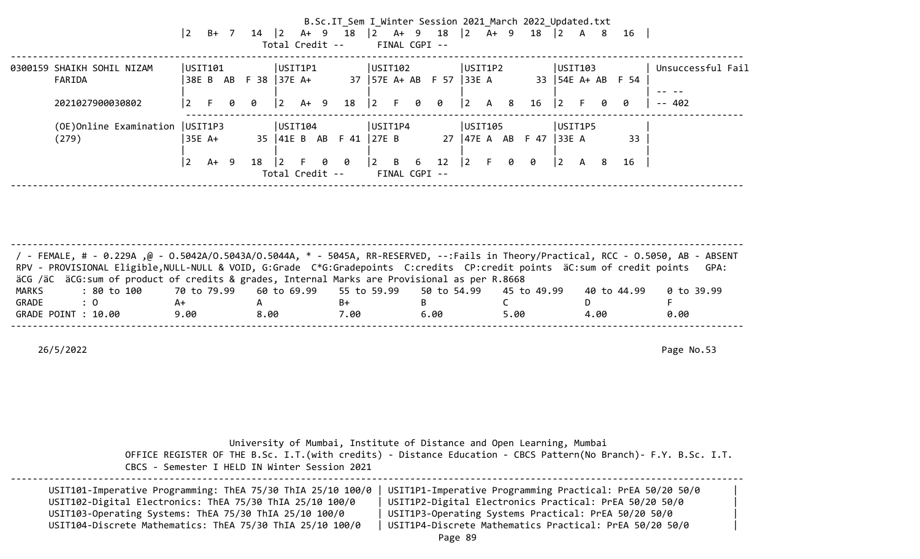```
                         |2   B+  7   14  |2   A+  9   18  |2   A+  9   18  |2   A+  9   18  |2   A   8   16  |
                                           Total Credit --      FINAL CGPI --
----------------------------------------------------------------------------------------------------------------------------------
0300159 SHAIKH SOHIL NIZAM      |USIT101          |USIT1P1          |USIT102          |USIT1P2          |USIT103          | Unsuccessful Fail
        FARIDA                  |38E B  AB  F 38  |37E A+        37 |57E A+ AB  F 57  |33E A         33 |54E A+ AB  F 54  |
                                |                 |                 |                 |                 |                 | -- --
        2021027900030802        |2   F   0   0    |2   A+  9   18   |2   F   0   0    |2   A   8   16   |2   F   0   0    | -- 402
                                 ------------------------------------------------------------------------------------------------------------
        (OE)Online Examination  |USIT1P3          |USIT104          |USIT1P4          |USIT105          |USIT1P5          |
        (279)                   |35E A+        35 |41E B  AB  F 41  |27E B         27 |47E A  AB  F 47  |33E A         33 |
                                |                 |                 |                 |                 |                 |
                                |2   A+  9   18   |2   F   0   0    |2   B   6   12   |2   F   0   0    |2   A   8   16   |
                                           Total Credit --      FINAL CGPI --
----------------------------------------------------------------------------------------------------------------------------------
```

```
----------------------------------------------------------------------------------------------------------------------------------
 / - FEMALE, # - 0.229A ,@ - O.5042A/O.5043A/O.5044A, * - 5045A, RR-RESERVED, --:Fails in Theory/Practical, RCC - O.5050, AB - ABSENT
 RPV - PROVISIONAL Eligible,NULL-NULL & VOID, G:Grade  C*G:Gradepoints  C:credits  CP:credit points  äC:sum of credit points   GPA:
 äCG /äC  äCG:sum of product of credits & grades, Internal Marks are Provisional as per R.8668
 MARKS       : 80 to 100      70 to 79.99    60 to 69.99    55 to 59.99    50 to 54.99    45 to 49.99    40 to 44.99    0 to 39.99
 GRADE       : O              A+             A              B+             B              C              D              F
 GRADE POINT : 10.00          9.00           8.00           7.00           6.00           5.00           4.00           0.00
----------------------------------------------------------------------------------------------------------------------------------
```

26/5/2022

Page No.53

University of Mumbai, Institute of Distance and Open Learning, Mumbai

OFFICE REGISTER OF THE B.Sc. I.T.(with credits) - Distance Education - CBCS Pattern(No Branch)- F.Y. B.Sc. I.T.
CBCS - Semester I HELD IN Winter Session 2021

```
----------------------------------------------------------------------------------------------------------------------------------
      USIT101-Imperative Programming: ThEA 75/30 ThIA 25/10 100/0 | USIT1P1-Imperative Programming Practical: PrEA 50/20 50/0      |
      USIT102-Digital Electronics: ThEA 75/30 ThIA 25/10 100/0    | USIT1P2-Digital Electronics Practical: PrEA 50/20 50/0         |
      USIT103-Operating Systems: ThEA 75/30 ThIA 25/10 100/0      | USIT1P3-Operating Systems Practical: PrEA 50/20 50/0           |
      USIT104-Discrete Mathematics: ThEA 75/30 ThIA 25/10 100/0   | USIT1P4-Discrete Mathematics Practical: PrEA 50/20 50/0        |
```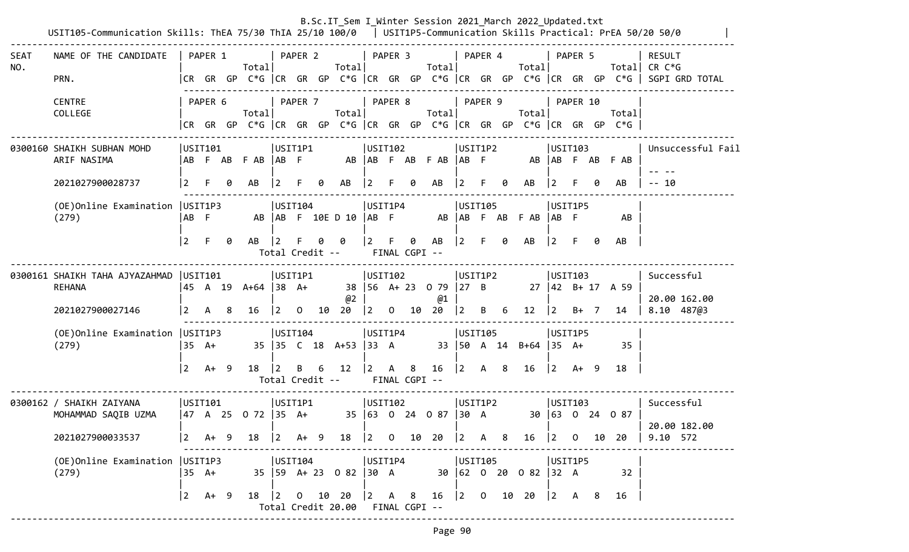B.Sc.IT_Sem I_Winter Session 2021_March 2022_Updated.txt

USIT105-Communication Skills: ThEA 75/30 ThIA 25/10 100/0 | USIT1P5-Communication Skills Practical: PrEA 50/20 50/0 |

```
----------------------------------------------------------------------------------------------------------------------------------------------------------------------------------
SEAT    NAME OF THE CANDIDATE   | PAPER 1           | PAPER 2           | PAPER 3           | PAPER 4           | PAPER 5           | RESULT
NO.                             |              Total|              Total|              Total|              Total|              Total| CR C*G
        PRN.                    |CR  GR  GP  C*G |CR  GR  GP  C*G |CR  GR  GP  C*G |CR  GR  GP  C*G |CR  GR  GP  C*G | SGPI GRD TOTAL
                                 ---------------------------------------------------------------------------------------------------
        CENTRE                  | PAPER 6           | PAPER 7           | PAPER 8           | PAPER 9           | PAPER 10          |
        COLLEGE                 |              Total|              Total|              Total|              Total|              Total|
                                |CR  GR  GP  C*G |CR  GR  GP  C*G |CR  GR  GP  C*G |CR  GR  GP  C*G |CR  GR  GP  C*G |
----------------------------------------------------------------------------------------------------------------------------------------------------------------------------------
0300160 SHAIKH SUBHAN MOHD      |USIT101            |USIT1P1            |USIT102            |USIT1P2            |USIT103            | Unsuccessful Fail
        ARIF NASIMA             |AB  F  AB   F AB   |AB  F           AB |AB  F  AB   F AB   |AB  F           AB |AB  F  AB   F AB   |
                                |                   |                   |                   |                   |                   | -- --
        2021027900028737        |2   F   0   AB     |2   F   0    AB    |2   F   0   AB     |2   F   0    AB    |2   F   0   AB     | -- 10
                                 ---------------------------------------------------------------------------------------------------
        (OE)Online Examination  |USIT1P3            |USIT104            |USIT1P4            |USIT105            |USIT1P5            |
        (279)                   |AB  F           AB |AB  F  10E D 10    |AB  F           AB |AB  F  AB   F AB   |AB  F           AB |
                                |                   |                   |                   |                   |                   |
                                |2   F   0    AB    |2   F   0    0     |2   F   0    AB    |2   F   0    AB    |2   F   0    AB    |
                                              Total Credit --      FINAL CGPI --
----------------------------------------------------------------------------------------------------------------------------------------------------------------------------------
0300161 SHAIKH TAHA AJYAZAHMAD  |USIT101            |USIT1P1            |USIT102            |USIT1P2            |USIT103            | Successful
        REHANA                  |45  A  19  A+64    |38  A+          38 |56  A+ 23   O 79   |27  B           27 |42  B+ 17   A 59   |
                                |                   |                @2 |                @1 |                   |                   | 20.00 162.00
        2021027900027146        |2   A   8    16    |2   O   10   20    |2   O   10   20    |2   B   6    12    |2   B+  7    14    | 8.10  487@3
                                 ---------------------------------------------------------------------------------------------------
        (OE)Online Examination  |USIT1P3            |USIT104            |USIT1P4            |USIT105            |USIT1P5            |
        (279)                   |35  A+          35 |35  C  18  A+53    |33  A           33 |50  A  14  B+64    |35  A+          35 |
                                |                   |                   |                   |                   |                   |
                                |2   A+  9    18    |2   B   6    12    |2   A   8    16    |2   A   8    16    |2   A+  9    18    |
                                              Total Credit --      FINAL CGPI --
----------------------------------------------------------------------------------------------------------------------------------------------------------------------------------
0300162 / SHAIKH ZAIYANA        |USIT101            |USIT1P1            |USIT102            |USIT1P2            |USIT103            | Successful
        MOHAMMAD SAQIB UZMA     |47  A  25   O 72   |35  A+          35 |63  O  24   O 87   |30  A           30 |63  O  24   O 87   |
                                |                   |                   |                   |                   |                   | 20.00 182.00
        2021027900033537        |2   A+  9    18    |2   A+  9    18    |2   O   10   20    |2   A   8    16    |2   O   10   20    | 9.10  572
                                 ---------------------------------------------------------------------------------------------------
        (OE)Online Examination  |USIT1P3            |USIT104            |USIT1P4            |USIT105            |USIT1P5            |
        (279)                   |35  A+          35 |59  A+ 23   O 82   |30  A           30 |62  O  20   O 82   |32  A           32 |
                                |                   |                   |                   |                   |                   |
                                |2   A+  9    18    |2   O   10   20    |2   A   8    16    |2   O   10   20    |2   A   8    16    |
                                              Total Credit 20.00   FINAL CGPI --
----------------------------------------------------------------------------------------------------------------------------------------------------------------------------------
```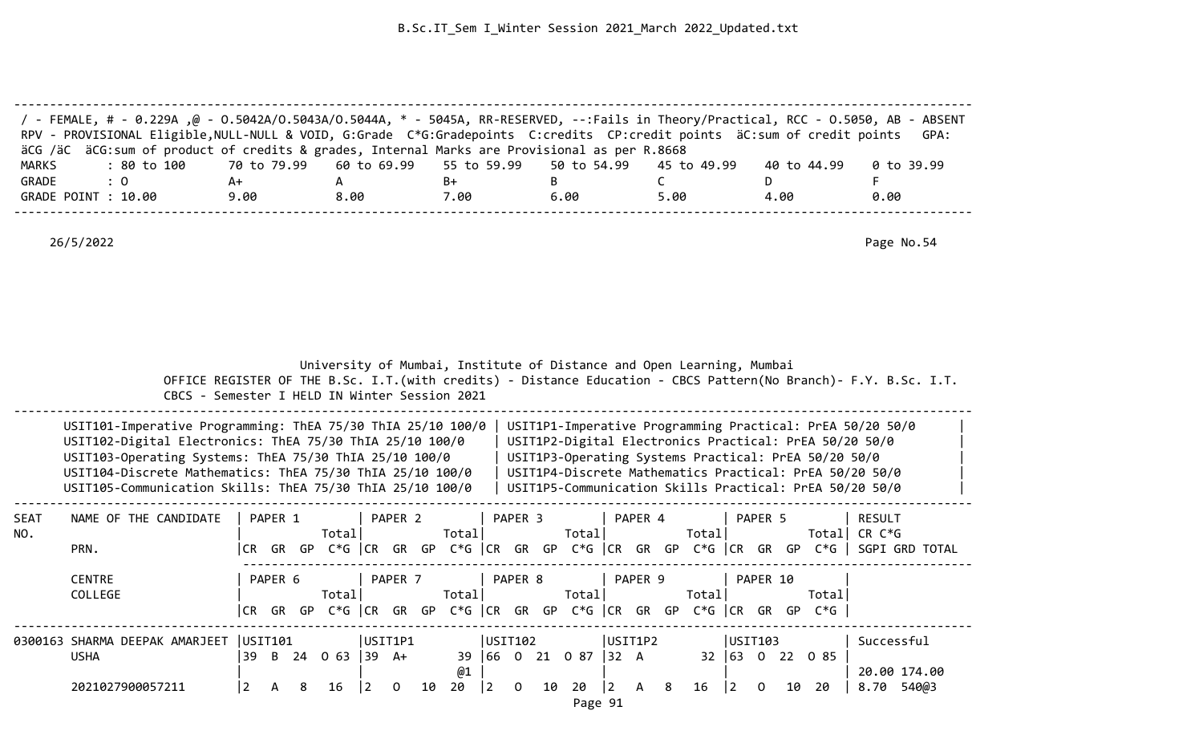B.Sc.IT_Sem I_Winter Session 2021_March 2022_Updated.txt

/ - FEMALE, # - 0.229A ,@ - O.5042A/O.5043A/O.5044A, * - 5045A, RR-RESERVED, --:Fails in Theory/Practical, RCC - O.5050, AB - ABSENT
RPV - PROVISIONAL Eligible,NULL-NULL & VOID, G:Grade C*G:Gradepoints C:credits CP:credit points äC:sum of credit points GPA: äCG /äC äCG:sum of product of credits & grades, Internal Marks are Provisional as per R.8668

| MARKS | : 80 to 100 | 70 to 79.99 | 60 to 69.99 | 55 to 59.99 | 50 to 54.99 | 45 to 49.99 | 40 to 44.99 | 0 to 39.99 |
|---|---|---|---|---|---|---|---|---|
| GRADE | : O | A+ | A | B+ | B | C | D | F |
| GRADE POINT | : 10.00 | 9.00 | 8.00 | 7.00 | 6.00 | 5.00 | 4.00 | 0.00 |

26/5/2022

Page No.54

# University of Mumbai, Institute of Distance and Open Learning, Mumbai

## OFFICE REGISTER OF THE B.Sc. I.T.(with credits) - Distance Education - CBCS Pattern(No Branch)- F.Y. B.Sc. I.T. CBCS - Semester I HELD IN Winter Session 2021

| Theory | Practical |
|---|---|
| USIT101-Imperative Programming: ThEA 75/30 ThIA 25/10 100/0 | USIT1P1-Imperative Programming Practical: PrEA 50/20 50/0 |
| USIT102-Digital Electronics: ThEA 75/30 ThIA 25/10 100/0 | USIT1P2-Digital Electronics Practical: PrEA 50/20 50/0 |
| USIT103-Operating Systems: ThEA 75/30 ThIA 25/10 100/0 | USIT1P3-Operating Systems Practical: PrEA 50/20 50/0 |
| USIT104-Discrete Mathematics: ThEA 75/30 ThIA 25/10 100/0 | USIT1P4-Discrete Mathematics Practical: PrEA 50/20 50/0 |
| USIT105-Communication Skills: ThEA 75/30 ThIA 25/10 100/0 | USIT1P5-Communication Skills Practical: PrEA 50/20 50/0 |

```
SEAT    NAME OF THE CANDIDATE   | PAPER 1          | PAPER 2          | PAPER 3          | PAPER 4          | PAPER 5          | RESULT
NO.                             |            Total|             Total|             Total|             Total|             Total| CR C*G
        PRN.                    |CR  GR  GP  C*G |CR  GR  GP  C*G |CR  GR  GP  C*G |CR  GR  GP  C*G |CR  GR  GP  C*G | SGPI GRD TOTAL

        CENTRE                  | PAPER 6          | PAPER 7          | PAPER 8          | PAPER 9          | PAPER 10         |
        COLLEGE                 |            Total|             Total|             Total|             Total|             Total|
                                |CR  GR  GP  C*G |CR  GR  GP  C*G |CR  GR  GP  C*G |CR  GR  GP  C*G |CR  GR  GP  C*G |

0300163 SHARMA DEEPAK AMARJEET  |USIT101          |USIT1P1          |USIT102          |USIT1P2          |USIT103          | Successful
        USHA                    |39  B  24  O 63  |39  A+        39 |66  O  21  O 87  |32  A         32 |63  O  22  O 85  |
                                |                 |              @1 |                 |                 |                 | 20.00 174.00
        2021027900057211        |2   A   8   16   |2   O   10   20  |2   O   10   20  |2   A   8    16  |2   O   10   20  | 8.70  540@3
```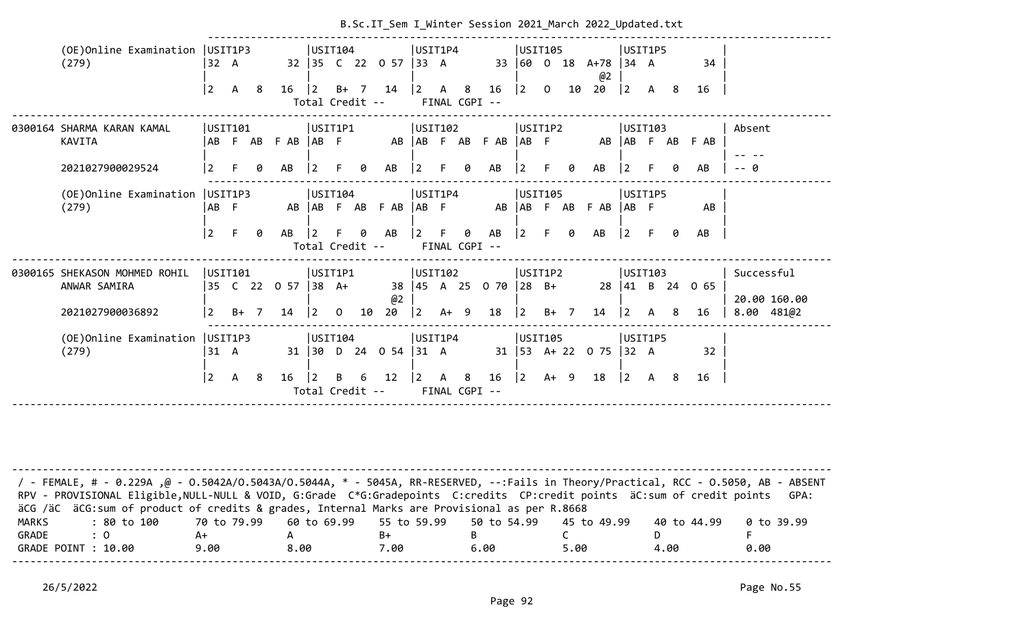```
    (OE)Online Examination |USIT1P3          |USIT104           |USIT1P4           |USIT105           |USIT1P5          |
    (279)                  |32  A        32  |35  C  22  O 57   |33  A        33   |60  O  18  A+78   |34  A        34  |
                           |                 |                  |                  |           @2     |                 |
                           |2   A   8    16  |2   B+  7   14    |2   A   8   16    |2   O   10  20    |2   A   8   16   |
                                             Total Credit --       FINAL CGPI --
--------------------------------------------------------------------------------------------------------------------------------
0300164 SHARMA KARAN KAMAL |USIT101          |USIT1P1           |USIT102           |USIT1P2           |USIT103          | Absent
        KAVITA             |AB  F  AB  F AB  |AB  F        AB    |AB  F  AB  F AB   |AB  F        AB   |AB  F  AB  F AB  |
                           |                 |                  |                  |                  |                 | -- --
        2021027900029524   |2   F   0    AB  |2   F   0    AB   |2   F   0    AB   |2   F   0    AB   |2   F   0    AB  | -- 0
--------------------------------------------------------------------------------------------------------------------------------
    (OE)Online Examination |USIT1P3          |USIT104           |USIT1P4           |USIT105           |USIT1P5          |
    (279)                  |AB  F        AB  |AB  F  AB  F AB   |AB  F        AB   |AB  F  AB  F AB   |AB  F        AB  |
                           |                 |                  |                  |                  |                 |
                           |2   F   0    AB  |2   F   0    AB   |2   F   0    AB   |2   F   0    AB   |2   F   0    AB  |
                                             Total Credit --       FINAL CGPI --
--------------------------------------------------------------------------------------------------------------------------------
0300165 SHEKASON MOHMED ROHIL |USIT101       |USIT1P1           |USIT102           |USIT1P2           |USIT103          | Successful
        ANWAR SAMIRA       |35  C  22  O 57  |38  A+        38   |45  A  25  O 70   |28  B+        28  |41  B  24  O 65  |
                           |                 |              @2  |                  |                  |                 | 20.00 160.00
        2021027900036892   |2   B+  7    14  |2   O   10   20   |2   A+  9    18   |2   B+  7    14   |2   A   8    16  | 8.00  481@2
--------------------------------------------------------------------------------------------------------------------------------
    (OE)Online Examination |USIT1P3          |USIT104           |USIT1P4           |USIT105           |USIT1P5          |
    (279)                  |31  A        31  |30  D  24  O 54   |31  A        31   |53  A+ 22  O 75   |32  A        32  |
                           |                 |                  |                  |                  |                 |
                           |2   A   8    16  |2   B   6    12   |2   A   8    16   |2   A+  9    18   |2   A   8   16   |
                                             Total Credit --       FINAL CGPI --
--------------------------------------------------------------------------------------------------------------------------------
```

/ - FEMALE, # - 0.229A ,@ - O.5042A/O.5043A/O.5044A, * - 5045A, RR-RESERVED, --:Fails in Theory/Practical, RCC - O.5050, AB - ABSENT
RPV - PROVISIONAL Eligible,NULL-NULL & VOID, G:Grade C*G:Gradepoints C:credits CP:credit points äC:sum of credit points GPA: äCG /äC äCG:sum of product of credits & grades, Internal Marks are Provisional as per R.8668

| MARKS | : 80 to 100 | 70 to 79.99 | 60 to 69.99 | 55 to 59.99 | 50 to 54.99 | 45 to 49.99 | 40 to 44.99 | 0 to 39.99 |
|---|---|---|---|---|---|---|---|---|
| GRADE | : O | A+ | A | B+ | B | C | D | F |
| GRADE POINT | : 10.00 | 9.00 | 8.00 | 7.00 | 6.00 | 5.00 | 4.00 | 0.00 |

26/5/2022 Page No.55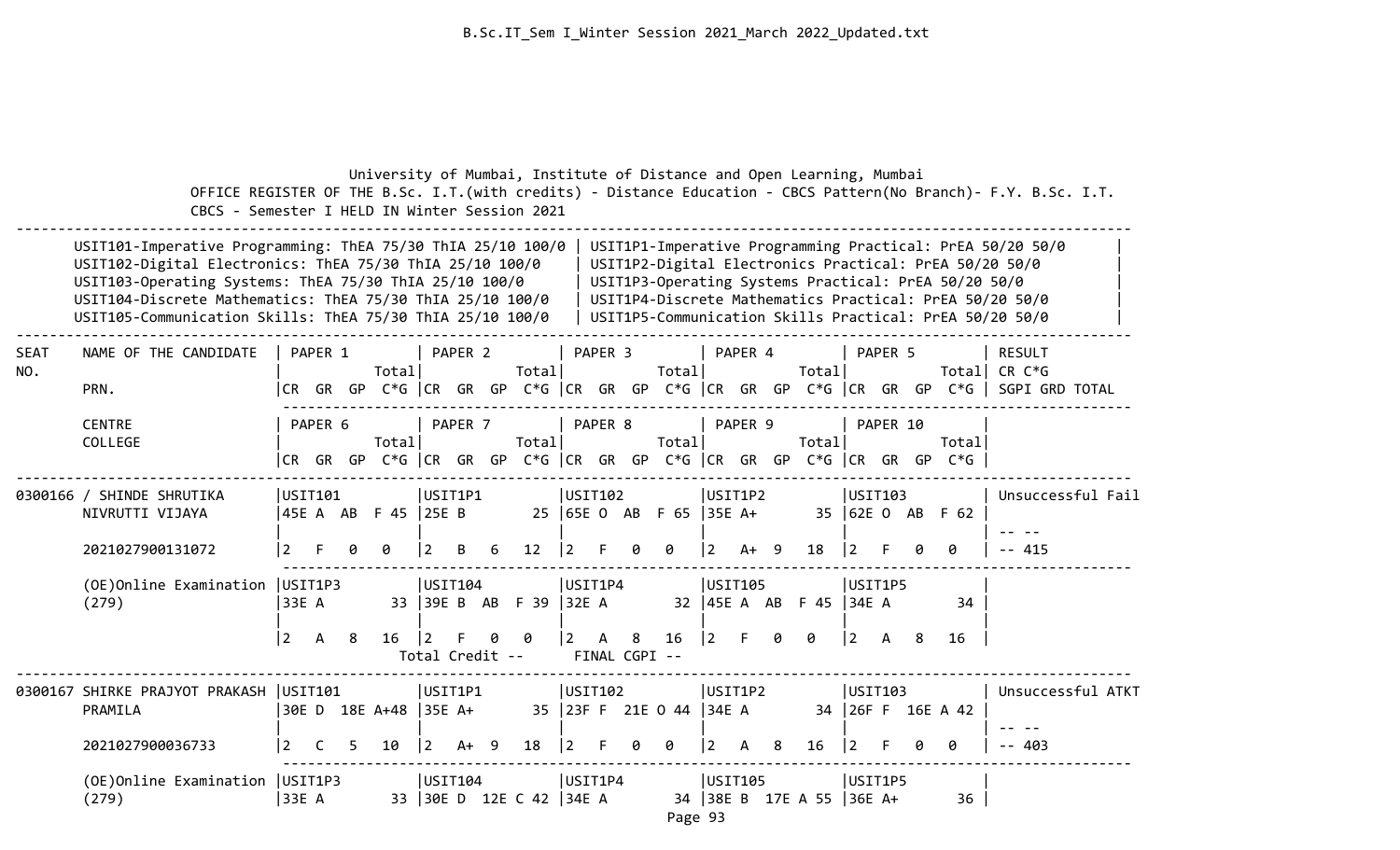University of Mumbai, Institute of Distance and Open Learning, Mumbai

OFFICE REGISTER OF THE B.Sc. I.T.(with credits) - Distance Education - CBCS Pattern(No Branch)- F.Y. B.Sc. I.T. CBCS - Semester I HELD IN Winter Session 2021

| | |
|---|---|
| USIT101-Imperative Programming: ThEA 75/30 ThIA 25/10 100/0 | USIT1P1-Imperative Programming Practical: PrEA 50/20 50/0 |
| USIT102-Digital Electronics: ThEA 75/30 ThIA 25/10 100/0 | USIT1P2-Digital Electronics Practical: PrEA 50/20 50/0 |
| USIT103-Operating Systems: ThEA 75/30 ThIA 25/10 100/0 | USIT1P3-Operating Systems Practical: PrEA 50/20 50/0 |
| USIT104-Discrete Mathematics: ThEA 75/30 ThIA 25/10 100/0 | USIT1P4-Discrete Mathematics Practical: PrEA 50/20 50/0 |
| USIT105-Communication Skills: ThEA 75/30 ThIA 25/10 100/0 | USIT1P5-Communication Skills Practical: PrEA 50/20 50/0 |

| SEAT NO. | NAME OF THE CANDIDATE / PRN. / CENTRE / COLLEGE | PAPER 1 / PAPER 6 (CR GR GP C*G Total) | PAPER 2 / PAPER 7 | PAPER 3 / PAPER 8 | PAPER 4 / PAPER 9 | PAPER 5 / PAPER 10 | RESULT CR C*G SGPI GRD TOTAL |
|---|---|---|---|---|---|---|---|
| 0300166 | / SHINDE SHRUTIKA NIVRUTTI VIJAYA | USIT101 45E A AB F 45 | USIT1P1 25E B 25 | USIT102 65E O AB F 65 | USIT1P2 35E A+ 35 | USIT103 62E O AB F 62 | Unsuccessful Fail |
| | 2021027900131072 | 2 F 0 0 | 2 B 6 12 | 2 F 0 0 | 2 A+ 9 18 | 2 F 0 0 | -- -- -- 415 |
| | (OE)Online Examination (279) | USIT1P3 33E A 33 | USIT104 39E B AB F 39 | USIT1P4 32E A 32 | USIT105 45E A AB F 45 | USIT1P5 34E A 34 | |
| | | 2 A 8 16 | 2 F 0 0 | 2 A 8 16 | 2 F 0 0 | 2 A 8 16 | |
| | | | Total Credit -- | FINAL CGPI -- | | | |
| 0300167 | SHIRKE PRAJYOT PRAKASH PRAMILA | USIT101 30E D 18E A+48 | USIT1P1 35E A+ 35 | USIT102 23F F 21E O 44 | USIT1P2 34E A 34 | USIT103 26F F 16E A 42 | Unsuccessful ATKT |
| | 2021027900036733 | 2 C 5 10 | 2 A+ 9 18 | 2 F 0 0 | 2 A 8 16 | 2 F 0 0 | -- -- -- 403 |
| | (OE)Online Examination (279) | USIT1P3 33E A 33 | USIT104 30E D 12E C 42 | USIT1P4 34E A 34 | USIT105 38E B 17E A 55 | USIT1P5 36E A+ 36 | |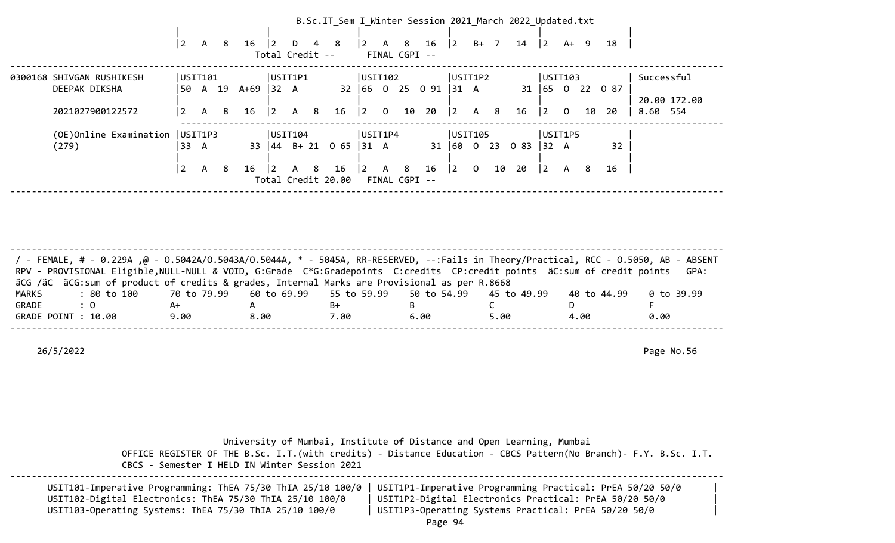B.Sc.IT_Sem I_Winter Session 2021_March 2022_Updated.txt

```
                                   |                 |                 |                 |                 |                 |
                                   |2   A   8   16   |2   D   4   8    |2   A   8   16    |2   B+  7   14   |2   A+  9   18   |
                                                     Total Credit --      FINAL CGPI --
------------------------------------------------------------------------------------------------------------------------------------
0300168 SHIVGAN RUSHIKESH      |USIT101          |USIT1P1          |USIT102          |USIT1P2          |USIT103          | Successful
        DEEPAK DIKSHA          |50  A  19  A+69  |32  A         32 |66  O  25  O 91  |31  A         31 |65  O  22  O 87  |
                               |                 |                 |                 |                 |                 | 20.00 172.00
        2021027900122572       |2   A   8   16   |2   A   8   16   |2   O   10  20   |2   A   8   16   |2   O   10  20   | 8.60  554
                                -------------------------------------------------------------------------------------------------
        (OE)Online Examination |USIT1P3          |USIT104          |USIT1P4          |USIT105          |USIT1P5          |
        (279)                  |33  A         33 |44  B+ 21  O 65  |31  A         31 |60  O  23  O 83  |32  A         32 |
                               |                 |                 |                 |                 |                 |
                               |2   A   8   16   |2   A   8   16   |2   A   8   16   |2   O   10  20   |2   A   8   16   |
                                                  Total Credit 20.00   FINAL CGPI --
------------------------------------------------------------------------------------------------------------------------------------
```

```
------------------------------------------------------------------------------------------------------------------------------------
 / - FEMALE, # - 0.229A ,@ - O.5042A/O.5043A/O.5044A, * - 5045A, RR-RESERVED, --:Fails in Theory/Practical, RCC - O.5050, AB - ABSENT
 RPV - PROVISIONAL Eligible,NULL-NULL & VOID, G:Grade  C*G:Gradepoints  C:credits  CP:credit points  äC:sum of credit points   GPA:
 äCG /äC  äCG:sum of product of credits & grades, Internal Marks are Provisional as per R.8668
 MARKS       : 80 to 100      70 to 79.99    60 to 69.99    55 to 59.99    50 to 54.99    45 to 49.99    40 to 44.99    0 to 39.99
 GRADE       : O              A+             A              B+             B              C              D              F
 GRADE POINT : 10.00          9.00           8.00           7.00           6.00           5.00           4.00           0.00
------------------------------------------------------------------------------------------------------------------------------------
```

26/5/2022 Page No.56

University of Mumbai, Institute of Distance and Open Learning, Mumbai

OFFICE REGISTER OF THE B.Sc. I.T.(with credits) - Distance Education - CBCS Pattern(No Branch)- F.Y. B.Sc. I.T.

CBCS - Semester I HELD IN Winter Session 2021

```
------------------------------------------------------------------------------------------------------------------------------------
      USIT101-Imperative Programming: ThEA 75/30 ThIA 25/10 100/0 | USIT1P1-Imperative Programming Practical: PrEA 50/20 50/0       |
      USIT102-Digital Electronics: ThEA 75/30 ThIA 25/10 100/0    | USIT1P2-Digital Electronics Practical: PrEA 50/20 50/0          |
      USIT103-Operating Systems: ThEA 75/30 ThIA 25/10 100/0      | USIT1P3-Operating Systems Practical: PrEA 50/20 50/0            |
```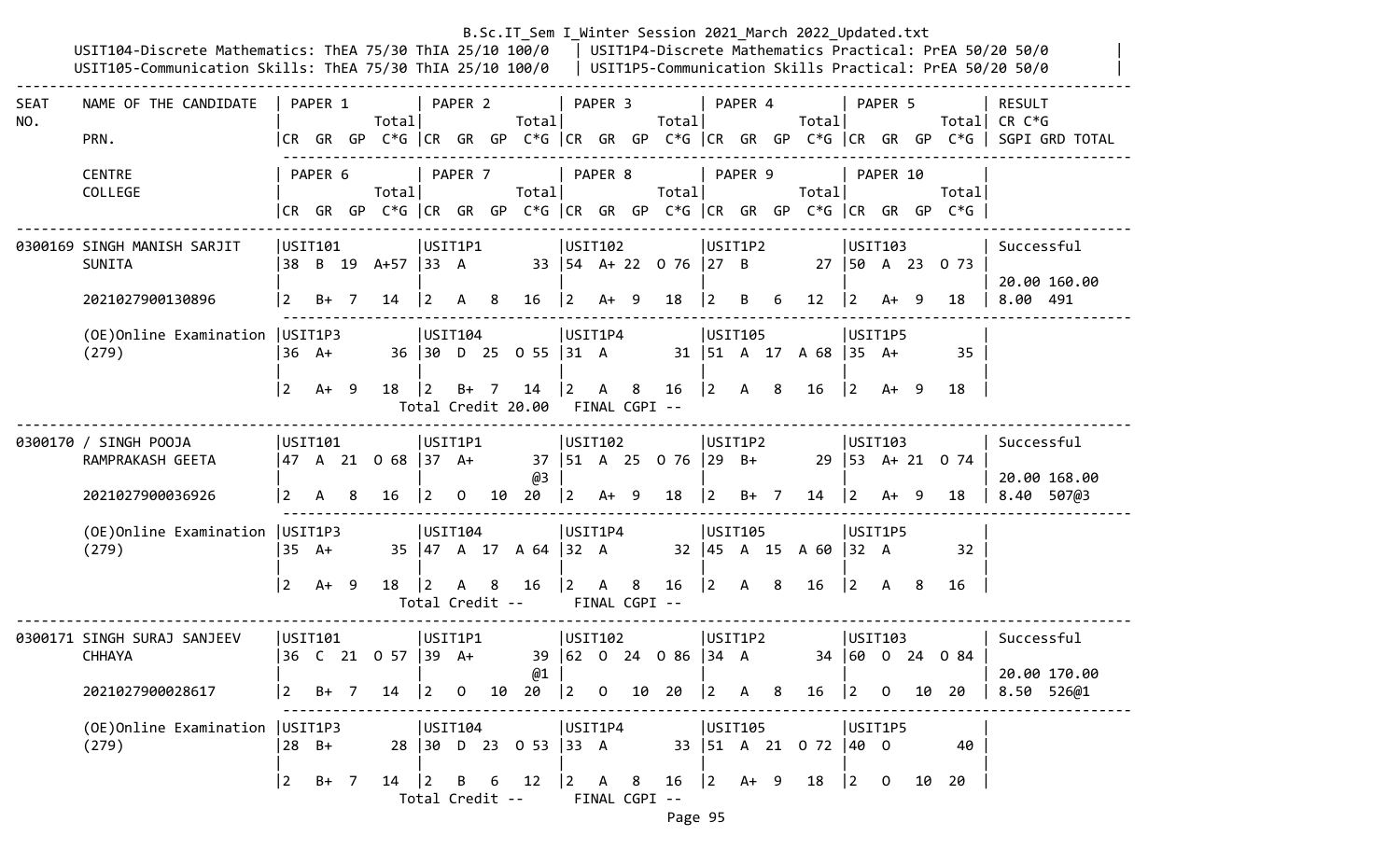B.Sc.IT_Sem I_Winter Session 2021_March 2022_Updated.txt

USIT104-Discrete Mathematics: ThEA 75/30 ThIA 25/10 100/0 | USIT1P4-Discrete Mathematics Practical: PrEA 50/20 50/0

USIT105-Communication Skills: ThEA 75/30 ThIA 25/10 100/0 | USIT1P5-Communication Skills Practical: PrEA 50/20 50/0

```
------------------------------------------------------------------------------------------------------------------------------------------------
SEAT    NAME OF THE CANDIDATE   | PAPER 1          | PAPER 2          | PAPER 3          | PAPER 4          | PAPER 5          | RESULT
NO.                             |             Total|             Total|             Total|             Total|             Total| CR C*G
        PRN.                    |CR  GR  GP  C*G |CR  GR  GP  C*G |CR  GR  GP  C*G |CR  GR  GP  C*G |CR  GR  GP  C*G | SGPI GRD TOTAL
                                 ---------------------------------------------------------------------------------------------------------------
        CENTRE                  | PAPER 6          | PAPER 7          | PAPER 8          | PAPER 9          | PAPER 10         |
        COLLEGE                 |             Total|             Total|             Total|             Total|             Total|
                                |CR  GR  GP  C*G |CR  GR  GP  C*G |CR  GR  GP  C*G |CR  GR  GP  C*G |CR  GR  GP  C*G |
------------------------------------------------------------------------------------------------------------------------------------------------

0300169 SINGH MANISH SARJIT     |USIT101          |USIT1P1          |USIT102          |USIT1P2          |USIT103          | Successful
        SUNITA                  |38  B  19  A+57  |33  A         33 |54  A+ 22  O 76  |27  B         27 |50  A  23  O 73  |
                                |                 |                 |                 |                 |                 | 20.00 160.00
        2021027900130896        |2   B+  7   14   |2   A   8   16   |2   A+  9   18   |2   B   6   12   |2   A+  9   18   | 8.00  491
                                 ---------------------------------------------------------------------------------------------------------------
        (OE)Online Examination  |USIT1P3          |USIT104          |USIT1P4          |USIT105          |USIT1P5          |
        (279)                   |36  A+        36 |30  D  25  O 55  |31  A         31 |51  A  17  A 68  |35  A+        35 |
                                |                 |                 |                 |                 |                 |
                                |2   A+  9   18   |2   B+  7   14   |2   A   8   16   |2   A   8   16   |2   A+  9   18   |
                                          Total Credit 20.00   FINAL CGPI --
------------------------------------------------------------------------------------------------------------------------------------------------

0300170 / SINGH POOJA           |USIT101          |USIT1P1          |USIT102          |USIT1P2          |USIT103          | Successful
        RAMPRAKASH GEETA        |47  A  21  O 68  |37  A+        37 |51  A  25  O 76  |29  B+        29 |53  A+ 21  O 74  |
                                |                 |              @3 |                 |                 |                 | 20.00 168.00
        2021027900036926        |2   A   8   16   |2   O  10   20   |2   A+  9   18   |2   B+  7   14   |2   A+  9   18   | 8.40  507@3
                                 ---------------------------------------------------------------------------------------------------------------
        (OE)Online Examination  |USIT1P3          |USIT104          |USIT1P4          |USIT105          |USIT1P5          |
        (279)                   |35  A+        35 |47  A  17  A 64  |32  A         32 |45  A  15  A 60  |32  A         32 |
                                |                 |                 |                 |                 |                 |
                                |2   A+  9   18   |2   A   8   16   |2   A   8   16   |2   A   8   16   |2   A   8   16   |
                                          Total Credit --      FINAL CGPI --
------------------------------------------------------------------------------------------------------------------------------------------------

0300171 SINGH SURAJ SANJEEV     |USIT101          |USIT1P1          |USIT102          |USIT1P2          |USIT103          | Successful
        CHHAYA                  |36  C  21  O 57  |39  A+        39 |62  O  24  O 86  |34  A         34 |60  O  24  O 84  |
                                |                 |              @1 |                 |                 |                 | 20.00 170.00
        2021027900028617        |2   B+  7   14   |2   O  10   20   |2   O  10   20   |2   A   8   16   |2   O  10   20   | 8.50  526@1
                                 ---------------------------------------------------------------------------------------------------------------
        (OE)Online Examination  |USIT1P3          |USIT104          |USIT1P4          |USIT105          |USIT1P5          |
        (279)                   |28  B+        28 |30  D  23  O 53  |33  A         33 |51  A  21  O 72  |40  O         40 |
                                |                 |                 |                 |                 |                 |
                                |2   B+  7   14   |2   B   6   12   |2   A   8   16   |2   A+  9   18   |2   O  10   20   |
                                          Total Credit --      FINAL CGPI --
```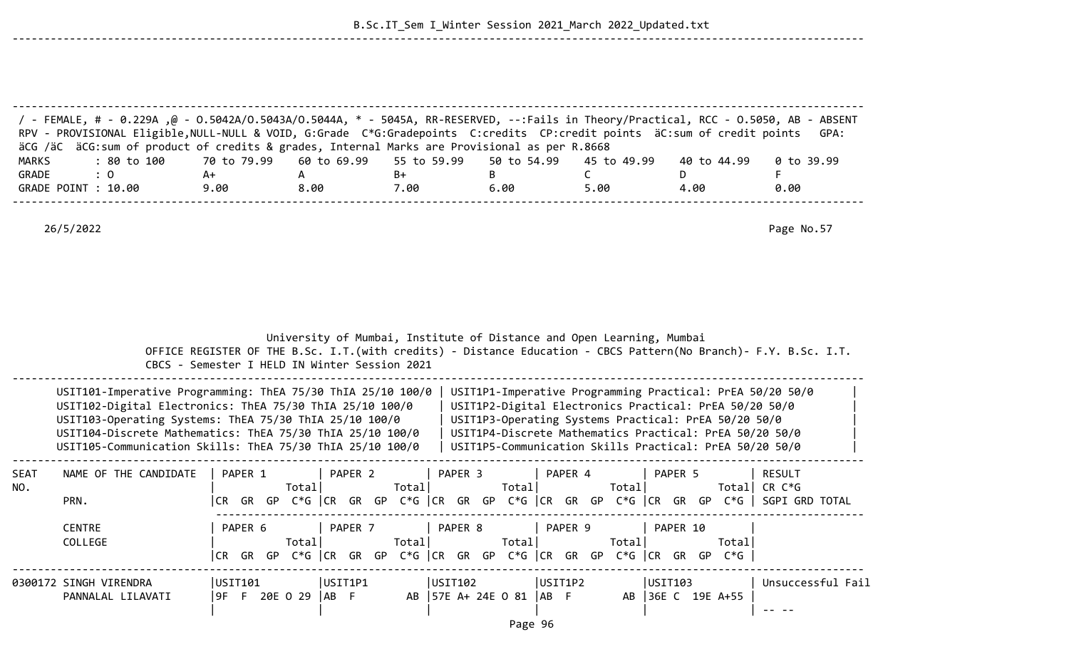/ - FEMALE, # - 0.229A ,@ - O.5042A/O.5043A/O.5044A, * - 5045A, RR-RESERVED, --:Fails in Theory/Practical, RCC - O.5050, AB - ABSENT
RPV - PROVISIONAL Eligible,NULL-NULL & VOID, G:Grade C*G:Gradepoints C:credits CP:credit points äC:sum of credit points GPA: äCG /äC äCG:sum of product of credits & grades, Internal Marks are Provisional as per R.8668

| MARKS | : 80 to 100 | 70 to 79.99 | 60 to 69.99 | 55 to 59.99 | 50 to 54.99 | 45 to 49.99 | 40 to 44.99 | 0 to 39.99 |
|---|---|---|---|---|---|---|---|---|
| GRADE | : O | A+ | A | B+ | B | C | D | F |
| GRADE POINT | : 10.00 | 9.00 | 8.00 | 7.00 | 6.00 | 5.00 | 4.00 | 0.00 |

26/5/2022

Page No.57

University of Mumbai, Institute of Distance and Open Learning, Mumbai
OFFICE REGISTER OF THE B.Sc. I.T.(with credits) - Distance Education - CBCS Pattern(No Branch)- F.Y. B.Sc. I.T.
CBCS - Semester I HELD IN Winter Session 2021

| | |
|---|---|
| USIT101-Imperative Programming: ThEA 75/30 ThIA 25/10 100/0 | USIT1P1-Imperative Programming Practical: PrEA 50/20 50/0 |
| USIT102-Digital Electronics: ThEA 75/30 ThIA 25/10 100/0 | USIT1P2-Digital Electronics Practical: PrEA 50/20 50/0 |
| USIT103-Operating Systems: ThEA 75/30 ThIA 25/10 100/0 | USIT1P3-Operating Systems Practical: PrEA 50/20 50/0 |
| USIT104-Discrete Mathematics: ThEA 75/30 ThIA 25/10 100/0 | USIT1P4-Discrete Mathematics Practical: PrEA 50/20 50/0 |
| USIT105-Communication Skills: ThEA 75/30 ThIA 25/10 100/0 | USIT1P5-Communication Skills Practical: PrEA 50/20 50/0 |

| SEAT NO. | NAME OF THE CANDIDATE / PRN. / CENTRE / COLLEGE | PAPER 1 / PAPER 6 (CR GR GP C*G Total) | PAPER 2 / PAPER 7 (CR GR GP C*G Total) | PAPER 3 / PAPER 8 (CR GR GP C*G Total) | PAPER 4 / PAPER 9 (CR GR GP C*G Total) | PAPER 5 / PAPER 10 (CR GR GP C*G Total) | RESULT CR C*G SGPI GRD TOTAL |
|---|---|---|---|---|---|---|---|
| 0300172 | SINGH VIRENDRA PANNALAL LILAVATI | USIT101 9F F 20E O 29 | USIT1P1 AB F AB | USIT102 57E A+ 24E O 81 | USIT1P2 AB F AB | USIT103 36E C 19E A+55 | Unsuccessful Fail -- -- |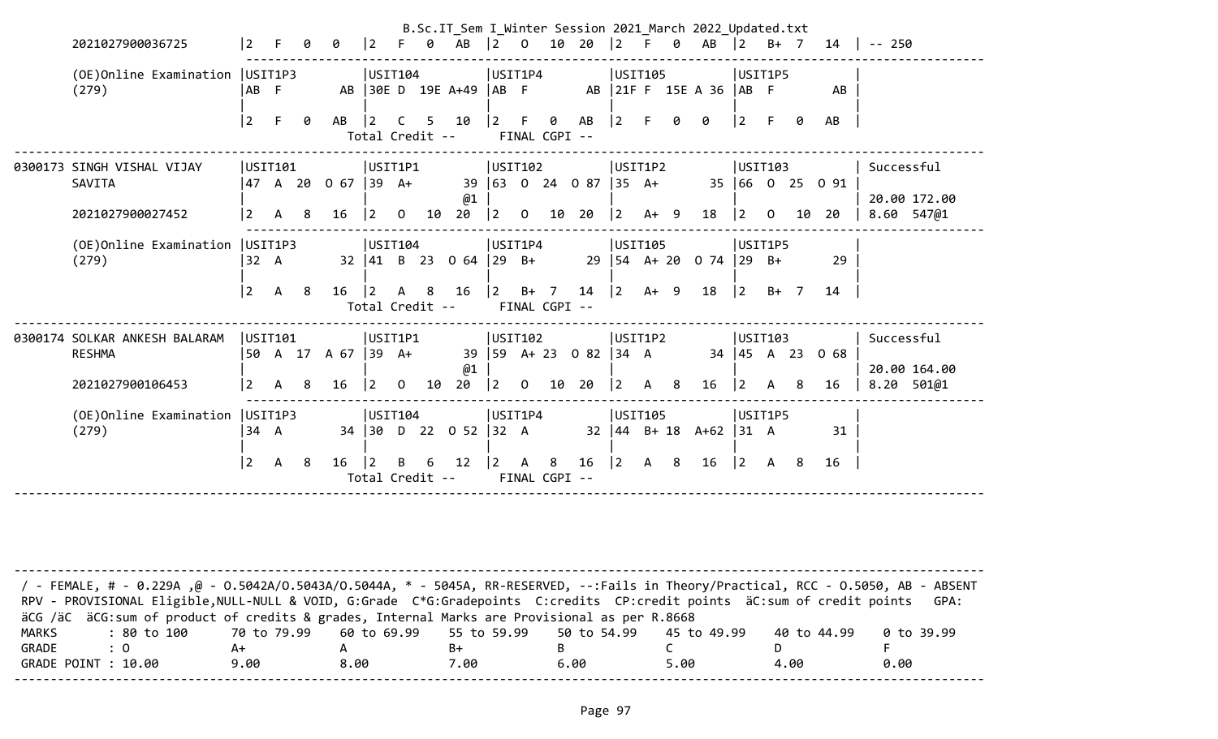B.Sc.IT_Sem I_Winter Session 2021_March 2022_Updated.txt

```
        2021027900036725       |2   F   0   0   |2   F   0   AB  |2   O   10  20  |2   F   0   AB  |2   B+  7   14  | -- 250
                               ----------------------------------------------------------------------------------
        (OE)Online Examination |USIT1P3         |USIT104         |USIT1P4         |USIT105         |USIT1P5         |
        (279)                  |AB  F        AB |30E D  19E A+49 |AB  F        AB |21F F  15E A 36 |AB  F        AB |
                               |                |                |                |                |                |
                               |2   F   0   AB  |2   C   5   10  |2   F   0   AB  |2   F   0   0   |2   F   0   AB  |
                                                 Total Credit --      FINAL CGPI --
-------------------------------------------------------------------------------------------------------------------------------
0300173 SINGH VISHAL VIJAY     |USIT101         |USIT1P1         |USIT102         |USIT1P2         |USIT103         | Successful
        SAVITA                 |47  A  20  O 67 |39  A+       39 |63  O  24  O 87 |35  A+       35 |66  O  25  O 91 |
                               |                |             @1 |                |                |                | 20.00 172.00
        2021027900027452       |2   A   8   16  |2   O   10  20  |2   O   10  20  |2   A+  9   18  |2   O   10  20  | 8.60  547@1
                               ----------------------------------------------------------------------------------
        (OE)Online Examination |USIT1P3         |USIT104         |USIT1P4         |USIT105         |USIT1P5         |
        (279)                  |32  A        32 |41  B  23  O 64 |29  B+       29 |54  A+ 20  O 74 |29  B+       29 |
                               |                |                |                |                |                |
                               |2   A   8   16  |2   A   8   16  |2   B+  7   14  |2   A+  9   18  |2   B+  7   14  |
                                                 Total Credit --      FINAL CGPI --
-------------------------------------------------------------------------------------------------------------------------------
0300174 SOLKAR ANKESH BALARAM  |USIT101         |USIT1P1         |USIT102         |USIT1P2         |USIT103         | Successful
        RESHMA                 |50  A  17  A 67 |39  A+       39 |59  A+ 23  O 82 |34  A        34 |45  A  23  O 68 |
                               |                |             @1 |                |                |                | 20.00 164.00
        2021027900106453       |2   A   8   16  |2   O   10  20  |2   O   10  20  |2   A   8   16  |2   A   8   16  | 8.20  501@1
                               ----------------------------------------------------------------------------------
        (OE)Online Examination |USIT1P3         |USIT104         |USIT1P4         |USIT105         |USIT1P5         |
        (279)                  |34  A        34 |30  D  22  O 52 |32  A        32 |44  B+ 18  A+62 |31  A        31 |
                               |                |                |                |                |                |
                               |2   A   8   16  |2   B   6   12  |2   A   8   16  |2   A   8   16  |2   A   8   16  |
                                                 Total Credit --      FINAL CGPI --
-------------------------------------------------------------------------------------------------------------------------------
```

/ - FEMALE, # - 0.229A ,@ - O.5042A/O.5043A/O.5044A, * - 5045A, RR-RESERVED, --:Fails in Theory/Practical, RCC - O.5050, AB - ABSENT
RPV - PROVISIONAL Eligible,NULL-NULL & VOID, G:Grade C*G:Gradepoints C:credits CP:credit points äC:sum of credit points GPA:
äCG /äC äCG:sum of product of credits & grades, Internal Marks are Provisional as per R.8668

| MARKS | : 80 to 100 | 70 to 79.99 | 60 to 69.99 | 55 to 59.99 | 50 to 54.99 | 45 to 49.99 | 40 to 44.99 | 0 to 39.99 |
|---|---|---|---|---|---|---|---|---|
| GRADE | : O | A+ | A | B+ | B | C | D | F |
| GRADE POINT | : 10.00 | 9.00 | 8.00 | 7.00 | 6.00 | 5.00 | 4.00 | 0.00 |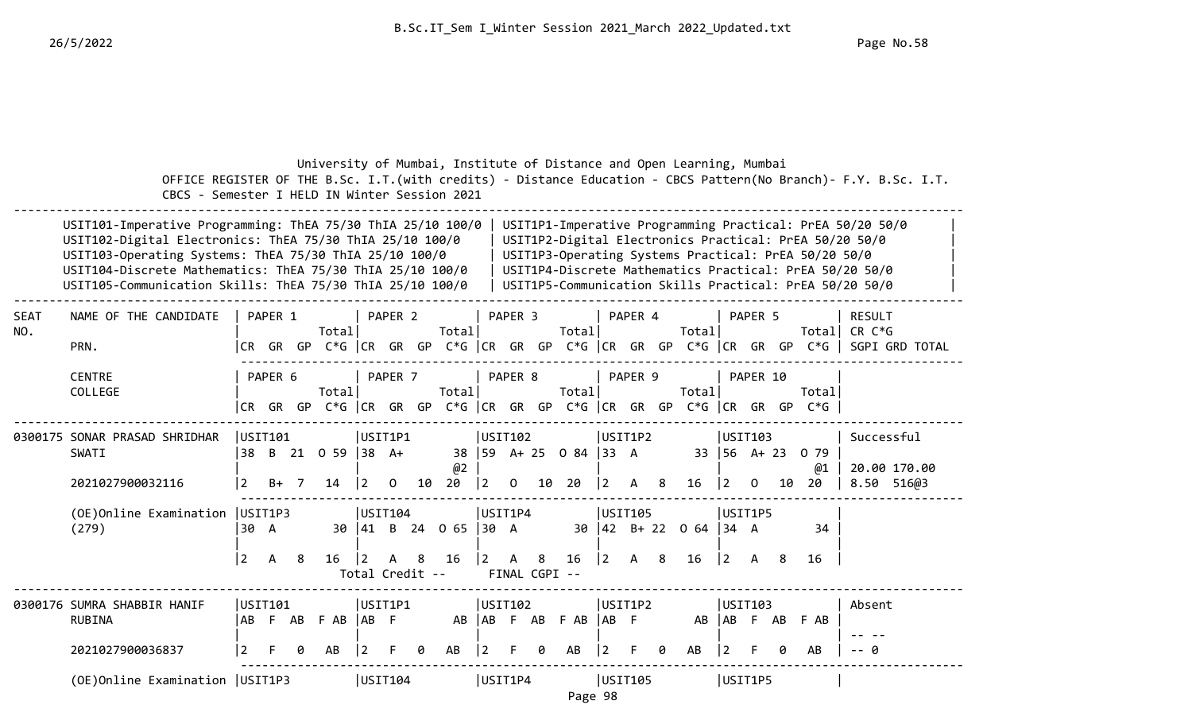University of Mumbai, Institute of Distance and Open Learning, Mumbai

OFFICE REGISTER OF THE B.Sc. I.T.(with credits) - Distance Education - CBCS Pattern(No Branch)- F.Y. B.Sc. I.T. CBCS - Semester I HELD IN Winter Session 2021

| Theory | Practical |
|---|---|
| USIT101-Imperative Programming: ThEA 75/30 ThIA 25/10 100/0 | USIT1P1-Imperative Programming Practical: PrEA 50/20 50/0 |
| USIT102-Digital Electronics: ThEA 75/30 ThIA 25/10 100/0 | USIT1P2-Digital Electronics Practical: PrEA 50/20 50/0 |
| USIT103-Operating Systems: ThEA 75/30 ThIA 25/10 100/0 | USIT1P3-Operating Systems Practical: PrEA 50/20 50/0 |
| USIT104-Discrete Mathematics: ThEA 75/30 ThIA 25/10 100/0 | USIT1P4-Discrete Mathematics Practical: PrEA 50/20 50/0 |
| USIT105-Communication Skills: ThEA 75/30 ThIA 25/10 100/0 | USIT1P5-Communication Skills Practical: PrEA 50/20 50/0 |

| SEAT NO. | NAME OF THE CANDIDATE / PRN. / CENTRE / COLLEGE | PAPER 1 / PAPER 6 (Total; CR GR GP C*G) | PAPER 2 / PAPER 7 (Total; CR GR GP C*G) | PAPER 3 / PAPER 8 (Total; CR GR GP C*G) | PAPER 4 / PAPER 9 (Total; CR GR GP C*G) | PAPER 5 / PAPER 10 (Total; CR GR GP C*G) | RESULT CR C*G SGPI GRD TOTAL |
|---|---|---|---|---|---|---|---|
| 0300175 | SONAR PRASAD SHRIDHAR SWATI | USIT101<br>38 B 21 O 59<br>2 B+ 7 14 | USIT1P1<br>38 A+ 38 @2<br>2 O 10 20 | USIT102<br>59 A+ 25 O 84<br>2 O 10 20 | USIT1P2<br>33 A 33<br>2 A 8 16 | USIT103<br>56 A+ 23 O 79 @1<br>2 O 10 20 | Successful<br>20.00 170.00<br>8.50 516@3 |
| | 2021027900032116 | | | | | | |
| | (OE)Online Examination (279) | USIT1P3<br>30 A 30<br>2 A 8 16 | USIT104<br>41 B 24 O 65<br>2 A 8 16 | USIT1P4<br>30 A 30<br>2 A 8 16 | USIT105<br>42 B+ 22 O 64<br>2 A 8 16 | USIT1P5<br>34 A 34<br>2 A 8 16 | |
| | | Total Credit -- | | FINAL CGPI -- | | | |
| 0300176 | SUMRA SHABBIR HANIF RUBINA | USIT101<br>AB F AB F AB<br>2 F 0 AB | USIT1P1<br>AB F AB<br>2 F 0 AB | USIT102<br>AB F AB F AB<br>2 F 0 AB | USIT1P2<br>AB F AB<br>2 F 0 AB | USIT103<br>AB F AB F AB<br>2 F 0 AB | Absent<br>-- --<br>-- 0 |
| | 2021027900036837 | | | | | | |
| | (OE)Online Examination | USIT1P3 | USIT104 | USIT1P4 | USIT105 | USIT1P5 | |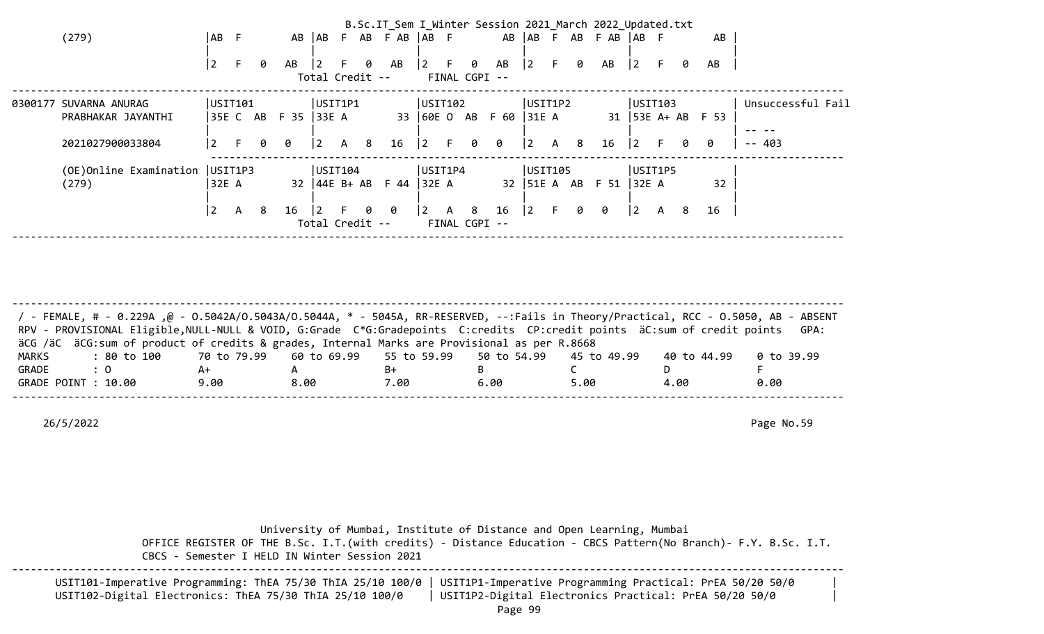```
        (279)                   |AB  F        AB |AB  F  AB  F AB |AB  F        AB |AB  F  AB  F AB |AB  F        AB |
                                |                |                |                |                |                |
                                |2   F   0   AB  |2   F   0   AB  |2   F   0   AB  |2   F   0   AB  |2   F   0   AB  |
                                                  Total Credit --      FINAL CGPI --
--------------------------------------------------------------------------------------------------------------------------------------
0300177 SUVARNA ANURAG          |USIT101         |USIT1P1         |USIT102         |USIT1P2         |USIT103         | Unsuccessful Fail
        PRABHAKAR JAYANTHI      |35E C  AB  F 35 |33E A        33 |60E O  AB  F 60 |31E A        31 |53E A+ AB  F 53 |
                                |                |                |                |                |                | -- --
        2021027900033804        |2   F   0   0   |2   A   8   16  |2   F   0   0   |2   A   8   16  |2   F   0   0   | -- 403
                                ------------------------------------------------------------------------------------------------------
        (OE)Online Examination  |USIT1P3         |USIT104         |USIT1P4         |USIT105         |USIT1P5         |
        (279)                   |32E A        32 |44E B+ AB  F 44 |32E A        32 |51E A  AB  F 51 |32E A        32 |
                                |                |                |                |                |                |
                                |2   A   8   16  |2   F   0   0   |2   A   8   16  |2   F   0   0   |2   A   8   16  |
                                                  Total Credit --      FINAL CGPI --
--------------------------------------------------------------------------------------------------------------------------------------
```

```
--------------------------------------------------------------------------------------------------------------------------------------
 / - FEMALE, # - 0.229A ,@ - O.5042A/O.5043A/O.5044A, * - 5045A, RR-RESERVED, --:Fails in Theory/Practical, RCC - O.5050, AB - ABSENT
 RPV - PROVISIONAL Eligible,NULL-NULL & VOID, G:Grade  C*G:Gradepoints  C:credits  CP:credit points  äC:sum of credit points   GPA:
 äCG /äC  äCG:sum of product of credits & grades, Internal Marks are Provisional as per R.8668
 MARKS       : 80 to 100      70 to 79.99    60 to 69.99    55 to 59.99    50 to 54.99    45 to 49.99    40 to 44.99    0 to 39.99
 GRADE       : O              A+             A              B+             B              C              D              F
 GRADE POINT : 10.00          9.00           8.00           7.00           6.00           5.00           4.00           0.00
--------------------------------------------------------------------------------------------------------------------------------------
```

26/5/2022 Page No.59

University of Mumbai, Institute of Distance and Open Learning, Mumbai

OFFICE REGISTER OF THE B.Sc. I.T.(with credits) - Distance Education - CBCS Pattern(No Branch)- F.Y. B.Sc. I.T.

CBCS - Semester I HELD IN Winter Session 2021

```
--------------------------------------------------------------------------------------------------------------------------------------
       USIT101-Imperative Programming: ThEA 75/30 ThIA 25/10 100/0 | USIT1P1-Imperative Programming Practical: PrEA 50/20 50/0      |
       USIT102-Digital Electronics: ThEA 75/30 ThIA 25/10 100/0    | USIT1P2-Digital Electronics Practical: PrEA 50/20 50/0         |
```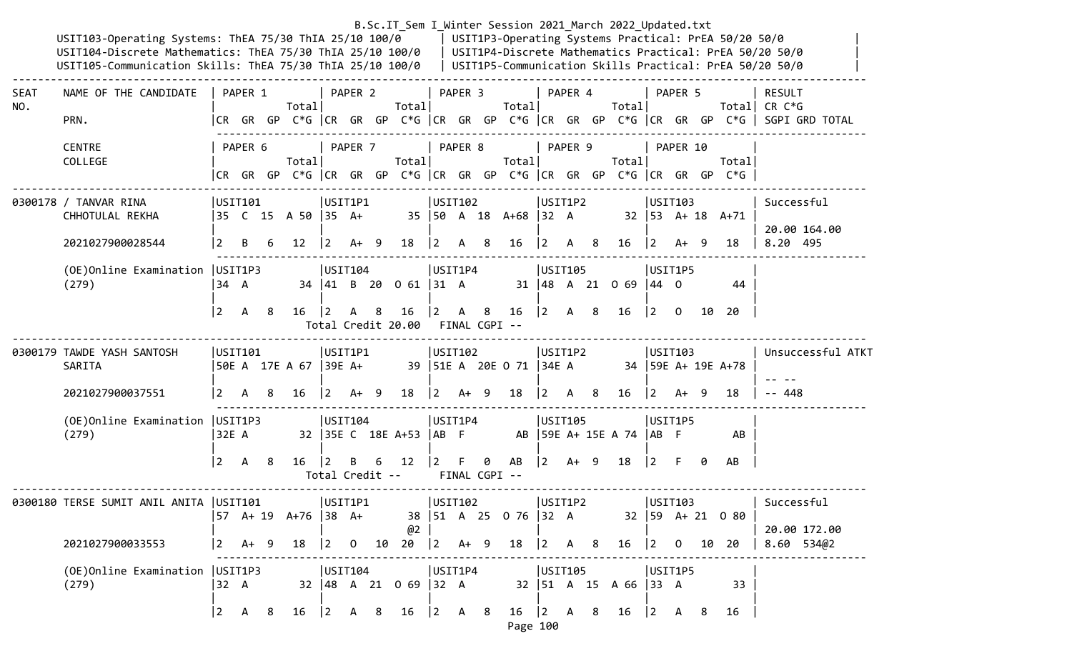B.Sc.IT_Sem I_Winter Session 2021_March 2022_Updated.txt

```
USIT103-Operating Systems: ThEA 75/30 ThIA 25/10 100/0     | USIT1P3-Operating Systems Practical: PrEA 50/20 50/0        |
USIT104-Discrete Mathematics: ThEA 75/30 ThIA 25/10 100/0  | USIT1P4-Discrete Mathematics Practical: PrEA 50/20 50/0     |
USIT105-Communication Skills: ThEA 75/30 ThIA 25/10 100/0  | USIT1P5-Communication Skills Practical: PrEA 50/20 50/0     |
-----------------------------------------------------------------------------------------------------------------------------------------------
SEAT    NAME OF THE CANDIDATE   | PAPER 1          | PAPER 2          | PAPER 3          | PAPER 4          | PAPER 5          | RESULT
NO.                             |            Total|            Total|            Total|            Total|            Total| CR C*G
        PRN.                    |CR  GR  GP  C*G  |CR  GR  GP  C*G  |CR  GR  GP  C*G  |CR  GR  GP  C*G  |CR  GR  GP  C*G  | SGPI GRD TOTAL
                                 ---------------------------------------------------------------------------------------------------------------
        CENTRE                  | PAPER 6          | PAPER 7          | PAPER 8          | PAPER 9          | PAPER 10         |
        COLLEGE                 |            Total|            Total|            Total|            Total|            Total|
                                |CR  GR  GP  C*G  |CR  GR  GP  C*G  |CR  GR  GP  C*G  |CR  GR  GP  C*G  |CR  GR  GP  C*G  |
-----------------------------------------------------------------------------------------------------------------------------------------------
0300178 / TANVAR RINA           |USIT101          |USIT1P1          |USIT102          |USIT1P2          |USIT103           | Successful
        CHHOTULAL REKHA         |35  C  15  A 50  |35  A+        35 |50  A  18  A+68  |32  A         32 |53  A+ 18  A+71   |
                                |                 |                 |                 |                 |                  | 20.00 164.00
        2021027900028544        |2   B   6   12   |2   A+  9   18   |2   A   8   16   |2   A   8   16   |2   A+  9   18    | 8.20  495
                                 ---------------------------------------------------------------------------------------------------------------
        (OE)Online Examination  |USIT1P3          |USIT104          |USIT1P4          |USIT105          |USIT1P5           |
        (279)                   |34  A         34 |41  B  20  O 61  |31  A         31 |48  A  21  O 69  |44  O          44 |
                                |                 |                 |                 |                 |                  |
                                |2   A   8   16   |2   A   8   16   |2   A   8   16   |2   A   8   16   |2   O   10  20    |
                                          Total Credit 20.00   FINAL CGPI --
-----------------------------------------------------------------------------------------------------------------------------------------------
0300179 TAWDE YASH SANTOSH      |USIT101          |USIT1P1          |USIT102          |USIT1P2          |USIT103           | Unsuccessful ATKT
        SARITA                  |50E A  17E A 67  |39E A+        39 |51E A  20E O 71  |34E A         34 |59E A+ 19E A+78   |
                                |                 |                 |                 |                 |                  | -- --
        2021027900037551        |2   A   8   16   |2   A+  9   18   |2   A+  9   18   |2   A   8   16   |2   A+  9   18    | -- 448
                                 ---------------------------------------------------------------------------------------------------------------
        (OE)Online Examination  |USIT1P3          |USIT104          |USIT1P4          |USIT105          |USIT1P5           |
        (279)                   |32E A         32 |35E C  18E A+53  |AB  F         AB |59E A+ 15E A 74  |AB  F          AB |
                                |                 |                 |                 |                 |                  |
                                |2   A   8   16   |2   B   6   12   |2   F   0   AB   |2   A+  9   18   |2   F   0   AB    |
                                          Total Credit --      FINAL CGPI --
-----------------------------------------------------------------------------------------------------------------------------------------------
0300180 TERSE SUMIT ANIL ANITA  |USIT101          |USIT1P1          |USIT102          |USIT1P2          |USIT103           | Successful
                                |57  A+ 19  A+76  |38  A+        38 |51  A  25  O 76  |32  A         32 |59  A+ 21  O 80   |
                                |                 |              @2 |                 |                 |                  | 20.00 172.00
        2021027900033553        |2   A+  9   18   |2   O   10  20   |2   A+  9   18   |2   A   8   16   |2   O   10  20    | 8.60  534@2
                                 ---------------------------------------------------------------------------------------------------------------
        (OE)Online Examination  |USIT1P3          |USIT104          |USIT1P4          |USIT105          |USIT1P5           |
        (279)                   |32  A         32 |48  A  21  O 69  |32  A         32 |51  A  15  A 66  |33  A          33 |
                                |                 |                 |                 |                 |                  |
                                |2   A   8   16   |2   A   8   16   |2   A   8   16   |2   A   8   16   |2   A   8   16    |
```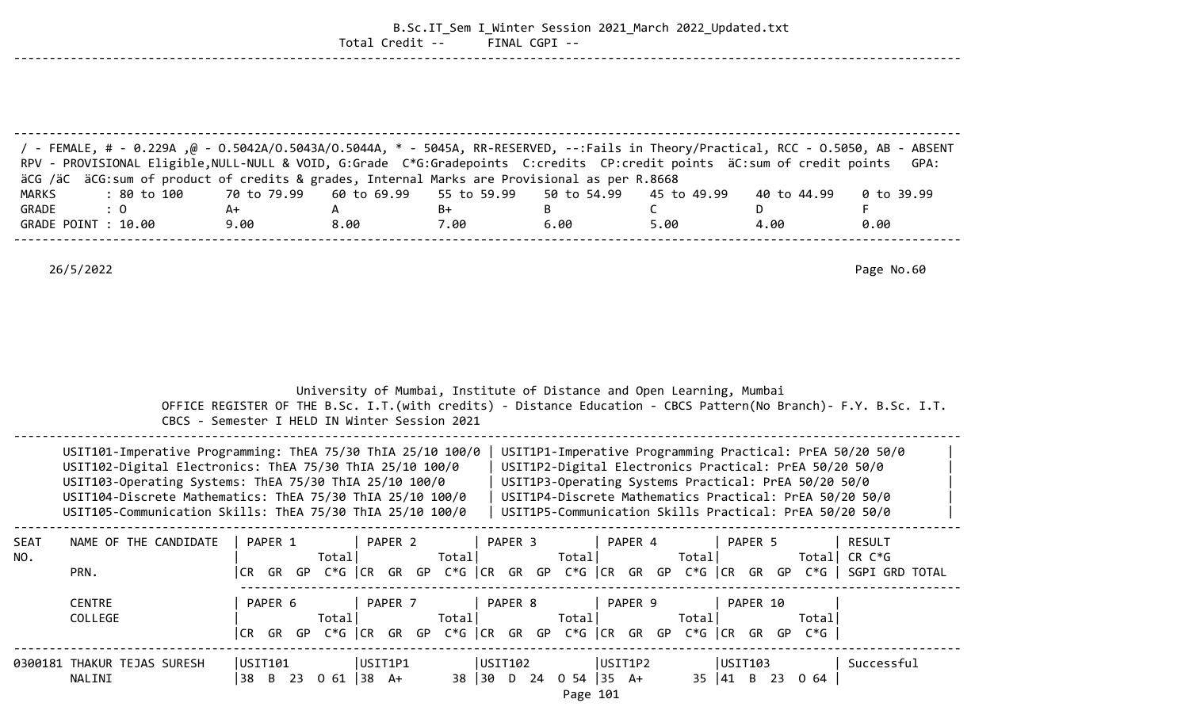Total Credit -- FINAL CGPI --

---

/ - FEMALE, # - 0.229A ,@ - O.5042A/O.5043A/O.5044A, * - 5045A, RR-RESERVED, --:Fails in Theory/Practical, RCC - O.5050, AB - ABSENT
RPV - PROVISIONAL Eligible,NULL-NULL & VOID, G:Grade C*G:Gradepoints C:credits CP:credit points äC:sum of credit points GPA:
äCG /äC äCG:sum of product of credits & grades, Internal Marks are Provisional as per R.8668

| MARKS | : 80 to 100 | 70 to 79.99 | 60 to 69.99 | 55 to 59.99 | 50 to 54.99 | 45 to 49.99 | 40 to 44.99 | 0 to 39.99 |
|---|---|---|---|---|---|---|---|---|
| GRADE | : O | A+ | A | B+ | B | C | D | F |
| GRADE POINT | : 10.00 | 9.00 | 8.00 | 7.00 | 6.00 | 5.00 | 4.00 | 0.00 |

26/5/2022 Page No.60

University of Mumbai, Institute of Distance and Open Learning, Mumbai
OFFICE REGISTER OF THE B.Sc. I.T.(with credits) - Distance Education - CBCS Pattern(No Branch)- F.Y. B.Sc. I.T.
CBCS - Semester I HELD IN Winter Session 2021

| Theory | Practical |
|---|---|
| USIT101-Imperative Programming: ThEA 75/30 ThIA 25/10 100/0 | USIT1P1-Imperative Programming Practical: PrEA 50/20 50/0 |
| USIT102-Digital Electronics: ThEA 75/30 ThIA 25/10 100/0 | USIT1P2-Digital Electronics Practical: PrEA 50/20 50/0 |
| USIT103-Operating Systems: ThEA 75/30 ThIA 25/10 100/0 | USIT1P3-Operating Systems Practical: PrEA 50/20 50/0 |
| USIT104-Discrete Mathematics: ThEA 75/30 ThIA 25/10 100/0 | USIT1P4-Discrete Mathematics Practical: PrEA 50/20 50/0 |
| USIT105-Communication Skills: ThEA 75/30 ThIA 25/10 100/0 | USIT1P5-Communication Skills Practical: PrEA 50/20 50/0 |

| SEAT NO. | NAME OF THE CANDIDATE / PRN. / CENTRE / COLLEGE | PAPER 1 / PAPER 6 (CR GR GP C*G Total) | PAPER 2 / PAPER 7 (CR GR GP C*G Total) | PAPER 3 / PAPER 8 (CR GR GP C*G Total) | PAPER 4 / PAPER 9 (CR GR GP C*G Total) | PAPER 5 / PAPER 10 (CR GR GP C*G Total) | RESULT CR C*G SGPI GRD TOTAL |
|---|---|---|---|---|---|---|---|
| 0300181 | THAKUR TEJAS SURESH NALINI | USIT101<br>38 B 23 O 61 | USIT1P1<br>38 A+ 38 | USIT102<br>30 D 24 O 54 | USIT1P2<br>35 A+ 35 | USIT103<br>41 B 23 O 64 | Successful |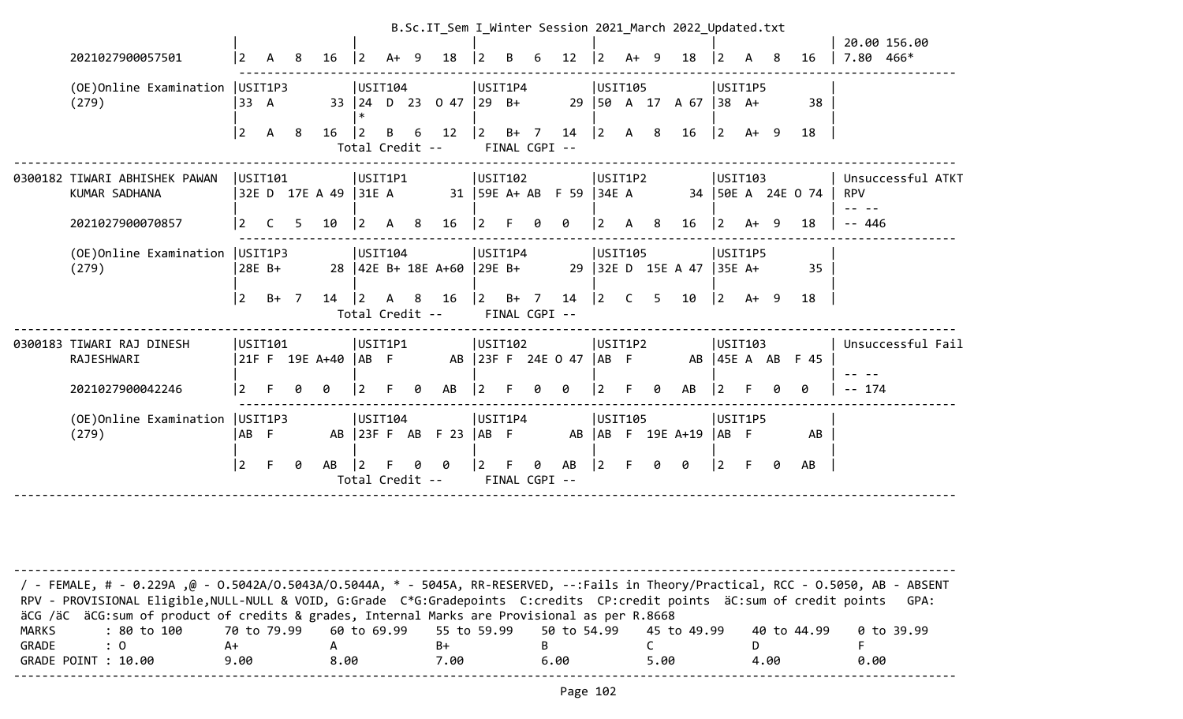B.Sc.IT_Sem I_Winter Session 2021_March 2022_Updated.txt

```
                              |                  |                  |                  |                  |                  | 20.00 156.00
       2021027900057501       |2   A   8   16    |2   A+  9   18    |2   B   6   12    |2   A+  9   18    |2   A   8   16    | 7.80  466*
                               ------------------------------------------------------------------------------------------------
       (OE)Online Examination |USIT1P3           |USIT104           |USIT1P4           |USIT105           |USIT1P5           |
       (279)                  |33  A         33  |24  D  23  O 47   |29  B+        29  |50  A  17  A 67   |38  A+        38  |
                              |                  |*                 |                  |                  |                  |
                              |2   A   8   16    |2   B   6   12    |2   B+  7   14    |2   A   8   16    |2   A+  9   18    |
                                                  Total Credit --      FINAL CGPI --
----------------------------------------------------------------------------------------------------------------------------------
0300182 TIWARI ABHISHEK PAWAN |USIT101           |USIT1P1           |USIT102           |USIT1P2           |USIT103           | Unsuccessful ATKT
        KUMAR SADHANA         |32E D  17E A 49   |31E A         31  |59E A+ AB  F 59   |34E A         34  |50E A  24E O 74   | RPV
                              |                  |                  |                  |                  |                  | -- --
       2021027900070857       |2   C   5   10    |2   A   8   16    |2   F   0   0     |2   A   8   16    |2   A+  9   18    | -- 446
                               ------------------------------------------------------------------------------------------------
       (OE)Online Examination |USIT1P3           |USIT104           |USIT1P4           |USIT105           |USIT1P5           |
       (279)                  |28E B+        28  |42E B+ 18E A+60   |29E B+        29  |32E D  15E A 47   |35E A+        35  |
                              |                  |                  |                  |                  |                  |
                              |2   B+  7   14    |2   A   8   16    |2   B+  7   14    |2   C   5   10    |2   A+  9   18    |
                                                  Total Credit --      FINAL CGPI --
----------------------------------------------------------------------------------------------------------------------------------
0300183 TIWARI RAJ DINESH     |USIT101           |USIT1P1           |USIT102           |USIT1P2           |USIT103           | Unsuccessful Fail
        RAJESHWARI            |21F F  19E A+40   |AB  F         AB  |23F F  24E O 47   |AB  F         AB  |45E A  AB  F 45   |
                              |                  |                  |                  |                  |                  | -- --
       2021027900042246       |2   F   0   0     |2   F   0   AB    |2   F   0   0     |2   F   0   AB    |2   F   0   0     | -- 174
                               ------------------------------------------------------------------------------------------------
       (OE)Online Examination |USIT1P3           |USIT104           |USIT1P4           |USIT105           |USIT1P5           |
       (279)                  |AB  F         AB  |23F F  AB  F 23   |AB  F         AB  |AB  F  19E A+19   |AB  F         AB  |
                              |                  |                  |                  |                  |                  |
                              |2   F   0   AB    |2   F   0   0     |2   F   0   AB    |2   F   0   0     |2   F   0   AB    |
                                                  Total Credit --      FINAL CGPI --
----------------------------------------------------------------------------------------------------------------------------------
```

```
----------------------------------------------------------------------------------------------------------------------------------
 / - FEMALE, # - 0.229A ,@ - O.5042A/O.5043A/O.5044A, * - 5045A, RR-RESERVED, --:Fails in Theory/Practical, RCC - O.5050, AB - ABSENT
 RPV - PROVISIONAL Eligible,NULL-NULL & VOID, G:Grade  C*G:Gradepoints  C:credits  CP:credit points  äC:sum of credit points   GPA:
 äCG /äC  äCG:sum of product of credits & grades, Internal Marks are Provisional as per R.8668
 MARKS       : 80 to 100      70 to 79.99    60 to 69.99    55 to 59.99    50 to 54.99    45 to 49.99    40 to 44.99    0 to 39.99
 GRADE       : O              A+             A              B+             B              C              D              F
 GRADE POINT : 10.00          9.00           8.00           7.00           6.00           5.00           4.00           0.00
----------------------------------------------------------------------------------------------------------------------------------
```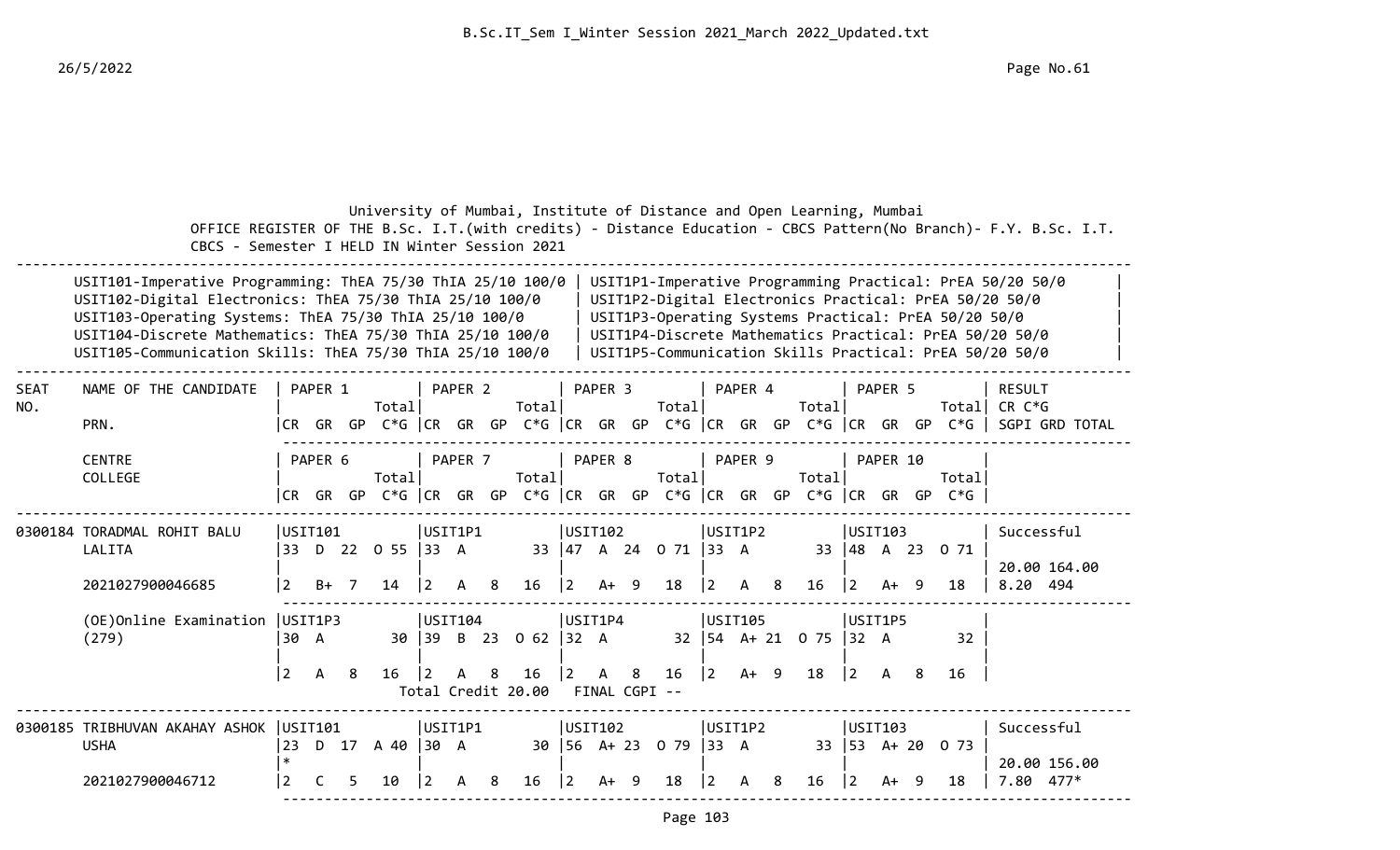University of Mumbai, Institute of Distance and Open Learning, Mumbai

OFFICE REGISTER OF THE B.Sc. I.T.(with credits) - Distance Education - CBCS Pattern(No Branch)- F.Y. B.Sc. I.T. CBCS - Semester I HELD IN Winter Session 2021

| | |
|---|---|
| USIT101-Imperative Programming: ThEA 75/30 ThIA 25/10 100/0 | USIT1P1-Imperative Programming Practical: PrEA 50/20 50/0 |
| USIT102-Digital Electronics: ThEA 75/30 ThIA 25/10 100/0 | USIT1P2-Digital Electronics Practical: PrEA 50/20 50/0 |
| USIT103-Operating Systems: ThEA 75/30 ThIA 25/10 100/0 | USIT1P3-Operating Systems Practical: PrEA 50/20 50/0 |
| USIT104-Discrete Mathematics: ThEA 75/30 ThIA 25/10 100/0 | USIT1P4-Discrete Mathematics Practical: PrEA 50/20 50/0 |
| USIT105-Communication Skills: ThEA 75/30 ThIA 25/10 100/0 | USIT1P5-Communication Skills Practical: PrEA 50/20 50/0 |

| SEAT NO. | NAME OF THE CANDIDATE / PRN. / CENTRE / COLLEGE | PAPER 1 / PAPER 6 (CR GR GP Total C*G) | PAPER 2 / PAPER 7 (CR GR GP Total C*G) | PAPER 3 / PAPER 8 (CR GR GP Total C*G) | PAPER 4 / PAPER 9 (CR GR GP Total C*G) | PAPER 5 / PAPER 10 (CR GR GP Total C*G) | RESULT / CR C*G / SGPI GRD TOTAL |
|---|---|---|---|---|---|---|---|
| 0300184 | TORADMAL ROHIT BALU LALITA | USIT101<br>33 D 22 O 55<br>2 B+ 7 14 | USIT1P1<br>33 A 33<br>2 A 8 16 | USIT102<br>47 A 24 O 71<br>2 A+ 9 18 | USIT1P2<br>33 A 33<br>2 A 8 16 | USIT103<br>48 A 23 O 71<br>2 A+ 9 18 | Successful<br>20.00 164.00<br>8.20 494 |
| | 2021027900046685 | | | | | | |
| | (OE)Online Examination (279) | USIT1P3<br>30 A 30<br>2 A 8 16 | USIT104<br>39 B 23 O 62<br>2 A 8 16 | USIT1P4<br>32 A 32<br>2 A 8 16 | USIT105<br>54 A+ 21 O 75<br>2 A+ 9 18 | USIT1P5<br>32 A 32<br>2 A 8 16 | |
| | | Total Credit 20.00 | | FINAL CGPI -- | | | |
| 0300185 | TRIBHUVAN AKAHAY ASHOK USHA | USIT101<br>23 D 17 A 40<br>*<br>2 C 5 10 | USIT1P1<br>30 A 30<br>2 A 8 16 | USIT102<br>56 A+ 23 O 79<br>2 A+ 9 18 | USIT1P2<br>33 A 33<br>2 A 8 16 | USIT103<br>53 A+ 20 O 73<br>2 A+ 9 18 | Successful<br>20.00 156.00<br>7.80 477* |
| | 2021027900046712 | | | | | | |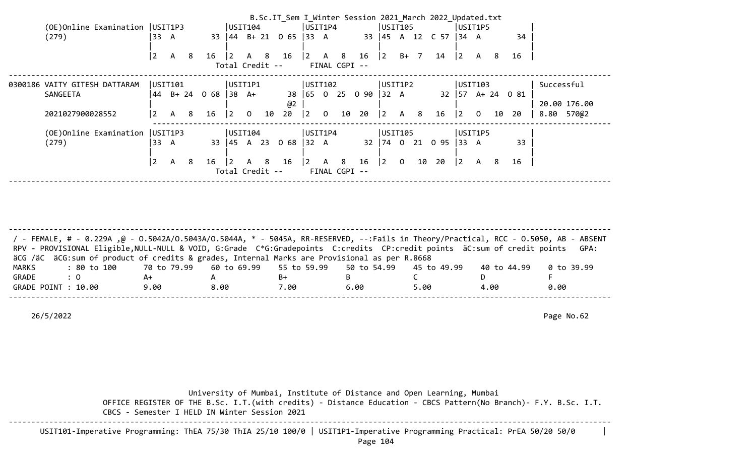```
       (OE)Online Examination |USIT1P3           |USIT104           |USIT1P4           |USIT105           |USIT1P5           |
       (279)                  |33  A          33 |44  B+ 21  O 65 |33  A          33 |45  A  12  C 57 |34  A          34 |
                              |                  |                  |                  |                  |                  |
                              |2   A   8    16  |2   A   8    16  |2   A   8    16  |2   B+  7    14  |2   A   8    16  |
                                                 Total Credit --      FINAL CGPI --
------------------------------------------------------------------------------------------------------------------------------
0300186 VAITY GITESH DATTARAM  |USIT101           |USIT1P1           |USIT102           |USIT1P2           |USIT103           | Successful
        SANGEETA               |44  B+ 24  O 68 |38  A+         38 |65  O  25  O 90 |32  A          32 |57  A+ 24  O 81 |
                               |                  |               @2 |                  |                  |                  | 20.00 176.00
        2021027900028552       |2   A   8    16  |2   O   10   20  |2   O   10   20  |2   A   8    16  |2   O   10   20  | 8.80  570@2
                               ----------------------------------------------------------------------------------------------
       (OE)Online Examination |USIT1P3           |USIT104           |USIT1P4           |USIT105           |USIT1P5           |
       (279)                  |33  A          33 |45  A  23  O 68 |32  A          32 |74  O  21  O 95 |33  A          33 |
                              |                  |                  |                  |                  |                  |
                              |2   A   8    16  |2   A   8    16  |2   A   8    16  |2   O   10   20  |2   A   8    16  |
                                                 Total Credit --      FINAL CGPI --
------------------------------------------------------------------------------------------------------------------------------
```

```
------------------------------------------------------------------------------------------------------------------------------
/ - FEMALE, # - 0.229A ,@ - O.5042A/O.5043A/O.5044A, * - 5045A, RR-RESERVED, --:Fails in Theory/Practical, RCC - O.5050, AB - ABSENT
 RPV - PROVISIONAL Eligible,NULL-NULL & VOID, G:Grade  C*G:Gradepoints  C:credits  CP:credit points  äC:sum of credit points   GPA:
 äCG /äC  äCG:sum of product of credits & grades, Internal Marks are Provisional as per R.8668
 MARKS       : 80 to 100      70 to 79.99    60 to 69.99    55 to 59.99    50 to 54.99    45 to 49.99    40 to 44.99    0 to 39.99
 GRADE       : O              A+             A              B+             B              C              D              F
 GRADE POINT : 10.00          9.00           8.00           7.00           6.00           5.00           4.00           0.00
------------------------------------------------------------------------------------------------------------------------------
```

26/5/2022 Page No.62

University of Mumbai, Institute of Distance and Open Learning, Mumbai

OFFICE REGISTER OF THE B.Sc. I.T.(with credits) - Distance Education - CBCS Pattern(No Branch)- F.Y. B.Sc. I.T. CBCS - Semester I HELD IN Winter Session 2021

```
------------------------------------------------------------------------------------------------------------------------------
      USIT101-Imperative Programming: ThEA 75/30 ThIA 25/10 100/0 | USIT1P1-Imperative Programming Practical: PrEA 50/20 50/0      |
```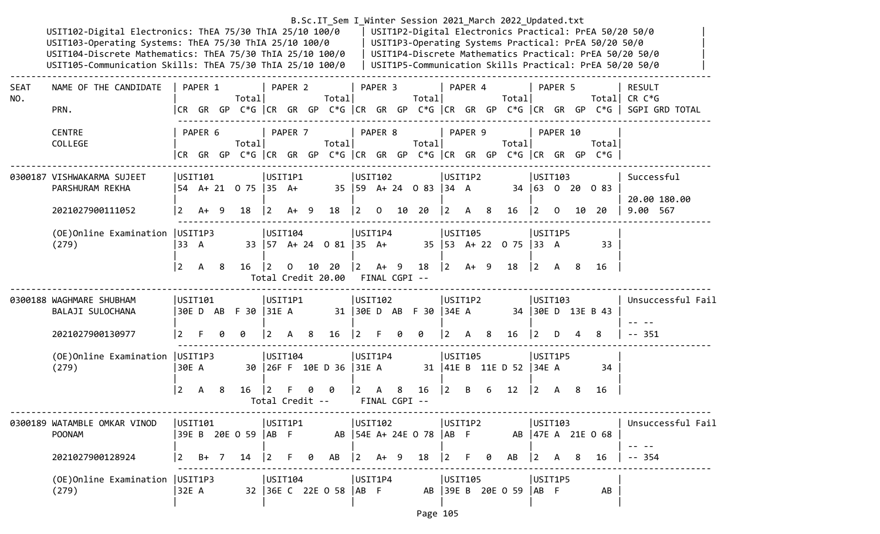USIT102-Digital Electronics: ThEA 75/30 ThIA 25/10 100/0 | USIT1P2-Digital Electronics Practical: PrEA 50/20 50/0
USIT103-Operating Systems: ThEA 75/30 ThIA 25/10 100/0 | USIT1P3-Operating Systems Practical: PrEA 50/20 50/0
USIT104-Discrete Mathematics: ThEA 75/30 ThIA 25/10 100/0 | USIT1P4-Discrete Mathematics Practical: PrEA 50/20 50/0
USIT105-Communication Skills: ThEA 75/30 ThIA 25/10 100/0 | USIT1P5-Communication Skills Practical: PrEA 50/20 50/0

```
-----------------------------------------------------------------------------------------------------------------------------------------------------------
SEAT    NAME OF THE CANDIDATE   | PAPER 1          | PAPER 2          | PAPER 3          | PAPER 4          | PAPER 5          | RESULT
NO.                             |            Total|             Total|             Total|             Total|             Total| CR C*G
        PRN.                    |CR  GR  GP  C*G |CR  GR  GP  C*G |CR  GR  GP  C*G |CR  GR  GP  C*G |CR  GR  GP  C*G | SGPI GRD TOTAL

        CENTRE                  | PAPER 6          | PAPER 7          | PAPER 8          | PAPER 9          | PAPER 10         |
        COLLEGE                 |            Total|             Total|             Total|             Total|             Total|
                                |CR  GR  GP  C*G |CR  GR  GP  C*G |CR  GR  GP  C*G |CR  GR  GP  C*G |CR  GR  GP  C*G |
-----------------------------------------------------------------------------------------------------------------------------------------------------------
0300187 VISHWAKARMA SUJEET      |USIT101           |USIT1P1           |USIT102           |USIT1P2           |USIT103           | Successful
        PARSHURAM REKHA         |54  A+ 21  O 75  |35  A+        35  |59  A+ 24  O 83  |34  A         34  |63  O  20  O 83  |
                                |                  |                  |                  |                  |                  | 20.00 180.00
        2021027900111052        |2   A+  9   18    |2   A+  9   18    |2   O   10  20    |2   A   8   16    |2   O   10  20    | 9.00  567
        ---------------------------------------------------------------------------------------------------------------------------------------------------
        (OE)Online Examination  |USIT1P3           |USIT104           |USIT1P4           |USIT105           |USIT1P5           |
        (279)                   |33  A         33  |57  A+ 24  O 81  |35  A+        35  |53  A+ 22  O 75  |33  A         33  |
                                |                  |                  |                  |                  |                  |
                                |2   A   8   16    |2   O   10  20    |2   A+  9   18    |2   A+  9   18    |2   A   8   16    |
                                        Total Credit 20.00   FINAL CGPI --
-----------------------------------------------------------------------------------------------------------------------------------------------------------
0300188 WAGHMARE SHUBHAM        |USIT101           |USIT1P1           |USIT102           |USIT1P2           |USIT103           | Unsuccessful Fail
        BALAJI SULOCHANA        |30E D  AB  F 30  |31E A         31  |30E D  AB  F 30  |34E A         34  |30E D  13E B 43  |
                                |                  |                  |                  |                  |                  | -- --
        2021027900130977        |2   F   0   0     |2   A   8   16    |2   F   0   0     |2   A   8   16    |2   D   4   8     | -- 351
        ---------------------------------------------------------------------------------------------------------------------------------------------------
        (OE)Online Examination  |USIT1P3           |USIT104           |USIT1P4           |USIT105           |USIT1P5           |
        (279)                   |30E A         30  |26F F  10E D 36  |31E A         31  |41E B  11E D 52  |34E A         34  |
                                |                  |                  |                  |                  |                  |
                                |2   A   8   16    |2   F   0   0     |2   A   8   16    |2   B   6   12    |2   A   8   16    |
                                        Total Credit --      FINAL CGPI --
-----------------------------------------------------------------------------------------------------------------------------------------------------------
0300189 WATAMBLE OMKAR VINOD    |USIT101           |USIT1P1           |USIT102           |USIT1P2           |USIT103           | Unsuccessful Fail
        POONAM                  |39E B  20E O 59  |AB  F         AB  |54E A+ 24E O 78  |AB  F         AB  |47E A  21E O 68  |
                                |                  |                  |                  |                  |                  | -- --
        2021027900128924        |2   B+  7   14    |2   F   0   AB    |2   A+  9   18    |2   F   0   AB    |2   A   8   16    | -- 354
        ---------------------------------------------------------------------------------------------------------------------------------------------------
        (OE)Online Examination  |USIT1P3           |USIT104           |USIT1P4           |USIT105           |USIT1P5           |
        (279)                   |32E A         32  |36E C  22E O 58  |AB  F         AB  |39E B  20E O 59  |AB  F         AB  |
                                |                  |                  |                  |                  |                  |
```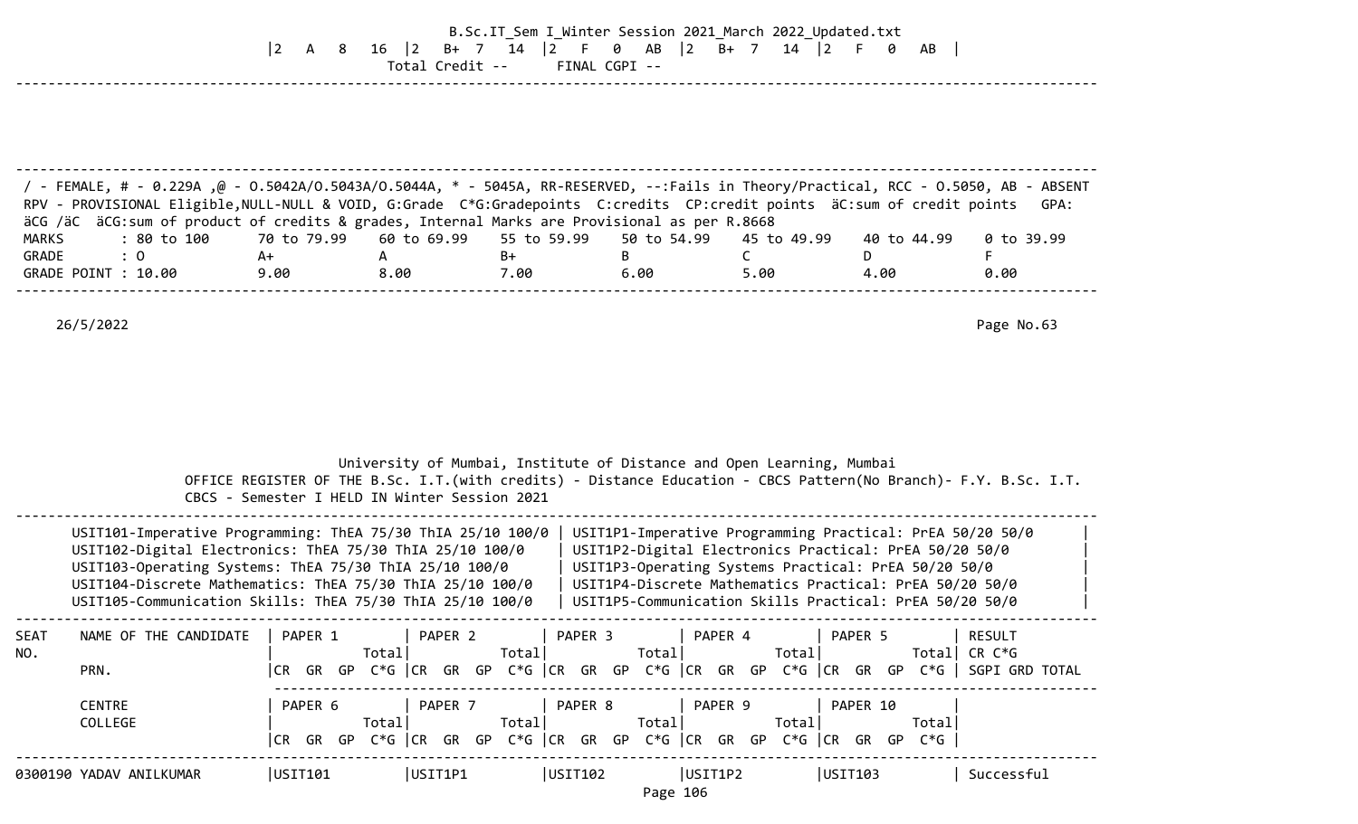|2 A 8 16 |2 B+ 7 14 |2 F 0 AB |2 B+ 7 14 |2 F 0 AB |

Total Credit -- FINAL CGPI --

---

/ - FEMALE, # - 0.229A ,@ - O.5042A/O.5043A/O.5044A, * - 5045A, RR-RESERVED, --:Fails in Theory/Practical, RCC - O.5050, AB - ABSENT
RPV - PROVISIONAL Eligible,NULL-NULL & VOID, G:Grade C*G:Gradepoints C:credits CP:credit points äC:sum of credit points GPA:
äCG /äC äCG:sum of product of credits & grades, Internal Marks are Provisional as per R.8668

| MARKS | : 80 to 100 | 70 to 79.99 | 60 to 69.99 | 55 to 59.99 | 50 to 54.99 | 45 to 49.99 | 40 to 44.99 | 0 to 39.99 |
|---|---|---|---|---|---|---|---|---|
| GRADE | : O | A+ | A | B+ | B | C | D | F |
| GRADE POINT | : 10.00 | 9.00 | 8.00 | 7.00 | 6.00 | 5.00 | 4.00 | 0.00 |

---

26/5/2022 Page No.63

University of Mumbai, Institute of Distance and Open Learning, Mumbai
OFFICE REGISTER OF THE B.Sc. I.T.(with credits) - Distance Education - CBCS Pattern(No Branch)- F.Y. B.Sc. I.T.
CBCS - Semester I HELD IN Winter Session 2021

---

| | |
|---|---|
| USIT101-Imperative Programming: ThEA 75/30 ThIA 25/10 100/0 | USIT1P1-Imperative Programming Practical: PrEA 50/20 50/0 |
| USIT102-Digital Electronics: ThEA 75/30 ThIA 25/10 100/0 | USIT1P2-Digital Electronics Practical: PrEA 50/20 50/0 |
| USIT103-Operating Systems: ThEA 75/30 ThIA 25/10 100/0 | USIT1P3-Operating Systems Practical: PrEA 50/20 50/0 |
| USIT104-Discrete Mathematics: ThEA 75/30 ThIA 25/10 100/0 | USIT1P4-Discrete Mathematics Practical: PrEA 50/20 50/0 |
| USIT105-Communication Skills: ThEA 75/30 ThIA 25/10 100/0 | USIT1P5-Communication Skills Practical: PrEA 50/20 50/0 |

| SEAT NO. | NAME OF THE CANDIDATE / PRN. / CENTRE / COLLEGE | PAPER 1 / PAPER 6 (CR GR GP Total C*G) | PAPER 2 / PAPER 7 (CR GR GP Total C*G) | PAPER 3 / PAPER 8 (CR GR GP Total C*G) | PAPER 4 / PAPER 9 (CR GR GP Total C*G) | PAPER 5 / PAPER 10 (CR GR GP Total C*G) | RESULT CR C*G SGPI GRD TOTAL |
|---|---|---|---|---|---|---|---|
| 0300190 | YADAV ANILKUMAR | USIT101 | USIT1P1 | USIT102 | USIT1P2 | USIT103 | Successful |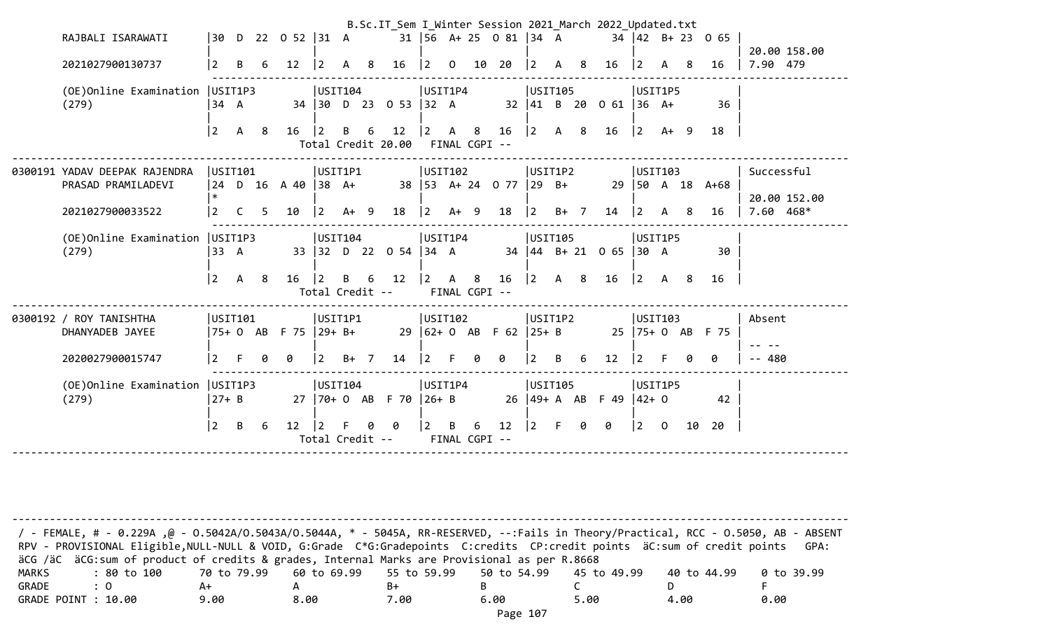```
        RAJBALI ISARAWATI      |30  D  22  O 52 |31  A        31 |56  A+ 25  O 81 |34  A        34 |42  B+ 23  O 65 |
                               |                |                |                |                |                | 20.00 158.00
        2021027900130737       |2   B   6   12  |2   A   8   16  |2   O   10  20  |2   A   8   16  |2   A   8   16  | 7.90  479

        (OE)Online Examination |USIT1P3         |USIT104         |USIT1P4         |USIT105         |USIT1P5         |
        (279)                  |34  A        34 |30  D  23  O 53 |32  A        32 |41  B  20  O 61 |36  A+       36 |
                               |                |                |                |                |                |
                               |2   A   8   16  |2   B   6   12  |2   A   8   16  |2   A   8   16  |2   A+  9   18  |
                                         Total Credit 20.00   FINAL CGPI --
---------------------------------------------------------------------------------------------------------------------------
0300191 YADAV DEEPAK RAJENDRA  |USIT101         |USIT1P1         |USIT102         |USIT1P2         |USIT103         | Successful
        PRASAD PRAMILADEVI     |24  D  16  A 40 |38  A+       38 |53  A+ 24  O 77 |29  B+       29 |50  A  18  A+68 |
                               |*               |                |                |                |                | 20.00 152.00
        2021027900033522       |2   C   5   10  |2   A+  9   18  |2   A+  9   18  |2   B+  7   14  |2   A   8   16  | 7.60  468*

        (OE)Online Examination |USIT1P3         |USIT104         |USIT1P4         |USIT105         |USIT1P5         |
        (279)                  |33  A        33 |32  D  22  O 54 |34  A        34 |44  B+ 21  O 65 |30  A        30 |
                               |                |                |                |                |                |
                               |2   A   8   16  |2   B   6   12  |2   A   8   16  |2   A   8   16  |2   A   8   16  |
                                         Total Credit --      FINAL CGPI --
---------------------------------------------------------------------------------------------------------------------------
0300192 / ROY TANISHTHA        |USIT101         |USIT1P1         |USIT102         |USIT1P2         |USIT103         | Absent
        DHANYADEB JAYEE        |75+ O  AB  F 75 |29+ B+       29 |62+ O  AB  F 62 |25+ B        25 |75+ O  AB  F 75 |
                               |                |                |                |                |                | -- --
        2020027900015747       |2   F   0   0   |2   B+  7   14  |2   F   0   0   |2   B   6   12  |2   F   0   0   | -- 480

        (OE)Online Examination |USIT1P3         |USIT104         |USIT1P4         |USIT105         |USIT1P5         |
        (279)                  |27+ B        27 |70+ O  AB  F 70 |26+ B        26 |49+ A  AB  F 49 |42+ O        42 |
                               |                |                |                |                |                |
                               |2   B   6   12  |2   F   0   0   |2   B   6   12  |2   F   0   0   |2   O   10  20  |
                                         Total Credit --      FINAL CGPI --
---------------------------------------------------------------------------------------------------------------------------
```

/ - FEMALE, # - 0.229A ,@ - O.5042A/O.5043A/O.5044A, * - 5045A, RR-RESERVED, --:Fails in Theory/Practical, RCC - O.5050, AB - ABSENT
RPV - PROVISIONAL Eligible,NULL-NULL & VOID, G:Grade C*G:Gradepoints C:credits CP:credit points äC:sum of credit points GPA:
äCG /äC äCG:sum of product of credits & grades, Internal Marks are Provisional as per R.8668

| MARKS | : 80 to 100 | 70 to 79.99 | 60 to 69.99 | 55 to 59.99 | 50 to 54.99 | 45 to 49.99 | 40 to 44.99 | 0 to 39.99 |
|---|---|---|---|---|---|---|---|---|
| GRADE | : O | A+ | A | B+ | B | C | D | F |
| GRADE POINT | : 10.00 | 9.00 | 8.00 | 7.00 | 6.00 | 5.00 | 4.00 | 0.00 |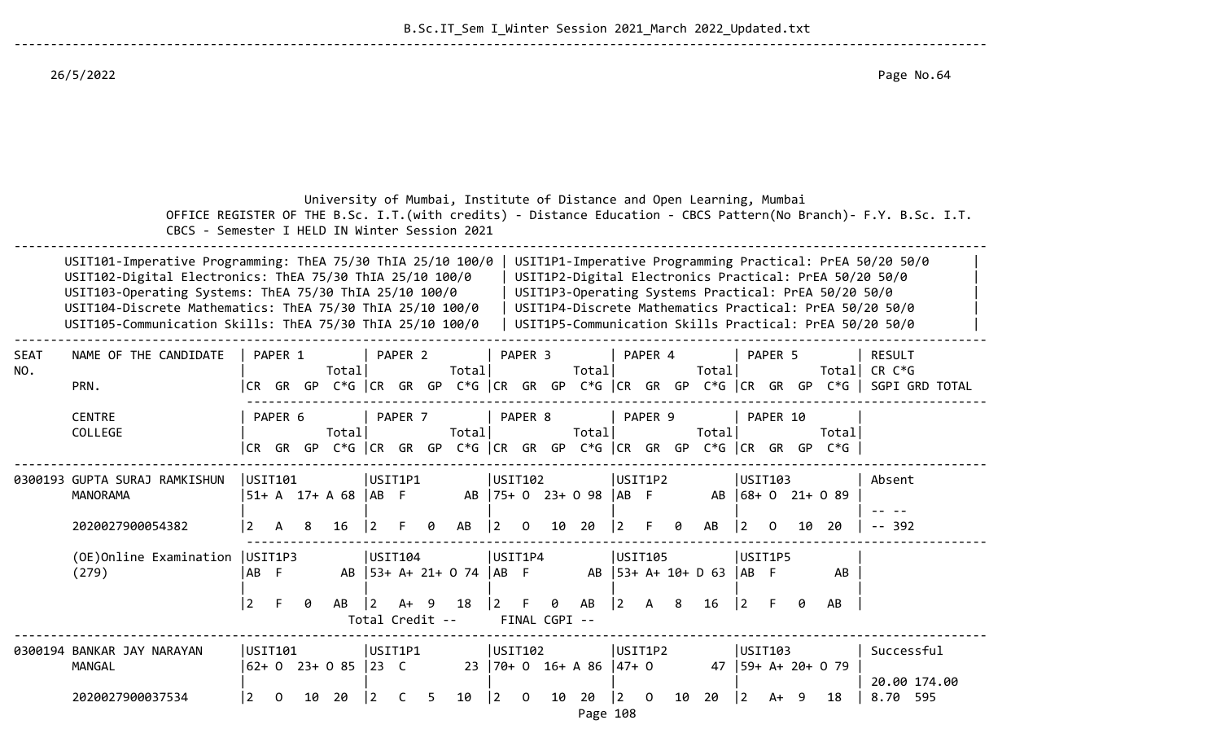University of Mumbai, Institute of Distance and Open Learning, Mumbai

OFFICE REGISTER OF THE B.Sc. I.T.(with credits) - Distance Education - CBCS Pattern(No Branch)- F.Y. B.Sc. I.T. CBCS - Semester I HELD IN Winter Session 2021

| | |
|---|---|
| USIT101-Imperative Programming: ThEA 75/30 ThIA 25/10 100/0 | USIT1P1-Imperative Programming Practical: PrEA 50/20 50/0 |
| USIT102-Digital Electronics: ThEA 75/30 ThIA 25/10 100/0 | USIT1P2-Digital Electronics Practical: PrEA 50/20 50/0 |
| USIT103-Operating Systems: ThEA 75/30 ThIA 25/10 100/0 | USIT1P3-Operating Systems Practical: PrEA 50/20 50/0 |
| USIT104-Discrete Mathematics: ThEA 75/30 ThIA 25/10 100/0 | USIT1P4-Discrete Mathematics Practical: PrEA 50/20 50/0 |
| USIT105-Communication Skills: ThEA 75/30 ThIA 25/10 100/0 | USIT1P5-Communication Skills Practical: PrEA 50/20 50/0 |

| SEAT NO. | NAME OF THE CANDIDATE / PRN. / CENTRE / COLLEGE | PAPER 1 / PAPER 6 (CR GR GP C*G Total) | PAPER 2 / PAPER 7 (CR GR GP C*G Total) | PAPER 3 / PAPER 8 (CR GR GP C*G Total) | PAPER 4 / PAPER 9 (CR GR GP C*G Total) | PAPER 5 / PAPER 10 (CR GR GP C*G Total) | RESULT CR C*G SGPI GRD TOTAL |
|---|---|---|---|---|---|---|---|
| 0300193 | GUPTA SURAJ RAMKISHUN MANORAMA | USIT101<br>51+ A 17+ A 68 | USIT1P1<br>AB F AB | USIT102<br>75+ O 23+ O 98 | USIT1P2<br>AB F AB | USIT103<br>68+ O 21+ O 89 | Absent |
| | 2020027900054382 | 2 A 8 16 | 2 F 0 AB | 2 O 10 20 | 2 F 0 AB | 2 O 10 20 | -- --<br>-- 392 |
| | (OE)Online Examination (279) | USIT1P3<br>AB F AB | USIT104<br>53+ A+ 21+ O 74 | USIT1P4<br>AB F AB | USIT105<br>53+ A+ 10+ D 63 | USIT1P5<br>AB F AB | |
| | | 2 F 0 AB | 2 A+ 9 18 | 2 F 0 AB | 2 A 8 16 | 2 F 0 AB | |
| | | | Total Credit -- | FINAL CGPI -- | | | |
| 0300194 | BANKAR JAY NARAYAN MANGAL | USIT101<br>62+ O 23+ O 85 | USIT1P1<br>23 C 23 | USIT102<br>70+ O 16+ A 86 | USIT1P2<br>47+ O 47 | USIT103<br>59+ A+ 20+ O 79 | Successful |
| | 2020027900037534 | 2 O 10 20 | 2 C 5 10 | 2 O 10 20 | 2 O 10 20 | 2 A+ 9 18 | 20.00 174.00<br>8.70 595 |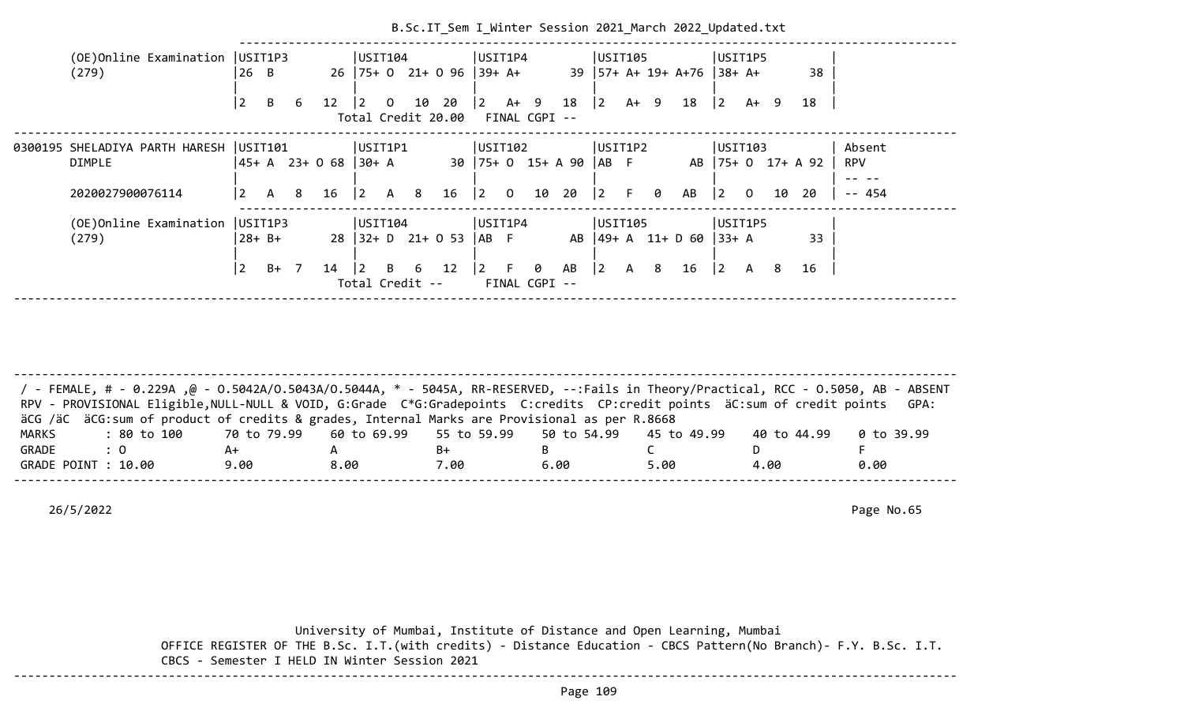```
        (OE)Online Examination |USIT1P3          |USIT104          |USIT1P4          |USIT105          |USIT1P5          |
        (279)                  |26  B          26 |75+ O  21+ O 96 |39+ A+         39 |57+ A+ 19+ A+76 |38+ A+         38 |
                               |                 |                 |                 |                 |                 |
                               |2   B   6   12   |2   O   10  20   |2   A+  9   18   |2   A+  9   18   |2   A+  9   18   |
                                                  Total Credit 20.00   FINAL CGPI --
------------------------------------------------------------------------------------------------------------------------------
0300195 SHELADIYA PARTH HARESH |USIT101          |USIT1P1          |USIT102          |USIT1P2          |USIT103          | Absent
        DIMPLE                 |45+ A  23+ O 68  |30+ A          30 |75+ O  15+ A 90  |AB  F          AB |75+ O  17+ A 92  | RPV
                               |                 |                 |                 |                 |                 | -- --
        2020027900076114       |2   A   8   16   |2   A   8   16   |2   O   10  20   |2   F   0   AB   |2   O   10  20   | -- 454
------------------------------------------------------------------------------------------------------------------------------
        (OE)Online Examination |USIT1P3          |USIT104          |USIT1P4          |USIT105          |USIT1P5          |
        (279)                  |28+ B+         28 |32+ D  21+ O 53 |AB  F          AB |49+ A  11+ D 60 |33+ A          33 |
                               |                 |                 |                 |                 |                 |
                               |2   B+  7   14   |2   B   6   12   |2   F   0   AB   |2   A   8   16   |2   A   8   16   |
                                                  Total Credit --      FINAL CGPI --
------------------------------------------------------------------------------------------------------------------------------
```

/ - FEMALE, # - 0.229A ,@ - O.5042A/O.5043A/O.5044A, * - 5045A, RR-RESERVED, --:Fails in Theory/Practical, RCC - O.5050, AB - ABSENT
RPV - PROVISIONAL Eligible,NULL-NULL & VOID, G:Grade C*G:Gradepoints C:credits CP:credit points äC:sum of credit points GPA:
äCG /äC äCG:sum of product of credits & grades, Internal Marks are Provisional as per R.8668

| MARKS | : 80 to 100 | 70 to 79.99 | 60 to 69.99 | 55 to 59.99 | 50 to 54.99 | 45 to 49.99 | 40 to 44.99 | 0 to 39.99 |
|---|---|---|---|---|---|---|---|---|
| GRADE | : O | A+ | A | B+ | B | C | D | F |
| GRADE POINT | : 10.00 | 9.00 | 8.00 | 7.00 | 6.00 | 5.00 | 4.00 | 0.00 |

26/5/2022

Page No.65

University of Mumbai, Institute of Distance and Open Learning, Mumbai

OFFICE REGISTER OF THE B.Sc. I.T.(with credits) - Distance Education - CBCS Pattern(No Branch)- F.Y. B.Sc. I.T.
CBCS - Semester I HELD IN Winter Session 2021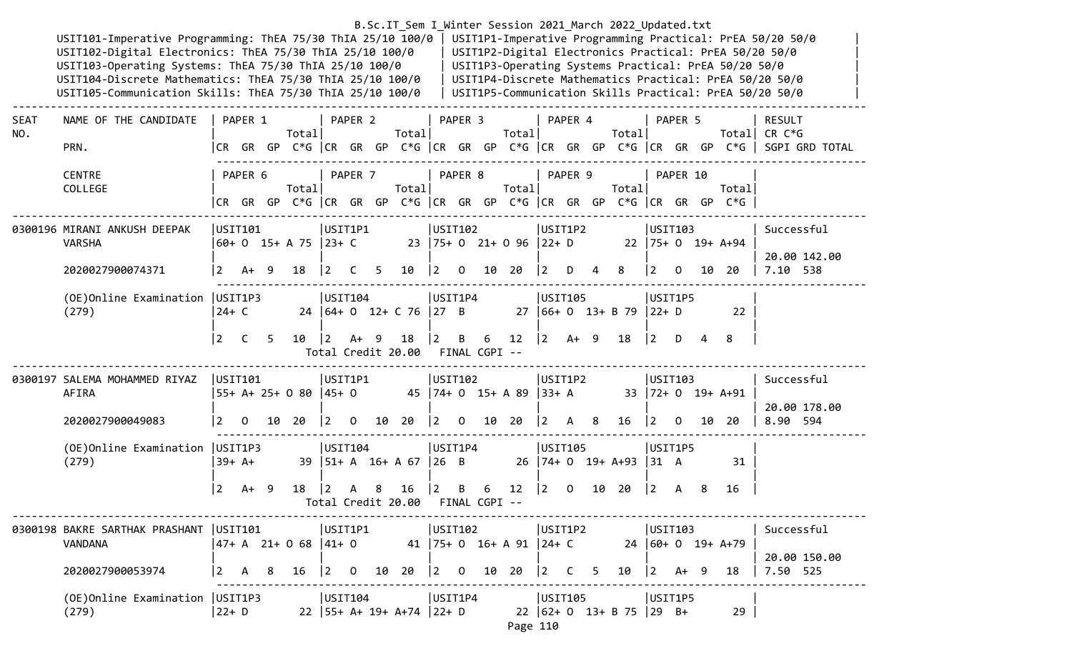B.Sc.IT_Sem I_Winter Session 2021_March 2022_Updated.txt

USIT101-Imperative Programming: ThEA 75/30 ThIA 25/10 100/0 | USIT1P1-Imperative Programming Practical: PrEA 50/20 50/0
USIT102-Digital Electronics: ThEA 75/30 ThIA 25/10 100/0 | USIT1P2-Digital Electronics Practical: PrEA 50/20 50/0
USIT103-Operating Systems: ThEA 75/30 ThIA 25/10 100/0 | USIT1P3-Operating Systems Practical: PrEA 50/20 50/0
USIT104-Discrete Mathematics: ThEA 75/30 ThIA 25/10 100/0 | USIT1P4-Discrete Mathematics Practical: PrEA 50/20 50/0
USIT105-Communication Skills: ThEA 75/30 ThIA 25/10 100/0 | USIT1P5-Communication Skills Practical: PrEA 50/20 50/0

```
-----------------------------------------------------------------------------------------------------------------------------------------------------
SEAT    NAME OF THE CANDIDATE   | PAPER 1          | PAPER 2          | PAPER 3          | PAPER 4          | PAPER 5          | RESULT
NO.                             |            Total|             Total|             Total|             Total|             Total| CR C*G
        PRN.                    |CR  GR  GP  C*G |CR  GR  GP  C*G |CR  GR  GP  C*G |CR  GR  GP  C*G |CR  GR  GP  C*G | SGPI GRD TOTAL

        CENTRE                  | PAPER 6          | PAPER 7          | PAPER 8          | PAPER 9          | PAPER 10         |
        COLLEGE                 |            Total|             Total|             Total|             Total|             Total|
                                |CR  GR  GP  C*G |CR  GR  GP  C*G |CR  GR  GP  C*G |CR  GR  GP  C*G |CR  GR  GP  C*G |
-----------------------------------------------------------------------------------------------------------------------------------------------------
0300196 MIRANI ANKUSH DEEPAK    |USIT101          |USIT1P1          |USIT102          |USIT1P2          |USIT103          | Successful
        VARSHA                  |60+ O  15+ A 75  |23+ C         23 |75+ O  21+ O 96  |22+ D         22 |75+ O  19+ A+94  |
                                |                 |                 |                 |                 |                 | 20.00 142.00
        2020027900074371        |2   A+  9   18   |2   C   5   10   |2   O   10  20   |2   D   4   8    |2   O   10  20   | 7.10  538

        (OE)Online Examination  |USIT1P3          |USIT104          |USIT1P4          |USIT105          |USIT1P5          |
        (279)                   |24+ C         24 |64+ O  12+ C 76  |27  B         27 |66+ O  13+ B 79  |22+ D         22 |
                                |                 |                 |                 |                 |                 |
                                |2   C   5   10   |2   A+  9   18   |2   B   6   12   |2   A+  9   18   |2   D   4   8    |
                                      Total Credit 20.00   FINAL CGPI --
-----------------------------------------------------------------------------------------------------------------------------------------------------
0300197 SALEMA MOHAMMED RIYAZ   |USIT101          |USIT1P1          |USIT102          |USIT1P2          |USIT103          | Successful
        AFIRA                   |55+ A+ 25+ O 80  |45+ O         45 |74+ O  15+ A 89  |33+ A         33 |72+ O  19+ A+91  |
                                |                 |                 |                 |                 |                 | 20.00 178.00
        2020027900049083        |2   O   10  20   |2   O   10  20   |2   O   10  20   |2   A   8   16   |2   O   10  20   | 8.90  594

        (OE)Online Examination  |USIT1P3          |USIT104          |USIT1P4          |USIT105          |USIT1P5          |
        (279)                   |39+ A+        39 |51+ A  16+ A 67  |26  B         26 |74+ O  19+ A+93  |31  A         31 |
                                |                 |                 |                 |                 |                 |
                                |2   A+  9   18   |2   A   8   16   |2   B   6   12   |2   O   10  20   |2   A   8   16   |
                                      Total Credit 20.00   FINAL CGPI --
-----------------------------------------------------------------------------------------------------------------------------------------------------
0300198 BAKRE SARTHAK PRASHANT  |USIT101          |USIT1P1          |USIT102          |USIT1P2          |USIT103          | Successful
        VANDANA                 |47+ A  21+ O 68  |41+ O         41 |75+ O  16+ A 91  |24+ C         24 |60+ O  19+ A+79  |
                                |                 |                 |                 |                 |                 | 20.00 150.00
        2020027900053974        |2   A   8   16   |2   O   10  20   |2   O   10  20   |2   C   5   10   |2   A+  9   18   | 7.50  525

        (OE)Online Examination  |USIT1P3          |USIT104          |USIT1P4          |USIT105          |USIT1P5          |
        (279)                   |22+ D         22 |55+ A+ 19+ A+74  |22+ D         22 |62+ O  13+ B 75  |29  B+        29 |
```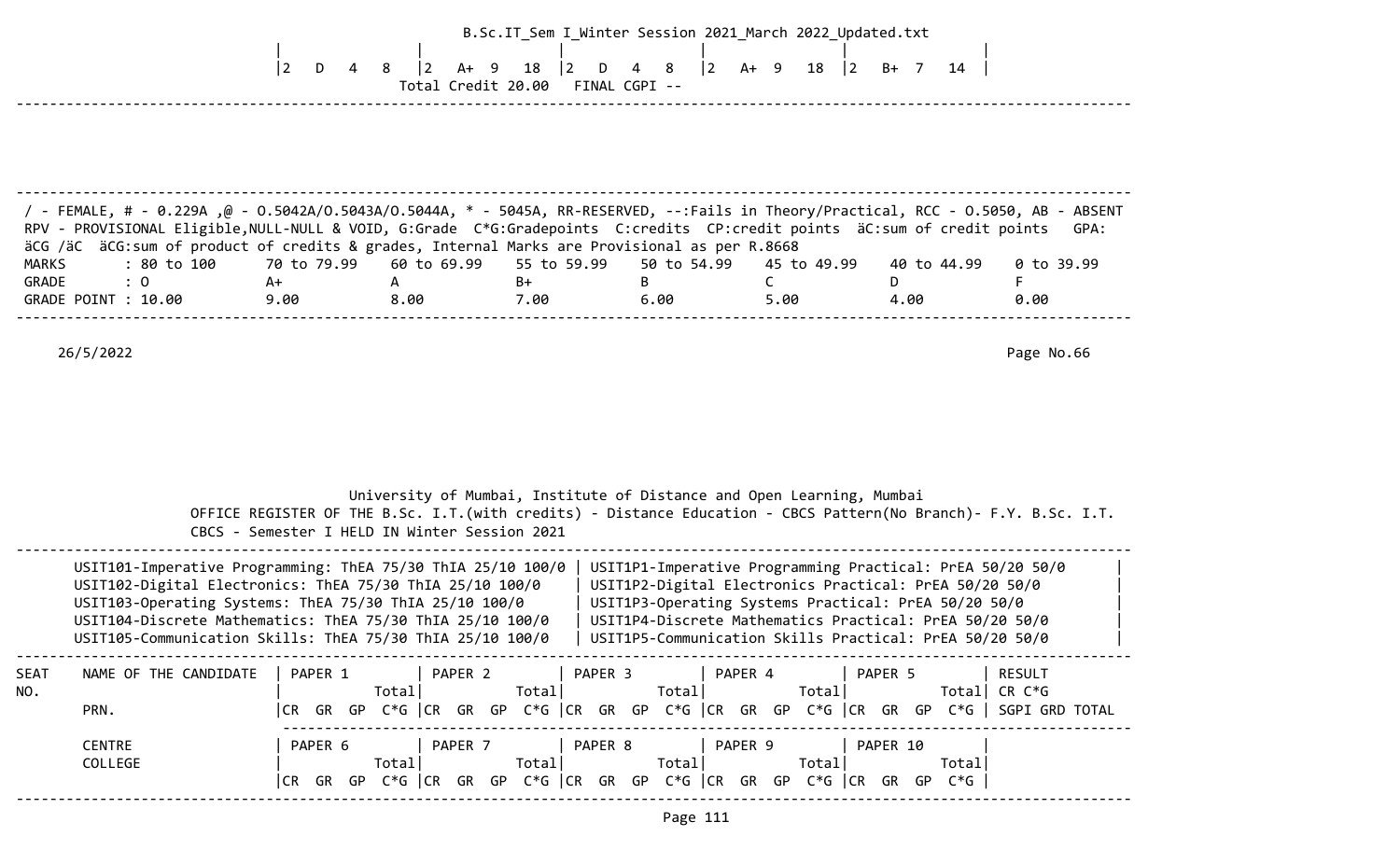| 2 D 4 8 | 2 A+ 9 18 | 2 D 4 8 | 2 A+ 9 18 | 2 B+ 7 14 |
|---|---|---|---|---|

Total Credit 20.00 FINAL CGPI --

/ - FEMALE, # - 0.229A ,@ - O.5042A/O.5043A/O.5044A, * - 5045A, RR-RESERVED, --:Fails in Theory/Practical, RCC - O.5050, AB - ABSENT
RPV - PROVISIONAL Eligible,NULL-NULL & VOID, G:Grade C*G:Gradepoints C:credits CP:credit points äC:sum of credit points GPA: äCG /äC äCG:sum of product of credits & grades, Internal Marks are Provisional as per R.8668

| MARKS | : 80 to 100 | 70 to 79.99 | 60 to 69.99 | 55 to 59.99 | 50 to 54.99 | 45 to 49.99 | 40 to 44.99 | 0 to 39.99 |
|---|---|---|---|---|---|---|---|---|
| GRADE | : O | A+ | A | B+ | B | C | D | F |
| GRADE POINT | : 10.00 | 9.00 | 8.00 | 7.00 | 6.00 | 5.00 | 4.00 | 0.00 |

26/5/2022 Page No.66

University of Mumbai, Institute of Distance and Open Learning, Mumbai
OFFICE REGISTER OF THE B.Sc. I.T.(with credits) - Distance Education - CBCS Pattern(No Branch)- F.Y. B.Sc. I.T.
CBCS - Semester I HELD IN Winter Session 2021

| Theory | Practical |
|---|---|
| USIT101-Imperative Programming: ThEA 75/30 ThIA 25/10 100/0 | USIT1P1-Imperative Programming Practical: PrEA 50/20 50/0 |
| USIT102-Digital Electronics: ThEA 75/30 ThIA 25/10 100/0 | USIT1P2-Digital Electronics Practical: PrEA 50/20 50/0 |
| USIT103-Operating Systems: ThEA 75/30 ThIA 25/10 100/0 | USIT1P3-Operating Systems Practical: PrEA 50/20 50/0 |
| USIT104-Discrete Mathematics: ThEA 75/30 ThIA 25/10 100/0 | USIT1P4-Discrete Mathematics Practical: PrEA 50/20 50/0 |
| USIT105-Communication Skills: ThEA 75/30 ThIA 25/10 100/0 | USIT1P5-Communication Skills Practical: PrEA 50/20 50/0 |

| SEAT NO. | NAME OF THE CANDIDATE | PAPER 1 | PAPER 2 | PAPER 3 | PAPER 4 | PAPER 5 | RESULT |
|---|---|---|---|---|---|---|---|
| | | Total | Total | Total | Total | Total | CR C*G |
| | PRN. | CR GR GP C*G | CR GR GP C*G | CR GR GP C*G | CR GR GP C*G | CR GR GP C*G | SGPI GRD TOTAL |
| | CENTRE | PAPER 6 | PAPER 7 | PAPER 8 | PAPER 9 | PAPER 10 | |
| | COLLEGE | Total | Total | Total | Total | Total | |
| | | CR GR GP C*G | CR GR GP C*G | CR GR GP C*G | CR GR GP C*G | CR GR GP C*G | |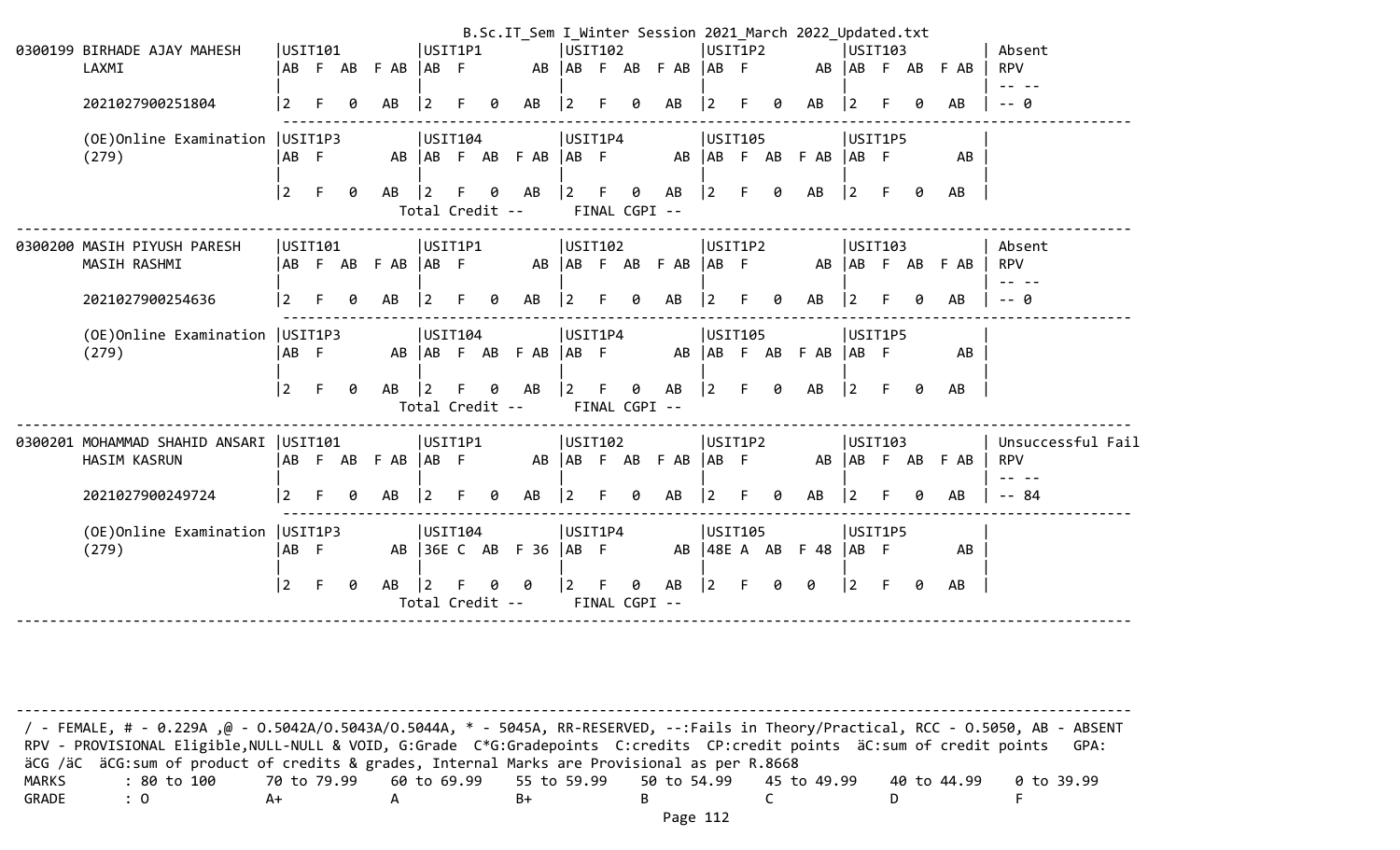B.Sc.IT_Sem I_Winter Session 2021_March 2022_Updated.txt

```
0300199 BIRHADE AJAY MAHESH    |USIT101         |USIT1P1         |USIT102         |USIT1P2         |USIT103         | Absent
        LAXMI                  |AB  F  AB  F AB |AB  F        AB |AB  F  AB  F AB |AB  F        AB |AB  F  AB  F AB | RPV
                               |                |                |                |                |                | -- --
        2021027900251804       |2   F   0   AB  |2   F   0   AB  |2   F   0   AB  |2   F   0   AB  |2   F   0   AB  | -- 0
                                ---------------------------------------------------------------------------------------------
        (OE)Online Examination |USIT1P3         |USIT104         |USIT1P4         |USIT105         |USIT1P5         |
        (279)                  |AB  F        AB |AB  F  AB  F AB |AB  F        AB |AB  F  AB  F AB |AB  F        AB |
                               |                |                |                |                |                |
                               |2   F   0   AB  |2   F   0   AB  |2   F   0   AB  |2   F   0   AB  |2   F   0   AB  |
                                                 Total Credit --      FINAL CGPI --
-------------------------------------------------------------------------------------------------------------------------------
0300200 MASIH PIYUSH PARESH    |USIT101         |USIT1P1         |USIT102         |USIT1P2         |USIT103         | Absent
        MASIH RASHMI           |AB  F  AB  F AB |AB  F        AB |AB  F  AB  F AB |AB  F        AB |AB  F  AB  F AB | RPV
                               |                |                |                |                |                | -- --
        2021027900254636       |2   F   0   AB  |2   F   0   AB  |2   F   0   AB  |2   F   0   AB  |2   F   0   AB  | -- 0
                                ---------------------------------------------------------------------------------------------
        (OE)Online Examination |USIT1P3         |USIT104         |USIT1P4         |USIT105         |USIT1P5         |
        (279)                  |AB  F        AB |AB  F  AB  F AB |AB  F        AB |AB  F  AB  F AB |AB  F        AB |
                               |                |                |                |                |                |
                               |2   F   0   AB  |2   F   0   AB  |2   F   0   AB  |2   F   0   AB  |2   F   0   AB  |
                                                 Total Credit --      FINAL CGPI --
-------------------------------------------------------------------------------------------------------------------------------
0300201 MOHAMMAD SHAHID ANSARI |USIT101         |USIT1P1         |USIT102         |USIT1P2         |USIT103         | Unsuccessful Fail
        HASIM KASRUN           |AB  F  AB  F AB |AB  F        AB |AB  F  AB  F AB |AB  F        AB |AB  F  AB  F AB | RPV
                               |                |                |                |                |                | -- --
        2021027900249724       |2   F   0   AB  |2   F   0   AB  |2   F   0   AB  |2   F   0   AB  |2   F   0   AB  | -- 84
                                ---------------------------------------------------------------------------------------------
        (OE)Online Examination |USIT1P3         |USIT104         |USIT1P4         |USIT105         |USIT1P5         |
        (279)                  |AB  F        AB |36E C  AB  F 36 |AB  F        AB |48E A  AB  F 48 |AB  F        AB |
                               |                |                |                |                |                |
                               |2   F   0   AB  |2   F   0   0   |2   F   0   AB  |2   F   0   0   |2   F   0   AB  |
                                                 Total Credit --      FINAL CGPI --
-------------------------------------------------------------------------------------------------------------------------------
```

```
-------------------------------------------------------------------------------------------------------------------------------
 / - FEMALE, # - 0.229A ,@ - O.5042A/O.5043A/O.5044A, * - 5045A, RR-RESERVED, --:Fails in Theory/Practical, RCC - O.5050, AB - ABSENT
 RPV - PROVISIONAL Eligible,NULL-NULL & VOID, G:Grade  C*G:Gradepoints  C:credits  CP:credit points  äC:sum of credit points   GPA:
 äCG /äC  äCG:sum of product of credits & grades, Internal Marks are Provisional as per R.8668
 MARKS       : 80 to 100      70 to 79.99    60 to 69.99    55 to 59.99    50 to 54.99    45 to 49.99    40 to 44.99    0 to 39.99
 GRADE       : O              A+             A              B+             B              C              D              F
```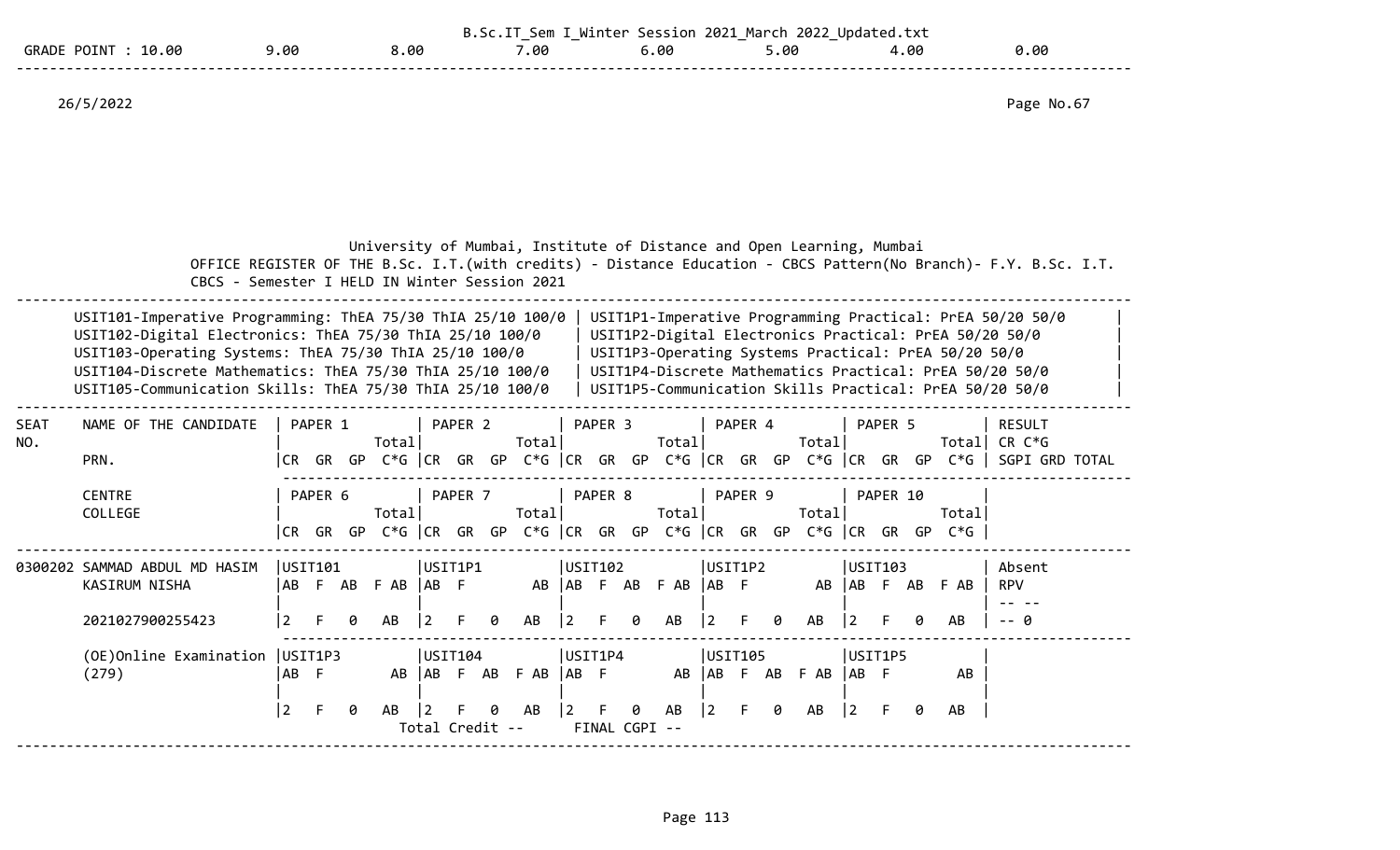GRADE POINT : 10.00 9.00 8.00 7.00 6.00 5.00 4.00 0.00

26/5/2022 Page No.67

University of Mumbai, Institute of Distance and Open Learning, Mumbai

OFFICE REGISTER OF THE B.Sc. I.T.(with credits) - Distance Education - CBCS Pattern(No Branch)- F.Y. B.Sc. I.T. CBCS - Semester I HELD IN Winter Session 2021

| | |
|---|---|
| USIT101-Imperative Programming: ThEA 75/30 ThIA 25/10 100/0 | USIT1P1-Imperative Programming Practical: PrEA 50/20 50/0 |
| USIT102-Digital Electronics: ThEA 75/30 ThIA 25/10 100/0 | USIT1P2-Digital Electronics Practical: PrEA 50/20 50/0 |
| USIT103-Operating Systems: ThEA 75/30 ThIA 25/10 100/0 | USIT1P3-Operating Systems Practical: PrEA 50/20 50/0 |
| USIT104-Discrete Mathematics: ThEA 75/30 ThIA 25/10 100/0 | USIT1P4-Discrete Mathematics Practical: PrEA 50/20 50/0 |
| USIT105-Communication Skills: ThEA 75/30 ThIA 25/10 100/0 | USIT1P5-Communication Skills Practical: PrEA 50/20 50/0 |

| SEAT NO. | NAME OF THE CANDIDATE / PRN. / CENTRE / COLLEGE | PAPER 1 / PAPER 6 (CR GR GP C*G Total) | PAPER 2 / PAPER 7 (CR GR GP C*G Total) | PAPER 3 / PAPER 8 (CR GR GP C*G Total) | PAPER 4 / PAPER 9 (CR GR GP C*G Total) | PAPER 5 / PAPER 10 (CR GR GP C*G Total) | RESULT CR C*G SGPI GRD TOTAL |
|---|---|---|---|---|---|---|---|
| 0300202 | SAMMAD ABDUL MD HASIM KASIRUM NISHA | USIT101<br>AB F AB F AB | USIT1P1<br>AB F AB | USIT102<br>AB F AB F AB | USIT1P2<br>AB F AB | USIT103<br>AB F AB F AB | Absent<br>RPV |
| | 2021027900255423 | 2 F 0 AB | 2 F 0 AB | 2 F 0 AB | 2 F 0 AB | 2 F 0 AB | -- 0 |
| | (OE)Online Examination (279) | USIT1P3<br>AB F AB | USIT104<br>AB F AB F AB | USIT1P4<br>AB F AB | USIT105<br>AB F AB F AB | USIT1P5<br>AB F AB | |
| | | 2 F 0 AB | 2 F 0 AB | 2 F 0 AB | 2 F 0 AB | 2 F 0 AB | |
| | | | Total Credit -- | FINAL CGPI -- | | | |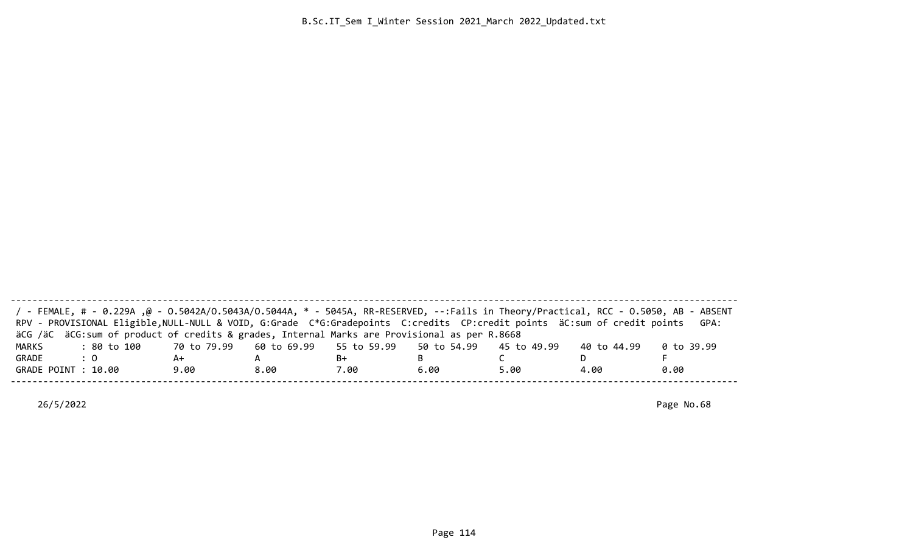/ - FEMALE, # - 0.229A ,@ - O.5042A/O.5043A/O.5044A, * - 5045A, RR-RESERVED, --:Fails in Theory/Practical, RCC - O.5050, AB - ABSENT
RPV - PROVISIONAL Eligible,NULL-NULL & VOID, G:Grade C*G:Gradepoints C:credits CP:credit points äC:sum of credit points GPA:
äCG /äC äCG:sum of product of credits & grades, Internal Marks are Provisional as per R.8668

| | | | | | | | | |
|---|---|---|---|---|---|---|---|---|
| MARKS | : 80 to 100 | 70 to 79.99 | 60 to 69.99 | 55 to 59.99 | 50 to 54.99 | 45 to 49.99 | 40 to 44.99 | 0 to 39.99 |
| GRADE | : O | A+ | A | B+ | B | C | D | F |
| GRADE POINT | : 10.00 | 9.00 | 8.00 | 7.00 | 6.00 | 5.00 | 4.00 | 0.00 |

26/5/2022 Page No.68